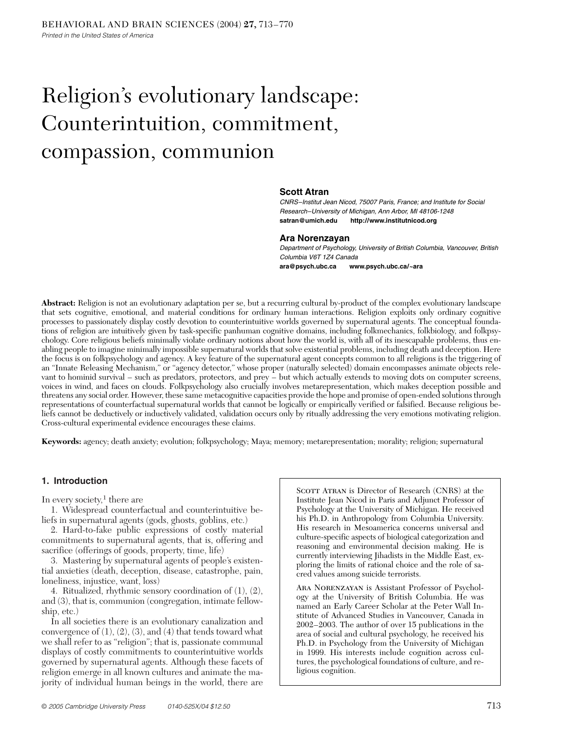# Religion's evolutionary landscape: Counterintuition, commitment, compassion, communion

## **Scott Atran**

*CNRS–Institut Jean Nicod, 75007 Paris, France; and Institute for Social Research–University of Michigan, Ann Arbor, MI 48106-1248* **satran@umich.edu http://www.institutnicod.org**

#### **Ara Norenzayan**

*Department of Psychology, University of British Columbia, Vancouver, British Columbia V6T 1Z4 Canada* **ara@psych.ubc.ca www.psych.ubc.ca/~ara**

**Abstract:** Religion is not an evolutionary adaptation per se, but a recurring cultural by-product of the complex evolutionary landscape that sets cognitive, emotional, and material conditions for ordinary human interactions. Religion exploits only ordinary cognitive processes to passionately display costly devotion to counterintuitive worlds governed by supernatural agents. The conceptual foundations of religion are intuitively given by task-specific panhuman cognitive domains, including folkmechanics, folkbiology, and folkpsychology. Core religious beliefs minimally violate ordinary notions about how the world is, with all of its inescapable problems, thus enabling people to imagine minimally impossible supernatural worlds that solve existential problems, including death and deception. Here the focus is on folkpsychology and agency. A key feature of the supernatural agent concepts common to all religions is the triggering of an "Innate Releasing Mechanism," or "agency detector," whose proper (naturally selected) domain encompasses animate objects relevant to hominid survival – such as predators, protectors, and prey – but which actually extends to moving dots on computer screens, voices in wind, and faces on clouds. Folkpsychology also crucially involves metarepresentation, which makes deception possible and threatens any social order. However, these same metacognitive capacities provide the hope and promise of open-ended solutions through representations of counterfactual supernatural worlds that cannot be logically or empirically verified or falsified. Because religious beliefs cannot be deductively or inductively validated, validation occurs only by ritually addressing the very emotions motivating religion. Cross-cultural experimental evidence encourages these claims.

**Keywords:** agency; death anxiety; evolution; folkpsychology; Maya; memory; metarepresentation; morality; religion; supernatural

## **1. Introduction**

In every society, $<sup>1</sup>$  there are</sup>

1. Widespread counterfactual and counterintuitive beliefs in supernatural agents (gods, ghosts, goblins, etc.)

2. Hard-to-fake public expressions of costly material commitments to supernatural agents, that is, offering and sacrifice (offerings of goods, property, time, life)

3. Mastering by supernatural agents of people's existential anxieties (death, deception, disease, catastrophe, pain, loneliness, injustice, want, loss)

4. Ritualized, rhythmic sensory coordination of (1), (2), and (3), that is, communion (congregation, intimate fellowship, etc.)

In all societies there is an evolutionary canalization and convergence of  $(1)$ ,  $(2)$ ,  $(3)$ , and  $(4)$  that tends toward what we shall refer to as "religion"; that is, passionate communal displays of costly commitments to counterintuitive worlds governed by supernatural agents. Although these facets of religion emerge in all known cultures and animate the majority of individual human beings in the world, there are

SCOTT ATRAN is Director of Research (CNRS) at the Institute Jean Nicod in Paris and Adjunct Professor of Psychology at the University of Michigan. He received his Ph.D. in Anthropology from Columbia University. His research in Mesoamerica concerns universal and culture-specific aspects of biological categorization and reasoning and environmental decision making. He is currently interviewing Jihadists in the Middle East, exploring the limits of rational choice and the role of sacred values among suicide terrorists.

Ara Norenzayan is Assistant Professor of Psychology at the University of British Columbia. He was named an Early Career Scholar at the Peter Wall Institute of Advanced Studies in Vancouver, Canada in 2002–2003. The author of over 15 publications in the area of social and cultural psychology, he received his Ph.D. in Psychology from the University of Michigan in 1999. His interests include cognition across cultures, the psychological foundations of culture, and religious cognition.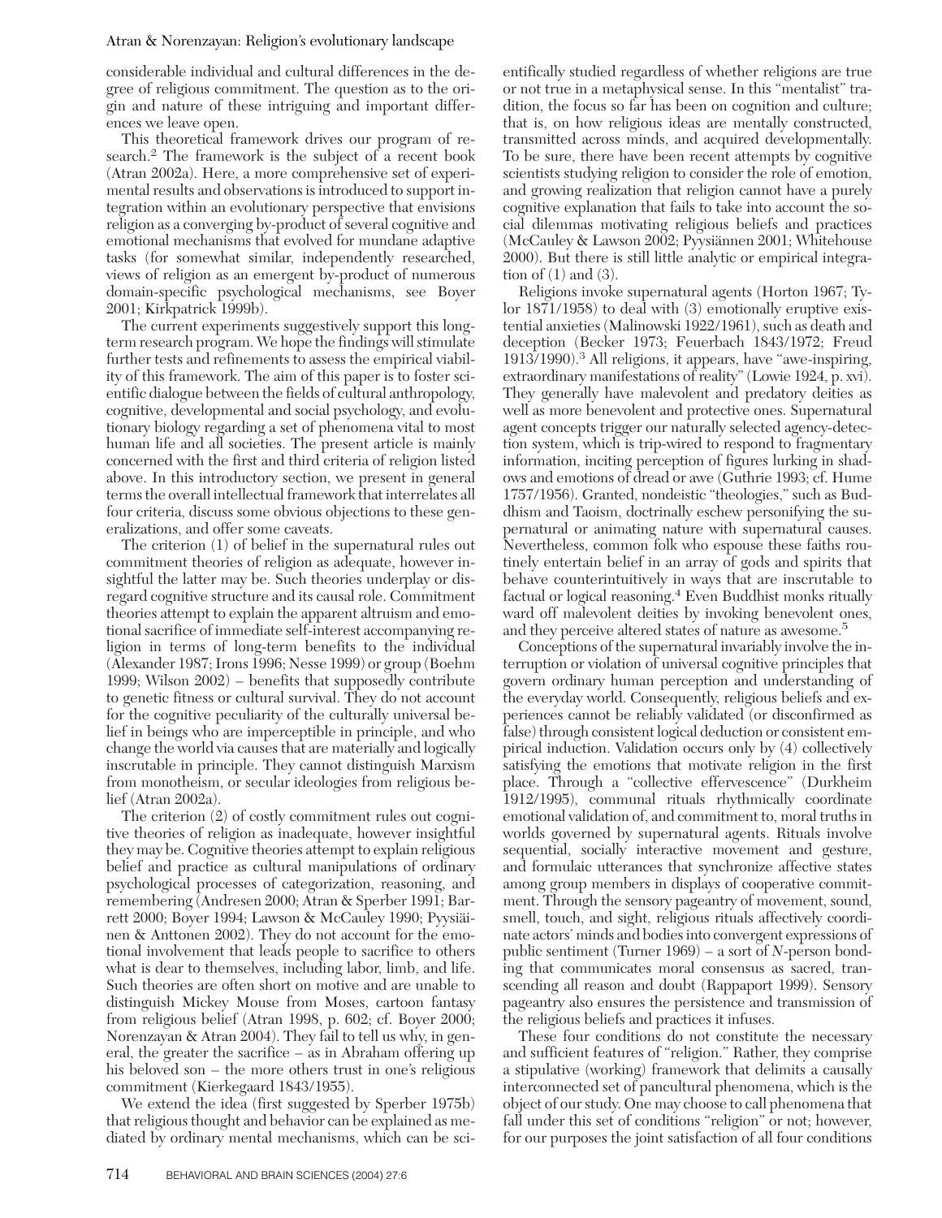considerable individual and cultural differences in the degree of religious commitment. The question as to the origin and nature of these intriguing and important differences we leave open.

This theoretical framework drives our program of research.2 The framework is the subject of a recent book (Atran 2002a). Here, a more comprehensive set of experimental results and observations is introduced to support integration within an evolutionary perspective that envisions religion as a converging by-product of several cognitive and emotional mechanisms that evolved for mundane adaptive tasks (for somewhat similar, independently researched, views of religion as an emergent by-product of numerous domain-specific psychological mechanisms, see Boyer 2001; Kirkpatrick 1999b).

The current experiments suggestively support this longterm research program. We hope the findings will stimulate further tests and refinements to assess the empirical viability of this framework. The aim of this paper is to foster scientific dialogue between the fields of cultural anthropology, cognitive, developmental and social psychology, and evolutionary biology regarding a set of phenomena vital to most human life and all societies. The present article is mainly concerned with the first and third criteria of religion listed above. In this introductory section, we present in general terms the overall intellectual framework that interrelates all four criteria, discuss some obvious objections to these generalizations, and offer some caveats.

The criterion (1) of belief in the supernatural rules out commitment theories of religion as adequate, however insightful the latter may be. Such theories underplay or disregard cognitive structure and its causal role. Commitment theories attempt to explain the apparent altruism and emotional sacrifice of immediate self-interest accompanying religion in terms of long-term benefits to the individual (Alexander 1987; Irons 1996; Nesse 1999) or group (Boehm 1999; Wilson 2002) – benefits that supposedly contribute to genetic fitness or cultural survival. They do not account for the cognitive peculiarity of the culturally universal belief in beings who are imperceptible in principle, and who change the world via causes that are materially and logically inscrutable in principle. They cannot distinguish Marxism from monotheism, or secular ideologies from religious belief (Atran 2002a).

The criterion (2) of costly commitment rules out cognitive theories of religion as inadequate, however insightful they may be. Cognitive theories attempt to explain religious belief and practice as cultural manipulations of ordinary psychological processes of categorization, reasoning, and remembering (Andresen 2000; Atran & Sperber 1991; Barrett 2000; Boyer 1994; Lawson & McCauley 1990; Pyysiäinen & Anttonen 2002). They do not account for the emotional involvement that leads people to sacrifice to others what is dear to themselves, including labor, limb, and life. Such theories are often short on motive and are unable to distinguish Mickey Mouse from Moses, cartoon fantasy from religious belief (Atran 1998, p. 602; cf. Boyer 2000; Norenzayan & Atran 2004). They fail to tell us why, in general, the greater the sacrifice – as in Abraham offering up his beloved son – the more others trust in one's religious commitment (Kierkegaard 1843/1955).

We extend the idea (first suggested by Sperber 1975b) that religious thought and behavior can be explained as mediated by ordinary mental mechanisms, which can be scientifically studied regardless of whether religions are true or not true in a metaphysical sense. In this "mentalist" tradition, the focus so far has been on cognition and culture; that is, on how religious ideas are mentally constructed, transmitted across minds, and acquired developmentally. To be sure, there have been recent attempts by cognitive scientists studying religion to consider the role of emotion, and growing realization that religion cannot have a purely cognitive explanation that fails to take into account the social dilemmas motivating religious beliefs and practices (McCauley & Lawson 2002; Pyysiännen 2001; Whitehouse 2000). But there is still little analytic or empirical integration of  $(1)$  and  $(3)$ .

Religions invoke supernatural agents (Horton 1967; Tylor 1871/1958) to deal with (3) emotionally eruptive existential anxieties (Malinowski 1922/1961), such as death and deception (Becker 1973; Feuerbach 1843/1972; Freud 1913/1990).3 All religions, it appears, have "awe-inspiring, extraordinary manifestations of reality" (Lowie 1924, p. xvi). They generally have malevolent and predatory deities as well as more benevolent and protective ones. Supernatural agent concepts trigger our naturally selected agency-detection system, which is trip-wired to respond to fragmentary information, inciting perception of figures lurking in shadows and emotions of dread or awe (Guthrie 1993; cf. Hume 1757/1956). Granted, nondeistic "theologies," such as Buddhism and Taoism, doctrinally eschew personifying the supernatural or animating nature with supernatural causes. Nevertheless, common folk who espouse these faiths routinely entertain belief in an array of gods and spirits that behave counterintuitively in ways that are inscrutable to factual or logical reasoning.<sup>4</sup> Even Buddhist monks ritually ward off malevolent deities by invoking benevolent ones, and they perceive altered states of nature as awesome.<sup>5</sup>

Conceptions of the supernatural invariably involve the interruption or violation of universal cognitive principles that govern ordinary human perception and understanding of the everyday world. Consequently, religious beliefs and experiences cannot be reliably validated (or disconfirmed as false) through consistent logical deduction or consistent empirical induction. Validation occurs only by (4) collectively satisfying the emotions that motivate religion in the first place. Through a "collective effervescence" (Durkheim 1912/1995), communal rituals rhythmically coordinate emotional validation of, and commitment to, moral truths in worlds governed by supernatural agents. Rituals involve sequential, socially interactive movement and gesture, and formulaic utterances that synchronize affective states among group members in displays of cooperative commitment. Through the sensory pageantry of movement, sound, smell, touch, and sight, religious rituals affectively coordinate actors' minds and bodies into convergent expressions of public sentiment (Turner 1969) – a sort of *N*-person bonding that communicates moral consensus as sacred, transcending all reason and doubt (Rappaport 1999). Sensory pageantry also ensures the persistence and transmission of the religious beliefs and practices it infuses.

These four conditions do not constitute the necessary and sufficient features of "religion." Rather, they comprise a stipulative (working) framework that delimits a causally interconnected set of pancultural phenomena, which is the object of our study. One may choose to call phenomena that fall under this set of conditions "religion" or not; however, for our purposes the joint satisfaction of all four conditions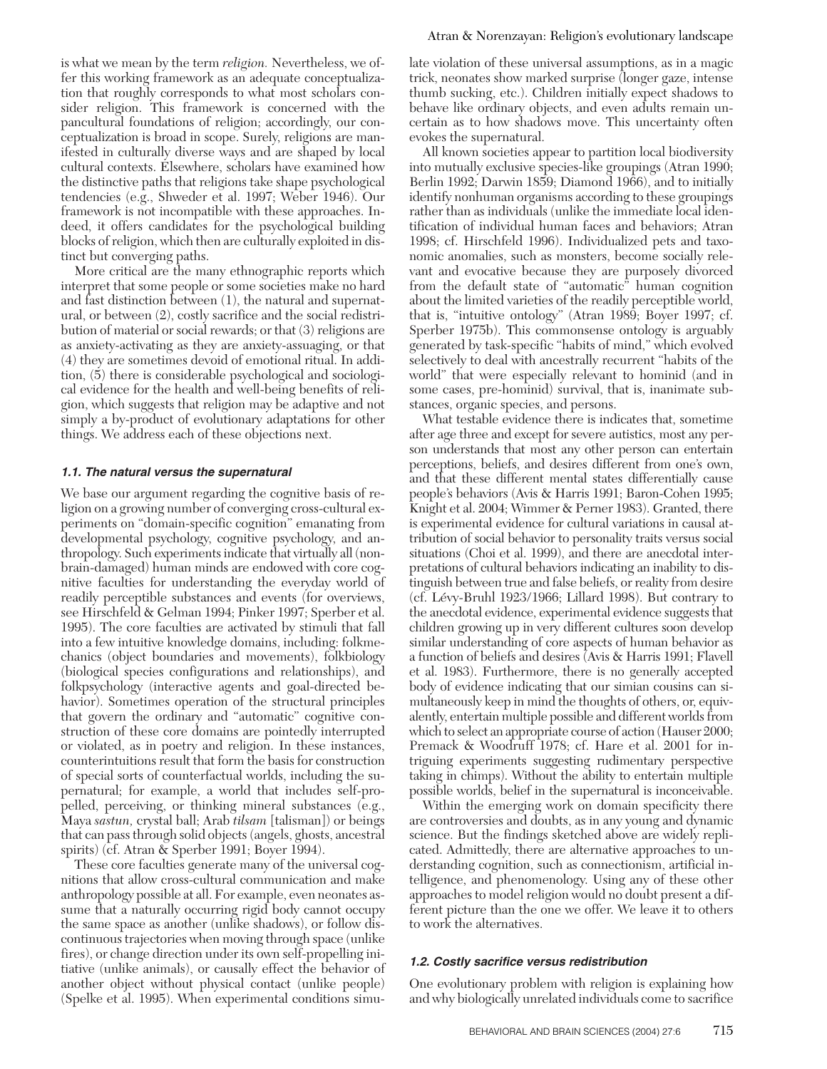ceptualization is broad in scope. Surely, religions are manifested in culturally diverse ways and are shaped by local cultural contexts. Elsewhere, scholars have examined how the distinctive paths that religions take shape psychological tendencies (e.g., Shweder et al. 1997; Weber 1946). Our framework is not incompatible with these approaches. Indeed, it offers candidates for the psychological building blocks of religion, which then are culturally exploited in distinct but converging paths.

More critical are the many ethnographic reports which interpret that some people or some societies make no hard and fast distinction between (1), the natural and supernatural, or between (2), costly sacrifice and the social redistribution of material or social rewards; or that (3) religions are as anxiety-activating as they are anxiety-assuaging, or that (4) they are sometimes devoid of emotional ritual. In addition, (5) there is considerable psychological and sociological evidence for the health and well-being benefits of religion, which suggests that religion may be adaptive and not simply a by-product of evolutionary adaptations for other things. We address each of these objections next.

## *1.1. The natural versus the supernatural*

We base our argument regarding the cognitive basis of religion on a growing number of converging cross-cultural experiments on "domain-specific cognition" emanating from developmental psychology, cognitive psychology, and anthropology. Such experiments indicate that virtually all (nonbrain-damaged) human minds are endowed with core cognitive faculties for understanding the everyday world of readily perceptible substances and events (for overviews, see Hirschfeld & Gelman 1994; Pinker 1997; Sperber et al. 1995). The core faculties are activated by stimuli that fall into a few intuitive knowledge domains, including: folkmechanics (object boundaries and movements), folkbiology (biological species configurations and relationships), and folkpsychology (interactive agents and goal-directed behavior). Sometimes operation of the structural principles that govern the ordinary and "automatic" cognitive construction of these core domains are pointedly interrupted or violated, as in poetry and religion. In these instances, counterintuitions result that form the basis for construction of special sorts of counterfactual worlds, including the supernatural; for example, a world that includes self-propelled, perceiving, or thinking mineral substances (e.g., Maya *sastun,* crystal ball; Arab *tilsam* [talisman]) or beings that can pass through solid objects (angels, ghosts, ancestral spirits) (cf. Atran & Sperber 1991; Boyer 1994).

These core faculties generate many of the universal cognitions that allow cross-cultural communication and make anthropology possible at all. For example, even neonates assume that a naturally occurring rigid body cannot occupy the same space as another (unlike shadows), or follow discontinuous trajectories when moving through space (unlike fires), or change direction under its own self-propelling initiative (unlike animals), or causally effect the behavior of another object without physical contact (unlike people) (Spelke et al. 1995). When experimental conditions simu-

late violation of these universal assumptions, as in a magic trick, neonates show marked surprise (longer gaze, intense thumb sucking, etc.). Children initially expect shadows to behave like ordinary objects, and even adults remain uncertain as to how shadows move. This uncertainty often evokes the supernatural.

All known societies appear to partition local biodiversity into mutually exclusive species-like groupings (Atran 1990; Berlin 1992; Darwin 1859; Diamond 1966), and to initially identify nonhuman organisms according to these groupings rather than as individuals (unlike the immediate local identification of individual human faces and behaviors; Atran 1998; cf. Hirschfeld 1996). Individualized pets and taxonomic anomalies, such as monsters, become socially relevant and evocative because they are purposely divorced from the default state of "automatic" human cognition about the limited varieties of the readily perceptible world, that is, "intuitive ontology" (Atran 1989; Boyer 1997; cf. Sperber 1975b). This commonsense ontology is arguably generated by task-specific "habits of mind," which evolved selectively to deal with ancestrally recurrent "habits of the world" that were especially relevant to hominid (and in some cases, pre-hominid) survival, that is, inanimate substances, organic species, and persons.

What testable evidence there is indicates that, sometime after age three and except for severe autistics, most any person understands that most any other person can entertain perceptions, beliefs, and desires different from one's own, and that these different mental states differentially cause people's behaviors (Avis & Harris 1991; Baron-Cohen 1995; Knight et al. 2004; Wimmer & Perner 1983). Granted, there is experimental evidence for cultural variations in causal attribution of social behavior to personality traits versus social situations (Choi et al. 1999), and there are anecdotal interpretations of cultural behaviors indicating an inability to distinguish between true and false beliefs, or reality from desire (cf. Lévy-Bruhl 1923/1966; Lillard 1998). But contrary to the anecdotal evidence, experimental evidence suggests that children growing up in very different cultures soon develop similar understanding of core aspects of human behavior as a function of beliefs and desires (Avis & Harris 1991; Flavell et al. 1983). Furthermore, there is no generally accepted body of evidence indicating that our simian cousins can simultaneously keep in mind the thoughts of others, or, equivalently, entertain multiple possible and different worlds from which to select an appropriate course of action (Hauser 2000; Premack & Woodruff 1978; cf. Hare et al. 2001 for intriguing experiments suggesting rudimentary perspective taking in chimps). Without the ability to entertain multiple possible worlds, belief in the supernatural is inconceivable.

Within the emerging work on domain specificity there are controversies and doubts, as in any young and dynamic science. But the findings sketched above are widely replicated. Admittedly, there are alternative approaches to understanding cognition, such as connectionism, artificial intelligence, and phenomenology. Using any of these other approaches to model religion would no doubt present a different picture than the one we offer. We leave it to others to work the alternatives.

## *1.2. Costly sacrifice versus redistribution*

One evolutionary problem with religion is explaining how and why biologically unrelated individuals come to sacrifice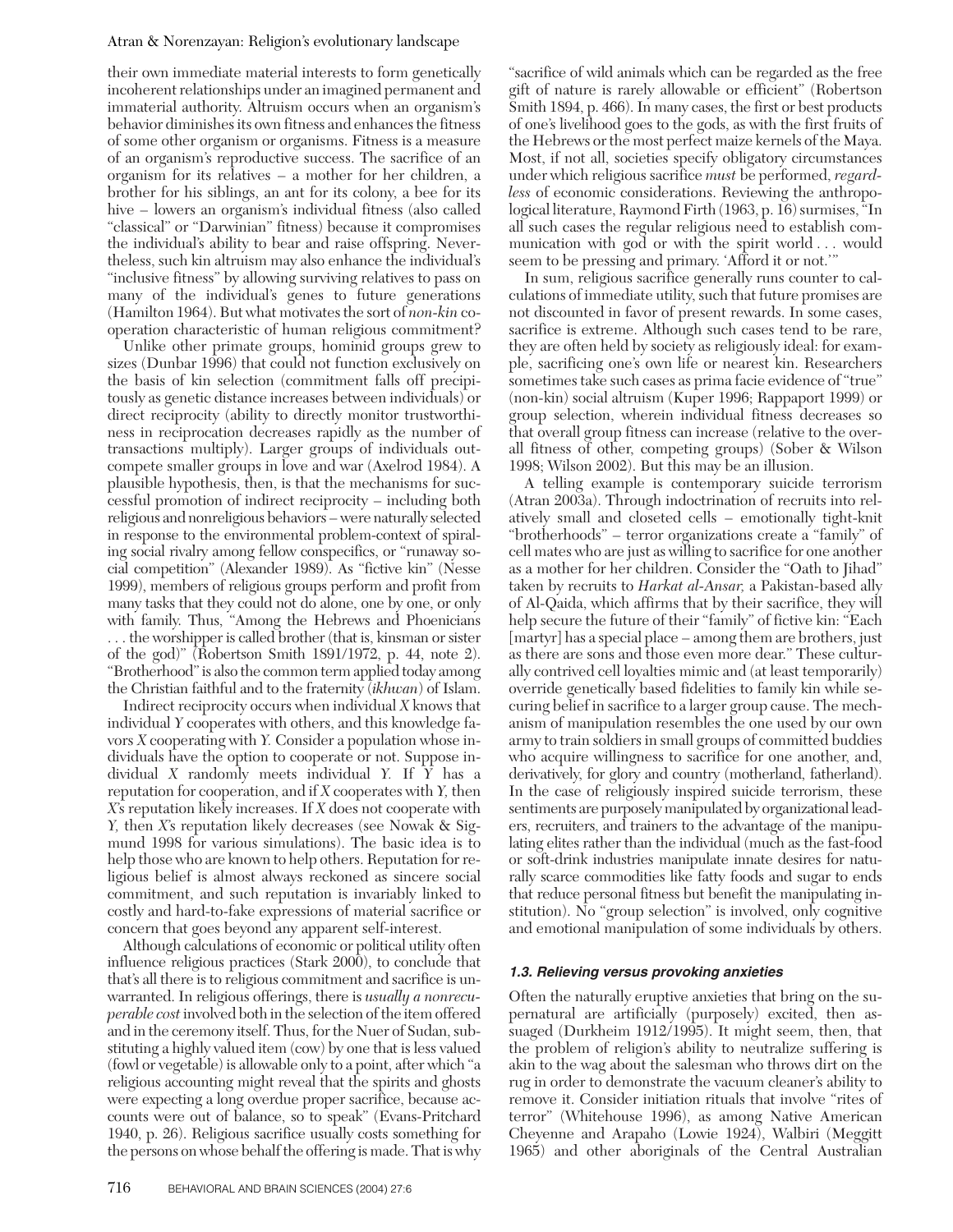their own immediate material interests to form genetically incoherent relationships under an imagined permanent and immaterial authority. Altruism occurs when an organism's behavior diminishes its own fitness and enhances the fitness of some other organism or organisms. Fitness is a measure of an organism's reproductive success. The sacrifice of an organism for its relatives – a mother for her children, a brother for his siblings, an ant for its colony, a bee for its hive – lowers an organism's individual fitness (also called "classical" or "Darwinian" fitness) because it compromises the individual's ability to bear and raise offspring. Nevertheless, such kin altruism may also enhance the individual's "inclusive fitness" by allowing surviving relatives to pass on many of the individual's genes to future generations (Hamilton 1964). But what motivates the sort of *non-kin* cooperation characteristic of human religious commitment?

Unlike other primate groups, hominid groups grew to sizes (Dunbar 1996) that could not function exclusively on the basis of kin selection (commitment falls off precipitously as genetic distance increases between individuals) or direct reciprocity (ability to directly monitor trustworthiness in reciprocation decreases rapidly as the number of transactions multiply). Larger groups of individuals outcompete smaller groups in love and war (Axelrod 1984). A plausible hypothesis, then, is that the mechanisms for successful promotion of indirect reciprocity – including both religious and nonreligious behaviors – were naturally selected in response to the environmental problem-context of spiraling social rivalry among fellow conspecifics, or "runaway social competition" (Alexander 1989). As "fictive kin" (Nesse 1999), members of religious groups perform and profit from many tasks that they could not do alone, one by one, or only with family. Thus, "Among the Hebrews and Phoenicians . . . the worshipper is called brother (that is, kinsman or sister of the god)" (Robertson Smith 1891/1972, p. 44, note 2). "Brotherhood" is also the common term applied today among the Christian faithful and to the fraternity (*ikhwan*) of Islam.

Indirect reciprocity occurs when individual *X* knows that individual *Y* cooperates with others, and this knowledge favors *X* cooperating with *Y.* Consider a population whose individuals have the option to cooperate or not. Suppose individual *X* randomly meets individual *Y.* If *Y* has a reputation for cooperation, and if *X* cooperates with *Y,* then *X*'s reputation likely increases. If *X* does not cooperate with *Y,* then *X*'s reputation likely decreases (see Nowak & Sigmund 1998 for various simulations). The basic idea is to help those who are known to help others. Reputation for religious belief is almost always reckoned as sincere social commitment, and such reputation is invariably linked to costly and hard-to-fake expressions of material sacrifice or concern that goes beyond any apparent self-interest.

Although calculations of economic or political utility often influence religious practices (Stark 2000), to conclude that that's all there is to religious commitment and sacrifice is unwarranted. In religious offerings, there is *usually a nonrecuperable cost* involved both in the selection of the item offered and in the ceremony itself. Thus, for the Nuer of Sudan, substituting a highly valued item (cow) by one that is less valued (fowl or vegetable) is allowable only to a point, after which "a religious accounting might reveal that the spirits and ghosts were expecting a long overdue proper sacrifice, because accounts were out of balance, so to speak" (Evans-Pritchard 1940, p. 26). Religious sacrifice usually costs something for the persons on whose behalf the offering is made. That is why

"sacrifice of wild animals which can be regarded as the free gift of nature is rarely allowable or efficient" (Robertson Smith 1894, p. 466). In many cases, the first or best products of one's livelihood goes to the gods, as with the first fruits of the Hebrews or the most perfect maize kernels of the Maya. Most, if not all, societies specify obligatory circumstances under which religious sacrifice *must* be performed, *regardless* of economic considerations. Reviewing the anthropological literature, Raymond Firth (1963, p. 16) surmises, "In all such cases the regular religious need to establish communication with god or with the spirit world . . . would seem to be pressing and primary. 'Afford it or not.'"

In sum, religious sacrifice generally runs counter to calculations of immediate utility, such that future promises are not discounted in favor of present rewards. In some cases, sacrifice is extreme. Although such cases tend to be rare, they are often held by society as religiously ideal: for example, sacrificing one's own life or nearest kin. Researchers sometimes take such cases as prima facie evidence of "true" (non-kin) social altruism (Kuper 1996; Rappaport 1999) or group selection, wherein individual fitness decreases so that overall group fitness can increase (relative to the overall fitness of other, competing groups) (Sober & Wilson 1998; Wilson 2002). But this may be an illusion.

A telling example is contemporary suicide terrorism (Atran 2003a). Through indoctrination of recruits into relatively small and closeted cells – emotionally tight-knit "brotherhoods" – terror organizations create a "family" of cell mates who are just as willing to sacrifice for one another as a mother for her children. Consider the "Oath to Jihad" taken by recruits to *Harkat al-Ansar,* a Pakistan-based ally of Al-Qaida, which affirms that by their sacrifice, they will help secure the future of their "family" of fictive kin: "Each [martyr] has a special place – among them are brothers, just as there are sons and those even more dear." These culturally contrived cell loyalties mimic and (at least temporarily) override genetically based fidelities to family kin while securing belief in sacrifice to a larger group cause. The mechanism of manipulation resembles the one used by our own army to train soldiers in small groups of committed buddies who acquire willingness to sacrifice for one another, and, derivatively, for glory and country (motherland, fatherland). In the case of religiously inspired suicide terrorism, these sentiments are purposely manipulated by organizational leaders, recruiters, and trainers to the advantage of the manipulating elites rather than the individual (much as the fast-food or soft-drink industries manipulate innate desires for naturally scarce commodities like fatty foods and sugar to ends that reduce personal fitness but benefit the manipulating institution). No "group selection" is involved, only cognitive and emotional manipulation of some individuals by others.

## *1.3. Relieving versus provoking anxieties*

Often the naturally eruptive anxieties that bring on the supernatural are artificially (purposely) excited, then assuaged (Durkheim 1912/1995). It might seem, then, that the problem of religion's ability to neutralize suffering is akin to the wag about the salesman who throws dirt on the rug in order to demonstrate the vacuum cleaner's ability to remove it. Consider initiation rituals that involve "rites of terror" (Whitehouse 1996), as among Native American Cheyenne and Arapaho (Lowie 1924), Walbiri (Meggitt 1965) and other aboriginals of the Central Australian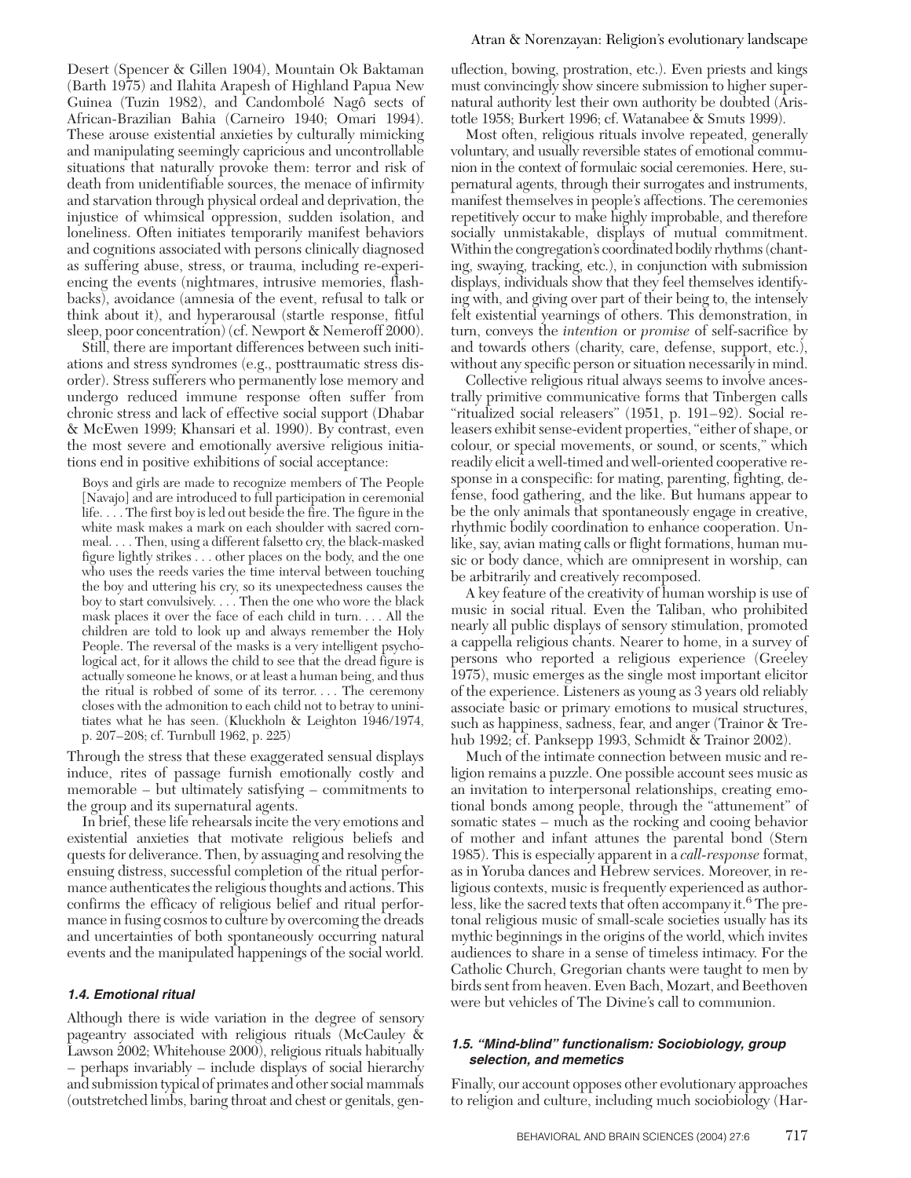Desert (Spencer & Gillen 1904), Mountain Ok Baktaman (Barth 1975) and Ilahita Arapesh of Highland Papua New Guinea (Tuzin 1982), and Candombolé Nagô sects of African-Brazilian Bahia (Carneiro 1940; Omari 1994). These arouse existential anxieties by culturally mimicking and manipulating seemingly capricious and uncontrollable situations that naturally provoke them: terror and risk of death from unidentifiable sources, the menace of infirmity and starvation through physical ordeal and deprivation, the injustice of whimsical oppression, sudden isolation, and loneliness. Often initiates temporarily manifest behaviors and cognitions associated with persons clinically diagnosed as suffering abuse, stress, or trauma, including re-experiencing the events (nightmares, intrusive memories, flashbacks), avoidance (amnesia of the event, refusal to talk or think about it), and hyperarousal (startle response, fitful sleep, poor concentration) (cf. Newport & Nemeroff 2000).

Still, there are important differences between such initiations and stress syndromes (e.g., posttraumatic stress disorder). Stress sufferers who permanently lose memory and undergo reduced immune response often suffer from chronic stress and lack of effective social support (Dhabar & McEwen 1999; Khansari et al. 1990). By contrast, even the most severe and emotionally aversive religious initiations end in positive exhibitions of social acceptance:

Boys and girls are made to recognize members of The People [Navajo] and are introduced to full participation in ceremonial life. . . . The first boy is led out beside the fire. The figure in the white mask makes a mark on each shoulder with sacred cornmeal. . . . Then, using a different falsetto cry, the black-masked figure lightly strikes . . . other places on the body, and the one who uses the reeds varies the time interval between touching the boy and uttering his cry, so its unexpectedness causes the boy to start convulsively. . . . Then the one who wore the black mask places it over the face of each child in turn. . . . All the children are told to look up and always remember the Holy People. The reversal of the masks is a very intelligent psychological act, for it allows the child to see that the dread figure is actually someone he knows, or at least a human being, and thus the ritual is robbed of some of its terror. . . . The ceremony closes with the admonition to each child not to betray to uninitiates what he has seen. (Kluckholn & Leighton 1946/1974, p. 207–208; cf. Turnbull 1962, p. 225)

Through the stress that these exaggerated sensual displays induce, rites of passage furnish emotionally costly and memorable – but ultimately satisfying – commitments to the group and its supernatural agents.

In brief, these life rehearsals incite the very emotions and existential anxieties that motivate religious beliefs and quests for deliverance. Then, by assuaging and resolving the ensuing distress, successful completion of the ritual performance authenticates the religious thoughts and actions. This confirms the efficacy of religious belief and ritual performance in fusing cosmos to culture by overcoming the dreads and uncertainties of both spontaneously occurring natural events and the manipulated happenings of the social world.

## *1.4. Emotional ritual*

Although there is wide variation in the degree of sensory pageantry associated with religious rituals (McCauley & Lawson 2002; Whitehouse 2000), religious rituals habitually – perhaps invariably – include displays of social hierarchy and submission typical of primates and other social mammals (outstretched limbs, baring throat and chest or genitals, genuflection, bowing, prostration, etc.). Even priests and kings must convincingly show sincere submission to higher supernatural authority lest their own authority be doubted (Aristotle 1958; Burkert 1996; cf. Watanabee & Smuts 1999).

Most often, religious rituals involve repeated, generally voluntary, and usually reversible states of emotional communion in the context of formulaic social ceremonies. Here, supernatural agents, through their surrogates and instruments, manifest themselves in people's affections. The ceremonies repetitively occur to make highly improbable, and therefore socially unmistakable, displays of mutual commitment. Within the congregation's coordinated bodily rhythms (chanting, swaying, tracking, etc.), in conjunction with submission displays, individuals show that they feel themselves identifying with, and giving over part of their being to, the intensely felt existential yearnings of others. This demonstration, in turn, conveys the *intention* or *promise* of self-sacrifice by and towards others (charity, care, defense, support, etc.), without any specific person or situation necessarily in mind.

Collective religious ritual always seems to involve ancestrally primitive communicative forms that Tinbergen calls "ritualized social releasers" (1951, p. 191–92). Social releasers exhibit sense-evident properties, "either of shape, or colour, or special movements, or sound, or scents," which readily elicit a well-timed and well-oriented cooperative response in a conspecific: for mating, parenting, fighting, defense, food gathering, and the like. But humans appear to be the only animals that spontaneously engage in creative, rhythmic bodily coordination to enhance cooperation. Unlike, say, avian mating calls or flight formations, human music or body dance, which are omnipresent in worship, can be arbitrarily and creatively recomposed.

A key feature of the creativity of human worship is use of music in social ritual. Even the Taliban, who prohibited nearly all public displays of sensory stimulation, promoted a cappella religious chants. Nearer to home, in a survey of persons who reported a religious experience (Greeley 1975), music emerges as the single most important elicitor of the experience. Listeners as young as 3 years old reliably associate basic or primary emotions to musical structures, such as happiness, sadness, fear, and anger (Trainor & Trehub 1992; cf. Panksepp 1993, Schmidt & Trainor 2002).

Much of the intimate connection between music and religion remains a puzzle. One possible account sees music as an invitation to interpersonal relationships, creating emotional bonds among people, through the "attunement" of somatic states – much as the rocking and cooing behavior of mother and infant attunes the parental bond (Stern 1985). This is especially apparent in a *call-response* format, as in Yoruba dances and Hebrew services. Moreover, in religious contexts, music is frequently experienced as authorless, like the sacred texts that often accompany it.<sup>6</sup> The pretonal religious music of small-scale societies usually has its mythic beginnings in the origins of the world, which invites audiences to share in a sense of timeless intimacy. For the Catholic Church, Gregorian chants were taught to men by birds sent from heaven. Even Bach, Mozart, and Beethoven were but vehicles of The Divine's call to communion.

## *1.5. "Mind-blind" functionalism: Sociobiology, group selection, and memetics*

Finally, our account opposes other evolutionary approaches to religion and culture, including much sociobiology (Har-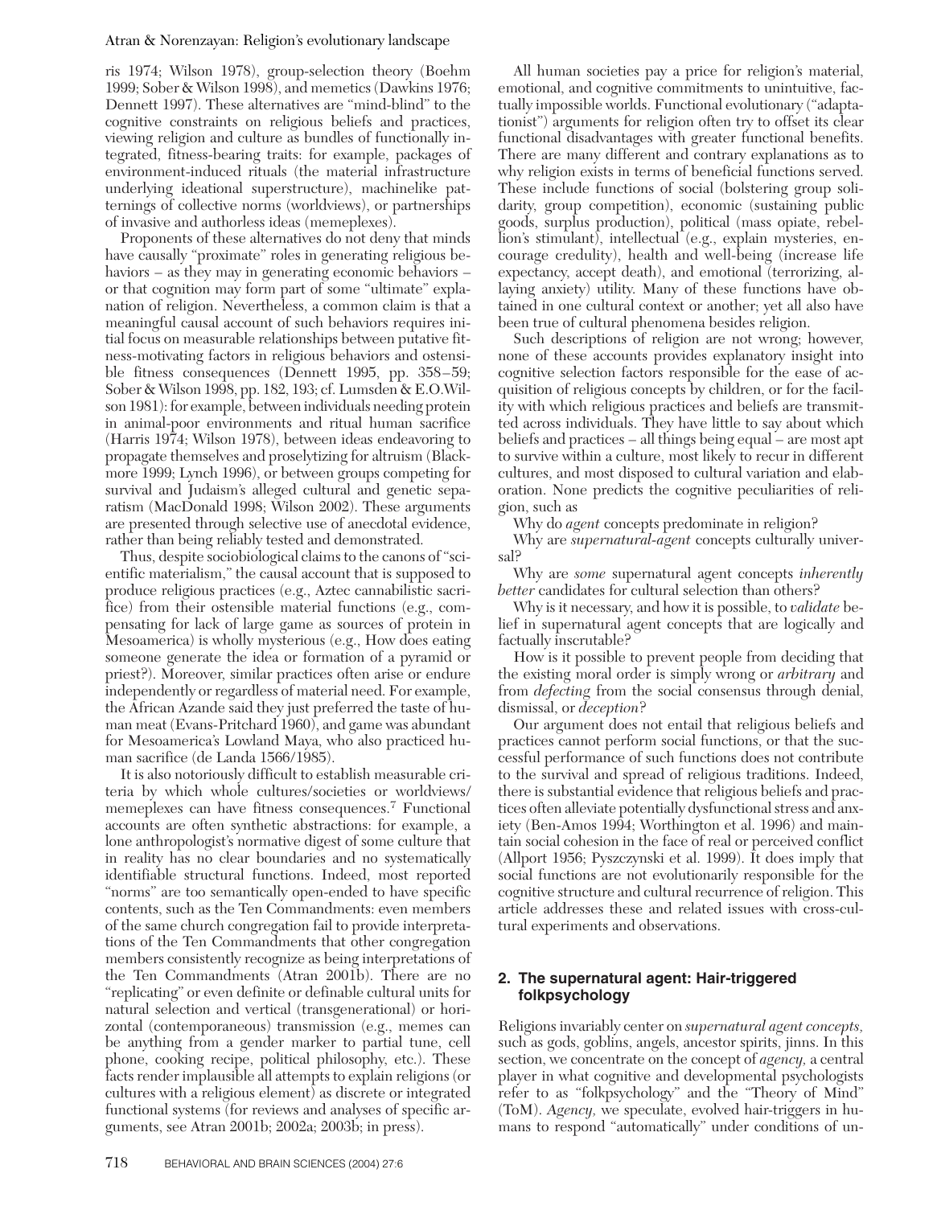ris 1974; Wilson 1978), group-selection theory (Boehm 1999; Sober & Wilson 1998), and memetics (Dawkins 1976; Dennett 1997). These alternatives are "mind-blind" to the cognitive constraints on religious beliefs and practices, viewing religion and culture as bundles of functionally integrated, fitness-bearing traits: for example, packages of environment-induced rituals (the material infrastructure underlying ideational superstructure), machinelike patternings of collective norms (worldviews), or partnerships of invasive and authorless ideas (memeplexes).

Proponents of these alternatives do not deny that minds have causally "proximate" roles in generating religious behaviors – as they may in generating economic behaviors – or that cognition may form part of some "ultimate" explanation of religion. Nevertheless, a common claim is that a meaningful causal account of such behaviors requires initial focus on measurable relationships between putative fitness-motivating factors in religious behaviors and ostensible fitness consequences (Dennett 1995, pp. 358–59; Sober & Wilson 1998, pp. 182, 193; cf. Lumsden & E.O.Wilson 1981): for example, between individuals needing protein in animal-poor environments and ritual human sacrifice (Harris 1974; Wilson 1978), between ideas endeavoring to propagate themselves and proselytizing for altruism (Blackmore 1999; Lynch 1996), or between groups competing for survival and Judaism's alleged cultural and genetic separatism (MacDonald 1998; Wilson 2002). These arguments are presented through selective use of anecdotal evidence, rather than being reliably tested and demonstrated.

Thus, despite sociobiological claims to the canons of "scientific materialism," the causal account that is supposed to produce religious practices (e.g., Aztec cannabilistic sacrifice) from their ostensible material functions (e.g., compensating for lack of large game as sources of protein in Mesoamerica) is wholly mysterious (e.g., How does eating someone generate the idea or formation of a pyramid or priest?). Moreover, similar practices often arise or endure independently or regardless of material need. For example, the African Azande said they just preferred the taste of human meat (Evans-Pritchard 1960), and game was abundant for Mesoamerica's Lowland Maya, who also practiced human sacrifice (de Landa 1566/1985).

It is also notoriously difficult to establish measurable criteria by which whole cultures/societies or worldviews/ memeplexes can have fitness consequences.<sup>7</sup> Functional accounts are often synthetic abstractions: for example, a lone anthropologist's normative digest of some culture that in reality has no clear boundaries and no systematically identifiable structural functions. Indeed, most reported "norms" are too semantically open-ended to have specific contents, such as the Ten Commandments: even members of the same church congregation fail to provide interpretations of the Ten Commandments that other congregation members consistently recognize as being interpretations of the Ten Commandments (Atran 2001b). There are no "replicating" or even definite or definable cultural units for natural selection and vertical (transgenerational) or horizontal (contemporaneous) transmission (e.g., memes can be anything from a gender marker to partial tune, cell phone, cooking recipe, political philosophy, etc.). These facts render implausible all attempts to explain religions (or cultures with a religious element) as discrete or integrated functional systems (for reviews and analyses of specific arguments, see Atran 2001b; 2002a; 2003b; in press).

All human societies pay a price for religion's material, emotional, and cognitive commitments to unintuitive, factually impossible worlds. Functional evolutionary ("adaptationist") arguments for religion often try to offset its clear functional disadvantages with greater functional benefits. There are many different and contrary explanations as to why religion exists in terms of beneficial functions served. These include functions of social (bolstering group solidarity, group competition), economic (sustaining public goods, surplus production), political (mass opiate, rebellion's stimulant), intellectual (e.g., explain mysteries, encourage credulity), health and well-being (increase life expectancy, accept death), and emotional (terrorizing, allaying anxiety) utility. Many of these functions have obtained in one cultural context or another; yet all also have been true of cultural phenomena besides religion.

Such descriptions of religion are not wrong; however, none of these accounts provides explanatory insight into cognitive selection factors responsible for the ease of acquisition of religious concepts by children, or for the facility with which religious practices and beliefs are transmitted across individuals. They have little to say about which beliefs and practices – all things being equal – are most apt to survive within a culture, most likely to recur in different cultures, and most disposed to cultural variation and elaboration. None predicts the cognitive peculiarities of religion, such as

Why do *agent* concepts predominate in religion?

Why are *supernatural-agent* concepts culturally universal?

Why are *some* supernatural agent concepts *inherently better* candidates for cultural selection than others?

Why is it necessary, and how it is possible, to *validate* belief in supernatural agent concepts that are logically and factually inscrutable?

How is it possible to prevent people from deciding that the existing moral order is simply wrong or *arbitrary* and from *defecting* from the social consensus through denial, dismissal, or *deception*?

Our argument does not entail that religious beliefs and practices cannot perform social functions, or that the successful performance of such functions does not contribute to the survival and spread of religious traditions. Indeed, there is substantial evidence that religious beliefs and practices often alleviate potentially dysfunctional stress and anxiety (Ben-Amos 1994; Worthington et al. 1996) and maintain social cohesion in the face of real or perceived conflict (Allport 1956; Pyszczynski et al. 1999). It does imply that social functions are not evolutionarily responsible for the cognitive structure and cultural recurrence of religion. This article addresses these and related issues with cross-cultural experiments and observations.

## **2. The supernatural agent: Hair-triggered folkpsychology**

Religions invariably center on *supernatural agent concepts,* such as gods, goblins, angels, ancestor spirits, jinns. In this section, we concentrate on the concept of *agency,* a central player in what cognitive and developmental psychologists refer to as "folkpsychology" and the "Theory of Mind" (ToM). *Agency,* we speculate, evolved hair-triggers in humans to respond "automatically" under conditions of un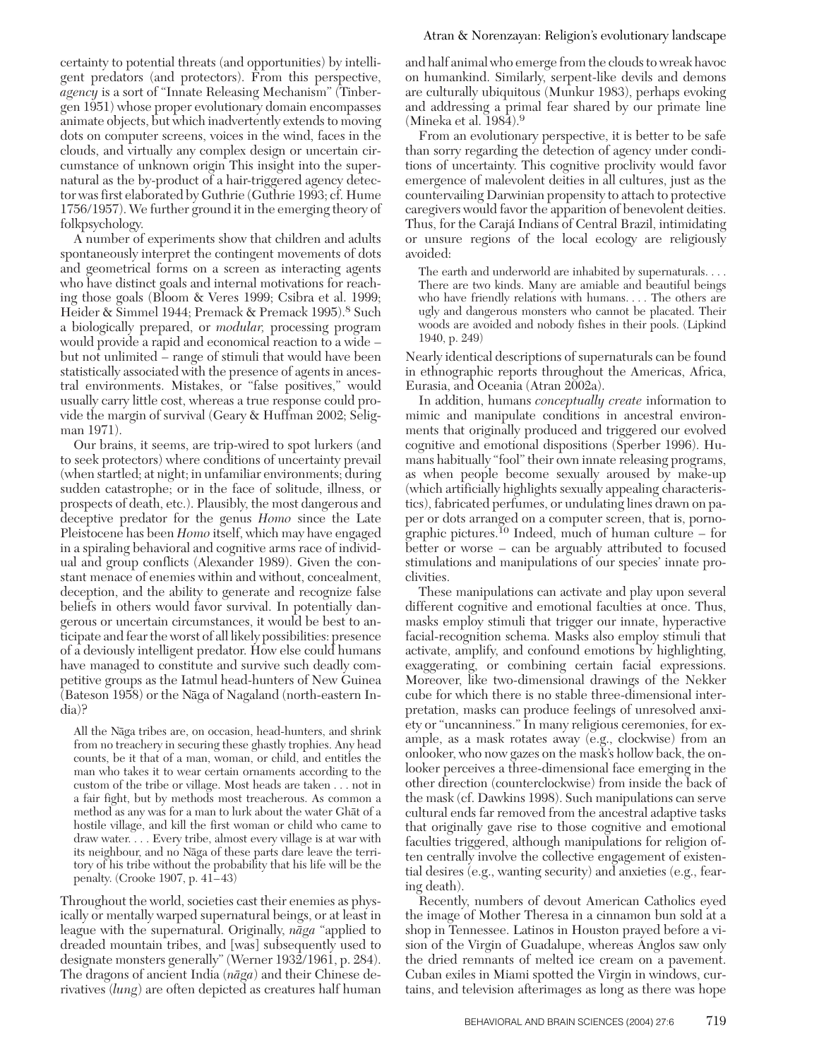certainty to potential threats (and opportunities) by intelligent predators (and protectors). From this perspective, *agency* is a sort of "Innate Releasing Mechanism" (Tinbergen 1951) whose proper evolutionary domain encompasses animate objects, but which inadvertently extends to moving dots on computer screens, voices in the wind, faces in the clouds, and virtually any complex design or uncertain circumstance of unknown origin This insight into the supernatural as the by-product of a hair-triggered agency detector was first elaborated by Guthrie (Guthrie 1993; cf. Hume 1756/1957). We further ground it in the emerging theory of folkpsychology.

A number of experiments show that children and adults spontaneously interpret the contingent movements of dots and geometrical forms on a screen as interacting agents who have distinct goals and internal motivations for reaching those goals (Bloom & Veres 1999; Csibra et al. 1999; Heider & Simmel 1944; Premack & Premack 1995).<sup>8</sup> Such a biologically prepared, or *modular,* processing program would provide a rapid and economical reaction to a wide – but not unlimited – range of stimuli that would have been statistically associated with the presence of agents in ancestral environments. Mistakes, or "false positives," would usually carry little cost, whereas a true response could provide the margin of survival (Geary & Huffman 2002; Seligman 1971).

Our brains, it seems, are trip-wired to spot lurkers (and to seek protectors) where conditions of uncertainty prevail (when startled; at night; in unfamiliar environments; during sudden catastrophe; or in the face of solitude, illness, or prospects of death, etc.). Plausibly, the most dangerous and deceptive predator for the genus *Homo* since the Late Pleistocene has been *Homo* itself, which may have engaged in a spiraling behavioral and cognitive arms race of individual and group conflicts (Alexander 1989). Given the constant menace of enemies within and without, concealment, deception, and the ability to generate and recognize false beliefs in others would favor survival. In potentially dangerous or uncertain circumstances, it would be best to anticipate and fear the worst of all likely possibilities: presence of a deviously intelligent predator. How else could humans have managed to constitute and survive such deadly competitive groups as the Iatmul head-hunters of New Guinea (Bateson 1958) or the Nāga of Nagaland (north-eastern India)?

All the Nāga tribes are, on occasion, head-hunters, and shrink from no treachery in securing these ghastly trophies. Any head counts, be it that of a man, woman, or child, and entitles the man who takes it to wear certain ornaments according to the custom of the tribe or village. Most heads are taken . . . not in a fair fight, but by methods most treacherous. As common a method as any was for a man to lurk about the water Ghat of a hostile village, and kill the first woman or child who came to draw water. . . . Every tribe, almost every village is at war with its neighbour, and no Nāga of these parts dare leave the territory of his tribe without the probability that his life will be the penalty. (Crooke 1907, p. 41–43)

Throughout the world, societies cast their enemies as physically or mentally warped supernatural beings, or at least in league with the supernatural. Originally, *nāga* "applied to dreaded mountain tribes, and [was] subsequently used to designate monsters generally" (Werner 1932/1961, p. 284). The dragons of ancient India (*naga*) and their Chinese derivatives (*lung*) are often depicted as creatures half human

and half animal who emerge from the clouds to wreak havoc on humankind. Similarly, serpent-like devils and demons are culturally ubiquitous (Munkur 1983), perhaps evoking and addressing a primal fear shared by our primate line (Mineka et al. 1984).<sup>9</sup>

From an evolutionary perspective, it is better to be safe than sorry regarding the detection of agency under conditions of uncertainty. This cognitive proclivity would favor emergence of malevolent deities in all cultures, just as the countervailing Darwinian propensity to attach to protective caregivers would favor the apparition of benevolent deities. Thus, for the Carajá Indians of Central Brazil, intimidating or unsure regions of the local ecology are religiously avoided:

The earth and underworld are inhabited by supernaturals.... There are two kinds. Many are amiable and beautiful beings who have friendly relations with humans. . . . The others are ugly and dangerous monsters who cannot be placated. Their woods are avoided and nobody fishes in their pools. (Lipkind 1940, p. 249)

Nearly identical descriptions of supernaturals can be found in ethnographic reports throughout the Americas, Africa, Eurasia, and Oceania (Atran 2002a).

In addition, humans *conceptually create* information to mimic and manipulate conditions in ancestral environments that originally produced and triggered our evolved cognitive and emotional dispositions (Sperber 1996). Humans habitually "fool" their own innate releasing programs, as when people become sexually aroused by make-up (which artificially highlights sexually appealing characteristics), fabricated perfumes, or undulating lines drawn on paper or dots arranged on a computer screen, that is, pornographic pictures.10 Indeed, much of human culture – for better or worse – can be arguably attributed to focused stimulations and manipulations of our species' innate proclivities.

These manipulations can activate and play upon several different cognitive and emotional faculties at once. Thus, masks employ stimuli that trigger our innate, hyperactive facial-recognition schema. Masks also employ stimuli that activate, amplify, and confound emotions by highlighting, exaggerating, or combining certain facial expressions. Moreover, like two-dimensional drawings of the Nekker cube for which there is no stable three-dimensional interpretation, masks can produce feelings of unresolved anxiety or "uncanniness." In many religious ceremonies, for example, as a mask rotates away (e.g., clockwise) from an onlooker, who now gazes on the mask's hollow back, the onlooker perceives a three-dimensional face emerging in the other direction (counterclockwise) from inside the back of the mask (cf. Dawkins 1998). Such manipulations can serve cultural ends far removed from the ancestral adaptive tasks that originally gave rise to those cognitive and emotional faculties triggered, although manipulations for religion often centrally involve the collective engagement of existential desires (e.g., wanting security) and anxieties (e.g., fearing death).

Recently, numbers of devout American Catholics eyed the image of Mother Theresa in a cinnamon bun sold at a shop in Tennessee. Latinos in Houston prayed before a vision of the Virgin of Guadalupe, whereas Anglos saw only the dried remnants of melted ice cream on a pavement. Cuban exiles in Miami spotted the Virgin in windows, curtains, and television afterimages as long as there was hope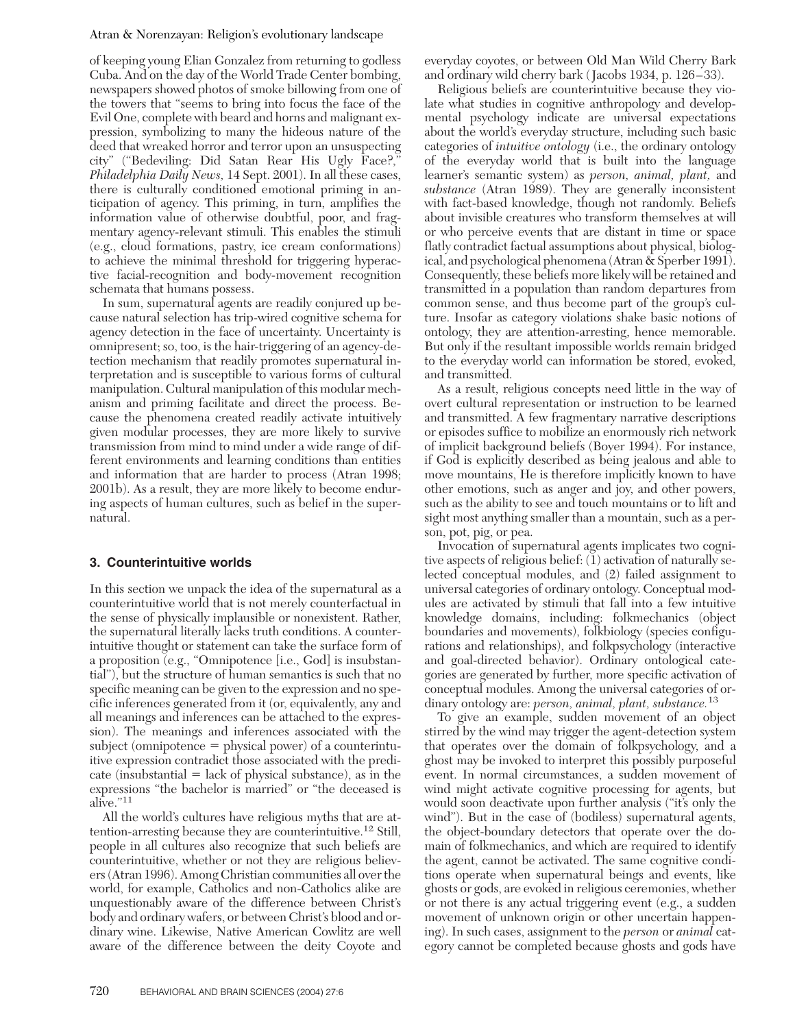of keeping young Elian Gonzalez from returning to godless Cuba. And on the day of the World Trade Center bombing, newspapers showed photos of smoke billowing from one of the towers that "seems to bring into focus the face of the Evil One, complete with beard and horns and malignant expression, symbolizing to many the hideous nature of the deed that wreaked horror and terror upon an unsuspecting city" ("Bedeviling: Did Satan Rear His Ugly Face?," *Philadelphia Daily News,* 14 Sept. 2001). In all these cases, there is culturally conditioned emotional priming in anticipation of agency. This priming, in turn, amplifies the information value of otherwise doubtful, poor, and fragmentary agency-relevant stimuli. This enables the stimuli (e.g., cloud formations, pastry, ice cream conformations) to achieve the minimal threshold for triggering hyperactive facial-recognition and body-movement recognition schemata that humans possess.

In sum, supernatural agents are readily conjured up because natural selection has trip-wired cognitive schema for agency detection in the face of uncertainty. Uncertainty is omnipresent; so, too, is the hair-triggering of an agency-detection mechanism that readily promotes supernatural interpretation and is susceptible to various forms of cultural manipulation. Cultural manipulation of this modular mechanism and priming facilitate and direct the process. Because the phenomena created readily activate intuitively given modular processes, they are more likely to survive transmission from mind to mind under a wide range of different environments and learning conditions than entities and information that are harder to process (Atran 1998; 2001b). As a result, they are more likely to become enduring aspects of human cultures, such as belief in the supernatural.

## **3. Counterintuitive worlds**

In this section we unpack the idea of the supernatural as a counterintuitive world that is not merely counterfactual in the sense of physically implausible or nonexistent. Rather, the supernatural literally lacks truth conditions. A counterintuitive thought or statement can take the surface form of a proposition (e.g., "Omnipotence [i.e., God] is insubstantial"), but the structure of human semantics is such that no specific meaning can be given to the expression and no specific inferences generated from it (or, equivalently, any and all meanings and inferences can be attached to the expression). The meanings and inferences associated with the subject (omnipotence = physical power) of a counterintuitive expression contradict those associated with the predi- $\alpha$  cate (insubstantial  $=$  lack of physical substance), as in the expressions "the bachelor is married" or "the deceased is alive."11

All the world's cultures have religious myths that are attention-arresting because they are counterintuitive.<sup>12</sup> Still, people in all cultures also recognize that such beliefs are counterintuitive, whether or not they are religious believers (Atran 1996). Among Christian communities all over the world, for example, Catholics and non-Catholics alike are unquestionably aware of the difference between Christ's body and ordinary wafers, or between Christ's blood and ordinary wine. Likewise, Native American Cowlitz are well aware of the difference between the deity Coyote and everyday coyotes, or between Old Man Wild Cherry Bark and ordinary wild cherry bark (Jacobs 1934, p. 126–33).

Religious beliefs are counterintuitive because they violate what studies in cognitive anthropology and developmental psychology indicate are universal expectations about the world's everyday structure, including such basic categories of *intuitive ontology* (i.e., the ordinary ontology of the everyday world that is built into the language learner's semantic system) as *person, animal, plant,* and *substance* (Atran 1989). They are generally inconsistent with fact-based knowledge, though not randomly. Beliefs about invisible creatures who transform themselves at will or who perceive events that are distant in time or space flatly contradict factual assumptions about physical, biological, and psychological phenomena (Atran & Sperber 1991). Consequently, these beliefs more likely will be retained and transmitted in a population than random departures from common sense, and thus become part of the group's culture. Insofar as category violations shake basic notions of ontology, they are attention-arresting, hence memorable. But only if the resultant impossible worlds remain bridged to the everyday world can information be stored, evoked, and transmitted.

As a result, religious concepts need little in the way of overt cultural representation or instruction to be learned and transmitted. A few fragmentary narrative descriptions or episodes suffice to mobilize an enormously rich network of implicit background beliefs (Boyer 1994). For instance, if God is explicitly described as being jealous and able to move mountains, He is therefore implicitly known to have other emotions, such as anger and joy, and other powers, such as the ability to see and touch mountains or to lift and sight most anything smaller than a mountain, such as a person, pot, pig, or pea.

Invocation of supernatural agents implicates two cognitive aspects of religious belief: (1) activation of naturally selected conceptual modules, and (2) failed assignment to universal categories of ordinary ontology. Conceptual modules are activated by stimuli that fall into a few intuitive knowledge domains, including: folkmechanics (object boundaries and movements), folkbiology (species configurations and relationships), and folkpsychology (interactive and goal-directed behavior). Ordinary ontological categories are generated by further, more specific activation of conceptual modules. Among the universal categories of ordinary ontology are: *person, animal, plant, substance.*<sup>13</sup>

To give an example, sudden movement of an object stirred by the wind may trigger the agent-detection system that operates over the domain of folkpsychology, and a ghost may be invoked to interpret this possibly purposeful event. In normal circumstances, a sudden movement of wind might activate cognitive processing for agents, but would soon deactivate upon further analysis ("it's only the wind"). But in the case of (bodiless) supernatural agents, the object-boundary detectors that operate over the domain of folkmechanics, and which are required to identify the agent, cannot be activated. The same cognitive conditions operate when supernatural beings and events, like ghosts or gods, are evoked in religious ceremonies, whether or not there is any actual triggering event (e.g., a sudden movement of unknown origin or other uncertain happening). In such cases, assignment to the *person* or *animal* category cannot be completed because ghosts and gods have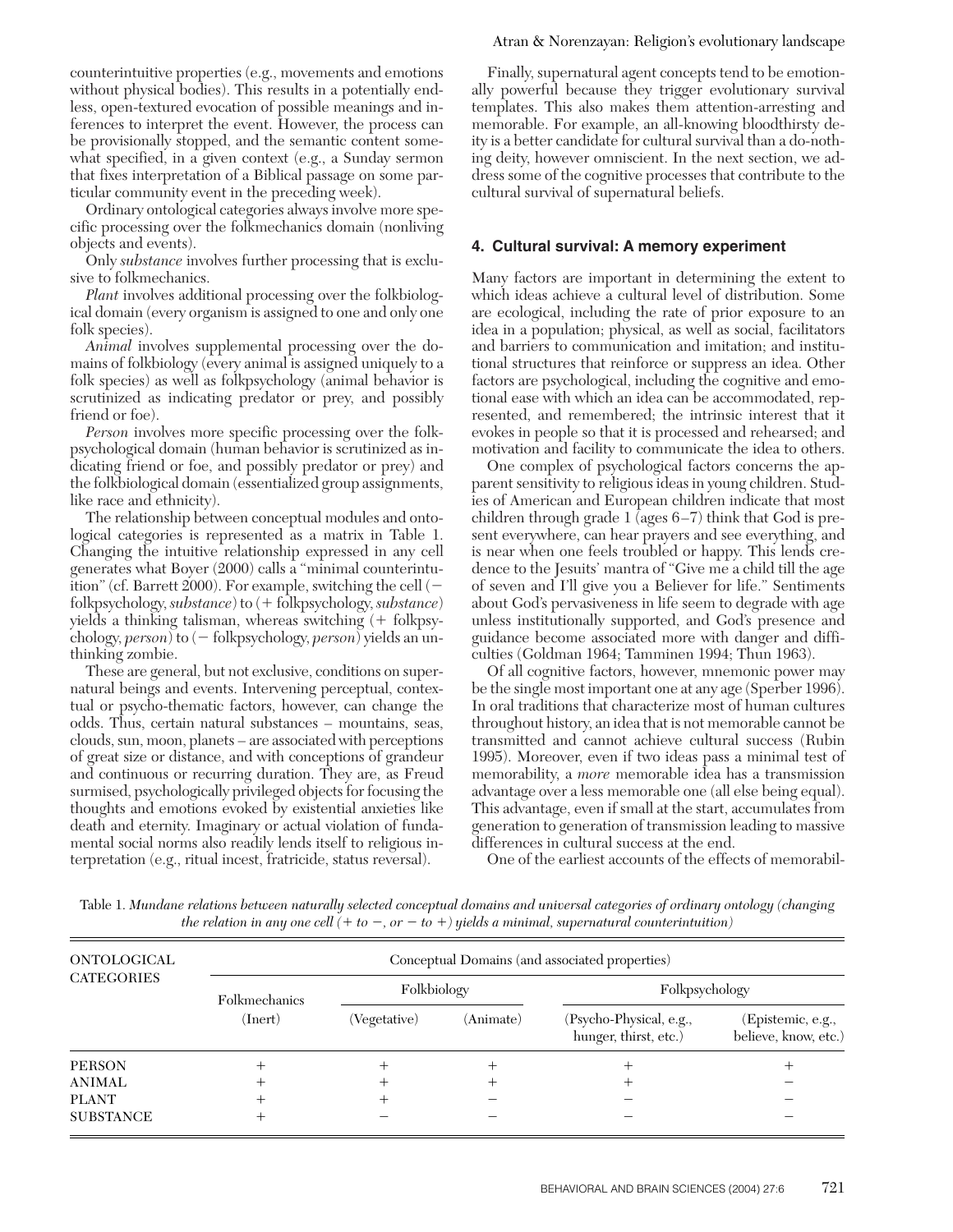counterintuitive properties (e.g., movements and emotions without physical bodies). This results in a potentially endless, open-textured evocation of possible meanings and inferences to interpret the event. However, the process can be provisionally stopped, and the semantic content somewhat specified, in a given context (e.g., a Sunday sermon that fixes interpretation of a Biblical passage on some particular community event in the preceding week).

Ordinary ontological categories always involve more specific processing over the folkmechanics domain (nonliving objects and events).

Only *substance* involves further processing that is exclusive to folkmechanics.

*Plant* involves additional processing over the folkbiological domain (every organism is assigned to one and only one folk species).

*Animal* involves supplemental processing over the domains of folkbiology (every animal is assigned uniquely to a folk species) as well as folkpsychology (animal behavior is scrutinized as indicating predator or prey, and possibly friend or foe).

*Person* involves more specific processing over the folkpsychological domain (human behavior is scrutinized as indicating friend or foe, and possibly predator or prey) and the folkbiological domain (essentialized group assignments, like race and ethnicity).

The relationship between conceptual modules and ontological categories is represented as a matrix in Table 1. Changing the intuitive relationship expressed in any cell generates what Boyer (2000) calls a "minimal counterintuition" (cf. Barrett 2000). For example, switching the cell ( folkpsychology, *substance*) to ( folkpsychology, *substance*) yields a thinking talisman, whereas switching  $(+)$  folkpsychology, *person*) to (  $-$  folkpsychology, *person*) yields an unthinking zombie.

These are general, but not exclusive, conditions on supernatural beings and events. Intervening perceptual, contextual or psycho-thematic factors, however, can change the odds. Thus, certain natural substances – mountains, seas, clouds, sun, moon, planets – are associated with perceptions of great size or distance, and with conceptions of grandeur and continuous or recurring duration. They are, as Freud surmised, psychologically privileged objects for focusing the thoughts and emotions evoked by existential anxieties like death and eternity. Imaginary or actual violation of fundamental social norms also readily lends itself to religious interpretation (e.g., ritual incest, fratricide, status reversal).

#### Atran & Norenzayan: Religion's evolutionary landscape

Finally, supernatural agent concepts tend to be emotionally powerful because they trigger evolutionary survival templates. This also makes them attention-arresting and memorable. For example, an all-knowing bloodthirsty deity is a better candidate for cultural survival than a do-nothing deity, however omniscient. In the next section, we address some of the cognitive processes that contribute to the cultural survival of supernatural beliefs.

## **4. Cultural survival: A memory experiment**

Many factors are important in determining the extent to which ideas achieve a cultural level of distribution. Some are ecological, including the rate of prior exposure to an idea in a population; physical, as well as social, facilitators and barriers to communication and imitation; and institutional structures that reinforce or suppress an idea. Other factors are psychological, including the cognitive and emotional ease with which an idea can be accommodated, represented, and remembered; the intrinsic interest that it evokes in people so that it is processed and rehearsed; and motivation and facility to communicate the idea to others.

One complex of psychological factors concerns the apparent sensitivity to religious ideas in young children. Studies of American and European children indicate that most children through grade 1 (ages 6–7) think that God is present everywhere, can hear prayers and see everything, and is near when one feels troubled or happy. This lends credence to the Jesuits' mantra of "Give me a child till the age of seven and I'll give you a Believer for life." Sentiments about God's pervasiveness in life seem to degrade with age unless institutionally supported, and God's presence and guidance become associated more with danger and difficulties (Goldman 1964; Tamminen 1994; Thun 1963).

Of all cognitive factors, however, mnemonic power may be the single most important one at any age (Sperber 1996). In oral traditions that characterize most of human cultures throughout history, an idea that is not memorable cannot be transmitted and cannot achieve cultural success (Rubin 1995). Moreover, even if two ideas pass a minimal test of memorability, a *more* memorable idea has a transmission advantage over a less memorable one (all else being equal). This advantage, even if small at the start, accumulates from generation to generation of transmission leading to massive differences in cultural success at the end.

One of the earliest accounts of the effects of memorabil-

Table 1. *Mundane relations between naturally selected conceptual domains and universal categories of ordinary ontology (changing the relation in any one cell*  $(+ to -, or - to +)$  yields a minimal, supernatural counterintuition)

| ONTOLOGICAL<br><b>CATEGORIES</b> | Conceptual Domains (and associated properties) |              |          |                                                  |                                           |  |  |
|----------------------------------|------------------------------------------------|--------------|----------|--------------------------------------------------|-------------------------------------------|--|--|
|                                  | Folkmechanics<br>(Inert)                       | Folkbiology  |          | Folkpsychology                                   |                                           |  |  |
|                                  |                                                | (Vegetative) | Animate) | (Psycho-Physical, e.g.,<br>hunger, thirst, etc.) | (Epistemic, e.g.,<br>believe, know, etc.) |  |  |
| <b>PERSON</b>                    |                                                |              |          |                                                  |                                           |  |  |
| <b>ANIMAL</b>                    |                                                |              |          |                                                  |                                           |  |  |
| <b>PLANT</b>                     | $^+$                                           |              |          |                                                  |                                           |  |  |
| <b>SUBSTANCE</b>                 |                                                |              |          |                                                  |                                           |  |  |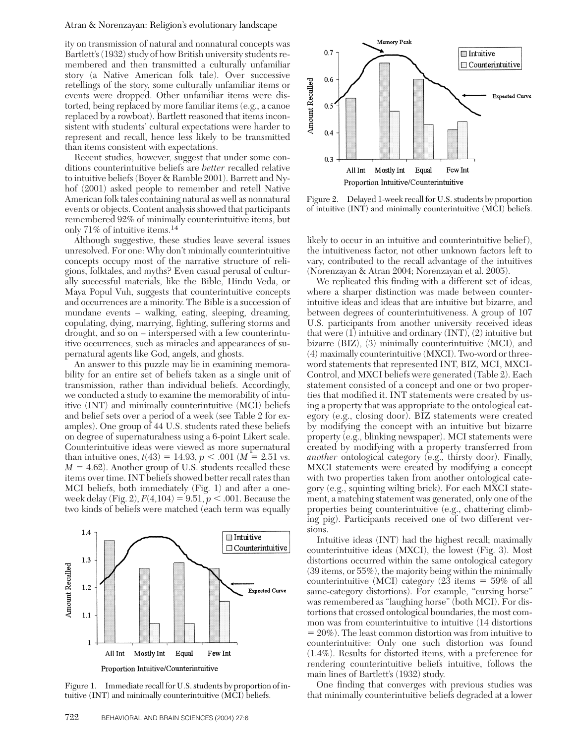ity on transmission of natural and nonnatural concepts was Bartlett's (1932) study of how British university students remembered and then transmitted a culturally unfamiliar story (a Native American folk tale). Over successive retellings of the story, some culturally unfamiliar items or events were dropped. Other unfamiliar items were distorted, being replaced by more familiar items (e.g., a canoe replaced by a rowboat). Bartlett reasoned that items inconsistent with students' cultural expectations were harder to represent and recall, hence less likely to be transmitted than items consistent with expectations.

Recent studies, however, suggest that under some conditions counterintuitive beliefs are *better* recalled relative to intuitive beliefs (Boyer & Ramble 2001). Barrett and Nyhof (2001) asked people to remember and retell Native American folk tales containing natural as well as nonnatural events or objects. Content analysis showed that participants remembered 92% of minimally counterintuitive items, but only  $71\%$  of intuitive items.<sup>14</sup>

Although suggestive, these studies leave several issues unresolved. For one: Why don't minimally counterintuitive concepts occupy most of the narrative structure of religions, folktales, and myths? Even casual perusal of culturally successful materials, like the Bible, Hindu Veda, or Maya Popul Vuh, suggests that counterintuitive concepts and occurrences are a minority. The Bible is a succession of mundane events – walking, eating, sleeping, dreaming, copulating, dying, marrying, fighting, suffering storms and drought, and so on – interspersed with a few counterintuitive occurrences, such as miracles and appearances of supernatural agents like God, angels, and ghosts.

An answer to this puzzle may lie in examining memorability for an entire set of beliefs taken as a single unit of transmission, rather than individual beliefs. Accordingly, we conducted a study to examine the memorability of intuitive (INT) and minimally counterintuitive (MCI) beliefs and belief sets over a period of a week (see Table 2 for examples). One group of 44 U.S. students rated these beliefs on degree of supernaturalness using a 6-point Likert scale. Counterintuitive ideas were viewed as more supernatural than intuitive ones,  $t(43) = 14.93$ ,  $p < .001$  ( $M = 2.51$  vs.  $M = 4.62$ ). Another group of U.S. students recalled these items over time. INT beliefs showed better recall rates than MCI beliefs, both immediately (Fig. 1) and after a oneweek delay (Fig. 2),  $F(4,104) = 9.51, p < .001$ . Because the two kinds of beliefs were matched (each term was equally



Figure 1. Immediate recall for U.S. students by proportion of intuitive (INT) and minimally counterintuitive (MCI) beliefs.



Figure 2. Delayed 1-week recall for U.S. students by proportion of intuitive (INT) and minimally counterintuitive (MCI) beliefs.

likely to occur in an intuitive and counterintuitive belief), the intuitiveness factor, not other unknown factors left to vary, contributed to the recall advantage of the intuitives (Norenzayan & Atran 2004; Norenzayan et al. 2005).

We replicated this finding with a different set of ideas, where a sharper distinction was made between counterintuitive ideas and ideas that are intuitive but bizarre, and between degrees of counterintuitiveness. A group of 107 U.S. participants from another university received ideas that were (1) intuitive and ordinary (INT), (2) intuitive but bizarre (BIZ), (3) minimally counterintuitive (MCI), and (4) maximally counterintuitive (MXCI). Two-word or threeword statements that represented INT, BIZ, MCI, MXCI-Control, and MXCI beliefs were generated (Table 2). Each statement consisted of a concept and one or two properties that modified it. INT statements were created by using a property that was appropriate to the ontological category (e.g., closing door). BIZ statements were created by modifying the concept with an intuitive but bizarre property (e.g., blinking newspaper). MCI statements were created by modifying with a property transferred from *another* ontological category (e.g., thirsty door). Finally, MXCI statements were created by modifying a concept with two properties taken from another ontological category (e.g., squinting wilting brick). For each MXCI statement, a matching statement was generated, only one of the properties being counterintuitive (e.g., chattering climbing pig). Participants received one of two different versions.

Intuitive ideas (INT) had the highest recall; maximally counterintuitive ideas (MXCI), the lowest (Fig. 3). Most distortions occurred within the same ontological category (39 items, or 55%), the majority being within the minimally counterintuitive  $(MCI)$  category  $(23 \text{ items} = 59\% \text{ of all})$ same-category distortions). For example, "cursing horse" was remembered as "laughing horse" (both MCI). For distortions that crossed ontological boundaries, the most common was from counterintuitive to intuitive (14 distortions - 20%). The least common distortion was from intuitive to counterintuitive: Only one such distortion was found (1.4%). Results for distorted items, with a preference for rendering counterintuitive beliefs intuitive, follows the main lines of Bartlett's (1932) study.

One finding that converges with previous studies was that minimally counterintuitive beliefs degraded at a lower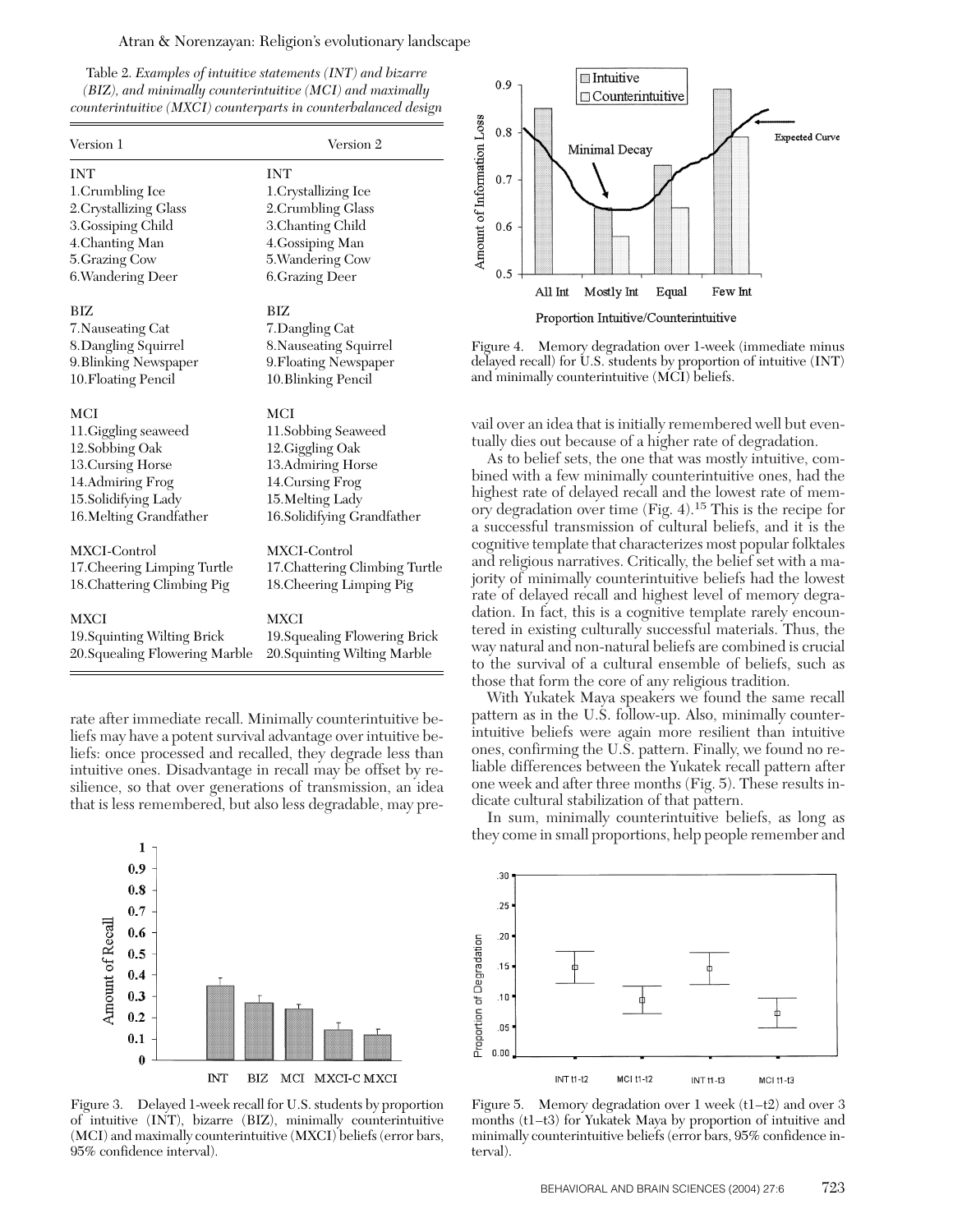Table 2. *Examples of intuitive statements (INT) and bizarre (BIZ), and minimally counterintuitive (MCI) and maximally counterintuitive (MXCI) counterparts in counterbalanced design*

| Version 1                      | Version 2                      |  |  |
|--------------------------------|--------------------------------|--|--|
| <b>INT</b>                     | <b>INT</b>                     |  |  |
| 1.Crumbling Ice                | 1. Crystallizing Ice           |  |  |
| 2. Crystallizing Glass         | 2.Crumbling Glass              |  |  |
| 3. Gossiping Child             | 3. Chanting Child              |  |  |
| 4.Chanting Man                 | 4. Gossiping Man               |  |  |
| 5. Grazing Cow                 | 5. Wandering Cow               |  |  |
| 6. Wandering Deer              | 6. Grazing Deer                |  |  |
| BIZ                            | BIZ                            |  |  |
| 7. Nauseating Cat              | 7.Dangling Cat                 |  |  |
| 8. Dangling Squirrel           | 8. Nauseating Squirrel         |  |  |
| 9. Blinking Newspaper          | 9. Floating Newspaper          |  |  |
| 10. Floating Pencil            | 10. Blinking Pencil            |  |  |
| MCI                            | MCI                            |  |  |
| 11. Giggling seaweed           | 11.Sobbing Seaweed             |  |  |
| 12.Sobbing Oak                 | 12. Giggling Oak               |  |  |
| 13. Cursing Horse              | 13. Admiring Horse             |  |  |
| 14. Admiring Frog              | 14. Cursing Frog               |  |  |
| 15.Solidifying Lady            | 15. Melting Lady               |  |  |
| 16. Melting Grandfather        | 16.Solidifying Grandfather     |  |  |
| MXCI-Control                   | MXCI-Control                   |  |  |
| 17. Cheering Limping Turtle    | 17. Chattering Climbing Turtle |  |  |
| 18. Chattering Climbing Pig    | 18. Cheering Limping Pig       |  |  |
| MXCI                           | <b>MXCI</b>                    |  |  |
| 19. Squinting Wilting Brick    | 19. Squealing Flowering Brick  |  |  |
| 20. Squealing Flowering Marble | 20. Squinting Wilting Marble   |  |  |

rate after immediate recall. Minimally counterintuitive beliefs may have a potent survival advantage over intuitive beliefs: once processed and recalled, they degrade less than intuitive ones. Disadvantage in recall may be offset by resilience, so that over generations of transmission, an idea that is less remembered, but also less degradable, may pre-



Figure 3. Delayed 1-week recall for U.S. students by proportion of intuitive (INT), bizarre (BIZ), minimally counterintuitive (MCI) and maximally counterintuitive (MXCI) beliefs (error bars, 95% confidence interval).



Figure 4. Memory degradation over 1-week (immediate minus delayed recall) for U.S. students by proportion of intuitive (INT) and minimally counterintuitive (MCI) beliefs.

vail over an idea that is initially remembered well but eventually dies out because of a higher rate of degradation.

As to belief sets, the one that was mostly intuitive, combined with a few minimally counterintuitive ones, had the highest rate of delayed recall and the lowest rate of memory degradation over time (Fig. 4).<sup>15</sup> This is the recipe for a successful transmission of cultural beliefs, and it is the cognitive template that characterizes most popular folktales and religious narratives. Critically, the belief set with a majority of minimally counterintuitive beliefs had the lowest rate of delayed recall and highest level of memory degradation. In fact, this is a cognitive template rarely encountered in existing culturally successful materials. Thus, the way natural and non-natural beliefs are combined is crucial to the survival of a cultural ensemble of beliefs, such as those that form the core of any religious tradition.

With Yukatek Maya speakers we found the same recall pattern as in the U.S. follow-up. Also, minimally counterintuitive beliefs were again more resilient than intuitive ones, confirming the U.S. pattern. Finally, we found no reliable differences between the Yukatek recall pattern after one week and after three months (Fig. 5). These results indicate cultural stabilization of that pattern.

In sum, minimally counterintuitive beliefs, as long as they come in small proportions, help people remember and



Figure 5. Memory degradation over 1 week (t1–t2) and over 3 months (t1–t3) for Yukatek Maya by proportion of intuitive and minimally counterintuitive beliefs (error bars, 95% confidence interval).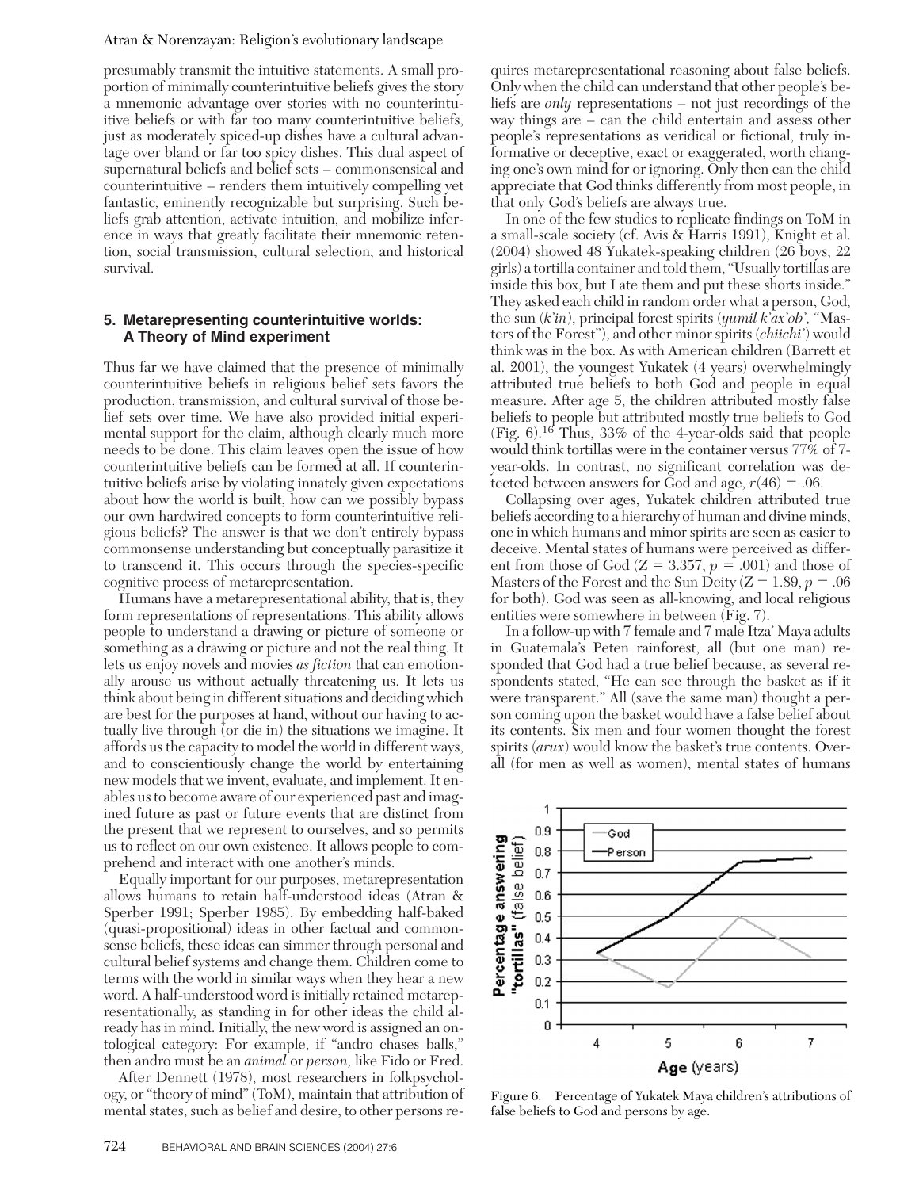presumably transmit the intuitive statements. A small proportion of minimally counterintuitive beliefs gives the story a mnemonic advantage over stories with no counterintuitive beliefs or with far too many counterintuitive beliefs, just as moderately spiced-up dishes have a cultural advantage over bland or far too spicy dishes. This dual aspect of supernatural beliefs and belief sets – commonsensical and counterintuitive – renders them intuitively compelling yet fantastic, eminently recognizable but surprising. Such beliefs grab attention, activate intuition, and mobilize inference in ways that greatly facilitate their mnemonic retention, social transmission, cultural selection, and historical survival.

## **5. Metarepresenting counterintuitive worlds: A Theory of Mind experiment**

Thus far we have claimed that the presence of minimally counterintuitive beliefs in religious belief sets favors the production, transmission, and cultural survival of those belief sets over time. We have also provided initial experimental support for the claim, although clearly much more needs to be done. This claim leaves open the issue of how counterintuitive beliefs can be formed at all. If counterintuitive beliefs arise by violating innately given expectations about how the world is built, how can we possibly bypass our own hardwired concepts to form counterintuitive religious beliefs? The answer is that we don't entirely bypass commonsense understanding but conceptually parasitize it to transcend it. This occurs through the species-specific cognitive process of metarepresentation.

Humans have a metarepresentational ability, that is, they form representations of representations. This ability allows people to understand a drawing or picture of someone or something as a drawing or picture and not the real thing. It lets us enjoy novels and movies *as fiction* that can emotionally arouse us without actually threatening us. It lets us think about being in different situations and deciding which are best for the purposes at hand, without our having to actually live through (or die in) the situations we imagine. It affords us the capacity to model the world in different ways, and to conscientiously change the world by entertaining new models that we invent, evaluate, and implement. It enables us to become aware of our experienced past and imagined future as past or future events that are distinct from the present that we represent to ourselves, and so permits us to reflect on our own existence. It allows people to comprehend and interact with one another's minds.

Equally important for our purposes, metarepresentation allows humans to retain half-understood ideas (Atran & Sperber 1991; Sperber 1985). By embedding half-baked (quasi-propositional) ideas in other factual and commonsense beliefs, these ideas can simmer through personal and cultural belief systems and change them. Children come to terms with the world in similar ways when they hear a new word. A half-understood word is initially retained metarepresentationally, as standing in for other ideas the child already has in mind. Initially, the new word is assigned an ontological category: For example, if "andro chases balls," then andro must be an *animal* or *person,* like Fido or Fred.

After Dennett (1978), most researchers in folkpsychology, or "theory of mind" (ToM), maintain that attribution of mental states, such as belief and desire, to other persons re-

quires metarepresentational reasoning about false beliefs. Only when the child can understand that other people's beliefs are *only* representations – not just recordings of the way things are – can the child entertain and assess other people's representations as veridical or fictional, truly informative or deceptive, exact or exaggerated, worth changing one's own mind for or ignoring. Only then can the child appreciate that God thinks differently from most people, in that only God's beliefs are always true.

In one of the few studies to replicate findings on ToM in a small-scale society (cf. Avis & Harris 1991), Knight et al. (2004) showed 48 Yukatek-speaking children (26 boys, 22 girls) a tortilla container and told them, "Usually tortillas are inside this box, but I ate them and put these shorts inside." They asked each child in random order what a person, God, the sun (*k'in*), principal forest spirits (*yumil k'ax'ob',* "Masters of the Forest"), and other minor spirits (*chiichi'*) would think was in the box. As with American children (Barrett et al. 2001), the youngest Yukatek (4 years) overwhelmingly attributed true beliefs to both God and people in equal measure. After age 5, the children attributed mostly false beliefs to people but attributed mostly true beliefs to God (Fig. 6).<sup>16</sup> Thus, 33% of the 4-year-olds said that people would think tortillas were in the container versus  $77\%$  of 7year-olds. In contrast, no significant correlation was detected between answers for God and age,  $r(46) = .06$ .

Collapsing over ages, Yukatek children attributed true beliefs according to a hierarchy of human and divine minds, one in which humans and minor spirits are seen as easier to deceive. Mental states of humans were perceived as different from those of God ( $Z = 3.357$ ,  $p = .001$ ) and those of Masters of the Forest and the Sun Deity ( $Z = 1.89, p = .06$ for both). God was seen as all-knowing, and local religious entities were somewhere in between (Fig. 7).

In a follow-up with 7 female and 7 male Itza' Maya adults in Guatemala's Peten rainforest, all (but one man) responded that God had a true belief because, as several respondents stated, "He can see through the basket as if it were transparent." All (save the same man) thought a person coming upon the basket would have a false belief about its contents. Six men and four women thought the forest spirits (*arux*) would know the basket's true contents. Overall (for men as well as women), mental states of humans



Figure 6. Percentage of Yukatek Maya children's attributions of false beliefs to God and persons by age.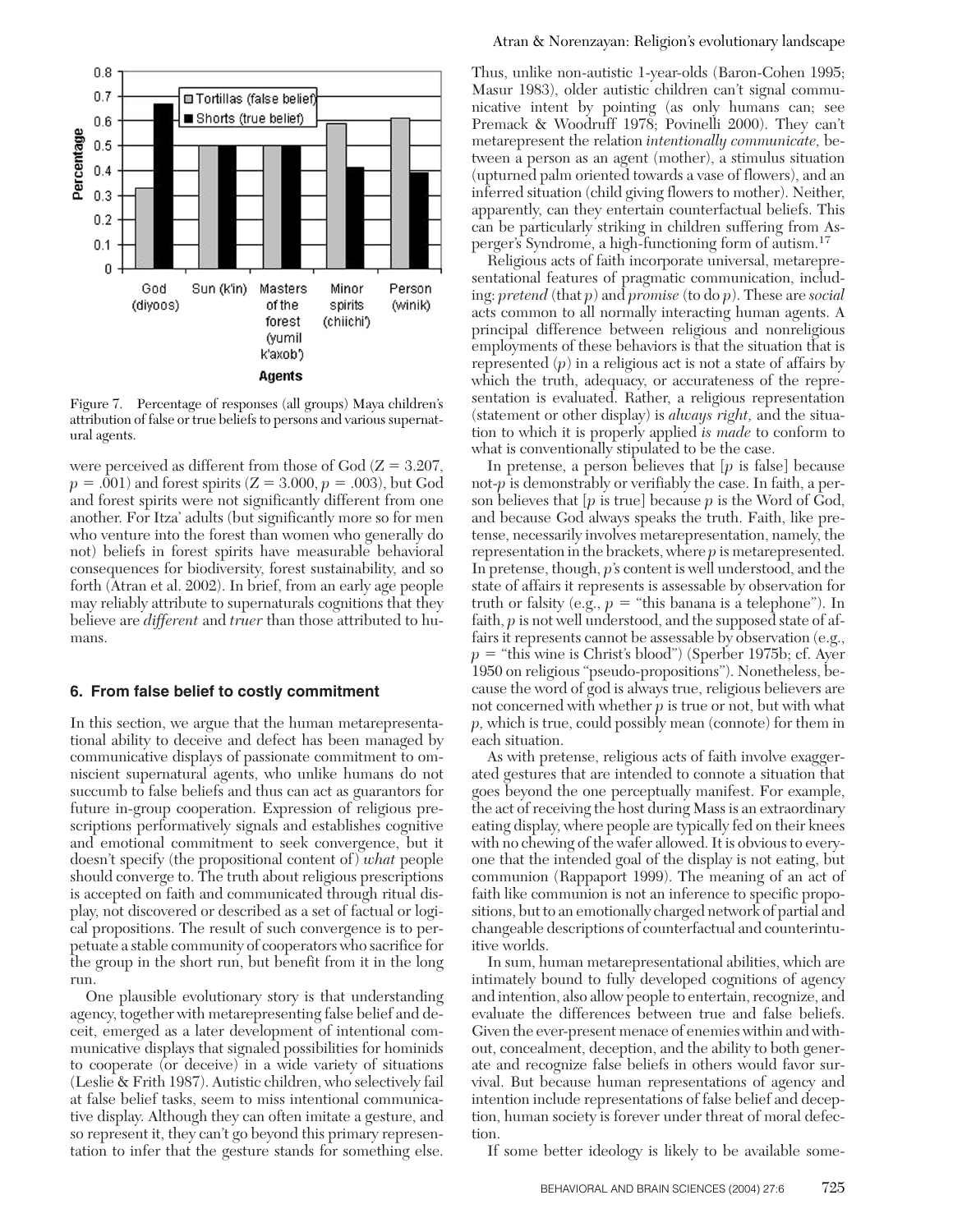

Figure 7. Percentage of responses (all groups) Maya children's attribution of false or true beliefs to persons and various supernatural agents.

were perceived as different from those of  $God (Z = 3.207,$  $p = .001$ ) and forest spirits ( $Z = 3.000, p = .003$ ), but God and forest spirits were not significantly different from one another. For Itza' adults (but significantly more so for men who venture into the forest than women who generally do not) beliefs in forest spirits have measurable behavioral consequences for biodiversity, forest sustainability, and so forth (Atran et al. 2002). In brief, from an early age people may reliably attribute to supernaturals cognitions that they believe are *different* and *truer* than those attributed to humans.

## **6. From false belief to costly commitment**

In this section, we argue that the human metarepresentational ability to deceive and defect has been managed by communicative displays of passionate commitment to omniscient supernatural agents, who unlike humans do not succumb to false beliefs and thus can act as guarantors for future in-group cooperation. Expression of religious prescriptions performatively signals and establishes cognitive and emotional commitment to seek convergence, but it doesn't specify (the propositional content of) *what* people should converge to. The truth about religious prescriptions is accepted on faith and communicated through ritual display, not discovered or described as a set of factual or logical propositions. The result of such convergence is to perpetuate a stable community of cooperators who sacrifice for the group in the short run, but benefit from it in the long run.

One plausible evolutionary story is that understanding agency, together with metarepresenting false belief and deceit, emerged as a later development of intentional communicative displays that signaled possibilities for hominids to cooperate (or deceive) in a wide variety of situations (Leslie & Frith 1987). Autistic children, who selectively fail at false belief tasks, seem to miss intentional communicative display. Although they can often imitate a gesture, and so represent it, they can't go beyond this primary representation to infer that the gesture stands for something else.

Thus, unlike non-autistic 1-year-olds (Baron-Cohen 1995; Masur 1983), older autistic children can't signal communicative intent by pointing (as only humans can; see Premack & Woodruff 1978; Povinelli 2000). They can't metarepresent the relation *intentionally communicate,* between a person as an agent (mother), a stimulus situation (upturned palm oriented towards a vase of flowers), and an inferred situation (child giving flowers to mother). Neither, apparently, can they entertain counterfactual beliefs. This can be particularly striking in children suffering from Asperger's Syndrome, a high-functioning form of autism.<sup>17</sup>

Religious acts of faith incorporate universal, metarepresentational features of pragmatic communication, including: *pretend* (that *p*) and *promise* (to do *p*). These are *social* acts common to all normally interacting human agents. A principal difference between religious and nonreligious employments of these behaviors is that the situation that is represented  $(p)$  in a religious act is not a state of affairs by which the truth, adequacy, or accurateness of the representation is evaluated. Rather, a religious representation (statement or other display) is *always right,* and the situation to which it is properly applied *is made* to conform to what is conventionally stipulated to be the case.

In pretense, a person believes that [*p* is false] because not-*p* is demonstrably or verifiably the case. In faith, a person believes that  $[p]$  is true] because  $p$  is the Word of God, and because God always speaks the truth. Faith, like pretense, necessarily involves metarepresentation, namely, the representation in the brackets, where *p* is metarepresented. In pretense, though, *p*'s content is well understood, and the state of affairs it represents is assessable by observation for truth or falsity (e.g.,  $p =$  "this banana is a telephone"). In faith, *p* is not well understood, and the supposed state of affairs it represents cannot be assessable by observation (e.g.,  $p =$  "this wine is Christ's blood") (Sperber 1975b; cf. Ayer 1950 on religious "pseudo-propositions"). Nonetheless, because the word of god is always true, religious believers are not concerned with whether *p* is true or not, but with what *p,* which is true, could possibly mean (connote) for them in each situation.

As with pretense, religious acts of faith involve exaggerated gestures that are intended to connote a situation that goes beyond the one perceptually manifest. For example, the act of receiving the host during Mass is an extraordinary eating display, where people are typically fed on their knees with no chewing of the wafer allowed. It is obvious to everyone that the intended goal of the display is not eating, but communion (Rappaport 1999). The meaning of an act of faith like communion is not an inference to specific propositions, but to an emotionally charged network of partial and changeable descriptions of counterfactual and counterintuitive worlds.

In sum, human metarepresentational abilities, which are intimately bound to fully developed cognitions of agency and intention, also allow people to entertain, recognize, and evaluate the differences between true and false beliefs. Given the ever-present menace of enemies within and without, concealment, deception, and the ability to both generate and recognize false beliefs in others would favor survival. But because human representations of agency and intention include representations of false belief and deception, human society is forever under threat of moral defection.

If some better ideology is likely to be available some-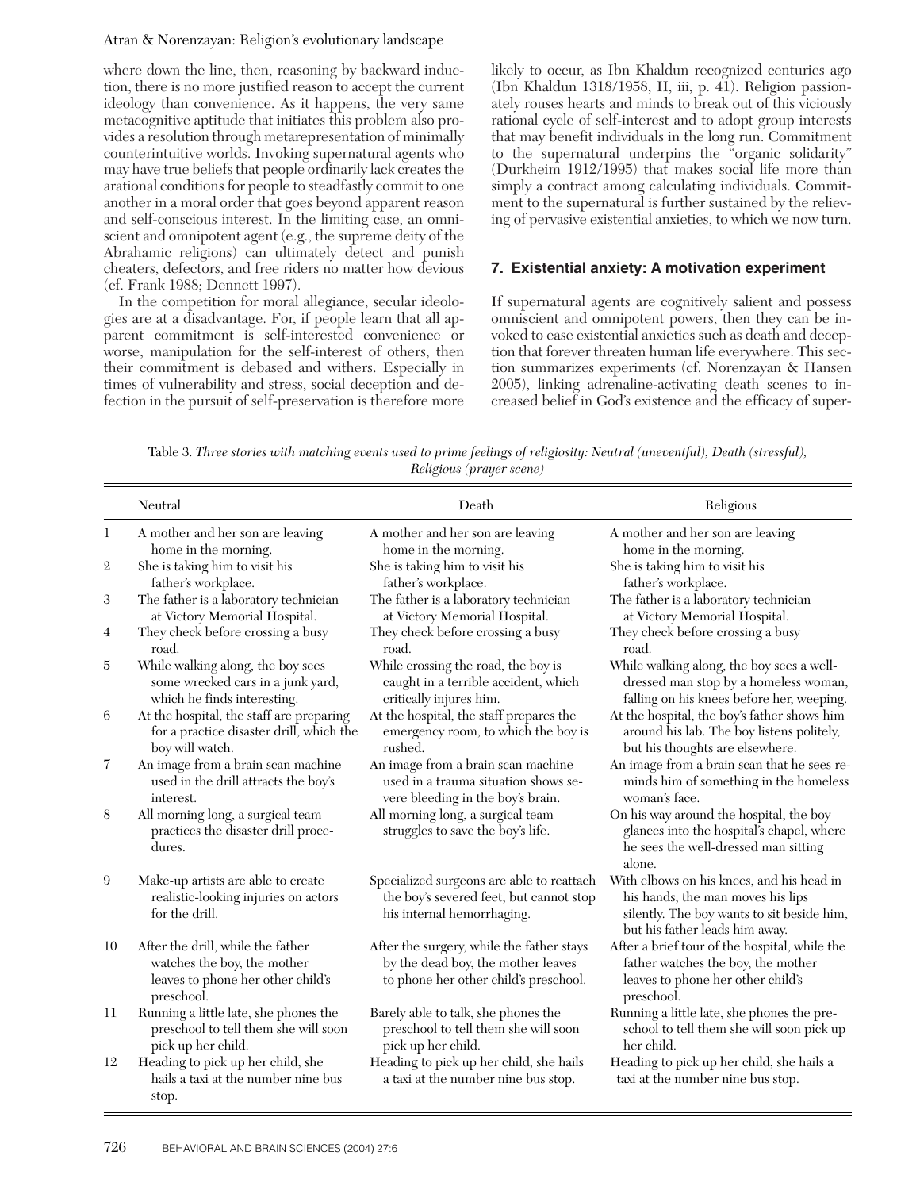where down the line, then, reasoning by backward induction, there is no more justified reason to accept the current ideology than convenience. As it happens, the very same metacognitive aptitude that initiates this problem also provides a resolution through metarepresentation of minimally counterintuitive worlds. Invoking supernatural agents who may have true beliefs that people ordinarily lack creates the arational conditions for people to steadfastly commit to one another in a moral order that goes beyond apparent reason and self-conscious interest. In the limiting case, an omniscient and omnipotent agent (e.g., the supreme deity of the Abrahamic religions) can ultimately detect and punish cheaters, defectors, and free riders no matter how devious (cf. Frank 1988; Dennett 1997).

In the competition for moral allegiance, secular ideologies are at a disadvantage. For, if people learn that all apparent commitment is self-interested convenience or worse, manipulation for the self-interest of others, then their commitment is debased and withers. Especially in times of vulnerability and stress, social deception and defection in the pursuit of self-preservation is therefore more likely to occur, as Ibn Khaldun recognized centuries ago (Ibn Khaldun 1318/1958, II, iii, p. 41). Religion passionately rouses hearts and minds to break out of this viciously rational cycle of self-interest and to adopt group interests that may benefit individuals in the long run. Commitment to the supernatural underpins the "organic solidarity" (Durkheim 1912/1995) that makes social life more than simply a contract among calculating individuals. Commitment to the supernatural is further sustained by the relieving of pervasive existential anxieties, to which we now turn.

## **7. Existential anxiety: A motivation experiment**

If supernatural agents are cognitively salient and possess omniscient and omnipotent powers, then they can be invoked to ease existential anxieties such as death and deception that forever threaten human life everywhere. This section summarizes experiments (cf. Norenzayan & Hansen 2005), linking adrenaline-activating death scenes to increased belief in God's existence and the efficacy of super-

Table 3. *Three stories with matching events used to prime feelings of religiosity: Neutral (uneventful), Death (stressful), Religious (prayer scene)*

|                  | Neutral                                                                                                             | Death                                                                                                                    | Religious                                                                                                                                                      |
|------------------|---------------------------------------------------------------------------------------------------------------------|--------------------------------------------------------------------------------------------------------------------------|----------------------------------------------------------------------------------------------------------------------------------------------------------------|
| 1                | A mother and her son are leaving                                                                                    | A mother and her son are leaving                                                                                         | A mother and her son are leaving                                                                                                                               |
|                  | home in the morning.                                                                                                | home in the morning.                                                                                                     | home in the morning.                                                                                                                                           |
| $\boldsymbol{2}$ | She is taking him to visit his                                                                                      | She is taking him to visit his                                                                                           | She is taking him to visit his                                                                                                                                 |
|                  | father's workplace.                                                                                                 | father's workplace.                                                                                                      | father's workplace.                                                                                                                                            |
| 3                | The father is a laboratory technician                                                                               | The father is a laboratory technician                                                                                    | The father is a laboratory technician                                                                                                                          |
|                  | at Victory Memorial Hospital.                                                                                       | at Victory Memorial Hospital.                                                                                            | at Victory Memorial Hospital.                                                                                                                                  |
| 4                | They check before crossing a busy                                                                                   | They check before crossing a busy                                                                                        | They check before crossing a busy                                                                                                                              |
|                  | road.                                                                                                               | road.                                                                                                                    | road.                                                                                                                                                          |
| 5                | While walking along, the boy sees                                                                                   | While crossing the road, the boy is                                                                                      | While walking along, the boy sees a well-                                                                                                                      |
|                  | some wrecked cars in a junk yard,                                                                                   | caught in a terrible accident, which                                                                                     | dressed man stop by a homeless woman,                                                                                                                          |
|                  | which he finds interesting.                                                                                         | critically injures him.                                                                                                  | falling on his knees before her, weeping.                                                                                                                      |
| 6                | At the hospital, the staff are preparing                                                                            | At the hospital, the staff prepares the                                                                                  | At the hospital, the boy's father shows him                                                                                                                    |
|                  | for a practice disaster drill, which the                                                                            | emergency room, to which the boy is                                                                                      | around his lab. The boy listens politely,                                                                                                                      |
|                  | boy will watch.                                                                                                     | rushed.                                                                                                                  | but his thoughts are elsewhere.                                                                                                                                |
| 7                | An image from a brain scan machine                                                                                  | An image from a brain scan machine                                                                                       | An image from a brain scan that he sees re-                                                                                                                    |
|                  | used in the drill attracts the boy's                                                                                | used in a trauma situation shows se-                                                                                     | minds him of something in the homeless                                                                                                                         |
|                  | interest.                                                                                                           | vere bleeding in the boy's brain.                                                                                        | woman's face.                                                                                                                                                  |
| 8                | All morning long, a surgical team<br>practices the disaster drill proce-<br>dures.                                  | All morning long, a surgical team<br>struggles to save the boy's life.                                                   | On his way around the hospital, the boy<br>glances into the hospital's chapel, where<br>he sees the well-dressed man sitting<br>alone.                         |
| 9                | Make-up artists are able to create<br>realistic-looking injuries on actors<br>for the drill.                        | Specialized surgeons are able to reattach<br>the boy's severed feet, but cannot stop<br>his internal hemorrhaging.       | With elbows on his knees, and his head in<br>his hands, the man moves his lips<br>silently. The boy wants to sit beside him,<br>but his father leads him away. |
| 10               | After the drill, while the father<br>watches the boy, the mother<br>leaves to phone her other child's<br>preschool. | After the surgery, while the father stays<br>by the dead boy, the mother leaves<br>to phone her other child's preschool. | After a brief tour of the hospital, while the<br>father watches the boy, the mother<br>leaves to phone her other child's<br>preschool.                         |
| 11               | Running a little late, she phones the                                                                               | Barely able to talk, she phones the                                                                                      | Running a little late, she phones the pre-                                                                                                                     |
|                  | preschool to tell them she will soon                                                                                | preschool to tell them she will soon                                                                                     | school to tell them she will soon pick up                                                                                                                      |
|                  | pick up her child.                                                                                                  | pick up her child.                                                                                                       | her child.                                                                                                                                                     |
| 12               | Heading to pick up her child, she<br>hails a taxi at the number nine bus<br>stop.                                   | Heading to pick up her child, she hails<br>a taxi at the number nine bus stop.                                           | Heading to pick up her child, she hails a<br>taxi at the number nine bus stop.                                                                                 |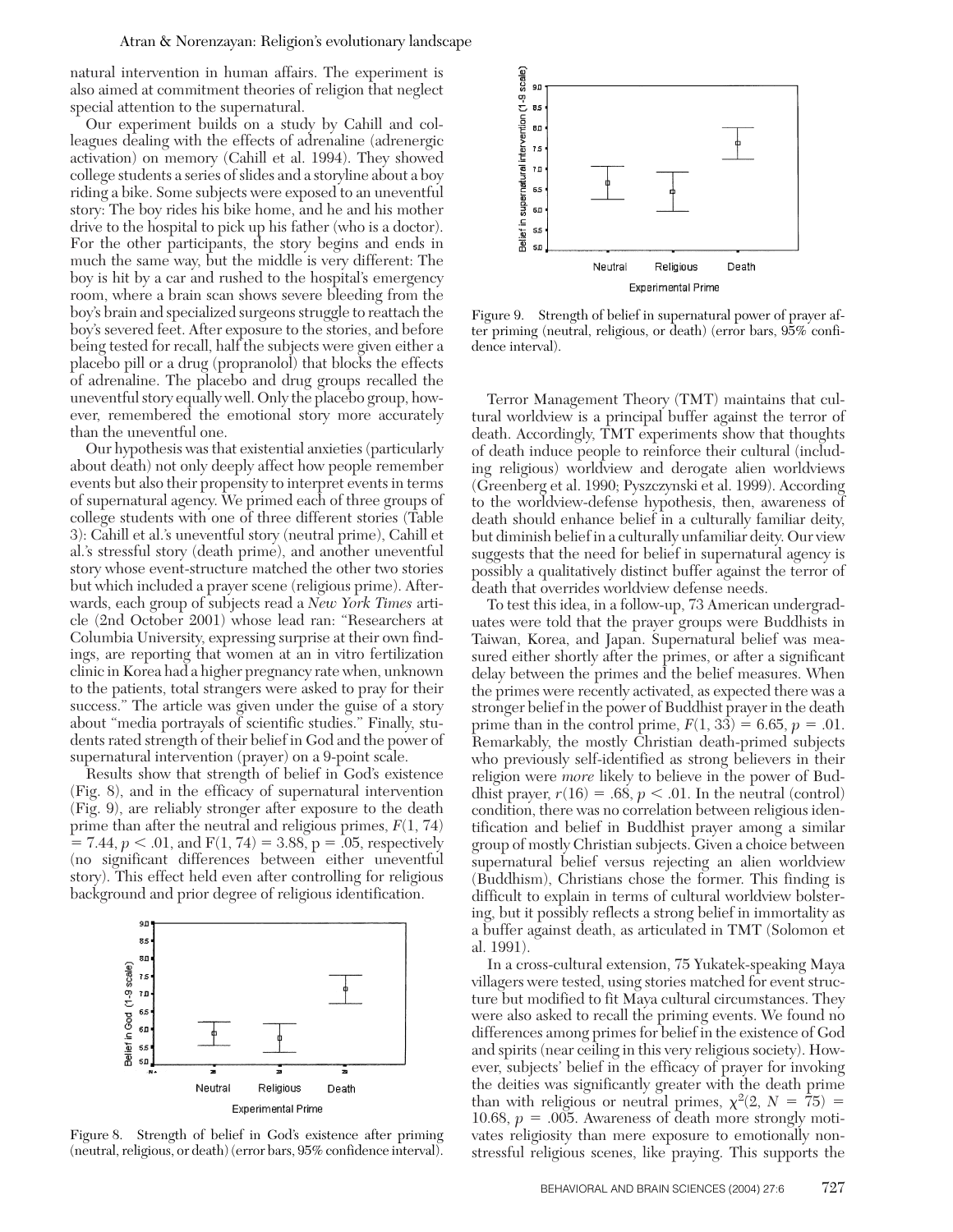natural intervention in human affairs. The experiment is also aimed at commitment theories of religion that neglect special attention to the supernatural.

Our experiment builds on a study by Cahill and colleagues dealing with the effects of adrenaline (adrenergic activation) on memory (Cahill et al. 1994). They showed college students a series of slides and a storyline about a boy riding a bike. Some subjects were exposed to an uneventful story: The boy rides his bike home, and he and his mother drive to the hospital to pick up his father (who is a doctor). For the other participants, the story begins and ends in much the same way, but the middle is very different: The boy is hit by a car and rushed to the hospital's emergency room, where a brain scan shows severe bleeding from the boy's brain and specialized surgeons struggle to reattach the boy's severed feet. After exposure to the stories, and before being tested for recall, half the subjects were given either a placebo pill or a drug (propranolol) that blocks the effects of adrenaline. The placebo and drug groups recalled the uneventful story equally well. Only the placebo group, however, remembered the emotional story more accurately than the uneventful one.

Our hypothesis was that existential anxieties (particularly about death) not only deeply affect how people remember events but also their propensity to interpret events in terms of supernatural agency. We primed each of three groups of college students with one of three different stories (Table 3): Cahill et al.'s uneventful story (neutral prime), Cahill et al.'s stressful story (death prime), and another uneventful story whose event-structure matched the other two stories but which included a prayer scene (religious prime). Afterwards, each group of subjects read a *New York Times* article (2nd October 2001) whose lead ran: "Researchers at Columbia University, expressing surprise at their own findings, are reporting that women at an in vitro fertilization clinic in Korea had a higher pregnancy rate when, unknown to the patients, total strangers were asked to pray for their success." The article was given under the guise of a story about "media portrayals of scientific studies." Finally, students rated strength of their belief in God and the power of supernatural intervention (prayer) on a 9-point scale.

Results show that strength of belief in God's existence (Fig. 8), and in the efficacy of supernatural intervention (Fig. 9), are reliably stronger after exposure to the death prime than after the neutral and religious primes, *F*(1, 74)  $= 7.44, p < .01, \text{ and } F(1, 74) = 3.88, p = .05,$  respectively (no significant differences between either uneventful story). This effect held even after controlling for religious background and prior degree of religious identification.



Figure 8. Strength of belief in God's existence after priming (neutral, religious, or death) (error bars, 95% confidence interval).



Figure 9. Strength of belief in supernatural power of prayer after priming (neutral, religious, or death) (error bars, 95% confidence interval).

Terror Management Theory (TMT) maintains that cultural worldview is a principal buffer against the terror of death. Accordingly, TMT experiments show that thoughts of death induce people to reinforce their cultural (including religious) worldview and derogate alien worldviews (Greenberg et al. 1990; Pyszczynski et al. 1999). According to the worldview-defense hypothesis, then, awareness of death should enhance belief in a culturally familiar deity, but diminish belief in a culturally unfamiliar deity. Our view suggests that the need for belief in supernatural agency is possibly a qualitatively distinct buffer against the terror of death that overrides worldview defense needs.

To test this idea, in a follow-up, 73 American undergraduates were told that the prayer groups were Buddhists in Taiwan, Korea, and Japan. Supernatural belief was measured either shortly after the primes, or after a significant delay between the primes and the belief measures. When the primes were recently activated, as expected there was a stronger belief in the power of Buddhist prayer in the death prime than in the control prime,  $F(1, 33) = 6.65, p = .01$ . Remarkably, the mostly Christian death-primed subjects who previously self-identified as strong believers in their religion were *more* likely to believe in the power of Buddhist prayer,  $r(16) = .68$ ,  $p < .01$ . In the neutral (control) condition, there was no correlation between religious identification and belief in Buddhist prayer among a similar group of mostly Christian subjects. Given a choice between supernatural belief versus rejecting an alien worldview (Buddhism), Christians chose the former. This finding is difficult to explain in terms of cultural worldview bolstering, but it possibly reflects a strong belief in immortality as a buffer against death, as articulated in TMT (Solomon et al. 1991).

In a cross-cultural extension, 75 Yukatek-speaking Maya villagers were tested, using stories matched for event structure but modified to fit Maya cultural circumstances. They were also asked to recall the priming events. We found no differences among primes for belief in the existence of God and spirits (near ceiling in this very religious society). However, subjects' belief in the efficacy of prayer for invoking the deities was significantly greater with the death prime than with religious or neutral primes,  $\chi^2(2, N = 75)$ 10.68,  $p = 0.005$ . Awareness of death more strongly motivates religiosity than mere exposure to emotionally nonstressful religious scenes, like praying. This supports the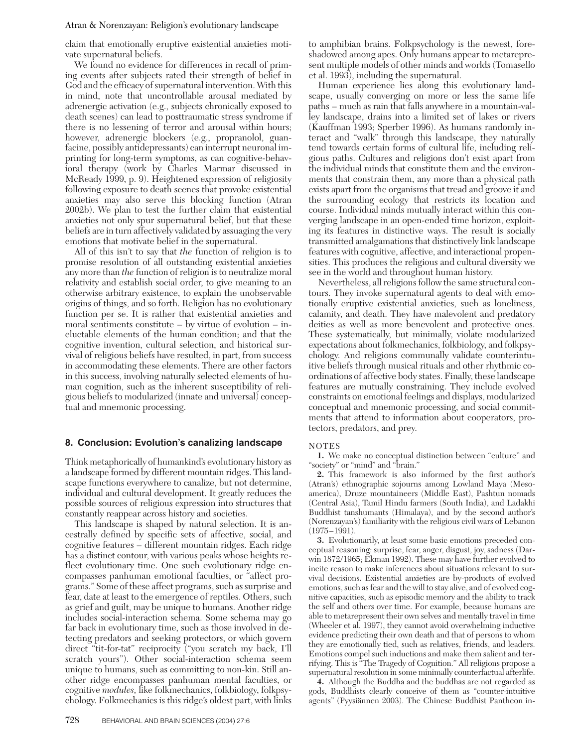claim that emotionally eruptive existential anxieties motivate supernatural beliefs.

We found no evidence for differences in recall of priming events after subjects rated their strength of belief in God and the efficacy of supernatural intervention. With this in mind, note that uncontrollable arousal mediated by adrenergic activation (e.g., subjects chronically exposed to death scenes) can lead to posttraumatic stress syndrome if there is no lessening of terror and arousal within hours; however, adrenergic blockers (e.g., propranolol, guanfacine, possibly antidepressants) can interrupt neuronal imprinting for long-term symptoms, as can cognitive-behavioral therapy (work by Charles Marmar discussed in McReady 1999, p. 9). Heightened expression of religiosity following exposure to death scenes that provoke existential anxieties may also serve this blocking function (Atran 2002b). We plan to test the further claim that existential anxieties not only spur supernatural belief, but that these beliefs are in turn affectively validated by assuaging the very emotions that motivate belief in the supernatural.

All of this isn't to say that *the* function of religion is to promise resolution of all outstanding existential anxieties any more than *the* function of religion is to neutralize moral relativity and establish social order, to give meaning to an otherwise arbitrary existence, to explain the unobservable origins of things, and so forth. Religion has no evolutionary function per se. It is rather that existential anxieties and moral sentiments constitute – by virtue of evolution – ineluctable elements of the human condition; and that the cognitive invention, cultural selection, and historical survival of religious beliefs have resulted, in part, from success in accommodating these elements. There are other factors in this success, involving naturally selected elements of human cognition, such as the inherent susceptibility of religious beliefs to modularized (innate and universal) conceptual and mnemonic processing.

## **8. Conclusion: Evolution's canalizing landscape**

Think metaphorically of humankind's evolutionary history as a landscape formed by different mountain ridges. This landscape functions everywhere to canalize, but not determine, individual and cultural development. It greatly reduces the possible sources of religious expression into structures that constantly reappear across history and societies.

This landscape is shaped by natural selection. It is ancestrally defined by specific sets of affective, social, and cognitive features – different mountain ridges. Each ridge has a distinct contour, with various peaks whose heights reflect evolutionary time. One such evolutionary ridge encompasses panhuman emotional faculties, or "affect programs." Some of these affect programs, such as surprise and fear, date at least to the emergence of reptiles. Others, such as grief and guilt, may be unique to humans. Another ridge includes social-interaction schema. Some schema may go far back in evolutionary time, such as those involved in detecting predators and seeking protectors, or which govern direct "tit-for-tat" reciprocity ("you scratch my back, I'll scratch yours"). Other social-interaction schema seem unique to humans, such as committing to non-kin. Still another ridge encompasses panhuman mental faculties, or cognitive *modules,* like folkmechanics, folkbiology, folkpsychology. Folkmechanics is this ridge's oldest part, with links

Human experience lies along this evolutionary landscape, usually converging on more or less the same life paths – much as rain that falls anywhere in a mountain-valley landscape, drains into a limited set of lakes or rivers (Kauffman 1993; Sperber 1996). As humans randomly interact and "walk" through this landscape, they naturally tend towards certain forms of cultural life, including religious paths. Cultures and religions don't exist apart from the individual minds that constitute them and the environments that constrain them, any more than a physical path exists apart from the organisms that tread and groove it and the surrounding ecology that restricts its location and course. Individual minds mutually interact within this converging landscape in an open-ended time horizon, exploiting its features in distinctive ways. The result is socially transmitted amalgamations that distinctively link landscape features with cognitive, affective, and interactional propensities. This produces the religious and cultural diversity we see in the world and throughout human history.

Nevertheless, all religions follow the same structural contours. They invoke supernatural agents to deal with emotionally eruptive existential anxieties, such as loneliness, calamity, and death. They have malevolent and predatory deities as well as more benevolent and protective ones. These systematically, but minimally, violate modularized expectations about folkmechanics, folkbiology, and folkpsychology. And religions communally validate counterintuitive beliefs through musical rituals and other rhythmic coordinations of affective body states. Finally, these landscape features are mutually constraining. They include evolved constraints on emotional feelings and displays, modularized conceptual and mnemonic processing, and social commitments that attend to information about cooperators, protectors, predators, and prey.

## NOTES

**1.** We make no conceptual distinction between "culture" and "society" or "mind" and "brain."

**2.** This framework is also informed by the first author's (Atran's) ethnographic sojourns among Lowland Maya (Mesoamerica), Druze mountaineers (Middle East), Pashtun nomads (Central Asia), Tamil Hindu farmers (South India), and Ladakhi Buddhist tanshumants (Himalaya), and by the second author's (Norenzayan's) familiarity with the religious civil wars of Lebanon (1975–1991).

**3.** Evolutionarily, at least some basic emotions preceded conceptual reasoning: surprise, fear, anger, disgust, joy, sadness (Darwin 1872/1965; Ekman 1992). These may have further evolved to incite reason to make inferences about situations relevant to survival decisions. Existential anxieties are by-products of evolved emotions, such as fear and the will to stay alive, and of evolved cognitive capacities, such as episodic memory and the ability to track the self and others over time. For example, because humans are able to metarepresent their own selves and mentally travel in time (Wheeler et al. 1997), they cannot avoid overwhelming inductive evidence predicting their own death and that of persons to whom they are emotionally tied, such as relatives, friends, and leaders. Emotions compel such inductions and make them salient and terrifying. This is "The Tragedy of Cognition." All religions propose a supernatural resolution in some minimally counterfactual afterlife.

**4.** Although the Buddha and the buddhas are not regarded as gods, Buddhists clearly conceive of them as "counter-intuitive agents" (Pyysiännen 2003). The Chinese Buddhist Pantheon in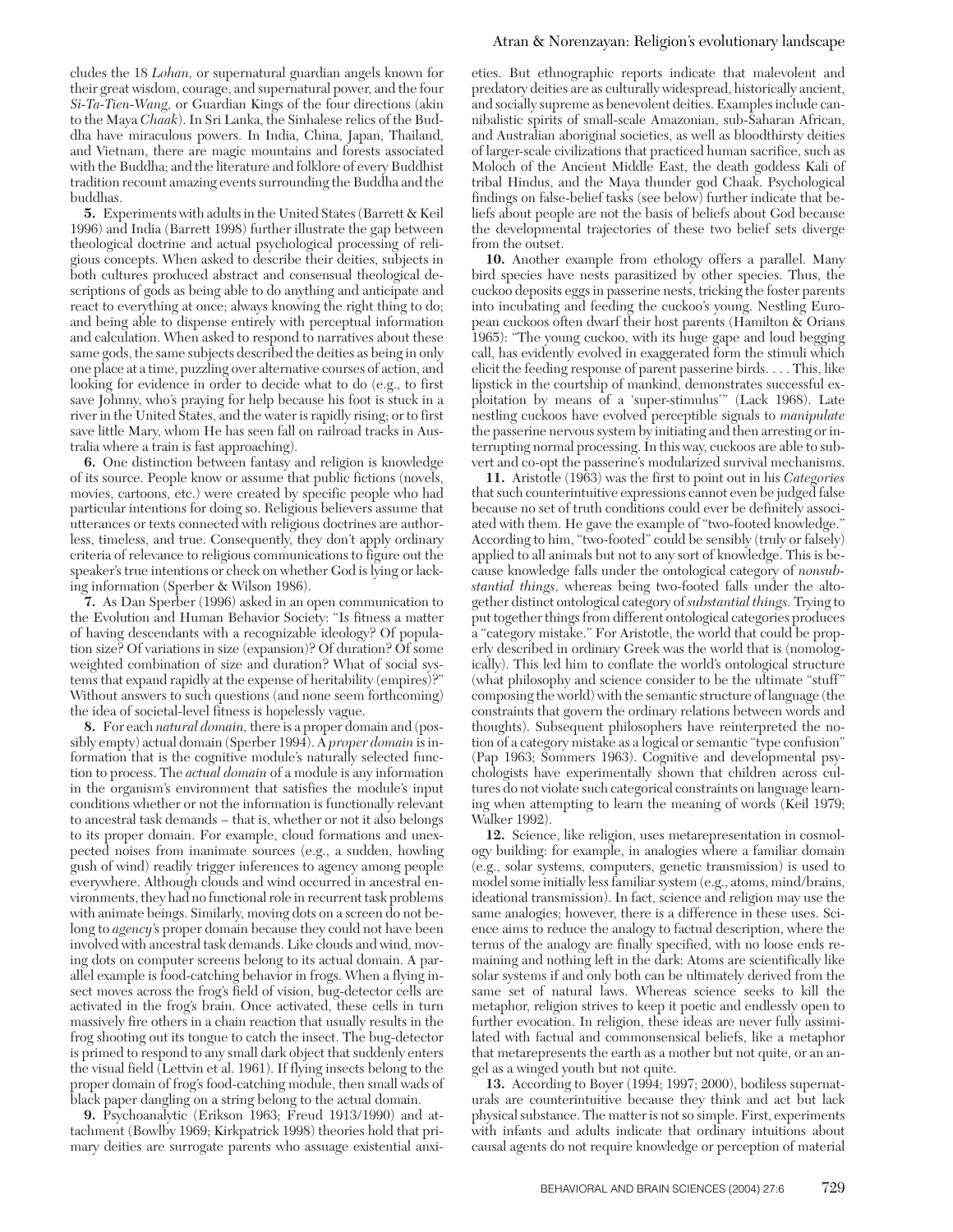cludes the 18 *Lohan,* or supernatural guardian angels known for their great wisdom, courage, and supernatural power, and the four *Si-Ta-Tien-Wang,* or Guardian Kings of the four directions (akin to the Maya *Chaak*). In Sri Lanka, the Sinhalese relics of the Buddha have miraculous powers. In India, China, Japan, Thailand, and Vietnam, there are magic mountains and forests associated with the Buddha; and the literature and folklore of every Buddhist tradition recount amazing events surrounding the Buddha and the buddhas.

**5.** Experiments with adults in the United States (Barrett & Keil 1996) and India (Barrett 1998) further illustrate the gap between theological doctrine and actual psychological processing of religious concepts. When asked to describe their deities, subjects in both cultures produced abstract and consensual theological descriptions of gods as being able to do anything and anticipate and react to everything at once; always knowing the right thing to do; and being able to dispense entirely with perceptual information and calculation. When asked to respond to narratives about these same gods, the same subjects described the deities as being in only one place at a time, puzzling over alternative courses of action, and looking for evidence in order to decide what to do (e.g., to first save Johnny, who's praying for help because his foot is stuck in a river in the United States, and the water is rapidly rising; or to first save little Mary, whom He has seen fall on railroad tracks in Australia where a train is fast approaching).

**6.** One distinction between fantasy and religion is knowledge of its source. People know or assume that public fictions (novels, movies, cartoons, etc.) were created by specific people who had particular intentions for doing so. Religious believers assume that utterances or texts connected with religious doctrines are authorless, timeless, and true. Consequently, they don't apply ordinary criteria of relevance to religious communications to figure out the speaker's true intentions or check on whether God is lying or lacking information (Sperber & Wilson 1986).

**7.** As Dan Sperber (1996) asked in an open communication to the Evolution and Human Behavior Society: "Is fitness a matter of having descendants with a recognizable ideology? Of population size? Of variations in size (expansion)? Of duration? Of some weighted combination of size and duration? What of social systems that expand rapidly at the expense of heritability (empires)?" Without answers to such questions (and none seem forthcoming) the idea of societal-level fitness is hopelessly vague.

**8.** For each *natural domain,* there is a proper domain and (possibly empty) actual domain (Sperber 1994). A *proper domain* is information that is the cognitive module's naturally selected function to process. The *actual domain* of a module is any information in the organism's environment that satisfies the module's input conditions whether or not the information is functionally relevant to ancestral task demands – that is, whether or not it also belongs to its proper domain. For example, cloud formations and unexpected noises from inanimate sources (e.g., a sudden, howling gush of wind) readily trigger inferences to agency among people everywhere. Although clouds and wind occurred in ancestral environments, they had no functional role in recurrent task problems with animate beings. Similarly, moving dots on a screen do not belong to *agency*'s proper domain because they could not have been involved with ancestral task demands. Like clouds and wind, moving dots on computer screens belong to its actual domain. A parallel example is food-catching behavior in frogs. When a flying insect moves across the frog's field of vision, bug-detector cells are activated in the frog's brain. Once activated, these cells in turn massively fire others in a chain reaction that usually results in the frog shooting out its tongue to catch the insect. The bug-detector is primed to respond to any small dark object that suddenly enters the visual field (Lettvin et al. 1961). If flying insects belong to the proper domain of frog's food-catching module, then small wads of black paper dangling on a string belong to the actual domain.

**9.** Psychoanalytic (Erikson 1963; Freud 1913/1990) and attachment (Bowlby 1969; Kirkpatrick 1998) theories hold that primary deities are surrogate parents who assuage existential anxi-

## Atran & Norenzayan: Religion's evolutionary landscape

eties. But ethnographic reports indicate that malevolent and predatory deities are as culturally widespread, historically ancient, and socially supreme as benevolent deities. Examples include cannibalistic spirits of small-scale Amazonian, sub-Saharan African, and Australian aboriginal societies, as well as bloodthirsty deities of larger-scale civilizations that practiced human sacrifice, such as Moloch of the Ancient Middle East, the death goddess Kali of tribal Hindus, and the Maya thunder god Chaak. Psychological findings on false-belief tasks (see below) further indicate that beliefs about people are not the basis of beliefs about God because the developmental trajectories of these two belief sets diverge from the outset.

**10.** Another example from ethology offers a parallel. Many bird species have nests parasitized by other species. Thus, the cuckoo deposits eggs in passerine nests, tricking the foster parents into incubating and feeding the cuckoo's young. Nestling European cuckoos often dwarf their host parents (Hamilton & Orians 1965): "The young cuckoo, with its huge gape and loud begging call, has evidently evolved in exaggerated form the stimuli which elicit the feeding response of parent passerine birds. . . . This, like lipstick in the courtship of mankind, demonstrates successful exploitation by means of a 'super-stimulus'" (Lack 1968). Late nestling cuckoos have evolved perceptible signals to *manipulate* the passerine nervous system by initiating and then arresting or interrupting normal processing. In this way, cuckoos are able to subvert and co-opt the passerine's modularized survival mechanisms.

**11.** Aristotle (1963) was the first to point out in his *Categories* that such counterintuitive expressions cannot even be judged false because no set of truth conditions could ever be definitely associated with them. He gave the example of "two-footed knowledge." According to him, "two-footed" could be sensibly (truly or falsely) applied to all animals but not to any sort of knowledge. This is because knowledge falls under the ontological category of *nonsubstantial things,* whereas being two-footed falls under the altogether distinct ontological category of *substantial things.* Trying to put together things from different ontological categories produces a "category mistake." For Aristotle, the world that could be properly described in ordinary Greek was the world that is (nomologically). This led him to conflate the world's ontological structure (what philosophy and science consider to be the ultimate "stuff" composing the world) with the semantic structure of language (the constraints that govern the ordinary relations between words and thoughts). Subsequent philosophers have reinterpreted the notion of a category mistake as a logical or semantic "type confusion" (Pap 1963; Sommers 1963). Cognitive and developmental psychologists have experimentally shown that children across cultures do not violate such categorical constraints on language learning when attempting to learn the meaning of words (Keil 1979; Walker 1992).

**12.** Science, like religion, uses metarepresentation in cosmology building: for example, in analogies where a familiar domain (e.g., solar systems, computers, genetic transmission) is used to model some initially less familiar system (e.g., atoms, mind/brains, ideational transmission). In fact, science and religion may use the same analogies; however, there is a difference in these uses. Science aims to reduce the analogy to factual description, where the terms of the analogy are finally specified, with no loose ends remaining and nothing left in the dark: Atoms are scientifically like solar systems if and only both can be ultimately derived from the same set of natural laws. Whereas science seeks to kill the metaphor, religion strives to keep it poetic and endlessly open to further evocation. In religion, these ideas are never fully assimilated with factual and commonsensical beliefs, like a metaphor that metarepresents the earth as a mother but not quite, or an angel as a winged youth but not quite.

**13.** According to Boyer (1994; 1997; 2000), bodiless supernaturals are counterintuitive because they think and act but lack physical substance. The matter is not so simple. First, experiments with infants and adults indicate that ordinary intuitions about causal agents do not require knowledge or perception of material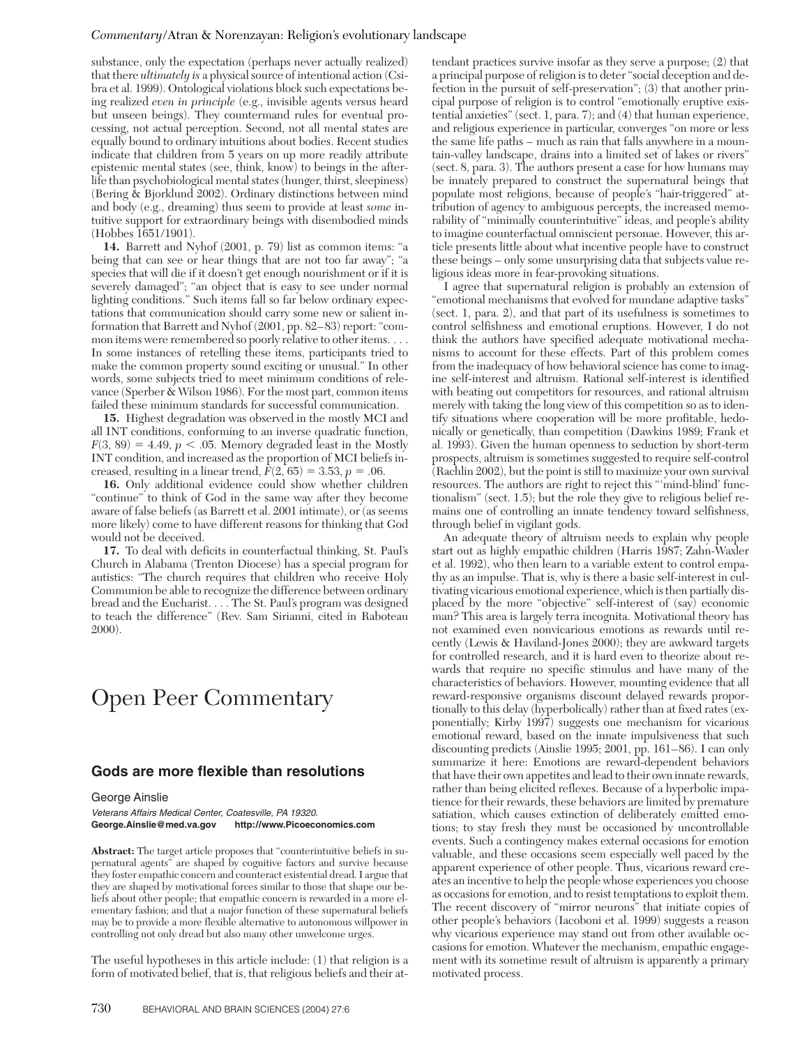substance, only the expectation (perhaps never actually realized) that there *ultimately is* a physical source of intentional action (Csibra et al. 1999). Ontological violations block such expectations being realized *even in principle* (e.g., invisible agents versus heard but unseen beings). They countermand rules for eventual processing, not actual perception. Second, not all mental states are equally bound to ordinary intuitions about bodies. Recent studies indicate that children from 5 years on up more readily attribute epistemic mental states (see, think, know) to beings in the afterlife than psychobiological mental states (hunger, thirst, sleepiness) (Bering & Bjorklund 2002). Ordinary distinctions between mind and body (e.g., dreaming) thus seem to provide at least *some* intuitive support for extraordinary beings with disembodied minds (Hobbes 1651/1901).

**14.** Barrett and Nyhof (2001, p. 79) list as common items: "a being that can see or hear things that are not too far away"; "a species that will die if it doesn't get enough nourishment or if it is severely damaged"; "an object that is easy to see under normal lighting conditions." Such items fall so far below ordinary expectations that communication should carry some new or salient information that Barrett and Nyhof (2001, pp. 82–83) report: "common items were remembered so poorly relative to other items.... In some instances of retelling these items, participants tried to make the common property sound exciting or unusual." In other words, some subjects tried to meet minimum conditions of relevance (Sperber & Wilson 1986). For the most part, common items failed these minimum standards for successful communication.

**15.** Highest degradation was observed in the mostly MCI and all INT conditions, conforming to an inverse quadratic function,  $F(3, 89) = 4.49, p < .05$ . Memory degraded least in the Mostly INT condition, and increased as the proportion of MCI beliefs increased, resulting in a linear trend,  $F(2, 65) = 3.53, p = .06$ .

**16.** Only additional evidence could show whether children "continue" to think of God in the same way after they become aware of false beliefs (as Barrett et al. 2001 intimate), or (as seems more likely) come to have different reasons for thinking that God would not be deceived.

**17.** To deal with deficits in counterfactual thinking, St. Paul's Church in Alabama (Trenton Diocese) has a special program for autistics: "The church requires that children who receive Holy Communion be able to recognize the difference between ordinary bread and the Eucharist. . . . The St. Paul's program was designed to teach the difference" (Rev. Sam Sirianni, cited in Raboteau 2000).

## Open Peer Commentary

## **Gods are more flexible than resolutions**

George Ainslie *Veterans Affairs Medical Center, Coatesville, PA 19320.* **George.Ainslie@med.va.gov http://www.Picoeconomics.com**

**Abstract:** The target article proposes that "counterintuitive beliefs in supernatural agents" are shaped by cognitive factors and survive because they foster empathic concern and counteract existential dread. I argue that they are shaped by motivational forces similar to those that shape our beliefs about other people; that empathic concern is rewarded in a more elementary fashion; and that a major function of these supernatural beliefs may be to provide a more flexible alternative to autonomous willpower in controlling not only dread but also many other unwelcome urges.

The useful hypotheses in this article include: (1) that religion is a form of motivated belief, that is, that religious beliefs and their attendant practices survive insofar as they serve a purpose; (2) that a principal purpose of religion is to deter "social deception and defection in the pursuit of self-preservation"; (3) that another principal purpose of religion is to control "emotionally eruptive existential anxieties" (sect. 1, para. 7); and (4) that human experience, and religious experience in particular, converges "on more or less the same life paths – much as rain that falls anywhere in a mountain-valley landscape, drains into a limited set of lakes or rivers" (sect. 8, para. 3). The authors present a case for how humans may be innately prepared to construct the supernatural beings that populate most religions, because of people's "hair-triggered" attribution of agency to ambiguous percepts, the increased memorability of "minimally counterintuitive" ideas, and people's ability to imagine counterfactual omniscient personae. However, this article presents little about what incentive people have to construct these beings – only some unsurprising data that subjects value religious ideas more in fear-provoking situations.

I agree that supernatural religion is probably an extension of "emotional mechanisms that evolved for mundane adaptive tasks" (sect. 1, para. 2), and that part of its usefulness is sometimes to control selfishness and emotional eruptions. However, I do not think the authors have specified adequate motivational mechanisms to account for these effects. Part of this problem comes from the inadequacy of how behavioral science has come to imagine self-interest and altruism. Rational self-interest is identified with beating out competitors for resources, and rational altruism merely with taking the long view of this competition so as to identify situations where cooperation will be more profitable, hedonically or genetically, than competition (Dawkins 1989; Frank et al. 1993). Given the human openness to seduction by short-term prospects, altruism is sometimes suggested to require self-control (Rachlin 2002), but the point is still to maximize your own survival resources. The authors are right to reject this "'mind-blind' functionalism" (sect. 1.5); but the role they give to religious belief remains one of controlling an innate tendency toward selfishness, through belief in vigilant gods.

An adequate theory of altruism needs to explain why people start out as highly empathic children (Harris 1987; Zahn-Waxler et al. 1992), who then learn to a variable extent to control empathy as an impulse. That is, why is there a basic self-interest in cultivating vicarious emotional experience, which is then partially displaced by the more "objective" self-interest of (say) economic man? This area is largely terra incognita. Motivational theory has not examined even nonvicarious emotions as rewards until recently (Lewis & Haviland-Jones 2000); they are awkward targets for controlled research, and it is hard even to theorize about rewards that require no specific stimulus and have many of the characteristics of behaviors. However, mounting evidence that all reward-responsive organisms discount delayed rewards proportionally to this delay (hyperbolically) rather than at fixed rates (exponentially; Kirby 1997) suggests one mechanism for vicarious emotional reward, based on the innate impulsiveness that such discounting predicts (Ainslie 1995; 2001, pp. 161–86). I can only summarize it here: Emotions are reward-dependent behaviors that have their own appetites and lead to their own innate rewards, rather than being elicited reflexes. Because of a hyperbolic impatience for their rewards, these behaviors are limited by premature satiation, which causes extinction of deliberately emitted emotions; to stay fresh they must be occasioned by uncontrollable events. Such a contingency makes external occasions for emotion valuable, and these occasions seem especially well paced by the apparent experience of other people. Thus, vicarious reward creates an incentive to help the people whose experiences you choose as occasions for emotion, and to resist temptations to exploit them. The recent discovery of "mirror neurons" that initiate copies of other people's behaviors (Iacoboni et al. 1999) suggests a reason why vicarious experience may stand out from other available occasions for emotion. Whatever the mechanism, empathic engagement with its sometime result of altruism is apparently a primary motivated process.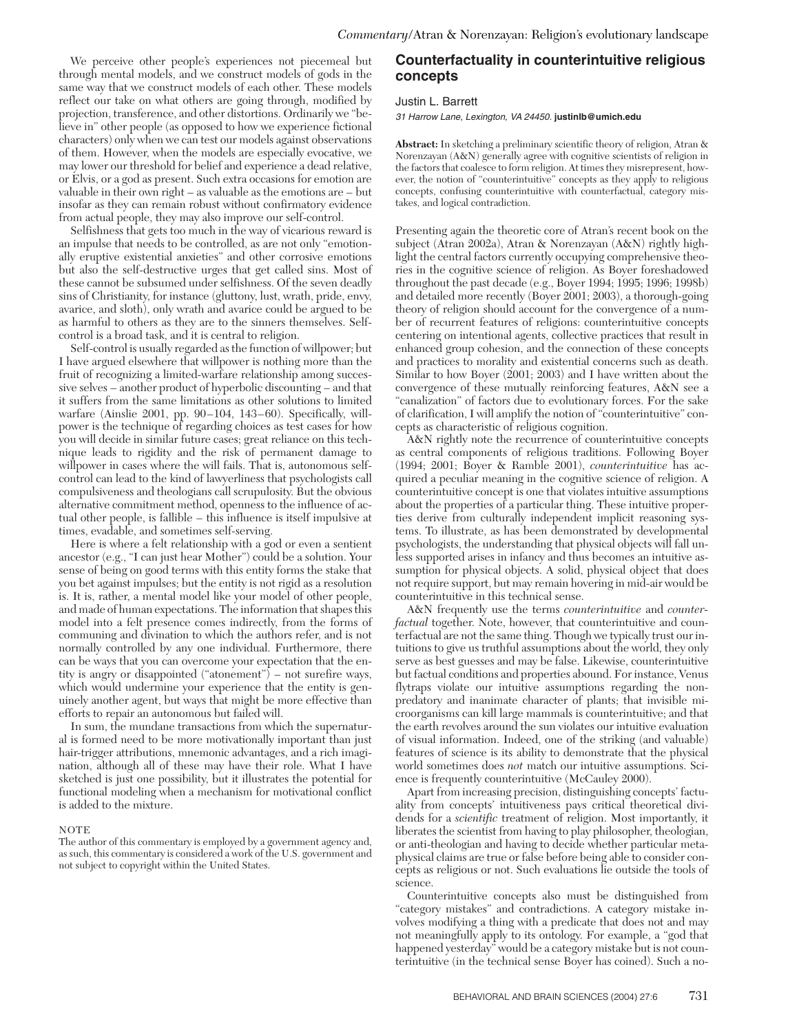We perceive other people's experiences not piecemeal but through mental models, and we construct models of gods in the same way that we construct models of each other. These models reflect our take on what others are going through, modified by projection, transference, and other distortions. Ordinarily we "believe in" other people (as opposed to how we experience fictional characters) only when we can test our models against observations of them. However, when the models are especially evocative, we may lower our threshold for belief and experience a dead relative, or Elvis, or a god as present. Such extra occasions for emotion are valuable in their own right – as valuable as the emotions are – but insofar as they can remain robust without confirmatory evidence from actual people, they may also improve our self-control.

Selfishness that gets too much in the way of vicarious reward is an impulse that needs to be controlled, as are not only "emotionally eruptive existential anxieties" and other corrosive emotions but also the self-destructive urges that get called sins. Most of these cannot be subsumed under selfishness. Of the seven deadly sins of Christianity, for instance (gluttony, lust, wrath, pride, envy, avarice, and sloth), only wrath and avarice could be argued to be as harmful to others as they are to the sinners themselves. Selfcontrol is a broad task, and it is central to religion.

Self-control is usually regarded as the function of willpower; but I have argued elsewhere that willpower is nothing more than the fruit of recognizing a limited-warfare relationship among successive selves – another product of hyperbolic discounting – and that it suffers from the same limitations as other solutions to limited warfare (Ainslie 2001, pp. 90–104, 143–60). Specifically, willpower is the technique of regarding choices as test cases for how you will decide in similar future cases; great reliance on this technique leads to rigidity and the risk of permanent damage to willpower in cases where the will fails. That is, autonomous selfcontrol can lead to the kind of lawyerliness that psychologists call compulsiveness and theologians call scrupulosity. But the obvious alternative commitment method, openness to the influence of actual other people, is fallible – this influence is itself impulsive at times, evadable, and sometimes self-serving.

Here is where a felt relationship with a god or even a sentient ancestor (e.g., "I can just hear Mother") could be a solution. Your sense of being on good terms with this entity forms the stake that you bet against impulses; but the entity is not rigid as a resolution is. It is, rather, a mental model like your model of other people, and made of human expectations. The information that shapes this model into a felt presence comes indirectly, from the forms of communing and divination to which the authors refer, and is not normally controlled by any one individual. Furthermore, there can be ways that you can overcome your expectation that the entity is angry or disappointed ("atonement") – not surefire ways, which would undermine your experience that the entity is genuinely another agent, but ways that might be more effective than efforts to repair an autonomous but failed will.

In sum, the mundane transactions from which the supernatural is formed need to be more motivationally important than just hair-trigger attributions, mnemonic advantages, and a rich imagination, although all of these may have their role. What I have sketched is just one possibility, but it illustrates the potential for functional modeling when a mechanism for motivational conflict is added to the mixture.

#### **NOTE**

The author of this commentary is employed by a government agency and, as such, this commentary is considered a work of the U.S. government and not subject to copyright within the United States.

## **Counterfactuality in counterintuitive religious concepts**

#### Justin L. Barrett

*31 Harrow Lane, Lexington, VA 24450.* **justinlb@umich.edu**

**Abstract:** In sketching a preliminary scientific theory of religion, Atran & Norenzayan (A&N) generally agree with cognitive scientists of religion in the factors that coalesce to form religion. At times they misrepresent, however, the notion of "counterintuitive" concepts as they apply to religious concepts, confusing counterintuitive with counterfactual, category mistakes, and logical contradiction.

Presenting again the theoretic core of Atran's recent book on the subject (Atran 2002a), Atran & Norenzayan (A&N) rightly highlight the central factors currently occupying comprehensive theories in the cognitive science of religion. As Boyer foreshadowed throughout the past decade (e.g., Boyer 1994; 1995; 1996; 1998b) and detailed more recently (Boyer 2001; 2003), a thorough-going theory of religion should account for the convergence of a number of recurrent features of religions: counterintuitive concepts centering on intentional agents, collective practices that result in enhanced group cohesion, and the connection of these concepts and practices to morality and existential concerns such as death. Similar to how Boyer (2001; 2003) and I have written about the convergence of these mutually reinforcing features, A&N see a "canalization" of factors due to evolutionary forces. For the sake of clarification, I will amplify the notion of "counterintuitive" concepts as characteristic of religious cognition.

A&N rightly note the recurrence of counterintuitive concepts as central components of religious traditions. Following Boyer (1994; 2001; Boyer & Ramble 2001), *counterintuitive* has acquired a peculiar meaning in the cognitive science of religion. A counterintuitive concept is one that violates intuitive assumptions about the properties of a particular thing. These intuitive properties derive from culturally independent implicit reasoning systems. To illustrate, as has been demonstrated by developmental psychologists, the understanding that physical objects will fall unless supported arises in infancy and thus becomes an intuitive assumption for physical objects. A solid, physical object that does not require support, but may remain hovering in mid-air would be counterintuitive in this technical sense.

A&N frequently use the terms *counterintuitive* and *counterfactual* together. Note, however, that counterintuitive and counterfactual are not the same thing. Though we typically trust our intuitions to give us truthful assumptions about the world, they only serve as best guesses and may be false. Likewise, counterintuitive but factual conditions and properties abound. For instance, Venus flytraps violate our intuitive assumptions regarding the nonpredatory and inanimate character of plants; that invisible microorganisms can kill large mammals is counterintuitive; and that the earth revolves around the sun violates our intuitive evaluation of visual information. Indeed, one of the striking (and valuable) features of science is its ability to demonstrate that the physical world sometimes does *not* match our intuitive assumptions. Science is frequently counterintuitive (McCauley 2000).

Apart from increasing precision, distinguishing concepts' factuality from concepts' intuitiveness pays critical theoretical dividends for a *scientific* treatment of religion. Most importantly, it liberates the scientist from having to play philosopher, theologian, or anti-theologian and having to decide whether particular metaphysical claims are true or false before being able to consider concepts as religious or not. Such evaluations lie outside the tools of science.

Counterintuitive concepts also must be distinguished from "category mistakes" and contradictions. A category mistake involves modifying a thing with a predicate that does not and may not meaningfully apply to its ontology. For example, a "god that happened yesterday" would be a category mistake but is not counterintuitive (in the technical sense Boyer has coined). Such a no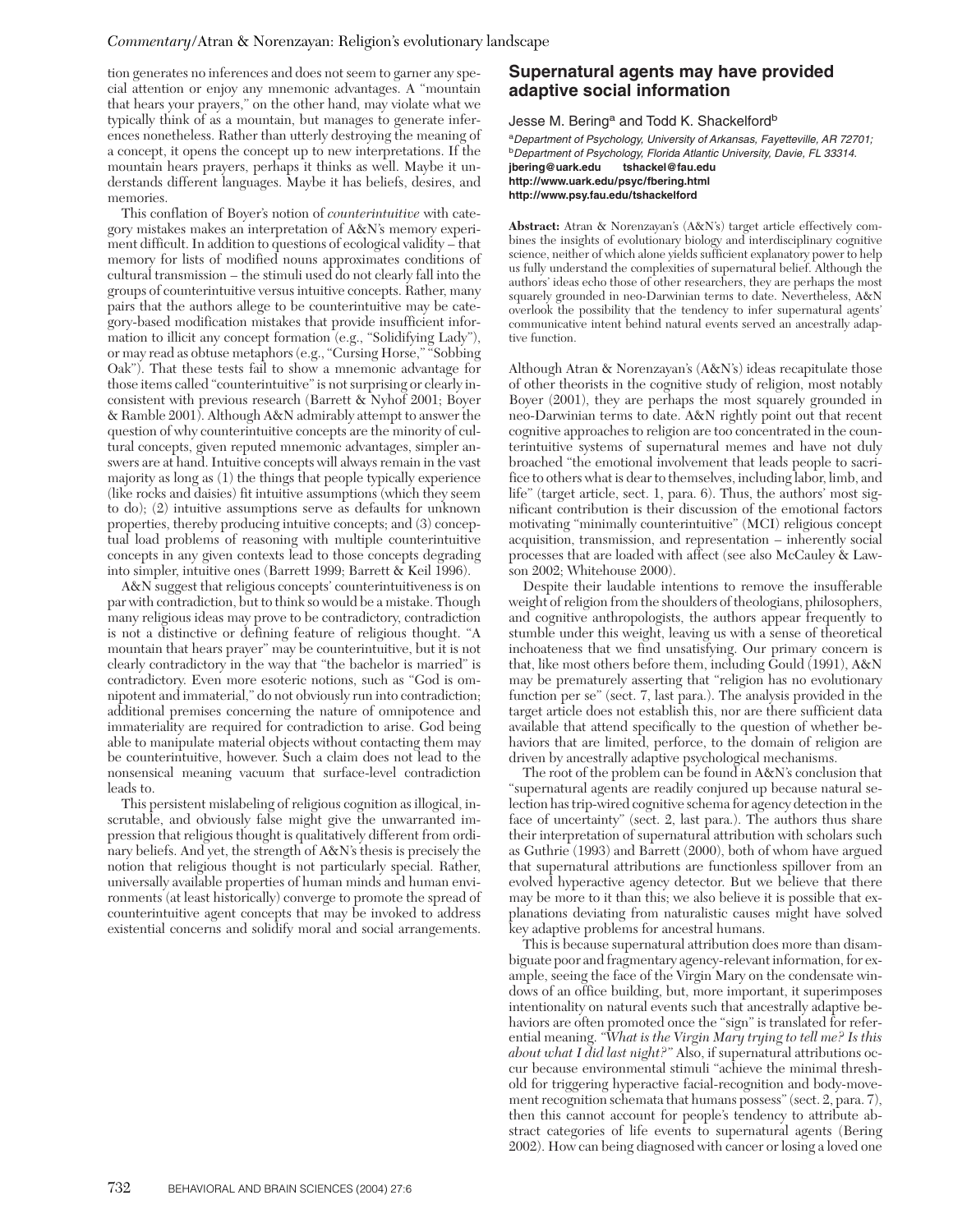tion generates no inferences and does not seem to garner any special attention or enjoy any mnemonic advantages. A "mountain that hears your prayers," on the other hand, may violate what we typically think of as a mountain, but manages to generate inferences nonetheless. Rather than utterly destroying the meaning of a concept, it opens the concept up to new interpretations. If the mountain hears prayers, perhaps it thinks as well. Maybe it understands different languages. Maybe it has beliefs, desires, and memories.

This conflation of Boyer's notion of *counterintuitive* with category mistakes makes an interpretation of A&N's memory experiment difficult. In addition to questions of ecological validity – that memory for lists of modified nouns approximates conditions of cultural transmission – the stimuli used do not clearly fall into the groups of counterintuitive versus intuitive concepts. Rather, many pairs that the authors allege to be counterintuitive may be category-based modification mistakes that provide insufficient information to illicit any concept formation (e.g., "Solidifying Lady"), or may read as obtuse metaphors (e.g., "Cursing Horse," "Sobbing Oak"). That these tests fail to show a mnemonic advantage for those items called "counterintuitive" is not surprising or clearly inconsistent with previous research (Barrett & Nyhof 2001; Boyer & Ramble 2001). Although A&N admirably attempt to answer the question of why counterintuitive concepts are the minority of cultural concepts, given reputed mnemonic advantages, simpler answers are at hand. Intuitive concepts will always remain in the vast majority as long as (1) the things that people typically experience (like rocks and daisies) fit intuitive assumptions (which they seem to do); (2) intuitive assumptions serve as defaults for unknown properties, thereby producing intuitive concepts; and (3) conceptual load problems of reasoning with multiple counterintuitive concepts in any given contexts lead to those concepts degrading into simpler, intuitive ones (Barrett 1999; Barrett & Keil 1996).

A&N suggest that religious concepts' counterintuitiveness is on par with contradiction, but to think so would be a mistake. Though many religious ideas may prove to be contradictory, contradiction is not a distinctive or defining feature of religious thought. "A mountain that hears prayer" may be counterintuitive, but it is not clearly contradictory in the way that "the bachelor is married" is contradictory. Even more esoteric notions, such as "God is omnipotent and immaterial," do not obviously run into contradiction; additional premises concerning the nature of omnipotence and immateriality are required for contradiction to arise. God being able to manipulate material objects without contacting them may be counterintuitive, however. Such a claim does not lead to the nonsensical meaning vacuum that surface-level contradiction leads to.

This persistent mislabeling of religious cognition as illogical, inscrutable, and obviously false might give the unwarranted impression that religious thought is qualitatively different from ordinary beliefs. And yet, the strength of A&N's thesis is precisely the notion that religious thought is not particularly special. Rather, universally available properties of human minds and human environments (at least historically) converge to promote the spread of counterintuitive agent concepts that may be invoked to address existential concerns and solidify moral and social arrangements.

## **Supernatural agents may have provided adaptive social information**

Jesse M. Bering<sup>a</sup> and Todd K. Shackelford<sup>b</sup>

<sup>a</sup>*Department of Psychology, University of Arkansas, Fayetteville, AR 72701;* <sup>b</sup>*Department of Psychology, Florida Atlantic University, Davie, FL 33314.* **jbering@uark.edu tshackel@fau.edu http://www.uark.edu/psyc/fbering.html http://www.psy.fau.edu/tshackelford**

**Abstract:** Atran & Norenzayan's (A&N's) target article effectively combines the insights of evolutionary biology and interdisciplinary cognitive science, neither of which alone yields sufficient explanatory power to help us fully understand the complexities of supernatural belief. Although the authors' ideas echo those of other researchers, they are perhaps the most squarely grounded in neo-Darwinian terms to date. Nevertheless, A&N overlook the possibility that the tendency to infer supernatural agents' communicative intent behind natural events served an ancestrally adaptive function.

Although Atran & Norenzayan's (A&N's) ideas recapitulate those of other theorists in the cognitive study of religion, most notably Boyer (2001), they are perhaps the most squarely grounded in neo-Darwinian terms to date. A&N rightly point out that recent cognitive approaches to religion are too concentrated in the counterintuitive systems of supernatural memes and have not duly broached "the emotional involvement that leads people to sacrifice to others what is dear to themselves, including labor, limb, and life" (target article, sect. 1, para. 6). Thus, the authors' most significant contribution is their discussion of the emotional factors motivating "minimally counterintuitive" (MCI) religious concept acquisition, transmission, and representation – inherently social processes that are loaded with affect (see also McCauley & Lawson 2002; Whitehouse 2000).

Despite their laudable intentions to remove the insufferable weight of religion from the shoulders of theologians, philosophers, and cognitive anthropologists, the authors appear frequently to stumble under this weight, leaving us with a sense of theoretical inchoateness that we find unsatisfying. Our primary concern is that, like most others before them, including Gould (1991), A&N may be prematurely asserting that "religion has no evolutionary function per se" (sect. 7, last para.). The analysis provided in the target article does not establish this, nor are there sufficient data available that attend specifically to the question of whether behaviors that are limited, perforce, to the domain of religion are driven by ancestrally adaptive psychological mechanisms.

The root of the problem can be found in A&N's conclusion that "supernatural agents are readily conjured up because natural selection has trip-wired cognitive schema for agency detection in the face of uncertainty" (sect. 2, last para.). The authors thus share their interpretation of supernatural attribution with scholars such as Guthrie (1993) and Barrett (2000), both of whom have argued that supernatural attributions are functionless spillover from an evolved hyperactive agency detector. But we believe that there may be more to it than this; we also believe it is possible that explanations deviating from naturalistic causes might have solved key adaptive problems for ancestral humans.

This is because supernatural attribution does more than disambiguate poor and fragmentary agency-relevant information, for example, seeing the face of the Virgin Mary on the condensate windows of an office building, but, more important, it superimposes intentionality on natural events such that ancestrally adaptive behaviors are often promoted once the "sign" is translated for referential meaning. *"What is the Virgin Mary trying to tell me? Is this about what I did last night?"* Also, if supernatural attributions occur because environmental stimuli "achieve the minimal threshold for triggering hyperactive facial-recognition and body-movement recognition schemata that humans possess" (sect. 2, para. 7), then this cannot account for people's tendency to attribute abstract categories of life events to supernatural agents (Bering 2002). How can being diagnosed with cancer or losing a loved one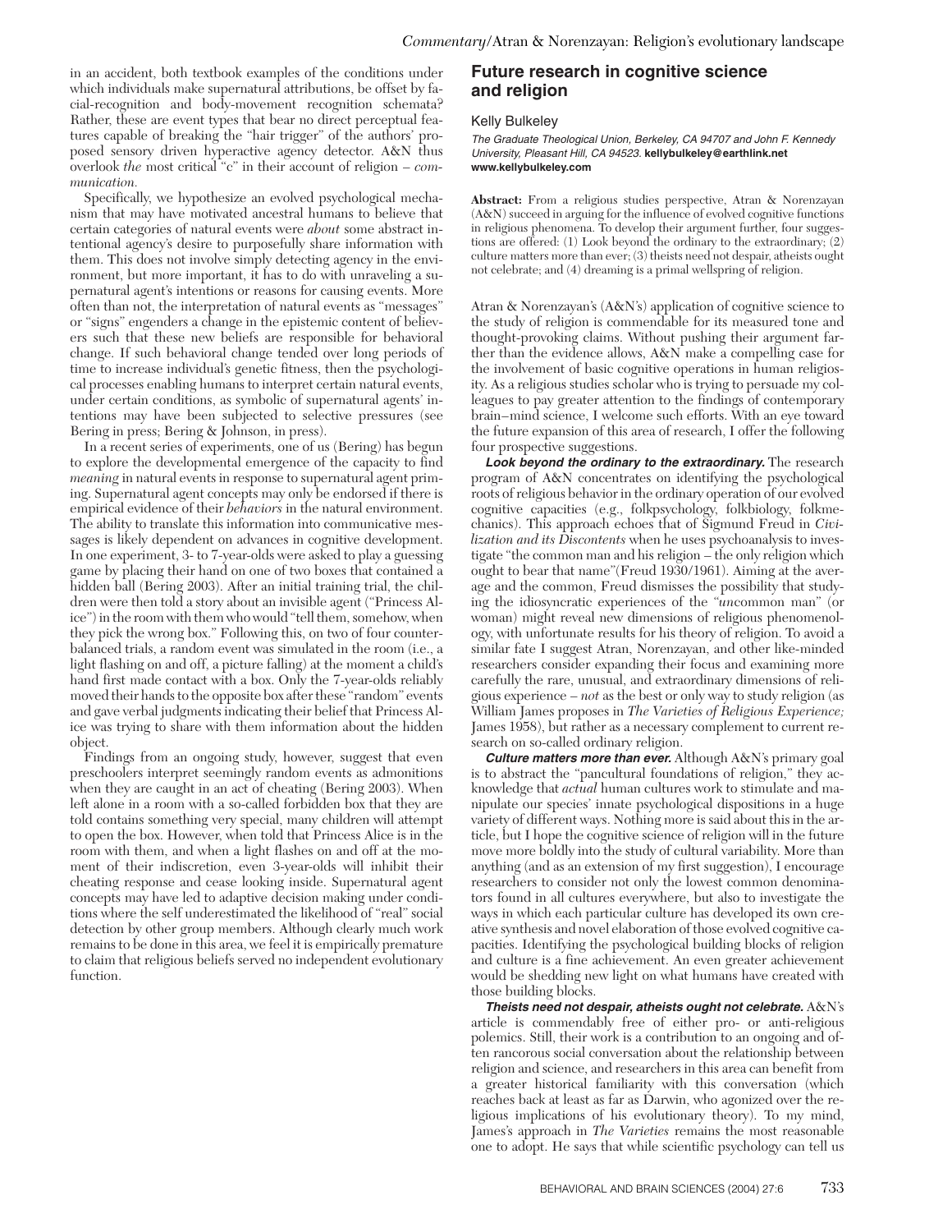in an accident, both textbook examples of the conditions under which individuals make supernatural attributions, be offset by facial-recognition and body-movement recognition schemata? Rather, these are event types that bear no direct perceptual features capable of breaking the "hair trigger" of the authors' proposed sensory driven hyperactive agency detector. A&N thus overlook *the* most critical "c" in their account of religion – *communication.*

Specifically, we hypothesize an evolved psychological mechanism that may have motivated ancestral humans to believe that certain categories of natural events were *about* some abstract intentional agency's desire to purposefully share information with them. This does not involve simply detecting agency in the environment, but more important, it has to do with unraveling a supernatural agent's intentions or reasons for causing events. More often than not, the interpretation of natural events as "messages" or "signs" engenders a change in the epistemic content of believers such that these new beliefs are responsible for behavioral change. If such behavioral change tended over long periods of time to increase individual's genetic fitness, then the psychological processes enabling humans to interpret certain natural events, under certain conditions, as symbolic of supernatural agents' intentions may have been subjected to selective pressures (see Bering in press; Bering & Johnson, in press).

In a recent series of experiments, one of us (Bering) has begun to explore the developmental emergence of the capacity to find *meaning* in natural events in response to supernatural agent priming. Supernatural agent concepts may only be endorsed if there is empirical evidence of their *behaviors* in the natural environment. The ability to translate this information into communicative messages is likely dependent on advances in cognitive development. In one experiment, 3- to 7-year-olds were asked to play a guessing game by placing their hand on one of two boxes that contained a hidden ball (Bering 2003). After an initial training trial, the children were then told a story about an invisible agent ("Princess Alice") in the room with them who would "tell them, somehow, when they pick the wrong box." Following this, on two of four counterbalanced trials, a random event was simulated in the room (i.e., a light flashing on and off, a picture falling) at the moment a child's hand first made contact with a box. Only the 7-year-olds reliably moved their hands to the opposite box after these "random" events and gave verbal judgments indicating their belief that Princess Alice was trying to share with them information about the hidden object.

Findings from an ongoing study, however, suggest that even preschoolers interpret seemingly random events as admonitions when they are caught in an act of cheating (Bering 2003). When left alone in a room with a so-called forbidden box that they are told contains something very special, many children will attempt to open the box. However, when told that Princess Alice is in the room with them, and when a light flashes on and off at the moment of their indiscretion, even 3-year-olds will inhibit their cheating response and cease looking inside. Supernatural agent concepts may have led to adaptive decision making under conditions where the self underestimated the likelihood of "real" social detection by other group members. Although clearly much work remains to be done in this area, we feel it is empirically premature to claim that religious beliefs served no independent evolutionary function.

## **Future research in cognitive science and religion**

#### Kelly Bulkeley

*The Graduate Theological Union, Berkeley, CA 94707 and John F. Kennedy University, Pleasant Hill, CA 94523.* **kellybulkeley@earthlink.net www.kellybulkeley.com**

**Abstract:** From a religious studies perspective, Atran & Norenzayan (A&N) succeed in arguing for the influence of evolved cognitive functions in religious phenomena. To develop their argument further, four suggestions are offered: (1) Look beyond the ordinary to the extraordinary; (2) culture matters more than ever; (3) theists need not despair, atheists ought not celebrate; and (4) dreaming is a primal wellspring of religion.

Atran & Norenzayan's (A&N's) application of cognitive science to the study of religion is commendable for its measured tone and thought-provoking claims. Without pushing their argument farther than the evidence allows, A&N make a compelling case for the involvement of basic cognitive operations in human religiosity. As a religious studies scholar who is trying to persuade my colleagues to pay greater attention to the findings of contemporary brain–mind science, I welcome such efforts. With an eye toward the future expansion of this area of research, I offer the following four prospective suggestions.

*Look beyond the ordinary to the extraordinary.* The research program of A&N concentrates on identifying the psychological roots of religious behavior in the ordinary operation of our evolved cognitive capacities (e.g., folkpsychology, folkbiology, folkmechanics). This approach echoes that of Sigmund Freud in *Civilization and its Discontents* when he uses psychoanalysis to investigate "the common man and his religion – the only religion which ought to bear that name"(Freud 1930/1961). Aiming at the average and the common, Freud dismisses the possibility that studying the idiosyncratic experiences of the "*un*common man" (or woman) might reveal new dimensions of religious phenomenology, with unfortunate results for his theory of religion. To avoid a similar fate I suggest Atran, Norenzayan, and other like-minded researchers consider expanding their focus and examining more carefully the rare, unusual, and extraordinary dimensions of religious experience – *not* as the best or only way to study religion (as William James proposes in *The Varieties of Religious Experience;* James 1958), but rather as a necessary complement to current research on so-called ordinary religion.

*Culture matters more than ever.* Although A&N's primary goal is to abstract the "pancultural foundations of religion," they acknowledge that *actual* human cultures work to stimulate and manipulate our species' innate psychological dispositions in a huge variety of different ways. Nothing more is said about this in the article, but I hope the cognitive science of religion will in the future move more boldly into the study of cultural variability. More than anything (and as an extension of my first suggestion), I encourage researchers to consider not only the lowest common denominators found in all cultures everywhere, but also to investigate the ways in which each particular culture has developed its own creative synthesis and novel elaboration of those evolved cognitive capacities. Identifying the psychological building blocks of religion and culture is a fine achievement. An even greater achievement would be shedding new light on what humans have created with those building blocks.

*Theists need not despair, atheists ought not celebrate.* A&N's article is commendably free of either pro- or anti-religious polemics. Still, their work is a contribution to an ongoing and often rancorous social conversation about the relationship between religion and science, and researchers in this area can benefit from a greater historical familiarity with this conversation (which reaches back at least as far as Darwin, who agonized over the religious implications of his evolutionary theory). To my mind, James's approach in *The Varieties* remains the most reasonable one to adopt. He says that while scientific psychology can tell us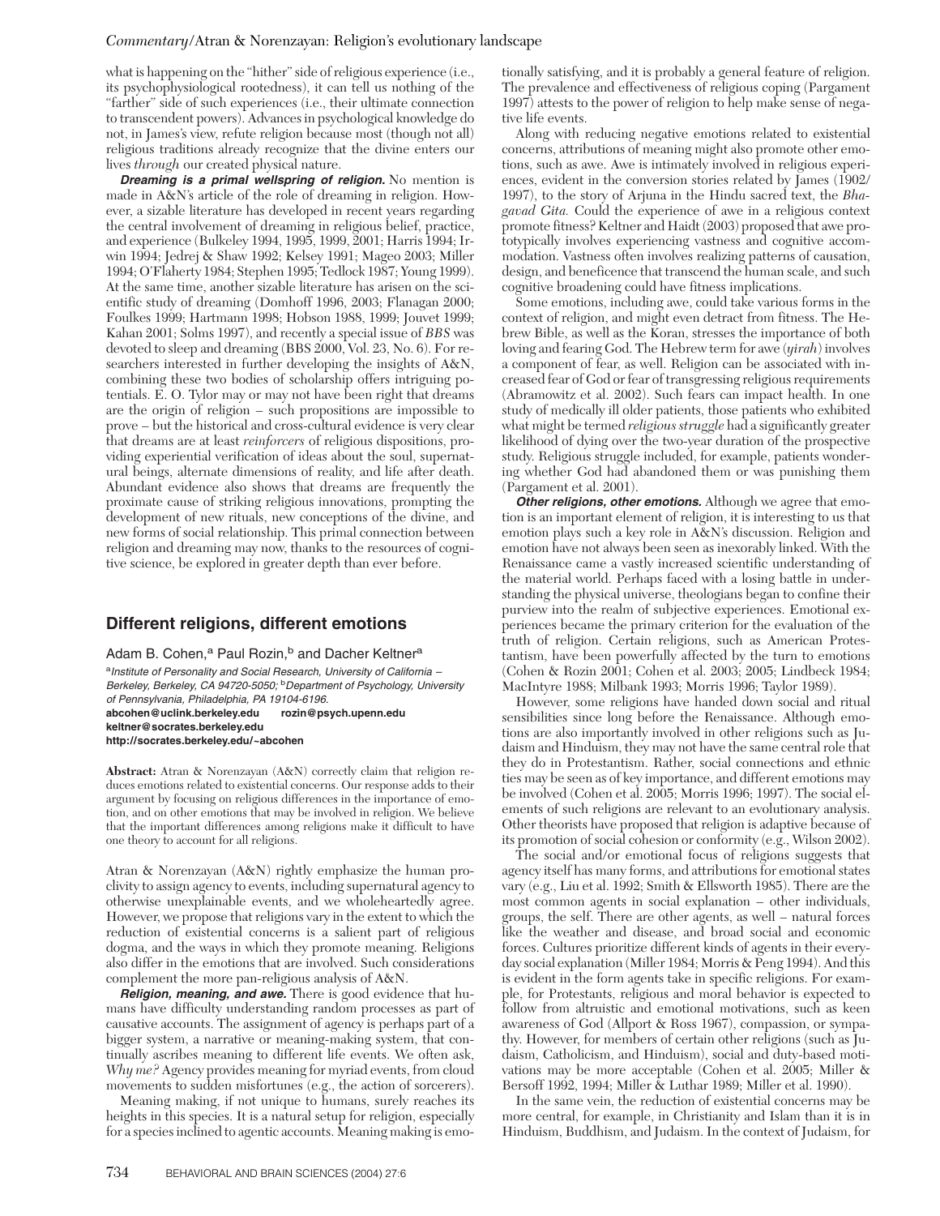what is happening on the "hither" side of religious experience (i.e., its psychophysiological rootedness), it can tell us nothing of the "farther" side of such experiences (i.e., their ultimate connection to transcendent powers). Advances in psychological knowledge do not, in James's view, refute religion because most (though not all) religious traditions already recognize that the divine enters our lives *through* our created physical nature.

*Dreaming is a primal wellspring of religion.* No mention is made in A&N's article of the role of dreaming in religion. However, a sizable literature has developed in recent years regarding the central involvement of dreaming in religious belief, practice, and experience (Bulkeley 1994, 1995, 1999, 2001; Harris 1994; Irwin 1994; Jedrej & Shaw 1992; Kelsey 1991; Mageo 2003; Miller 1994; O'Flaherty 1984; Stephen 1995; Tedlock 1987; Young 1999). At the same time, another sizable literature has arisen on the scientific study of dreaming (Domhoff 1996, 2003; Flanagan 2000; Foulkes 1999; Hartmann 1998; Hobson 1988, 1999; Jouvet 1999; Kahan 2001; Solms 1997), and recently a special issue of *BBS* was devoted to sleep and dreaming (BBS 2000, Vol. 23, No. 6). For researchers interested in further developing the insights of A&N, combining these two bodies of scholarship offers intriguing potentials. E. O. Tylor may or may not have been right that dreams are the origin of religion – such propositions are impossible to prove – but the historical and cross-cultural evidence is very clear that dreams are at least *reinforcers* of religious dispositions, providing experiential verification of ideas about the soul, supernatural beings, alternate dimensions of reality, and life after death. Abundant evidence also shows that dreams are frequently the proximate cause of striking religious innovations, prompting the development of new rituals, new conceptions of the divine, and new forms of social relationship. This primal connection between religion and dreaming may now, thanks to the resources of cognitive science, be explored in greater depth than ever before.

## **Different religions, different emotions**

**http://socrates.berkeley.edu/~abcohen**

Adam B. Cohen,<sup>a</sup> Paul Rozin,<sup>b</sup> and Dacher Keltner<sup>a</sup>

<sup>a</sup>*Institute of Personality and Social Research, University of California – Berkeley, Berkeley, CA 94720-5050;* b*Department of Psychology, University of Pennsylvania, Philadelphia, PA 19104-6196.* **abcohen@uclink.berkeley.edu rozin@psych.upenn.edu keltner@socrates.berkeley.edu**

**Abstract:** Atran & Norenzayan (A&N) correctly claim that religion reduces emotions related to existential concerns. Our response adds to their argument by focusing on religious differences in the importance of emotion, and on other emotions that may be involved in religion. We believe that the important differences among religions make it difficult to have one theory to account for all religions.

Atran & Norenzayan (A&N) rightly emphasize the human proclivity to assign agency to events, including supernatural agency to otherwise unexplainable events, and we wholeheartedly agree. However, we propose that religions vary in the extent to which the reduction of existential concerns is a salient part of religious dogma, and the ways in which they promote meaning. Religions also differ in the emotions that are involved. Such considerations complement the more pan-religious analysis of A&N.

*Religion, meaning, and awe.* There is good evidence that humans have difficulty understanding random processes as part of causative accounts. The assignment of agency is perhaps part of a bigger system, a narrative or meaning-making system, that continually ascribes meaning to different life events. We often ask, *Why me?* Agency provides meaning for myriad events, from cloud movements to sudden misfortunes (e.g., the action of sorcerers).

Meaning making, if not unique to humans, surely reaches its heights in this species. It is a natural setup for religion, especially for a species inclined to agentic accounts. Meaning making is emotionally satisfying, and it is probably a general feature of religion. The prevalence and effectiveness of religious coping (Pargament 1997) attests to the power of religion to help make sense of negative life events.

Along with reducing negative emotions related to existential concerns, attributions of meaning might also promote other emotions, such as awe. Awe is intimately involved in religious experiences, evident in the conversion stories related by James (1902/ 1997), to the story of Arjuna in the Hindu sacred text, the *Bhagavad Gita.* Could the experience of awe in a religious context promote fitness? Keltner and Haidt (2003) proposed that awe prototypically involves experiencing vastness and cognitive accommodation. Vastness often involves realizing patterns of causation, design, and beneficence that transcend the human scale, and such cognitive broadening could have fitness implications.

Some emotions, including awe, could take various forms in the context of religion, and might even detract from fitness. The Hebrew Bible, as well as the Koran, stresses the importance of both loving and fearing God. The Hebrew term for awe (*yirah*) involves a component of fear, as well. Religion can be associated with increased fear of God or fear of transgressing religious requirements (Abramowitz et al. 2002). Such fears can impact health. In one study of medically ill older patients, those patients who exhibited what might be termed *religious struggle* had a significantly greater likelihood of dying over the two-year duration of the prospective study. Religious struggle included, for example, patients wondering whether God had abandoned them or was punishing them (Pargament et al. 2001).

*Other religions, other emotions.* Although we agree that emotion is an important element of religion, it is interesting to us that emotion plays such a key role in A&N's discussion. Religion and emotion have not always been seen as inexorably linked. With the Renaissance came a vastly increased scientific understanding of the material world. Perhaps faced with a losing battle in understanding the physical universe, theologians began to confine their purview into the realm of subjective experiences. Emotional experiences became the primary criterion for the evaluation of the truth of religion. Certain religions, such as American Protestantism, have been powerfully affected by the turn to emotions (Cohen & Rozin 2001; Cohen et al. 2003; 2005; Lindbeck 1984; MacIntyre 1988; Milbank 1993; Morris 1996; Taylor 1989).

However, some religions have handed down social and ritual sensibilities since long before the Renaissance. Although emotions are also importantly involved in other religions such as Judaism and Hinduism, they may not have the same central role that they do in Protestantism. Rather, social connections and ethnic ties may be seen as of key importance, and different emotions may be involved (Cohen et al. 2005; Morris 1996; 1997). The social elements of such religions are relevant to an evolutionary analysis. Other theorists have proposed that religion is adaptive because of its promotion of social cohesion or conformity (e.g., Wilson 2002).

The social and/or emotional focus of religions suggests that agency itself has many forms, and attributions for emotional states vary (e.g., Liu et al. 1992; Smith & Ellsworth 1985). There are the most common agents in social explanation – other individuals, groups, the self. There are other agents, as well – natural forces like the weather and disease, and broad social and economic forces. Cultures prioritize different kinds of agents in their everyday social explanation (Miller 1984; Morris & Peng 1994). And this is evident in the form agents take in specific religions. For example, for Protestants, religious and moral behavior is expected to follow from altruistic and emotional motivations, such as keen awareness of God (Allport & Ross 1967), compassion, or sympathy. However, for members of certain other religions (such as Judaism, Catholicism, and Hinduism), social and duty-based motivations may be more acceptable (Cohen et al. 2005; Miller & Bersoff 1992, 1994; Miller & Luthar 1989; Miller et al. 1990).

In the same vein, the reduction of existential concerns may be more central, for example, in Christianity and Islam than it is in Hinduism, Buddhism, and Judaism. In the context of Judaism, for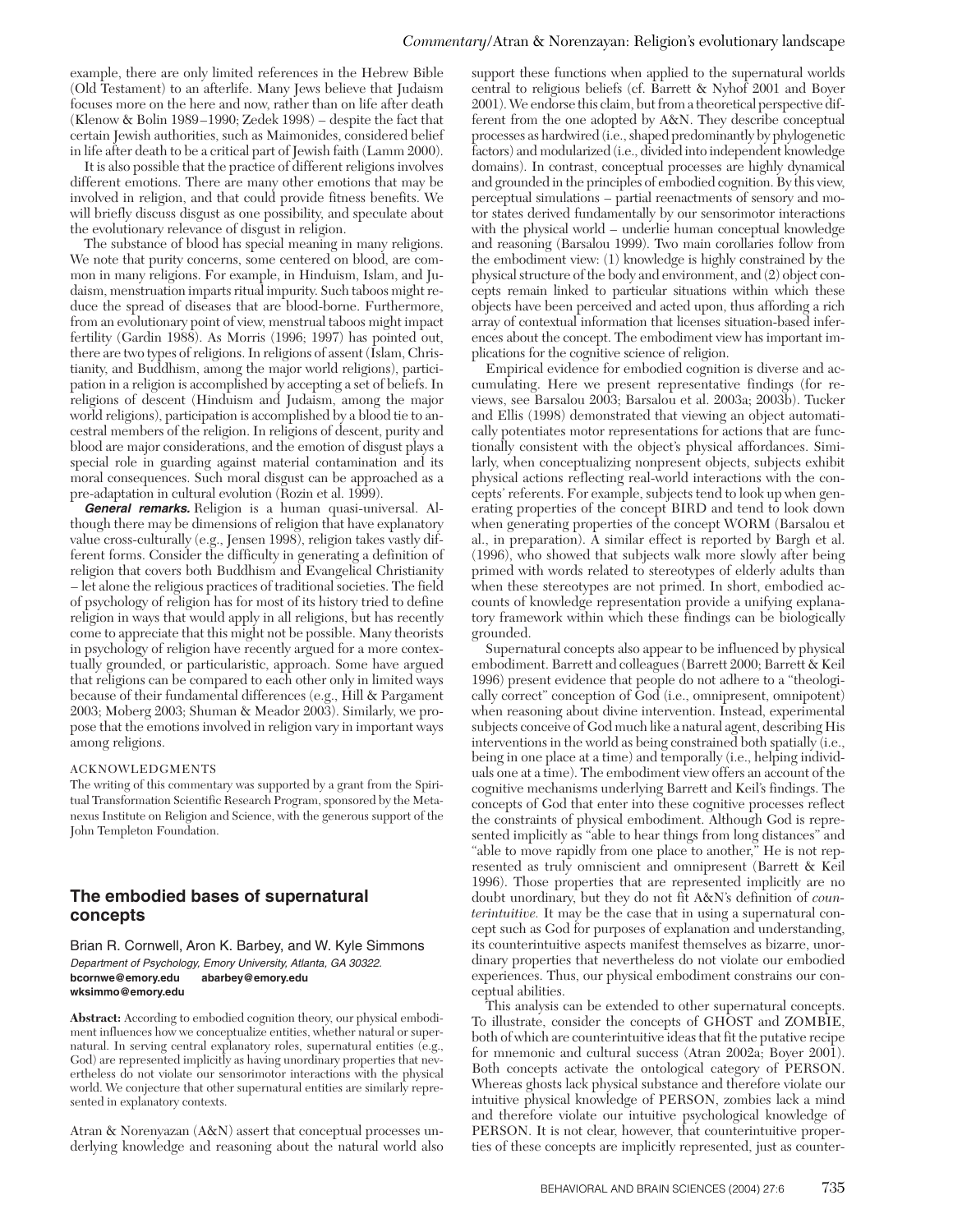example, there are only limited references in the Hebrew Bible (Old Testament) to an afterlife. Many Jews believe that Judaism focuses more on the here and now, rather than on life after death (Klenow & Bolin 1989–1990; Zedek 1998) – despite the fact that certain Jewish authorities, such as Maimonides, considered belief in life after death to be a critical part of Jewish faith (Lamm 2000).

It is also possible that the practice of different religions involves different emotions. There are many other emotions that may be involved in religion, and that could provide fitness benefits. We will briefly discuss disgust as one possibility, and speculate about the evolutionary relevance of disgust in religion.

The substance of blood has special meaning in many religions. We note that purity concerns, some centered on blood, are common in many religions. For example, in Hinduism, Islam, and Judaism, menstruation imparts ritual impurity. Such taboos might reduce the spread of diseases that are blood-borne. Furthermore, from an evolutionary point of view, menstrual taboos might impact fertility (Gardin 1988). As Morris (1996; 1997) has pointed out, there are two types of religions. In religions of assent (Islam, Christianity, and Buddhism, among the major world religions), participation in a religion is accomplished by accepting a set of beliefs. In religions of descent (Hinduism and Judaism, among the major world religions), participation is accomplished by a blood tie to ancestral members of the religion. In religions of descent, purity and blood are major considerations, and the emotion of disgust plays a special role in guarding against material contamination and its moral consequences. Such moral disgust can be approached as a pre-adaptation in cultural evolution (Rozin et al. 1999).

*General remarks.* Religion is a human quasi-universal. Although there may be dimensions of religion that have explanatory value cross-culturally (e.g., Jensen 1998), religion takes vastly different forms. Consider the difficulty in generating a definition of religion that covers both Buddhism and Evangelical Christianity – let alone the religious practices of traditional societies. The field of psychology of religion has for most of its history tried to define religion in ways that would apply in all religions, but has recently come to appreciate that this might not be possible. Many theorists in psychology of religion have recently argued for a more contextually grounded, or particularistic, approach. Some have argued that religions can be compared to each other only in limited ways because of their fundamental differences (e.g., Hill & Pargament 2003; Moberg 2003; Shuman & Meador 2003). Similarly, we propose that the emotions involved in religion vary in important ways among religions.

## ACKNOWLEDGMENTS

The writing of this commentary was supported by a grant from the Spiritual Transformation Scientific Research Program, sponsored by the Metanexus Institute on Religion and Science, with the generous support of the John Templeton Foundation.

## **The embodied bases of supernatural concepts**

Brian R. Cornwell, Aron K. Barbey, and W. Kyle Simmons *Department of Psychology, Emory University, Atlanta, GA 30322.* bcornwe@emory.edu **wksimmo@emory.edu**

**Abstract:** According to embodied cognition theory, our physical embodiment influences how we conceptualize entities, whether natural or supernatural. In serving central explanatory roles, supernatural entities (e.g., God) are represented implicitly as having unordinary properties that nevertheless do not violate our sensorimotor interactions with the physical world. We conjecture that other supernatural entities are similarly represented in explanatory contexts.

Atran & Norenyazan (A&N) assert that conceptual processes underlying knowledge and reasoning about the natural world also support these functions when applied to the supernatural worlds central to religious beliefs (cf. Barrett & Nyhof 2001 and Boyer 2001). We endorse this claim, but from a theoretical perspective different from the one adopted by A&N. They describe conceptual processes as hardwired (i.e., shaped predominantly by phylogenetic factors) and modularized (i.e., divided into independent knowledge domains). In contrast, conceptual processes are highly dynamical and grounded in the principles of embodied cognition. By this view, perceptual simulations – partial reenactments of sensory and motor states derived fundamentally by our sensorimotor interactions with the physical world – underlie human conceptual knowledge and reasoning (Barsalou 1999). Two main corollaries follow from the embodiment view: (1) knowledge is highly constrained by the physical structure of the body and environment, and (2) object concepts remain linked to particular situations within which these objects have been perceived and acted upon, thus affording a rich array of contextual information that licenses situation-based inferences about the concept. The embodiment view has important implications for the cognitive science of religion.

Empirical evidence for embodied cognition is diverse and accumulating. Here we present representative findings (for reviews, see Barsalou 2003; Barsalou et al. 2003a; 2003b). Tucker and Ellis (1998) demonstrated that viewing an object automatically potentiates motor representations for actions that are functionally consistent with the object's physical affordances. Similarly, when conceptualizing nonpresent objects, subjects exhibit physical actions reflecting real-world interactions with the concepts' referents. For example, subjects tend to look up when generating properties of the concept BIRD and tend to look down when generating properties of the concept WORM (Barsalou et al., in preparation). A similar effect is reported by Bargh et al. (1996), who showed that subjects walk more slowly after being primed with words related to stereotypes of elderly adults than when these stereotypes are not primed. In short, embodied accounts of knowledge representation provide a unifying explanatory framework within which these findings can be biologically grounded.

Supernatural concepts also appear to be influenced by physical embodiment. Barrett and colleagues (Barrett 2000; Barrett & Keil 1996) present evidence that people do not adhere to a "theologically correct" conception of God (i.e., omnipresent, omnipotent) when reasoning about divine intervention. Instead, experimental subjects conceive of God much like a natural agent, describing His interventions in the world as being constrained both spatially (i.e., being in one place at a time) and temporally (i.e., helping individuals one at a time). The embodiment view offers an account of the cognitive mechanisms underlying Barrett and Keil's findings. The concepts of God that enter into these cognitive processes reflect the constraints of physical embodiment. Although God is represented implicitly as "able to hear things from long distances" and "able to move rapidly from one place to another," He is not represented as truly omniscient and omnipresent (Barrett & Keil 1996). Those properties that are represented implicitly are no doubt unordinary, but they do not fit A&N's definition of *counterintuitive.* It may be the case that in using a supernatural concept such as God for purposes of explanation and understanding, its counterintuitive aspects manifest themselves as bizarre, unordinary properties that nevertheless do not violate our embodied experiences. Thus, our physical embodiment constrains our conceptual abilities.

This analysis can be extended to other supernatural concepts. To illustrate, consider the concepts of GHOST and ZOMBIE, both of which are counterintuitive ideas that fit the putative recipe for mnemonic and cultural success (Atran 2002a; Boyer 2001). Both concepts activate the ontological category of PERSON. Whereas ghosts lack physical substance and therefore violate our intuitive physical knowledge of PERSON, zombies lack a mind and therefore violate our intuitive psychological knowledge of PERSON. It is not clear, however, that counterintuitive properties of these concepts are implicitly represented, just as counter-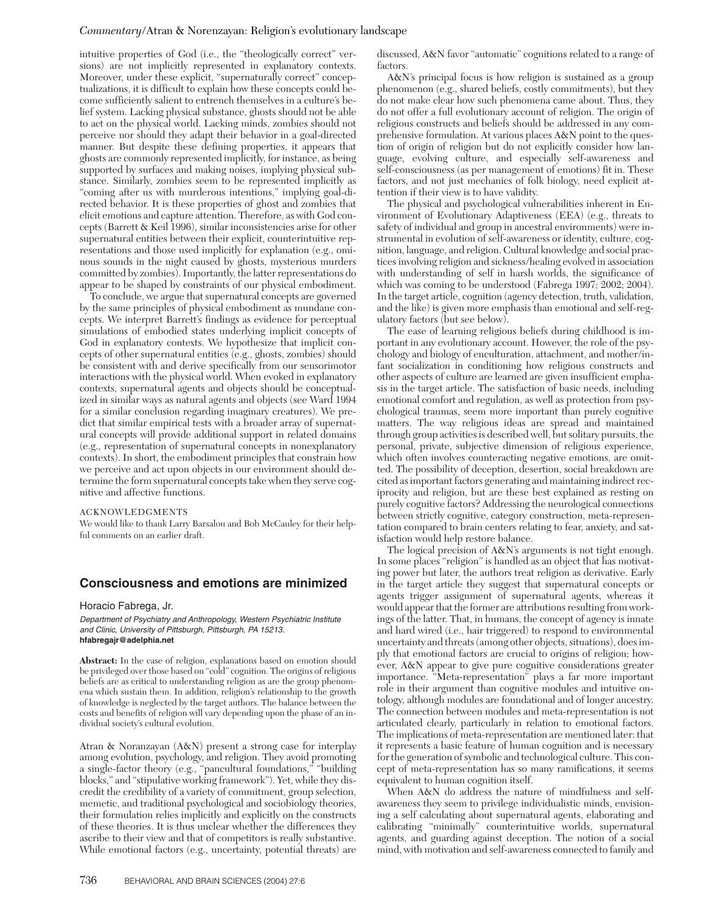intuitive properties of God (i.e., the "theologically correct" versions) are not implicitly represented in explanatory contexts. Moreover, under these explicit, "supernaturally correct" conceptualizations, it is difficult to explain how these concepts could become sufficiently salient to entrench themselves in a culture's belief system. Lacking physical substance, ghosts should not be able to act on the physical world. Lacking minds, zombies should not perceive nor should they adapt their behavior in a goal-directed manner. But despite these defining properties, it appears that ghosts are commonly represented implicitly, for instance, as being supported by surfaces and making noises, implying physical substance. Similarly, zombies seem to be represented implicitly as "coming after us with murderous intentions," implying goal-directed behavior. It is these properties of ghost and zombies that elicit emotions and capture attention. Therefore, as with God concepts (Barrett & Keil 1996), similar inconsistencies arise for other supernatural entities between their explicit, counterintuitive representations and those used implicitly for explanation (e.g., ominous sounds in the night caused by ghosts, mysterious murders committed by zombies). Importantly, the latter representations do appear to be shaped by constraints of our physical embodiment.

To conclude, we argue that supernatural concepts are governed by the same principles of physical embodiment as mundane concepts. We interpret Barrett's findings as evidence for perceptual simulations of embodied states underlying implicit concepts of God in explanatory contexts. We hypothesize that implicit concepts of other supernatural entities (e.g., ghosts, zombies) should be consistent with and derive specifically from our sensorimotor interactions with the physical world. When evoked in explanatory contexts, supernatural agents and objects should be conceptualized in similar ways as natural agents and objects (see Ward 1994 for a similar conclusion regarding imaginary creatures). We predict that similar empirical tests with a broader array of supernatural concepts will provide additional support in related domains (e.g., representation of supernatural concepts in nonexplanatory contexts). In short, the embodiment principles that constrain how we perceive and act upon objects in our environment should determine the form supernatural concepts take when they serve cognitive and affective functions.

#### ACKNOWLEDGMENTS

We would like to thank Larry Barsalou and Bob McCauley for their helpful comments on an earlier draft.

## **Consciousness and emotions are minimized**

#### Horacio Fabrega, Jr.

*Department of Psychiatry and Anthropology, Western Psychiatric Institute and Clinic, University of Pittsburgh, Pittsburgh, PA 15213.* **hfabregajr@adelphia.net**

**Abstract:** In the case of religion, explanations based on emotion should be privileged over those based on "cold" cognition. The origins of religious beliefs are as critical to understanding religion as are the group phenomena which sustain them. In addition, religion's relationship to the growth of knowledge is neglected by the target authors. The balance between the costs and benefits of religion will vary depending upon the phase of an individual society's cultural evolution.

Atran & Noranzayan (A&N) present a strong case for interplay among evolution, psychology, and religion. They avoid promoting a single-factor theory (e.g., "pancultural foundations," "building blocks," and "stipulative working framework"). Yet, while they discredit the credibility of a variety of commitment, group selection, memetic, and traditional psychological and sociobiology theories, their formulation relies implicitly and explicitly on the constructs of these theories. It is thus unclear whether the differences they ascribe to their view and that of competitors is really substantive. While emotional factors (e.g., uncertainty, potential threats) are

discussed, A&N favor "automatic" cognitions related to a range of factors.

A&N's principal focus is how religion is sustained as a group phenomenon (e.g., shared beliefs, costly commitments), but they do not make clear how such phenomena came about. Thus, they do not offer a full evolutionary account of religion. The origin of religious constructs and beliefs should be addressed in any comprehensive formulation. At various places A&N point to the question of origin of religion but do not explicitly consider how language, evolving culture, and especially self-awareness and self-consciousness (as per management of emotions) fit in. These factors, and not just mechanics of folk biology, need explicit attention if their view is to have validity.

The physical and psychological vulnerabilities inherent in Environment of Evolutionary Adaptiveness (EEA) (e.g., threats to safety of individual and group in ancestral environments) were instrumental in evolution of self-awareness or identity, culture, cognition, language, and religion. Cultural knowledge and social practices involving religion and sickness/healing evolved in association with understanding of self in harsh worlds, the significance of which was coming to be understood (Fabrega 1997; 2002; 2004). In the target article, cognition (agency detection, truth, validation, and the like) is given more emphasis than emotional and self-regulatory factors (but see below).

The ease of learning religious beliefs during childhood is important in any evolutionary account. However, the role of the psychology and biology of enculturation, attachment, and mother/infant socialization in conditioning how religious constructs and other aspects of culture are learned are given insufficient emphasis in the target article. The satisfaction of basic needs, including emotional comfort and regulation, as well as protection from psychological traumas, seem more important than purely cognitive matters. The way religious ideas are spread and maintained through group activities is described well, but solitary pursuits, the personal, private, subjective dimension of religious experience, which often involves counteracting negative emotions, are omitted. The possibility of deception, desertion, social breakdown are cited as important factors generating and maintaining indirect reciprocity and religion, but are these best explained as resting on purely cognitive factors? Addressing the neurological connections between strictly cognitive, category construction, meta-representation compared to brain centers relating to fear, anxiety, and satisfaction would help restore balance.

The logical precision of A&N's arguments is not tight enough. In some places "religion" is handled as an object that has motivating power but later, the authors treat religion as derivative. Early in the target article they suggest that supernatural concepts or agents trigger assignment of supernatural agents, whereas it would appear that the former are attributions resulting from workings of the latter. That, in humans, the concept of agency is innate and hard wired (i.e., hair triggered) to respond to environmental uncertainty and threats (among other objects, situations), does imply that emotional factors are crucial to origins of religion; however, A&N appear to give pure cognitive considerations greater importance. "Meta-representation" plays a far more important role in their argument than cognitive modules and intuitive ontology, although modules are foundational and of longer ancestry. The connection between modules and meta-representation is not articulated clearly, particularly in relation to emotional factors. The implications of meta-representation are mentioned later: that it represents a basic feature of human cognition and is necessary for the generation of symbolic and technological culture. This concept of meta-representation has so many ramifications, it seems equivalent to human cognition itself.

When A&N do address the nature of mindfulness and selfawareness they seem to privilege individualistic minds, envisioning a self calculating about supernatural agents, elaborating and calibrating "minimally" counterintuitive worlds, supernatural agents, and guarding against deception. The notion of a social mind, with motivation and self-awareness connected to family and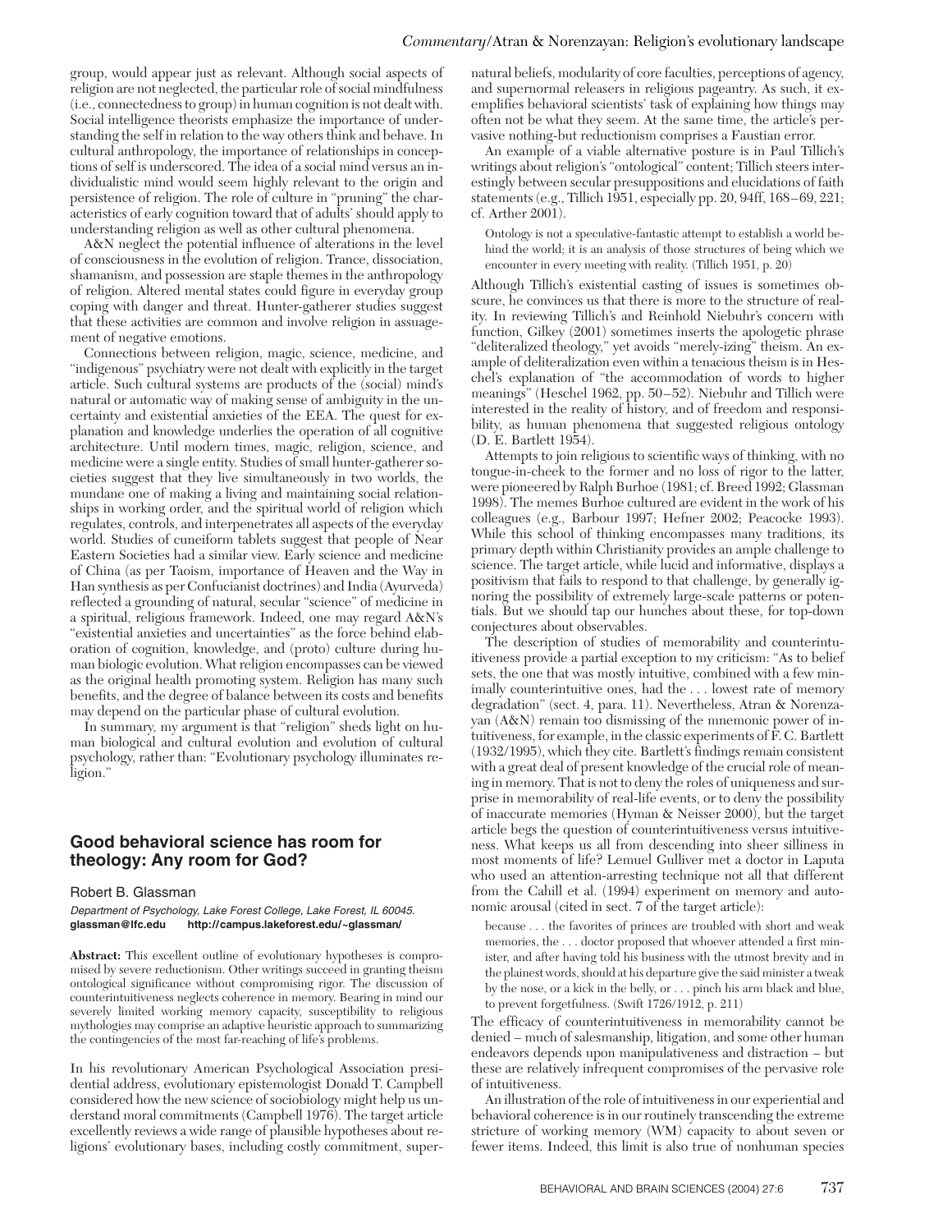group, would appear just as relevant. Although social aspects of religion are not neglected, the particular role of social mindfulness (i.e., connectedness to group) in human cognition is not dealt with. Social intelligence theorists emphasize the importance of understanding the self in relation to the way others think and behave. In cultural anthropology, the importance of relationships in conceptions of self is underscored. The idea of a social mind versus an individualistic mind would seem highly relevant to the origin and persistence of religion. The role of culture in "pruning" the characteristics of early cognition toward that of adults' should apply to understanding religion as well as other cultural phenomena.

A&N neglect the potential influence of alterations in the level of consciousness in the evolution of religion. Trance, dissociation, shamanism, and possession are staple themes in the anthropology of religion. Altered mental states could figure in everyday group coping with danger and threat. Hunter-gatherer studies suggest that these activities are common and involve religion in assuagement of negative emotions.

Connections between religion, magic, science, medicine, and "indigenous" psychiatry were not dealt with explicitly in the target article. Such cultural systems are products of the (social) mind's natural or automatic way of making sense of ambiguity in the uncertainty and existential anxieties of the EEA. The quest for explanation and knowledge underlies the operation of all cognitive architecture. Until modern times, magic, religion, science, and medicine were a single entity. Studies of small hunter-gatherer societies suggest that they live simultaneously in two worlds, the mundane one of making a living and maintaining social relationships in working order, and the spiritual world of religion which regulates, controls, and interpenetrates all aspects of the everyday world. Studies of cuneiform tablets suggest that people of Near Eastern Societies had a similar view. Early science and medicine of China (as per Taoism, importance of Heaven and the Way in Han synthesis as per Confucianist doctrines) and India (Ayurveda) reflected a grounding of natural, secular "science" of medicine in a spiritual, religious framework. Indeed, one may regard A&N's "existential anxieties and uncertainties" as the force behind elaboration of cognition, knowledge, and (proto) culture during human biologic evolution. What religion encompasses can be viewed as the original health promoting system. Religion has many such benefits, and the degree of balance between its costs and benefits may depend on the particular phase of cultural evolution.

In summary, my argument is that "religion" sheds light on human biological and cultural evolution and evolution of cultural psychology, rather than: "Evolutionary psychology illuminates religion."

## **Good behavioral science has room for theology: Any room for God?**

Robert B. Glassman

*Department of Psychology, Lake Forest College, Lake Forest, IL 60045.* **glassman@lfc.edu http://campus.lakeforest.edu/~glassman/**

**Abstract:** This excellent outline of evolutionary hypotheses is compromised by severe reductionism. Other writings succeed in granting theism ontological significance without compromising rigor. The discussion of counterintuitiveness neglects coherence in memory. Bearing in mind our severely limited working memory capacity, susceptibility to religious mythologies may comprise an adaptive heuristic approach to summarizing the contingencies of the most far-reaching of life's problems.

In his revolutionary American Psychological Association presidential address, evolutionary epistemologist Donald T. Campbell considered how the new science of sociobiology might help us understand moral commitments (Campbell 1976). The target article excellently reviews a wide range of plausible hypotheses about religions' evolutionary bases, including costly commitment, super-

natural beliefs, modularity of core faculties, perceptions of agency, and supernormal releasers in religious pageantry. As such, it exemplifies behavioral scientists' task of explaining how things may often not be what they seem. At the same time, the article's pervasive nothing-but reductionism comprises a Faustian error.

An example of a viable alternative posture is in Paul Tillich's writings about religion's "ontological" content; Tillich steers interestingly between secular presuppositions and elucidations of faith statements (e.g., Tillich 1951, especially pp. 20, 94ff, 168–69, 221; cf. Arther 2001).

Ontology is not a speculative-fantastic attempt to establish a world behind the world; it is an analysis of those structures of being which we encounter in every meeting with reality. (Tillich 1951, p. 20)

Although Tillich's existential casting of issues is sometimes obscure, he convinces us that there is more to the structure of reality. In reviewing Tillich's and Reinhold Niebuhr's concern with function, Gilkey (2001) sometimes inserts the apologetic phrase "deliteralized theology," yet avoids "merely-izing" theism. An example of deliteralization even within a tenacious theism is in Heschel's explanation of "the accommodation of words to higher meanings" (Heschel 1962, pp. 50–52). Niebuhr and Tillich were interested in the reality of history, and of freedom and responsibility, as human phenomena that suggested religious ontology (D. E. Bartlett 1954).

Attempts to join religious to scientific ways of thinking, with no tongue-in-cheek to the former and no loss of rigor to the latter, were pioneered by Ralph Burhoe (1981; cf. Breed 1992; Glassman 1998). The memes Burhoe cultured are evident in the work of his colleagues (e.g., Barbour 1997; Hefner 2002; Peacocke 1993). While this school of thinking encompasses many traditions, its primary depth within Christianity provides an ample challenge to science. The target article, while lucid and informative, displays a positivism that fails to respond to that challenge, by generally ignoring the possibility of extremely large-scale patterns or potentials. But we should tap our hunches about these, for top-down conjectures about observables.

The description of studies of memorability and counterintuitiveness provide a partial exception to my criticism: "As to belief sets, the one that was mostly intuitive, combined with a few minimally counterintuitive ones, had the . . . lowest rate of memory degradation" (sect. 4, para. 11). Nevertheless, Atran & Norenzayan (A&N) remain too dismissing of the mnemonic power of intuitiveness, for example, in the classic experiments of F. C. Bartlett (1932/1995), which they cite. Bartlett's findings remain consistent with a great deal of present knowledge of the crucial role of meaning in memory. That is not to deny the roles of uniqueness and surprise in memorability of real-life events, or to deny the possibility of inaccurate memories (Hyman & Neisser 2000), but the target article begs the question of counterintuitiveness versus intuitiveness. What keeps us all from descending into sheer silliness in most moments of life? Lemuel Gulliver met a doctor in Laputa who used an attention-arresting technique not all that different from the Cahill et al. (1994) experiment on memory and autonomic arousal (cited in sect. 7 of the target article):

because . . . the favorites of princes are troubled with short and weak memories, the . . . doctor proposed that whoever attended a first minister, and after having told his business with the utmost brevity and in the plainest words, should at his departure give the said minister a tweak by the nose, or a kick in the belly, or . . . pinch his arm black and blue, to prevent forgetfulness. (Swift 1726/1912, p. 211)

The efficacy of counterintuitiveness in memorability cannot be denied – much of salesmanship, litigation, and some other human endeavors depends upon manipulativeness and distraction – but these are relatively infrequent compromises of the pervasive role of intuitiveness.

An illustration of the role of intuitiveness in our experiential and behavioral coherence is in our routinely transcending the extreme stricture of working memory (WM) capacity to about seven or fewer items. Indeed, this limit is also true of nonhuman species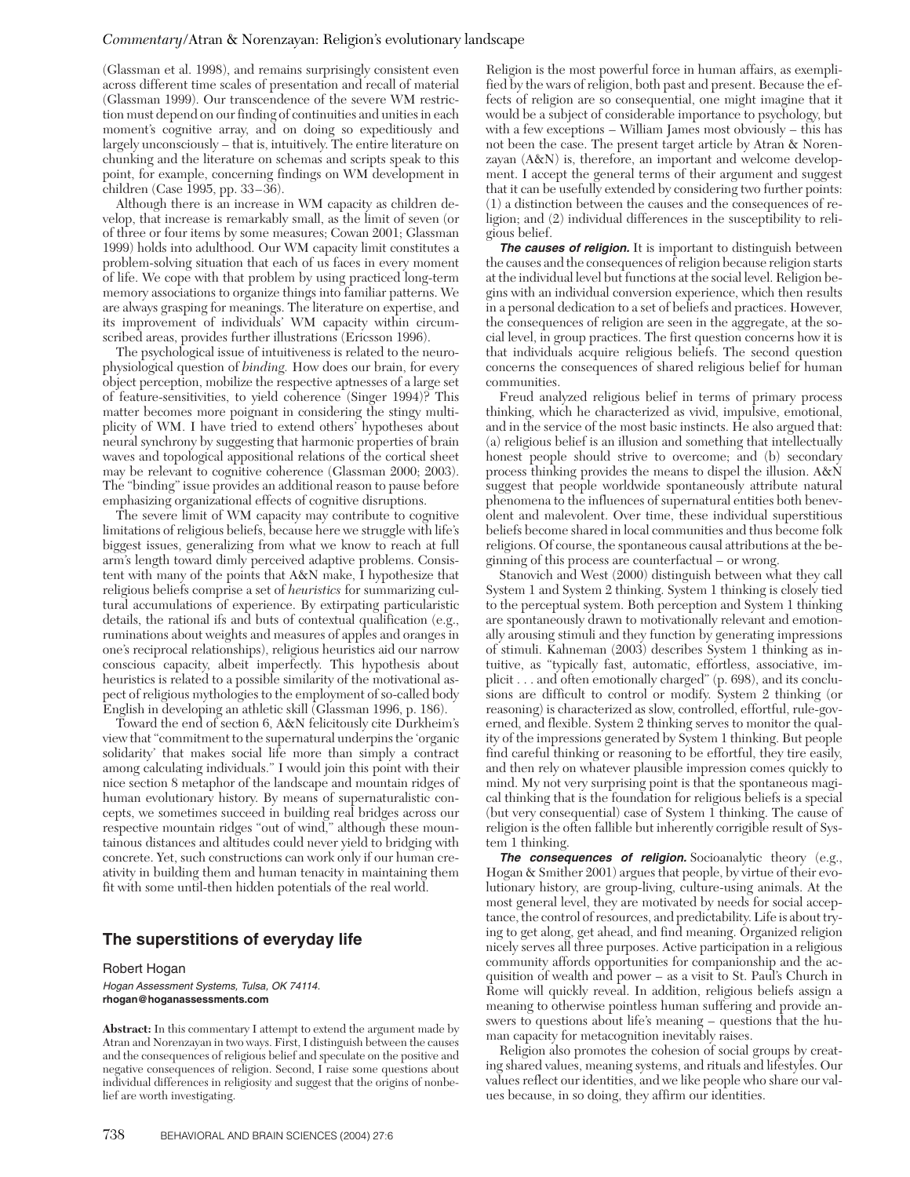(Glassman et al. 1998), and remains surprisingly consistent even across different time scales of presentation and recall of material (Glassman 1999). Our transcendence of the severe WM restriction must depend on our finding of continuities and unities in each moment's cognitive array, and on doing so expeditiously and largely unconsciously – that is, intuitively. The entire literature on chunking and the literature on schemas and scripts speak to this point, for example, concerning findings on WM development in children (Case 1995, pp. 33–36).

Although there is an increase in WM capacity as children develop, that increase is remarkably small, as the limit of seven (or of three or four items by some measures; Cowan 2001; Glassman 1999) holds into adulthood. Our WM capacity limit constitutes a problem-solving situation that each of us faces in every moment of life. We cope with that problem by using practiced long-term memory associations to organize things into familiar patterns. We are always grasping for meanings. The literature on expertise, and its improvement of individuals' WM capacity within circumscribed areas, provides further illustrations (Ericsson 1996).

The psychological issue of intuitiveness is related to the neurophysiological question of *binding.* How does our brain, for every object perception, mobilize the respective aptnesses of a large set of feature-sensitivities, to yield coherence (Singer 1994)? This matter becomes more poignant in considering the stingy multiplicity of WM. I have tried to extend others' hypotheses about neural synchrony by suggesting that harmonic properties of brain waves and topological appositional relations of the cortical sheet may be relevant to cognitive coherence (Glassman 2000; 2003). The "binding" issue provides an additional reason to pause before emphasizing organizational effects of cognitive disruptions.

The severe limit of WM capacity may contribute to cognitive limitations of religious beliefs, because here we struggle with life's biggest issues, generalizing from what we know to reach at full arm's length toward dimly perceived adaptive problems. Consistent with many of the points that A&N make, I hypothesize that religious beliefs comprise a set of *heuristics* for summarizing cultural accumulations of experience. By extirpating particularistic details, the rational ifs and buts of contextual qualification (e.g., ruminations about weights and measures of apples and oranges in one's reciprocal relationships), religious heuristics aid our narrow conscious capacity, albeit imperfectly. This hypothesis about heuristics is related to a possible similarity of the motivational aspect of religious mythologies to the employment of so-called body English in developing an athletic skill (Glassman 1996, p. 186).

Toward the end of section 6, A&N felicitously cite Durkheim's view that "commitment to the supernatural underpins the 'organic solidarity' that makes social life more than simply a contract among calculating individuals." I would join this point with their nice section 8 metaphor of the landscape and mountain ridges of human evolutionary history. By means of supernaturalistic concepts, we sometimes succeed in building real bridges across our respective mountain ridges "out of wind," although these mountainous distances and altitudes could never yield to bridging with concrete. Yet, such constructions can work only if our human creativity in building them and human tenacity in maintaining them fit with some until-then hidden potentials of the real world.

## **The superstitions of everyday life**

Robert Hogan *Hogan Assessment Systems, Tulsa, OK 74114.* **rhogan@hoganassessments.com**

**Abstract:** In this commentary I attempt to extend the argument made by Atran and Norenzayan in two ways. First, I distinguish between the causes and the consequences of religious belief and speculate on the positive and negative consequences of religion. Second, I raise some questions about individual differences in religiosity and suggest that the origins of nonbelief are worth investigating.

Religion is the most powerful force in human affairs, as exemplified by the wars of religion, both past and present. Because the effects of religion are so consequential, one might imagine that it would be a subject of considerable importance to psychology, but with a few exceptions – William James most obviously – this has not been the case. The present target article by Atran & Norenzayan (A&N) is, therefore, an important and welcome development. I accept the general terms of their argument and suggest that it can be usefully extended by considering two further points: (1) a distinction between the causes and the consequences of religion; and (2) individual differences in the susceptibility to religious belief.

*The causes of religion.* It is important to distinguish between the causes and the consequences of religion because religion starts at the individual level but functions at the social level. Religion begins with an individual conversion experience, which then results in a personal dedication to a set of beliefs and practices. However, the consequences of religion are seen in the aggregate, at the social level, in group practices. The first question concerns how it is that individuals acquire religious beliefs. The second question concerns the consequences of shared religious belief for human communities.

Freud analyzed religious belief in terms of primary process thinking, which he characterized as vivid, impulsive, emotional, and in the service of the most basic instincts. He also argued that: (a) religious belief is an illusion and something that intellectually honest people should strive to overcome; and (b) secondary process thinking provides the means to dispel the illusion. A&N suggest that people worldwide spontaneously attribute natural phenomena to the influences of supernatural entities both benevolent and malevolent. Over time, these individual superstitious beliefs become shared in local communities and thus become folk religions. Of course, the spontaneous causal attributions at the beginning of this process are counterfactual – or wrong.

Stanovich and West (2000) distinguish between what they call System 1 and System 2 thinking. System 1 thinking is closely tied to the perceptual system. Both perception and System 1 thinking are spontaneously drawn to motivationally relevant and emotionally arousing stimuli and they function by generating impressions of stimuli. Kahneman (2003) describes System 1 thinking as intuitive, as "typically fast, automatic, effortless, associative, implicit . . . and often emotionally charged" (p. 698), and its conclusions are difficult to control or modify. System 2 thinking (or reasoning) is characterized as slow, controlled, effortful, rule-governed, and flexible. System 2 thinking serves to monitor the quality of the impressions generated by System 1 thinking. But people find careful thinking or reasoning to be effortful, they tire easily, and then rely on whatever plausible impression comes quickly to mind. My not very surprising point is that the spontaneous magical thinking that is the foundation for religious beliefs is a special (but very consequential) case of System 1 thinking. The cause of religion is the often fallible but inherently corrigible result of System 1 thinking.

*The consequences of religion.* Socioanalytic theory (e.g., Hogan & Smither 2001) argues that people, by virtue of their evolutionary history, are group-living, culture-using animals. At the most general level, they are motivated by needs for social acceptance, the control of resources, and predictability. Life is about trying to get along, get ahead, and find meaning. Organized religion nicely serves all three purposes. Active participation in a religious community affords opportunities for companionship and the acquisition of wealth and power – as a visit to St. Paul's Church in Rome will quickly reveal. In addition, religious beliefs assign a meaning to otherwise pointless human suffering and provide answers to questions about life's meaning – questions that the human capacity for metacognition inevitably raises.

Religion also promotes the cohesion of social groups by creating shared values, meaning systems, and rituals and lifestyles. Our values reflect our identities, and we like people who share our values because, in so doing, they affirm our identities.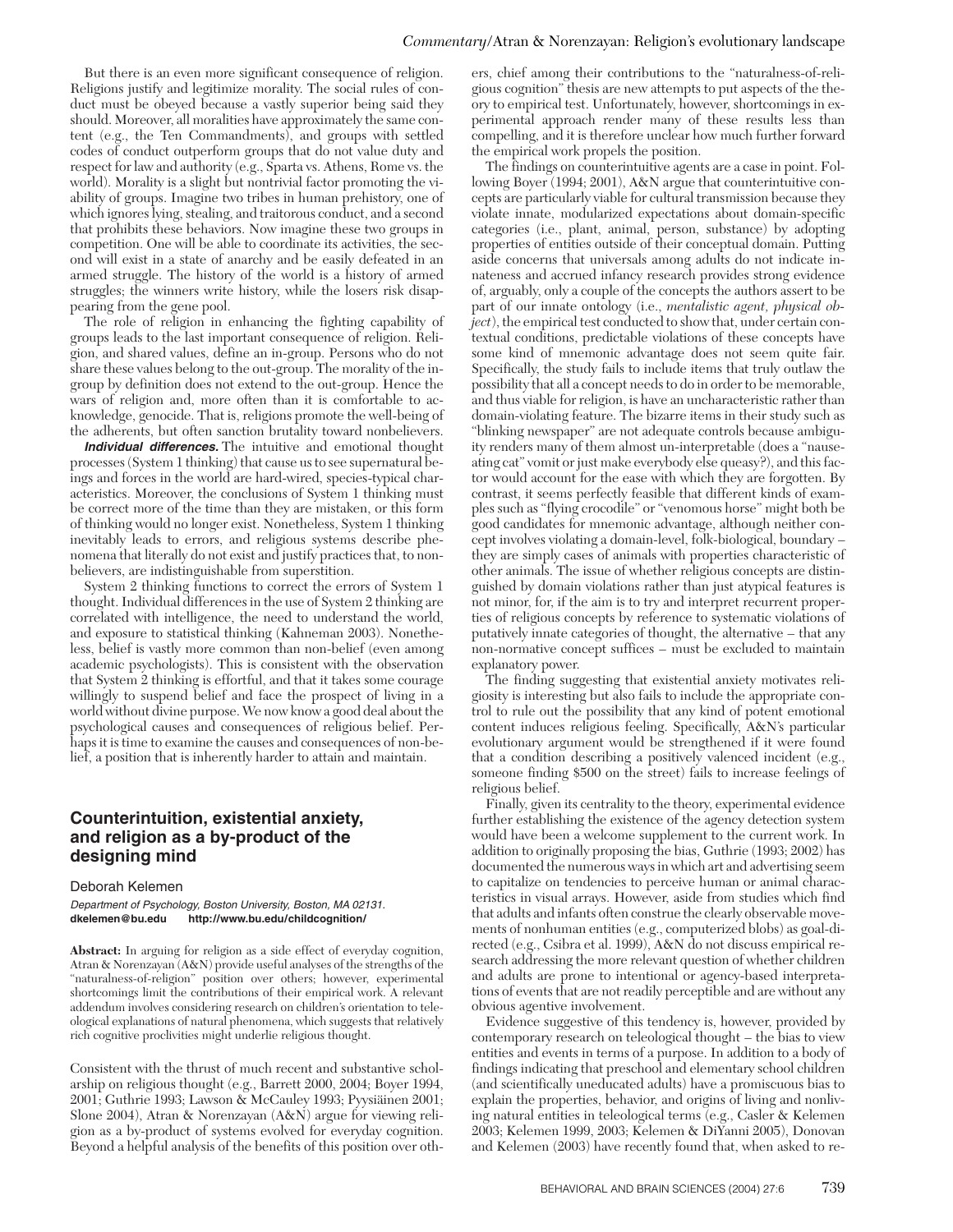But there is an even more significant consequence of religion. Religions justify and legitimize morality. The social rules of conduct must be obeyed because a vastly superior being said they should. Moreover, all moralities have approximately the same content (e.g., the Ten Commandments), and groups with settled codes of conduct outperform groups that do not value duty and respect for law and authority (e.g., Sparta vs. Athens, Rome vs. the world). Morality is a slight but nontrivial factor promoting the viability of groups. Imagine two tribes in human prehistory, one of which ignores lying, stealing, and traitorous conduct, and a second that prohibits these behaviors. Now imagine these two groups in competition. One will be able to coordinate its activities, the second will exist in a state of anarchy and be easily defeated in an armed struggle. The history of the world is a history of armed struggles; the winners write history, while the losers risk disappearing from the gene pool.

The role of religion in enhancing the fighting capability of groups leads to the last important consequence of religion. Religion, and shared values, define an in-group. Persons who do not share these values belong to the out-group. The morality of the ingroup by definition does not extend to the out-group. Hence the wars of religion and, more often than it is comfortable to acknowledge, genocide. That is, religions promote the well-being of the adherents, but often sanction brutality toward nonbelievers.

*Individual differences.* The intuitive and emotional thought processes (System 1 thinking) that cause us to see supernatural beings and forces in the world are hard-wired, species-typical characteristics. Moreover, the conclusions of System 1 thinking must be correct more of the time than they are mistaken, or this form of thinking would no longer exist. Nonetheless, System 1 thinking inevitably leads to errors, and religious systems describe phenomena that literally do not exist and justify practices that, to nonbelievers, are indistinguishable from superstition.

System 2 thinking functions to correct the errors of System 1 thought. Individual differences in the use of System 2 thinking are correlated with intelligence, the need to understand the world, and exposure to statistical thinking (Kahneman 2003). Nonetheless, belief is vastly more common than non-belief (even among academic psychologists). This is consistent with the observation that System 2 thinking is effortful, and that it takes some courage willingly to suspend belief and face the prospect of living in a world without divine purpose. We now know a good deal about the psychological causes and consequences of religious belief. Perhaps it is time to examine the causes and consequences of non-belief, a position that is inherently harder to attain and maintain.

## **Counterintuition, existential anxiety, and religion as a by-product of the designing mind**

#### Deborah Kelemen

*Department of Psychology, Boston University, Boston, MA 02131.* **dkelemen@bu.edu http://www.bu.edu/childcognition/**

**Abstract:** In arguing for religion as a side effect of everyday cognition, Atran & Norenzayan (A&N) provide useful analyses of the strengths of the "naturalness-of-religion" position over others; however, experimental shortcomings limit the contributions of their empirical work. A relevant addendum involves considering research on children's orientation to teleological explanations of natural phenomena, which suggests that relatively rich cognitive proclivities might underlie religious thought.

Consistent with the thrust of much recent and substantive scholarship on religious thought (e.g., Barrett 2000, 2004; Boyer 1994, 2001; Guthrie 1993; Lawson & McCauley 1993; Pyysiäinen 2001; Slone 2004), Atran & Norenzayan (A&N) argue for viewing religion as a by-product of systems evolved for everyday cognition. Beyond a helpful analysis of the benefits of this position over oth-

ers, chief among their contributions to the "naturalness-of-religious cognition" thesis are new attempts to put aspects of the theory to empirical test. Unfortunately, however, shortcomings in experimental approach render many of these results less than compelling, and it is therefore unclear how much further forward the empirical work propels the position.

The findings on counterintuitive agents are a case in point. Following Boyer (1994; 2001), A&N argue that counterintuitive concepts are particularly viable for cultural transmission because they violate innate, modularized expectations about domain-specific categories (i.e., plant, animal, person, substance) by adopting properties of entities outside of their conceptual domain. Putting aside concerns that universals among adults do not indicate innateness and accrued infancy research provides strong evidence of, arguably, only a couple of the concepts the authors assert to be part of our innate ontology (i.e., *mentalistic agent, physical object*), the empirical test conducted to show that, under certain contextual conditions, predictable violations of these concepts have some kind of mnemonic advantage does not seem quite fair. Specifically, the study fails to include items that truly outlaw the possibility that all a concept needs to do in order to be memorable, and thus viable for religion, is have an uncharacteristic rather than domain-violating feature. The bizarre items in their study such as "blinking newspaper" are not adequate controls because ambiguity renders many of them almost un-interpretable (does a "nauseating cat" vomit or just make everybody else queasy?), and this factor would account for the ease with which they are forgotten. By contrast, it seems perfectly feasible that different kinds of examples such as "flying crocodile" or "venomous horse" might both be good candidates for mnemonic advantage, although neither concept involves violating a domain-level, folk-biological, boundary – they are simply cases of animals with properties characteristic of other animals. The issue of whether religious concepts are distinguished by domain violations rather than just atypical features is not minor, for, if the aim is to try and interpret recurrent properties of religious concepts by reference to systematic violations of putatively innate categories of thought, the alternative – that any non-normative concept suffices – must be excluded to maintain explanatory power.

The finding suggesting that existential anxiety motivates religiosity is interesting but also fails to include the appropriate control to rule out the possibility that any kind of potent emotional content induces religious feeling. Specifically, A&N's particular evolutionary argument would be strengthened if it were found that a condition describing a positively valenced incident (e.g., someone finding \$500 on the street) fails to increase feelings of religious belief.

Finally, given its centrality to the theory, experimental evidence further establishing the existence of the agency detection system would have been a welcome supplement to the current work. In addition to originally proposing the bias, Guthrie (1993; 2002) has documented the numerous ways in which art and advertising seem to capitalize on tendencies to perceive human or animal characteristics in visual arrays. However, aside from studies which find that adults and infants often construe the clearly observable movements of nonhuman entities (e.g., computerized blobs) as goal-directed (e.g., Csibra et al. 1999), A&N do not discuss empirical research addressing the more relevant question of whether children and adults are prone to intentional or agency-based interpretations of events that are not readily perceptible and are without any obvious agentive involvement.

Evidence suggestive of this tendency is, however, provided by contemporary research on teleological thought – the bias to view entities and events in terms of a purpose. In addition to a body of findings indicating that preschool and elementary school children (and scientifically uneducated adults) have a promiscuous bias to explain the properties, behavior, and origins of living and nonliving natural entities in teleological terms (e.g., Casler & Kelemen 2003; Kelemen 1999, 2003; Kelemen & DiYanni 2005), Donovan and Kelemen (2003) have recently found that, when asked to re-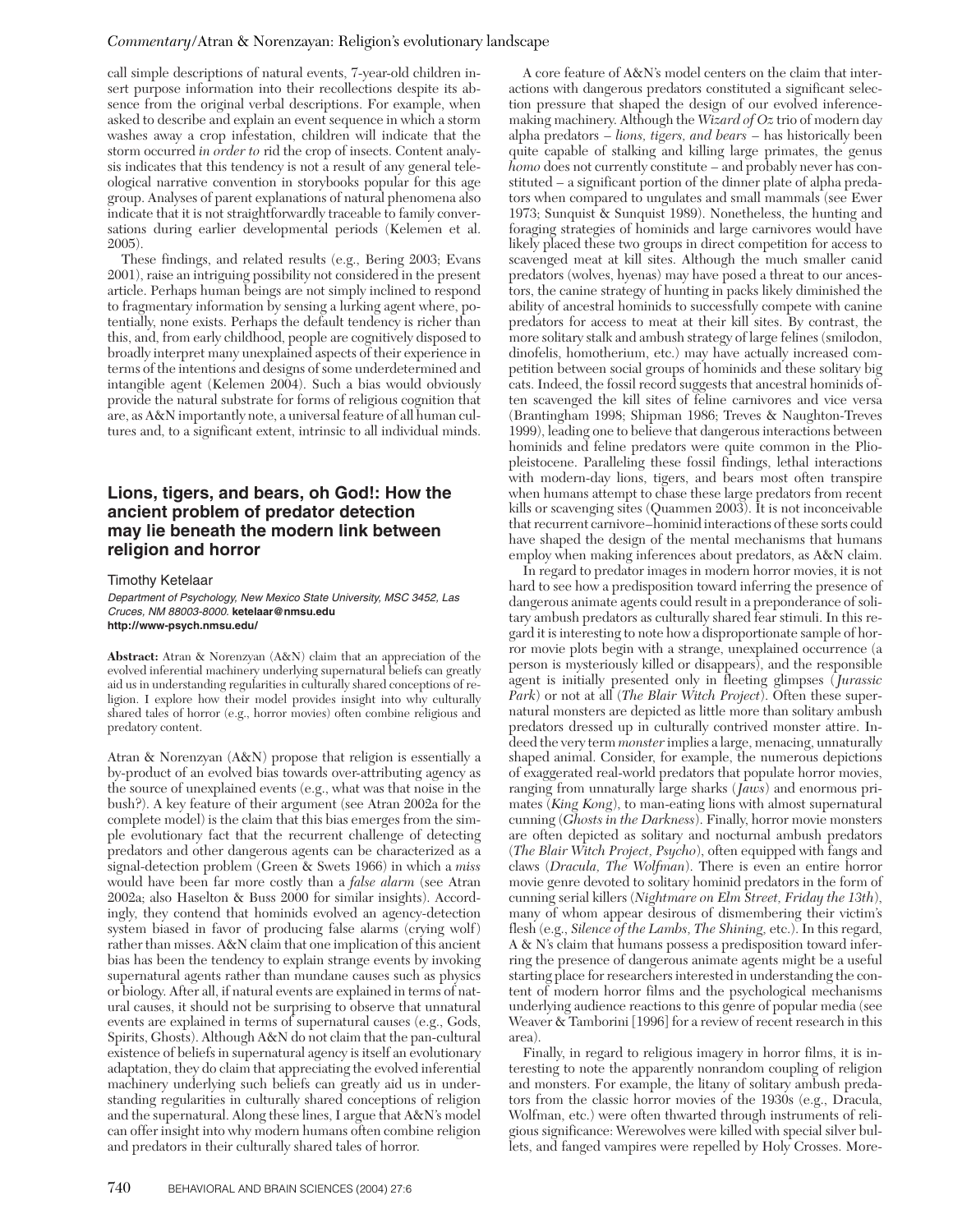call simple descriptions of natural events, 7-year-old children insert purpose information into their recollections despite its absence from the original verbal descriptions. For example, when asked to describe and explain an event sequence in which a storm washes away a crop infestation, children will indicate that the storm occurred *in order to* rid the crop of insects. Content analysis indicates that this tendency is not a result of any general teleological narrative convention in storybooks popular for this age group. Analyses of parent explanations of natural phenomena also indicate that it is not straightforwardly traceable to family conversations during earlier developmental periods (Kelemen et al. 2005).

These findings, and related results (e.g., Bering 2003; Evans 2001), raise an intriguing possibility not considered in the present article. Perhaps human beings are not simply inclined to respond to fragmentary information by sensing a lurking agent where, potentially, none exists. Perhaps the default tendency is richer than this, and, from early childhood, people are cognitively disposed to broadly interpret many unexplained aspects of their experience in terms of the intentions and designs of some underdetermined and intangible agent (Kelemen 2004). Such a bias would obviously provide the natural substrate for forms of religious cognition that are, as A&N importantly note, a universal feature of all human cultures and, to a significant extent, intrinsic to all individual minds.

## **Lions, tigers, and bears, oh God!: How the ancient problem of predator detection may lie beneath the modern link between religion and horror**

#### Timothy Ketelaar

*Department of Psychology, New Mexico State University, MSC 3452, Las Cruces, NM 88003-8000.* **ketelaar@nmsu.edu http://www-psych.nmsu.edu/**

**Abstract:** Atran & Norenzyan (A&N) claim that an appreciation of the evolved inferential machinery underlying supernatural beliefs can greatly aid us in understanding regularities in culturally shared conceptions of religion. I explore how their model provides insight into why culturally shared tales of horror (e.g., horror movies) often combine religious and predatory content.

Atran & Norenzyan (A&N) propose that religion is essentially a by-product of an evolved bias towards over-attributing agency as the source of unexplained events (e.g., what was that noise in the bush?). A key feature of their argument (see Atran 2002a for the complete model) is the claim that this bias emerges from the simple evolutionary fact that the recurrent challenge of detecting predators and other dangerous agents can be characterized as a signal-detection problem (Green & Swets 1966) in which a *miss* would have been far more costly than a *false alarm* (see Atran 2002a; also Haselton & Buss 2000 for similar insights). Accordingly, they contend that hominids evolved an agency-detection system biased in favor of producing false alarms (crying wolf) rather than misses. A&N claim that one implication of this ancient bias has been the tendency to explain strange events by invoking supernatural agents rather than mundane causes such as physics or biology. After all, if natural events are explained in terms of natural causes, it should not be surprising to observe that unnatural events are explained in terms of supernatural causes (e.g., Gods, Spirits, Ghosts). Although A&N do not claim that the pan-cultural existence of beliefs in supernatural agency is itself an evolutionary adaptation, they do claim that appreciating the evolved inferential machinery underlying such beliefs can greatly aid us in understanding regularities in culturally shared conceptions of religion and the supernatural. Along these lines, I argue that A&N's model can offer insight into why modern humans often combine religion and predators in their culturally shared tales of horror.

A core feature of A&N's model centers on the claim that interactions with dangerous predators constituted a significant selection pressure that shaped the design of our evolved inferencemaking machinery. Although the *Wizard of Oz* trio of modern day alpha predators – *lions, tigers, and bears* – has historically been quite capable of stalking and killing large primates, the genus *homo* does not currently constitute – and probably never has constituted – a significant portion of the dinner plate of alpha predators when compared to ungulates and small mammals (see Ewer 1973; Sunquist & Sunquist 1989). Nonetheless, the hunting and foraging strategies of hominids and large carnivores would have likely placed these two groups in direct competition for access to scavenged meat at kill sites. Although the much smaller canid predators (wolves, hyenas) may have posed a threat to our ancestors, the canine strategy of hunting in packs likely diminished the ability of ancestral hominids to successfully compete with canine predators for access to meat at their kill sites. By contrast, the more solitary stalk and ambush strategy of large felines (smilodon, dinofelis, homotherium, etc.) may have actually increased competition between social groups of hominids and these solitary big cats. Indeed, the fossil record suggests that ancestral hominids often scavenged the kill sites of feline carnivores and vice versa (Brantingham 1998; Shipman 1986; Treves & Naughton-Treves 1999), leading one to believe that dangerous interactions between hominids and feline predators were quite common in the Pliopleistocene. Paralleling these fossil findings, lethal interactions with modern-day lions, tigers, and bears most often transpire when humans attempt to chase these large predators from recent kills or scavenging sites (Quammen 2003). It is not inconceivable that recurrent carnivore–hominid interactions of these sorts could have shaped the design of the mental mechanisms that humans employ when making inferences about predators, as A&N claim.

In regard to predator images in modern horror movies, it is not hard to see how a predisposition toward inferring the presence of dangerous animate agents could result in a preponderance of solitary ambush predators as culturally shared fear stimuli. In this regard it is interesting to note how a disproportionate sample of horror movie plots begin with a strange, unexplained occurrence (a person is mysteriously killed or disappears), and the responsible agent is initially presented only in fleeting glimpses (*Jurassic Park*) or not at all (*The Blair Witch Project*). Often these supernatural monsters are depicted as little more than solitary ambush predators dressed up in culturally contrived monster attire. Indeed the very term *monster* implies a large, menacing, unnaturally shaped animal. Consider, for example, the numerous depictions of exaggerated real-world predators that populate horror movies, ranging from unnaturally large sharks (*Jaws*) and enormous primates (*King Kong*), to man-eating lions with almost supernatural cunning (*Ghosts in the Darkness*). Finally, horror movie monsters are often depicted as solitary and nocturnal ambush predators (*The Blair Witch Project, Psycho*), often equipped with fangs and claws (*Dracula, The Wolfman*). There is even an entire horror movie genre devoted to solitary hominid predators in the form of cunning serial killers (*Nightmare on Elm Street, Friday the 13th*), many of whom appear desirous of dismembering their victim's flesh (e.g., *Silence of the Lambs, The Shining,* etc.). In this regard, A & N's claim that humans possess a predisposition toward inferring the presence of dangerous animate agents might be a useful starting place for researchers interested in understanding the content of modern horror films and the psychological mechanisms underlying audience reactions to this genre of popular media (see Weaver & Tamborini [1996] for a review of recent research in this area).

Finally, in regard to religious imagery in horror films, it is interesting to note the apparently nonrandom coupling of religion and monsters. For example, the litany of solitary ambush predators from the classic horror movies of the 1930s (e.g., Dracula, Wolfman, etc.) were often thwarted through instruments of religious significance: Werewolves were killed with special silver bullets, and fanged vampires were repelled by Holy Crosses. More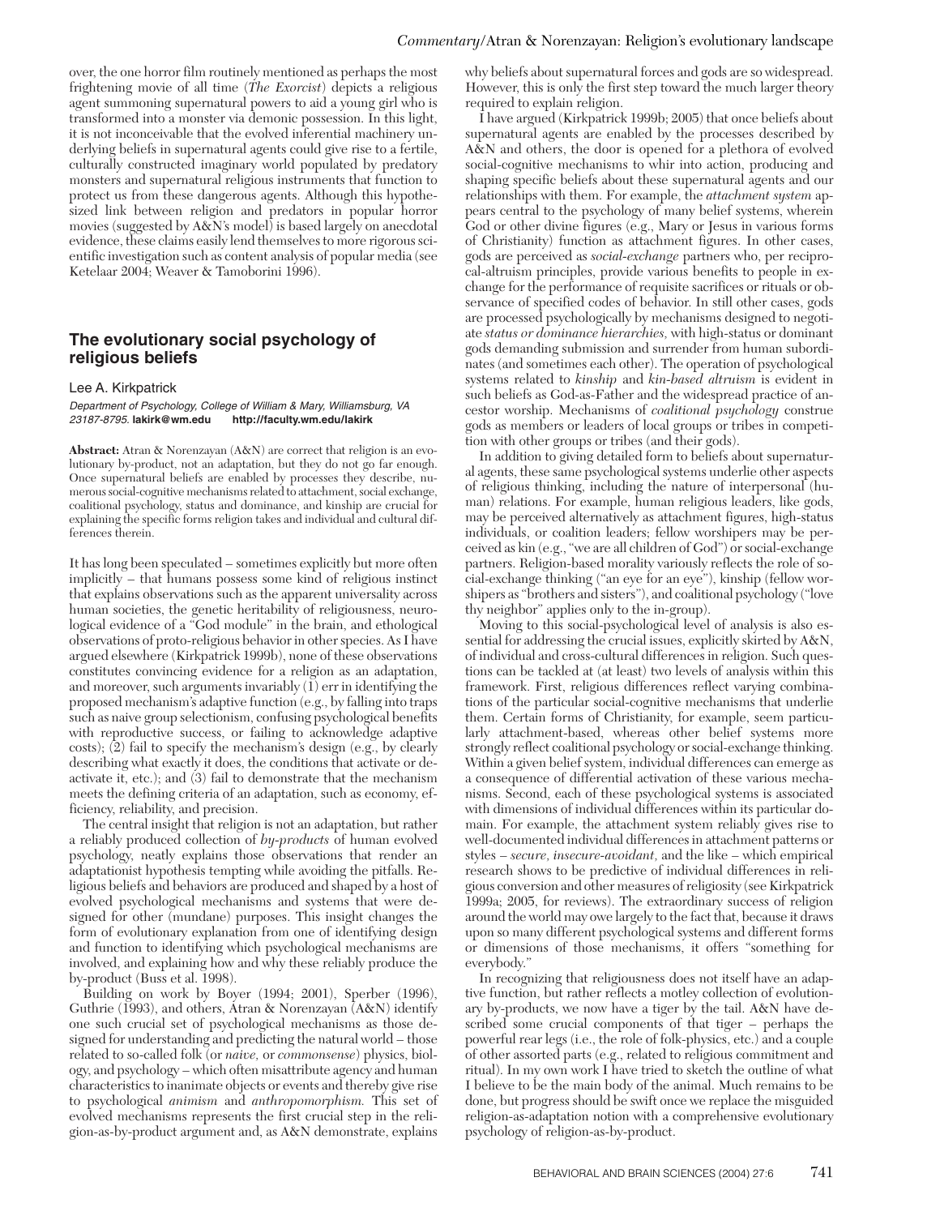over, the one horror film routinely mentioned as perhaps the most frightening movie of all time (*The Exorcist*) depicts a religious agent summoning supernatural powers to aid a young girl who is transformed into a monster via demonic possession. In this light, it is not inconceivable that the evolved inferential machinery underlying beliefs in supernatural agents could give rise to a fertile, culturally constructed imaginary world populated by predatory monsters and supernatural religious instruments that function to protect us from these dangerous agents. Although this hypothesized link between religion and predators in popular horror movies (suggested by A&N's model) is based largely on anecdotal evidence, these claims easily lend themselves to more rigorous scientific investigation such as content analysis of popular media (see Ketelaar 2004; Weaver & Tamoborini 1996).

## **The evolutionary social psychology of religious beliefs**

#### Lee A. Kirkpatrick

*Department of Psychology, College of William & Mary, Williamsburg, VA 23187-8795.* **lakirk@wm.edu http://faculty.wm.edu/lakirk**

**Abstract:** Atran & Norenzayan (A&N) are correct that religion is an evolutionary by-product, not an adaptation, but they do not go far enough. Once supernatural beliefs are enabled by processes they describe, numerous social-cognitive mechanisms related to attachment, social exchange, coalitional psychology, status and dominance, and kinship are crucial for explaining the specific forms religion takes and individual and cultural differences therein.

It has long been speculated – sometimes explicitly but more often implicitly – that humans possess some kind of religious instinct that explains observations such as the apparent universality across human societies, the genetic heritability of religiousness, neurological evidence of a "God module" in the brain, and ethological observations of proto-religious behavior in other species. As I have argued elsewhere (Kirkpatrick 1999b), none of these observations constitutes convincing evidence for a religion as an adaptation, and moreover, such arguments invariably  $(1)$  err in identifying the proposed mechanism's adaptive function (e.g., by falling into traps such as naive group selectionism, confusing psychological benefits with reproductive success, or failing to acknowledge adaptive costs); (2) fail to specify the mechanism's design (e.g., by clearly describing what exactly it does, the conditions that activate or deactivate it, etc.); and (3) fail to demonstrate that the mechanism meets the defining criteria of an adaptation, such as economy, efficiency, reliability, and precision.

The central insight that religion is not an adaptation, but rather a reliably produced collection of *by-products* of human evolved psychology, neatly explains those observations that render an adaptationist hypothesis tempting while avoiding the pitfalls. Religious beliefs and behaviors are produced and shaped by a host of evolved psychological mechanisms and systems that were designed for other (mundane) purposes. This insight changes the form of evolutionary explanation from one of identifying design and function to identifying which psychological mechanisms are involved, and explaining how and why these reliably produce the by-product (Buss et al. 1998).

Building on work by Boyer (1994; 2001), Sperber (1996), Guthrie (1993), and others, Atran & Norenzayan (A&N) identify one such crucial set of psychological mechanisms as those designed for understanding and predicting the natural world – those related to so-called folk (or *naive,* or *commonsense*) physics, biology, and psychology – which often misattribute agency and human characteristics to inanimate objects or events and thereby give rise to psychological *animism* and *anthropomorphism.* This set of evolved mechanisms represents the first crucial step in the religion-as-by-product argument and, as A&N demonstrate, explains

why beliefs about supernatural forces and gods are so widespread. However, this is only the first step toward the much larger theory required to explain religion.

I have argued (Kirkpatrick 1999b; 2005) that once beliefs about supernatural agents are enabled by the processes described by A&N and others, the door is opened for a plethora of evolved social-cognitive mechanisms to whir into action, producing and shaping specific beliefs about these supernatural agents and our relationships with them. For example, the *attachment system* appears central to the psychology of many belief systems, wherein God or other divine figures (e.g., Mary or Jesus in various forms of Christianity) function as attachment figures. In other cases, gods are perceived as *social-exchange* partners who, per reciprocal-altruism principles, provide various benefits to people in exchange for the performance of requisite sacrifices or rituals or observance of specified codes of behavior. In still other cases, gods are processed psychologically by mechanisms designed to negotiate *status or dominance hierarchies,* with high-status or dominant gods demanding submission and surrender from human subordinates (and sometimes each other). The operation of psychological systems related to *kinship* and *kin-based altruism* is evident in such beliefs as God-as-Father and the widespread practice of ancestor worship. Mechanisms of *coalitional psychology* construe gods as members or leaders of local groups or tribes in competition with other groups or tribes (and their gods).

In addition to giving detailed form to beliefs about supernatural agents, these same psychological systems underlie other aspects of religious thinking, including the nature of interpersonal (human) relations. For example, human religious leaders, like gods, may be perceived alternatively as attachment figures, high-status individuals, or coalition leaders; fellow worshipers may be perceived as kin (e.g., "we are all children of God") or social-exchange partners. Religion-based morality variously reflects the role of social-exchange thinking ("an eye for an eye"), kinship (fellow worshipers as "brothers and sisters"), and coalitional psychology ("love thy neighbor" applies only to the in-group).

Moving to this social-psychological level of analysis is also essential for addressing the crucial issues, explicitly skirted by A&N, of individual and cross-cultural differences in religion. Such questions can be tackled at (at least) two levels of analysis within this framework. First, religious differences reflect varying combinations of the particular social-cognitive mechanisms that underlie them. Certain forms of Christianity, for example, seem particularly attachment-based, whereas other belief systems more strongly reflect coalitional psychology or social-exchange thinking. Within a given belief system, individual differences can emerge as a consequence of differential activation of these various mechanisms. Second, each of these psychological systems is associated with dimensions of individual differences within its particular domain. For example, the attachment system reliably gives rise to well-documented individual differences in attachment patterns or styles – *secure, insecure-avoidant,* and the like – which empirical research shows to be predictive of individual differences in religious conversion and other measures of religiosity (see Kirkpatrick 1999a; 2005, for reviews). The extraordinary success of religion around the world may owe largely to the fact that, because it draws upon so many different psychological systems and different forms or dimensions of those mechanisms, it offers "something for everybody."

In recognizing that religiousness does not itself have an adaptive function, but rather reflects a motley collection of evolutionary by-products, we now have a tiger by the tail. A&N have described some crucial components of that tiger – perhaps the powerful rear legs (i.e., the role of folk-physics, etc.) and a couple of other assorted parts (e.g., related to religious commitment and ritual). In my own work I have tried to sketch the outline of what I believe to be the main body of the animal. Much remains to be done, but progress should be swift once we replace the misguided religion-as-adaptation notion with a comprehensive evolutionary psychology of religion-as-by-product.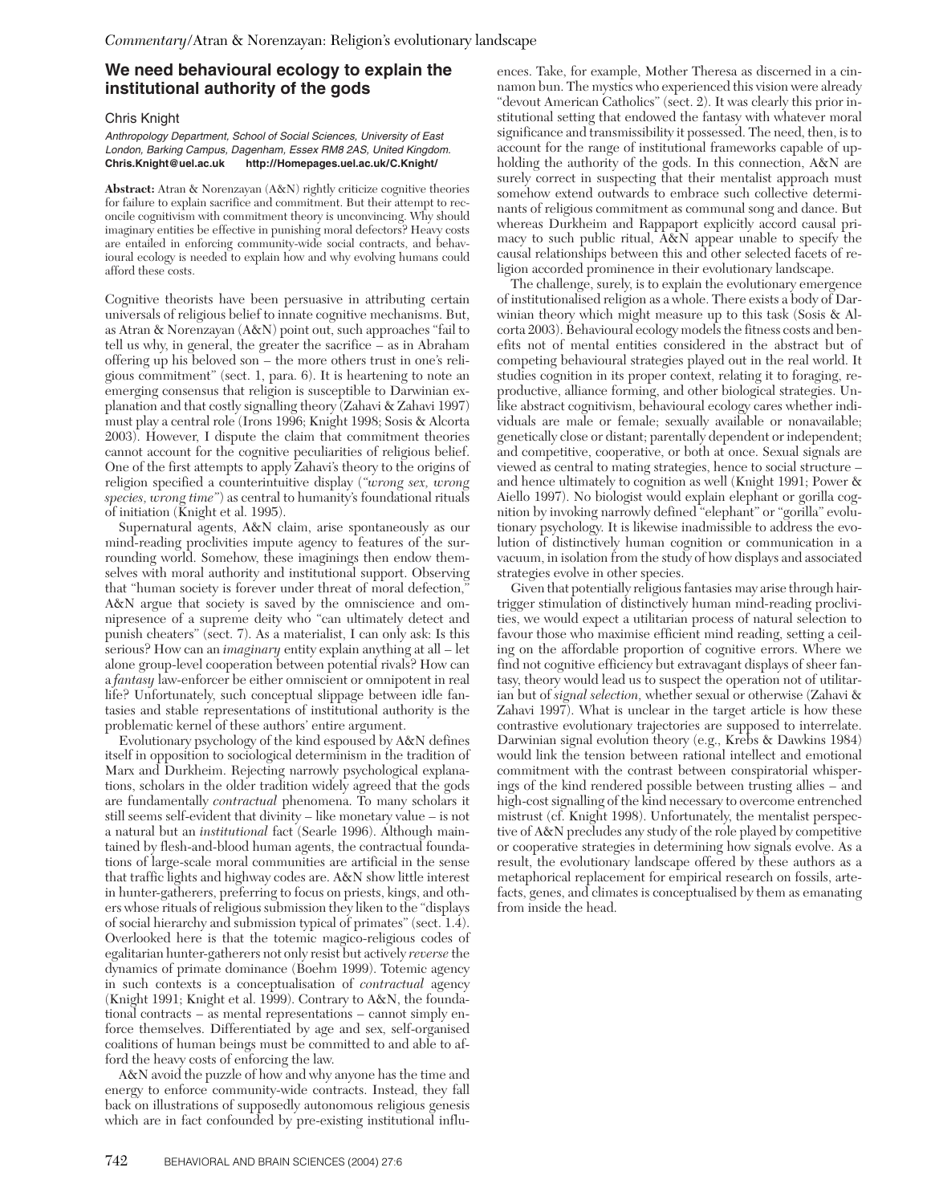## **We need behavioural ecology to explain the institutional authority of the gods**

#### Chris Knight

*Anthropology Department, School of Social Sciences, University of East London, Barking Campus, Dagenham, Essex RM8 2AS, United Kingdom.* **Chris.Knight@uel.ac.uk http://Homepages.uel.ac.uk/C.Knight/**

**Abstract:** Atran & Norenzayan (A&N) rightly criticize cognitive theories for failure to explain sacrifice and commitment. But their attempt to reconcile cognitivism with commitment theory is unconvincing. Why should imaginary entities be effective in punishing moral defectors? Heavy costs are entailed in enforcing community-wide social contracts, and behavioural ecology is needed to explain how and why evolving humans could afford these costs.

Cognitive theorists have been persuasive in attributing certain universals of religious belief to innate cognitive mechanisms. But, as Atran & Norenzayan (A&N) point out, such approaches "fail to tell us why, in general, the greater the sacrifice – as in Abraham offering up his beloved son – the more others trust in one's religious commitment" (sect. 1, para. 6). It is heartening to note an emerging consensus that religion is susceptible to Darwinian explanation and that costly signalling theory (Zahavi & Zahavi 1997) must play a central role (Irons 1996; Knight 1998; Sosis & Alcorta 2003). However, I dispute the claim that commitment theories cannot account for the cognitive peculiarities of religious belief. One of the first attempts to apply Zahavi's theory to the origins of religion specified a counterintuitive display (*"wrong sex, wrong species, wrong time"*) as central to humanity's foundational rituals of initiation (Knight et al. 1995).

Supernatural agents, A&N claim, arise spontaneously as our mind-reading proclivities impute agency to features of the surrounding world. Somehow, these imaginings then endow themselves with moral authority and institutional support. Observing that "human society is forever under threat of moral defection," A&N argue that society is saved by the omniscience and omnipresence of a supreme deity who "can ultimately detect and punish cheaters" (sect. 7). As a materialist, I can only ask: Is this serious? How can an *imaginary* entity explain anything at all – let alone group-level cooperation between potential rivals? How can a *fantasy* law-enforcer be either omniscient or omnipotent in real life? Unfortunately, such conceptual slippage between idle fantasies and stable representations of institutional authority is the problematic kernel of these authors' entire argument.

Evolutionary psychology of the kind espoused by A&N defines itself in opposition to sociological determinism in the tradition of Marx and Durkheim. Rejecting narrowly psychological explanations, scholars in the older tradition widely agreed that the gods are fundamentally *contractual* phenomena. To many scholars it still seems self-evident that divinity – like monetary value – is not a natural but an *institutional* fact (Searle 1996). Although maintained by flesh-and-blood human agents, the contractual foundations of large-scale moral communities are artificial in the sense that traffic lights and highway codes are. A&N show little interest in hunter-gatherers, preferring to focus on priests, kings, and others whose rituals of religious submission they liken to the "displays of social hierarchy and submission typical of primates" (sect. 1.4). Overlooked here is that the totemic magico-religious codes of egalitarian hunter-gatherers not only resist but actively *reverse* the dynamics of primate dominance (Boehm 1999). Totemic agency in such contexts is a conceptualisation of *contractual* agency (Knight 1991; Knight et al. 1999). Contrary to A&N, the foundational contracts – as mental representations – cannot simply enforce themselves. Differentiated by age and sex, self-organised coalitions of human beings must be committed to and able to afford the heavy costs of enforcing the law.

A&N avoid the puzzle of how and why anyone has the time and energy to enforce community-wide contracts. Instead, they fall back on illustrations of supposedly autonomous religious genesis which are in fact confounded by pre-existing institutional influ-

742 BEHAVIORAL AND BRAIN SCIENCES (2004) 27:6

ences. Take, for example, Mother Theresa as discerned in a cinnamon bun. The mystics who experienced this vision were already "devout American Catholics" (sect. 2). It was clearly this prior institutional setting that endowed the fantasy with whatever moral significance and transmissibility it possessed. The need, then, is to account for the range of institutional frameworks capable of upholding the authority of the gods. In this connection, A&N are surely correct in suspecting that their mentalist approach must somehow extend outwards to embrace such collective determinants of religious commitment as communal song and dance. But whereas Durkheim and Rappaport explicitly accord causal primacy to such public ritual, A&N appear unable to specify the causal relationships between this and other selected facets of religion accorded prominence in their evolutionary landscape.

The challenge, surely, is to explain the evolutionary emergence of institutionalised religion as a whole. There exists a body of Darwinian theory which might measure up to this task (Sosis & Alcorta 2003). Behavioural ecology models the fitness costs and benefits not of mental entities considered in the abstract but of competing behavioural strategies played out in the real world. It studies cognition in its proper context, relating it to foraging, reproductive, alliance forming, and other biological strategies. Unlike abstract cognitivism, behavioural ecology cares whether individuals are male or female; sexually available or nonavailable; genetically close or distant; parentally dependent or independent; and competitive, cooperative, or both at once. Sexual signals are viewed as central to mating strategies, hence to social structure – and hence ultimately to cognition as well (Knight 1991; Power & Aiello 1997). No biologist would explain elephant or gorilla cognition by invoking narrowly defined "elephant" or "gorilla" evolutionary psychology. It is likewise inadmissible to address the evolution of distinctively human cognition or communication in a vacuum, in isolation from the study of how displays and associated strategies evolve in other species.

Given that potentially religious fantasies may arise through hairtrigger stimulation of distinctively human mind-reading proclivities, we would expect a utilitarian process of natural selection to favour those who maximise efficient mind reading, setting a ceiling on the affordable proportion of cognitive errors. Where we find not cognitive efficiency but extravagant displays of sheer fantasy, theory would lead us to suspect the operation not of utilitarian but of *signal selection,* whether sexual or otherwise (Zahavi & Zahavi 1997). What is unclear in the target article is how these contrastive evolutionary trajectories are supposed to interrelate. Darwinian signal evolution theory (e.g., Krebs & Dawkins 1984) would link the tension between rational intellect and emotional commitment with the contrast between conspiratorial whisperings of the kind rendered possible between trusting allies – and high-cost signalling of the kind necessary to overcome entrenched mistrust (cf. Knight 1998). Unfortunately, the mentalist perspective of A&N precludes any study of the role played by competitive or cooperative strategies in determining how signals evolve. As a result, the evolutionary landscape offered by these authors as a metaphorical replacement for empirical research on fossils, artefacts, genes, and climates is conceptualised by them as emanating from inside the head.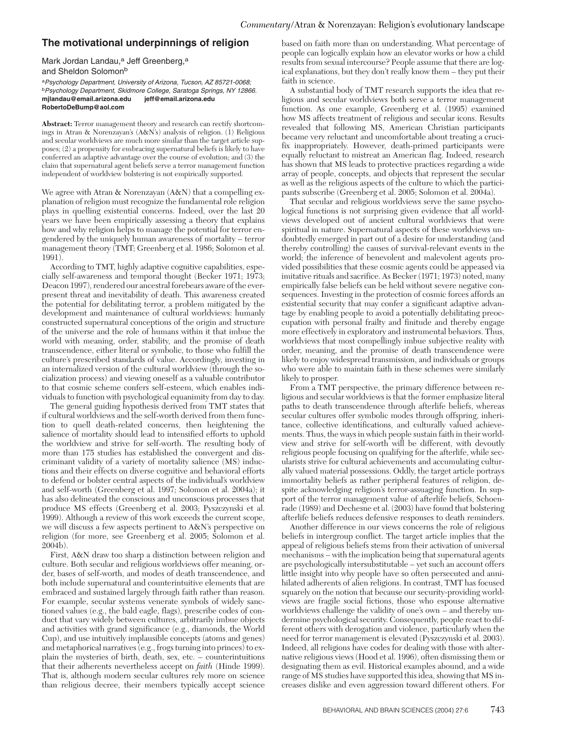## **The motivational underpinnings of religion**

Mark Jordan Landau,<sup>a</sup> Jeff Greenberg,<sup>a</sup> and Sheldon Solomon<sup>b</sup>

<sup>a</sup>*Psychology Department, University of Arizona, Tucson, AZ 85721-0068;* <sup>b</sup>*Psychology Department, Skidmore College, Saratoga Springs, NY 12866.* **mjlandau@email.arizona.edu jeff@email.arizona.edu RobertoDeBump@aol.com**

**Abstract:** Terror management theory and research can rectify shortcomings in Atran & Norenzayan's (A&N's) analysis of religion. (1) Religious and secular worldviews are much more similar than the target article supposes; (2) a propensity for embracing supernatural beliefs is likely to have conferred an adaptive advantage over the course of evolution; and (3) the claim that supernatural agent beliefs serve a terror management function independent of worldview bolstering is not empirically supported.

We agree with Atran & Norenzayan (A&N) that a compelling explanation of religion must recognize the fundamental role religion plays in quelling existential concerns. Indeed, over the last 20 years we have been empirically assessing a theory that explains how and why religion helps to manage the potential for terror engendered by the uniquely human awareness of mortality – terror management theory (TMT; Greenberg et al. 1986; Solomon et al. 1991).

According to TMT, highly adaptive cognitive capabilities, especially self-awareness and temporal thought (Becker 1971; 1973; Deacon 1997), rendered our ancestral forebears aware of the everpresent threat and inevitability of death. This awareness created the potential for debilitating terror, a problem mitigated by the development and maintenance of cultural worldviews: humanly constructed supernatural conceptions of the origin and structure of the universe and the role of humans within it that imbue the world with meaning, order, stability, and the promise of death transcendence, either literal or symbolic, to those who fulfill the culture's prescribed standards of value. Accordingly, investing in an internalized version of the cultural worldview (through the socialization process) and viewing oneself as a valuable contributor to that cosmic scheme confers self-esteem, which enables individuals to function with psychological equanimity from day to day.

The general guiding hypothesis derived from TMT states that if cultural worldviews and the self-worth derived from them function to quell death-related concerns, then heightening the salience of mortality should lead to intensified efforts to uphold the worldview and strive for self-worth. The resulting body of more than 175 studies has established the convergent and discriminant validity of a variety of mortality salience (MS) inductions and their effects on diverse cognitive and behavioral efforts to defend or bolster central aspects of the individual's worldview and self-worth (Greenberg et al. 1997; Solomon et al. 2004a); it has also delineated the conscious and unconscious processes that produce MS effects (Greenberg et al. 2003; Pyszczynski et al. 1999). Although a review of this work exceeds the current scope, we will discuss a few aspects pertinent to A&N's perspective on religion (for more, see Greenberg et al. 2005; Solomon et al. 2004b).

First, A&N draw too sharp a distinction between religion and culture. Both secular and religious worldviews offer meaning, order, bases of self-worth, and modes of death transcendence, and both include supernatural and counterintuitive elements that are embraced and sustained largely through faith rather than reason. For example, secular systems venerate symbols of widely sanctioned values (e.g., the bald eagle, flags), prescribe codes of conduct that vary widely between cultures, arbitrarily imbue objects and activities with grand significance (e.g., diamonds, the World Cup), and use intuitively implausible concepts (atoms and genes) and metaphorical narratives (e.g., frogs turning into princes) to explain the mysteries of birth, death, sex, etc. – counterintuitions that their adherents nevertheless accept on *faith* (Hinde 1999). That is, although modern secular cultures rely more on science than religious decree, their members typically accept science

based on faith more than on understanding. What percentage of people can logically explain how an elevator works or how a child results from sexual intercourse? People assume that there are logical explanations, but they don't really know them – they put their faith in science.

A substantial body of TMT research supports the idea that religious and secular worldviews both serve a terror management function. As one example, Greenberg et al. (1995) examined how MS affects treatment of religious and secular icons. Results revealed that following MS, American Christian participants became very reluctant and uncomfortable about treating a crucifix inappropriately. However, death-primed participants were equally reluctant to mistreat an American flag. Indeed, research has shown that MS leads to protective practices regarding a wide array of people, concepts, and objects that represent the secular as well as the religious aspects of the culture to which the participants subscribe (Greenberg et al. 2005; Solomon et al. 2004a).

That secular and religious worldviews serve the same psychological functions is not surprising given evidence that all worldviews developed out of ancient cultural worldviews that were spiritual in nature. Supernatural aspects of these worldviews undoubtedly emerged in part out of a desire for understanding (and thereby controlling) the causes of survival-relevant events in the world; the inference of benevolent and malevolent agents provided possibilities that these cosmic agents could be appeased via imitative rituals and sacrifice. As Becker (1971; 1973) noted, many empirically false beliefs can be held without severe negative consequences. Investing in the protection of cosmic forces affords an existential security that may confer a significant adaptive advantage by enabling people to avoid a potentially debilitating preoccupation with personal frailty and finitude and thereby engage more effectively in exploratory and instrumental behaviors. Thus, worldviews that most compellingly imbue subjective reality with order, meaning, and the promise of death transcendence were likely to enjoy widespread transmission, and individuals or groups who were able to maintain faith in these schemes were similarly likely to prosper.

From a TMT perspective, the primary difference between religious and secular worldviews is that the former emphasize literal paths to death transcendence through afterlife beliefs, whereas secular cultures offer symbolic modes through offspring, inheritance, collective identifications, and culturally valued achievements. Thus, the ways in which people sustain faith in their worldview and strive for self-worth will be different, with devoutly religious people focusing on qualifying for the afterlife, while secularists strive for cultural achievements and accumulating culturally valued material possessions. Oddly, the target article portrays immortality beliefs as rather peripheral features of religion, despite acknowledging religion's terror-assuaging function. In support of the terror management value of afterlife beliefs, Schoenrade (1989) and Dechesne et al. (2003) have found that bolstering afterlife beliefs reduces defensive responses to death reminders.

Another difference in our views concerns the role of religious beliefs in intergroup conflict. The target article implies that the appeal of religious beliefs stems from their activation of universal mechanisms – with the implication being that supernatural agents are psychologically intersubstitutable – yet such an account offers little insight into why people have so often persecuted and annihilated adherents of alien religions. In contrast, TMT has focused squarely on the notion that because our security-providing worldviews are fragile social fictions, those who espouse alternative worldviews challenge the validity of one's own – and thereby undermine psychological security. Consequently, people react to different others with derogation and violence, particularly when the need for terror management is elevated (Pyszczynski et al. 2003). Indeed, all religions have codes for dealing with those with alternative religious views (Hood et al. 1996), often dismissing them or designating them as evil. Historical examples abound, and a wide range of MS studies have supported this idea, showing that MS increases dislike and even aggression toward different others. For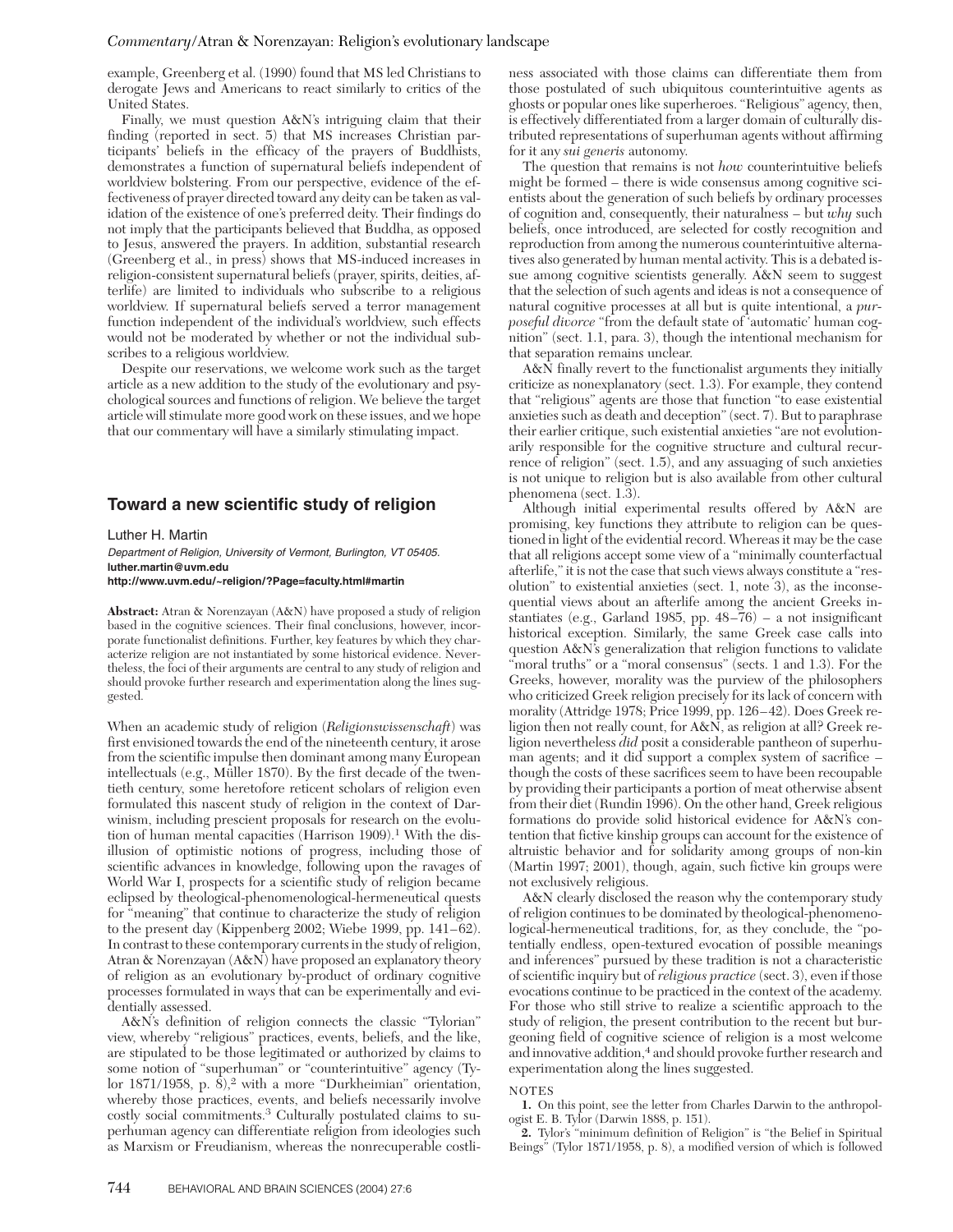example, Greenberg et al. (1990) found that MS led Christians to derogate Jews and Americans to react similarly to critics of the United States.

Finally, we must question A&N's intriguing claim that their finding (reported in sect. 5) that MS increases Christian participants' beliefs in the efficacy of the prayers of Buddhists, demonstrates a function of supernatural beliefs independent of worldview bolstering. From our perspective, evidence of the effectiveness of prayer directed toward any deity can be taken as validation of the existence of one's preferred deity. Their findings do not imply that the participants believed that Buddha, as opposed to Jesus, answered the prayers. In addition, substantial research (Greenberg et al., in press) shows that MS-induced increases in religion-consistent supernatural beliefs (prayer, spirits, deities, afterlife) are limited to individuals who subscribe to a religious worldview. If supernatural beliefs served a terror management function independent of the individual's worldview, such effects would not be moderated by whether or not the individual subscribes to a religious worldview.

Despite our reservations, we welcome work such as the target article as a new addition to the study of the evolutionary and psychological sources and functions of religion. We believe the target article will stimulate more good work on these issues, and we hope that our commentary will have a similarly stimulating impact.

## **Toward a new scientific study of religion**

Luther H. Martin *Department of Religion, University of Vermont, Burlington, VT 05405.* **luther.martin@uvm.edu http://www.uvm.edu/~religion/?Page=faculty.html#martin**

**Abstract:** Atran & Norenzayan (A&N) have proposed a study of religion based in the cognitive sciences. Their final conclusions, however, incorporate functionalist definitions. Further, key features by which they characterize religion are not instantiated by some historical evidence. Nevertheless, the foci of their arguments are central to any study of religion and should provoke further research and experimentation along the lines suggested.

When an academic study of religion (*Religionswissenschaft*) was first envisioned towards the end of the nineteenth century, it arose from the scientific impulse then dominant among many European intellectuals (e.g., Müller 1870). By the first decade of the twentieth century, some heretofore reticent scholars of religion even formulated this nascent study of religion in the context of Darwinism, including prescient proposals for research on the evolution of human mental capacities (Harrison 1909).<sup>1</sup> With the disillusion of optimistic notions of progress, including those of scientific advances in knowledge, following upon the ravages of World War I, prospects for a scientific study of religion became eclipsed by theological-phenomenological-hermeneutical quests for "meaning" that continue to characterize the study of religion to the present day (Kippenberg 2002; Wiebe 1999, pp. 141–62). In contrast to these contemporary currents in the study of religion, Atran & Norenzayan (A&N) have proposed an explanatory theory of religion as an evolutionary by-product of ordinary cognitive processes formulated in ways that can be experimentally and evidentially assessed.

A&N's definition of religion connects the classic "Tylorian" view, whereby "religious" practices, events, beliefs, and the like, are stipulated to be those legitimated or authorized by claims to some notion of "superhuman" or "counterintuitive" agency (Tylor 1871/1958, p.  $\bar{8}$ ,<sup>2</sup> with a more "Durkheimian" orientation, whereby those practices, events, and beliefs necessarily involve costly social commitments.<sup>3</sup> Culturally postulated claims to superhuman agency can differentiate religion from ideologies such as Marxism or Freudianism, whereas the nonrecuperable costliness associated with those claims can differentiate them from those postulated of such ubiquitous counterintuitive agents as ghosts or popular ones like superheroes. "Religious" agency, then, is effectively differentiated from a larger domain of culturally distributed representations of superhuman agents without affirming for it any *sui generis* autonomy.

The question that remains is not *how* counterintuitive beliefs might be formed – there is wide consensus among cognitive scientists about the generation of such beliefs by ordinary processes of cognition and, consequently, their naturalness – but *why* such beliefs, once introduced, are selected for costly recognition and reproduction from among the numerous counterintuitive alternatives also generated by human mental activity. This is a debated issue among cognitive scientists generally. A&N seem to suggest that the selection of such agents and ideas is not a consequence of natural cognitive processes at all but is quite intentional, a *purposeful divorce* "from the default state of 'automatic' human cognition" (sect. 1.1, para. 3), though the intentional mechanism for that separation remains unclear.

A&N finally revert to the functionalist arguments they initially criticize as nonexplanatory (sect. 1.3). For example, they contend that "religious" agents are those that function "to ease existential anxieties such as death and deception" (sect. 7). But to paraphrase their earlier critique, such existential anxieties "are not evolutionarily responsible for the cognitive structure and cultural recurrence of religion" (sect. 1.5), and any assuaging of such anxieties is not unique to religion but is also available from other cultural phenomena (sect. 1.3).

Although initial experimental results offered by A&N are promising, key functions they attribute to religion can be questioned in light of the evidential record. Whereas it may be the case that all religions accept some view of a "minimally counterfactual afterlife," it is not the case that such views always constitute a "resolution" to existential anxieties (sect. 1, note 3), as the inconsequential views about an afterlife among the ancient Greeks instantiates (e.g., Garland 1985, pp. 48–76) – a not insignificant historical exception. Similarly, the same Greek case calls into question A&N's generalization that religion functions to validate "moral truths" or a "moral consensus" (sects. 1 and 1.3). For the Greeks, however, morality was the purview of the philosophers who criticized Greek religion precisely for its lack of concern with morality (Attridge 1978; Price 1999, pp. 126–42). Does Greek religion then not really count, for A&N, as religion at all? Greek religion nevertheless *did* posit a considerable pantheon of superhuman agents; and it did support a complex system of sacrifice – though the costs of these sacrifices seem to have been recoupable by providing their participants a portion of meat otherwise absent from their diet (Rundin 1996). On the other hand, Greek religious formations do provide solid historical evidence for A&N's contention that fictive kinship groups can account for the existence of altruistic behavior and for solidarity among groups of non-kin (Martin 1997; 2001), though, again, such fictive kin groups were not exclusively religious.

A&N clearly disclosed the reason why the contemporary study of religion continues to be dominated by theological-phenomenological-hermeneutical traditions, for, as they conclude, the "potentially endless, open-textured evocation of possible meanings and inferences" pursued by these tradition is not a characteristic of scientific inquiry but of *religious practice* (sect. 3), even if those evocations continue to be practiced in the context of the academy. For those who still strive to realize a scientific approach to the study of religion, the present contribution to the recent but burgeoning field of cognitive science of religion is a most welcome and innovative addition,<sup>4</sup> and should provoke further research and experimentation along the lines suggested.

#### **NOTES**

**1.** On this point, see the letter from Charles Darwin to the anthropologist E. B. Tylor (Darwin 1888, p. 151).

**2.** Tylor's "minimum definition of Religion" is "the Belief in Spiritual Beings" (Tylor 1871/1958, p. 8), a modified version of which is followed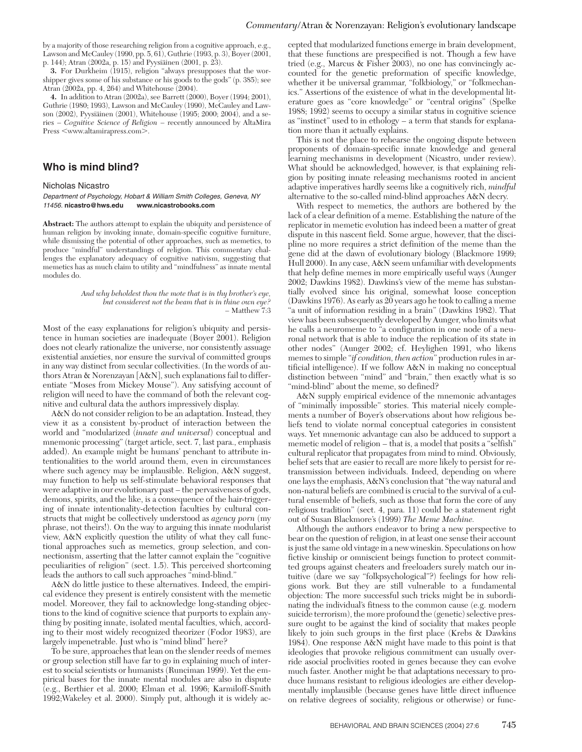by a majority of those researching religion from a cognitive approach, e.g., Lawson and McCauley (1990, pp. 5, 61), Guthrie (1993, p. 3), Boyer (2001, p. 144); Atran (2002a, p. 15) and Pyysiäinen (2001, p. 23).

**3.** For Durkheim (1915), religion "always presupposes that the worshipper gives some of his substance or his goods to the gods" (p. 385); see Atran (2002a, pp. 4, 264) and Whitehouse (2004).

**4.** In addition to Atran (2002a), see Barrett (2000), Boyer (1994; 2001), Guthrie (1980; 1993), Lawson and McCauley (1990), McCauley and Lawson (2002), Pyysiäinen (2001), Whitehouse (1995; 2000; 2004), and a series – *Cognitive Science of Religion* – recently announced by AltaMira Press <www.altamirapress.com>.

## **Who is mind blind?**

#### Nicholas Nicastro

*Department of Psychology, Hobart & William Smith Colleges, Geneva, NY 11456.* **nicastro@hws.edu www.nicastrobooks.com**

**Abstract:** The authors attempt to explain the ubiquity and persistence of human religion by invoking innate, domain-specific cognitive furniture, while dismissing the potential of other approaches, such as memetics, to produce "mindful" understandings of religion. This commentary challenges the explanatory adequacy of cognitive nativism, suggesting that memetics has as much claim to utility and "mindfulness" as innate mental modules do.

> *And why beholdest thou the mote that is in thy brother's eye, but considerest not the beam that is in thine own eye?* – Matthew 7:3

Most of the easy explanations for religion's ubiquity and persistence in human societies are inadequate (Boyer 2001). Religion does not clearly rationalize the universe, nor consistently assuage existential anxieties, nor ensure the survival of committed groups in any way distinct from secular collectivities. (In the words of authors Atran & Norenzayan [A&N], such explanations fail to differentiate "Moses from Mickey Mouse"). Any satisfying account of religion will need to have the command of both the relevant cognitive and cultural data the authors impressively display.

A&N do not consider religion to be an adaptation. Instead, they view it as a consistent by-product of interaction between the world and "modularized (*innate and universal*) conceptual and mnemonic processing" (target article, sect. 7, last para., emphasis added). An example might be humans' penchant to attribute intentionalities to the world around them, even in circumstances where such agency may be implausible. Religion, A&N suggest, may function to help us self-stimulate behavioral responses that were adaptive in our evolutionary past – the pervasiveness of gods, demons, spirits, and the like, is a consequence of the hair-triggering of innate intentionality-detection faculties by cultural constructs that might be collectively understood as *agency porn* (my phrase, not theirs!). On the way to arguing this innate modularist view, A&N explicitly question the utility of what they call functional approaches such as memetics, group selection, and connectionism, asserting that the latter cannot explain the "cognitive peculiarities of religion" (sect. 1.5). This perceived shortcoming leads the authors to call such approaches "mind-blind."

A&N do little justice to these alternatives. Indeed, the empirical evidence they present is entirely consistent with the memetic model. Moreover, they fail to acknowledge long-standing objections to the kind of cognitive science that purports to explain anything by positing innate, isolated mental faculties, which, according to their most widely recognized theorizer (Fodor 1983), are largely impenetrable. Just who is "mind blind" here?

To be sure, approaches that lean on the slender reeds of memes or group selection still have far to go in explaining much of interest to social scientists or humanists (Runciman 1999). Yet the empirical bases for the innate mental modules are also in dispute (e.g., Berthier et al. 2000; Elman et al. 1996; Karmiloff-Smith 1992;Wakeley et al. 2000). Simply put, although it is widely ac-

cepted that modularized functions emerge in brain development, that these functions are prespecified is not. Though a few have tried (e.g., Marcus & Fisher 2003), no one has convincingly accounted for the genetic preformation of specific knowledge, whether it be universal grammar, "folkbiology," or "folkmechanics." Assertions of the existence of what in the developmental literature goes as "core knowledge" or "central origins" (Spelke 1988; 1992) seems to occupy a similar status in cognitive science as "instinct" used to in ethology – a term that stands for explanation more than it actually explains.

This is not the place to rehearse the ongoing dispute between proponents of domain-specific innate knowledge and general learning mechanisms in development (Nicastro, under review). What should be acknowledged, however, is that explaining religion by positing innate releasing mechanisms rooted in ancient adaptive imperatives hardly seems like a cognitively rich, *mindful* alternative to the so-called mind-blind approaches A&N decry.

With respect to memetics, the authors are bothered by the lack of a clear definition of a meme. Establishing the nature of the replicator in memetic evolution has indeed been a matter of great dispute in this nascent field. Some argue, however, that the discipline no more requires a strict definition of the meme than the gene did at the dawn of evolutionary biology (Blackmore 1999; Hull 2000). In any case, A&N seem unfamiliar with developments that help define memes in more empirically useful ways (Aunger 2002; Dawkins 1982). Dawkins's view of the meme has substantially evolved since his original, somewhat loose conception (Dawkins 1976). As early as 20 years ago he took to calling a meme "a unit of information residing in a brain" (Dawkins 1982). That view has been subsequently developed by Aunger, who limits what he calls a neuromeme to "a configuration in one node of a neuronal network that is able to induce the replication of its state in other nodes" (Aunger 2002; cf. Heylighen 1991, who likens memes to simple "*if condition, then action*" production rules in artificial intelligence). If we follow A&N in making no conceptual distinction between "mind" and "brain," then exactly what is so "mind-blind" about the meme, so defined?

A&N supply empirical evidence of the mnemonic advantages of "minimally impossible" stories. This material nicely complements a number of Boyer's observations about how religious beliefs tend to violate normal conceptual categories in consistent ways. Yet mnemonic advantage can also be adduced to support a memetic model of religion – that is, a model that posits a "selfish" cultural replicator that propagates from mind to mind. Obviously, belief sets that are easier to recall are more likely to persist for retransmission between individuals. Indeed, depending on where one lays the emphasis, A&N's conclusion that "the way natural and non-natural beliefs are combined is crucial to the survival of a cultural ensemble of beliefs, such as those that form the core of any religious tradition" (sect. 4, para. 11) could be a statement right out of Susan Blackmore's (1999) *The Meme Machine.*

Although the authors endeavor to bring a new perspective to bear on the question of religion, in at least one sense their account is just the same old vintage in a new wineskin. Speculations on how fictive kinship or omniscient beings function to protect committed groups against cheaters and freeloaders surely match our intuitive (dare we say "folkpsychological"?) feelings for how religions work. But they are still vulnerable to a fundamental objection: The more successful such tricks might be in subordinating the individual's fitness to the common cause (e.g. modern suicide terrorism), the more profound the (genetic) selective pressure ought to be against the kind of sociality that makes people likely to join such groups in the first place (Krebs & Dawkins 1984). One response A&N might have made to this point is that ideologies that provoke religious commitment can usually override asocial proclivities rooted in genes because they can evolve much faster. Another might be that adaptations necessary to produce humans resistant to religious ideologies are either developmentally implausible (because genes have little direct influence on relative degrees of sociality, religious or otherwise) or func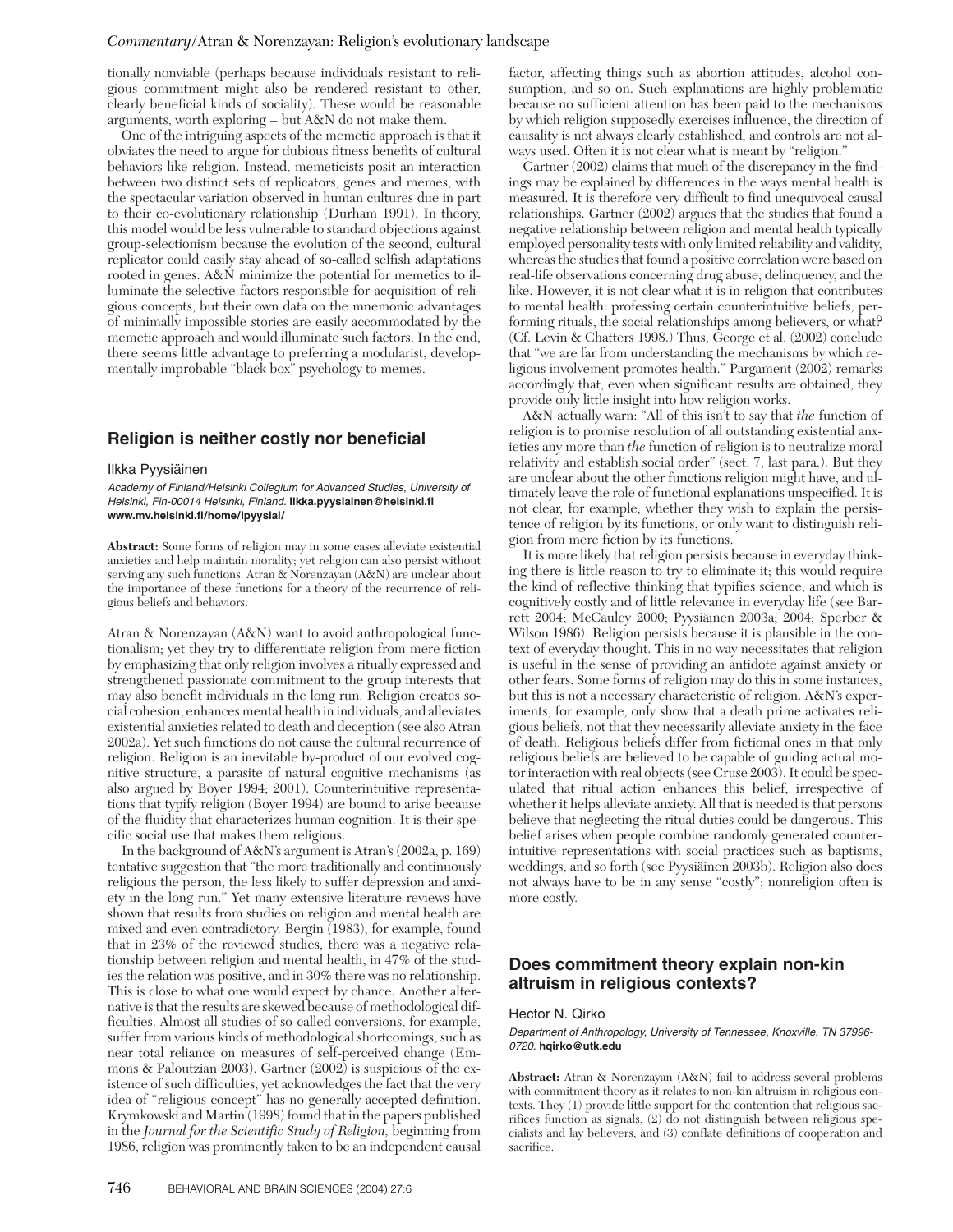tionally nonviable (perhaps because individuals resistant to religious commitment might also be rendered resistant to other, clearly beneficial kinds of sociality). These would be reasonable arguments, worth exploring – but A&N do not make them.

One of the intriguing aspects of the memetic approach is that it obviates the need to argue for dubious fitness benefits of cultural behaviors like religion. Instead, memeticists posit an interaction between two distinct sets of replicators, genes and memes, with the spectacular variation observed in human cultures due in part to their co-evolutionary relationship (Durham 1991). In theory, this model would be less vulnerable to standard objections against group-selectionism because the evolution of the second, cultural replicator could easily stay ahead of so-called selfish adaptations rooted in genes. A&N minimize the potential for memetics to illuminate the selective factors responsible for acquisition of religious concepts, but their own data on the mnemonic advantages of minimally impossible stories are easily accommodated by the memetic approach and would illuminate such factors. In the end, there seems little advantage to preferring a modularist, developmentally improbable "black box" psychology to memes.

## **Religion is neither costly nor beneficial**

#### Ilkka Pyysiäinen

*Academy of Finland/Helsinki Collegium for Advanced Studies, University of Helsinki, Fin-00014 Helsinki, Finland.* **ilkka.pyysiainen@helsinki.fi www.mv.helsinki.fi/home/ipyysiai/**

**Abstract:** Some forms of religion may in some cases alleviate existential anxieties and help maintain morality; yet religion can also persist without serving any such functions. Atran & Norenzayan (A&N) are unclear about the importance of these functions for a theory of the recurrence of religious beliefs and behaviors.

Atran & Norenzayan (A&N) want to avoid anthropological functionalism; yet they try to differentiate religion from mere fiction by emphasizing that only religion involves a ritually expressed and strengthened passionate commitment to the group interests that may also benefit individuals in the long run. Religion creates social cohesion, enhances mental health in individuals, and alleviates existential anxieties related to death and deception (see also Atran 2002a). Yet such functions do not cause the cultural recurrence of religion. Religion is an inevitable by-product of our evolved cognitive structure, a parasite of natural cognitive mechanisms (as also argued by Boyer 1994; 2001). Counterintuitive representations that typify religion (Boyer 1994) are bound to arise because of the fluidity that characterizes human cognition. It is their specific social use that makes them religious.

In the background of A&N's argument is Atran's (2002a, p. 169) tentative suggestion that "the more traditionally and continuously religious the person, the less likely to suffer depression and anxiety in the long run." Yet many extensive literature reviews have shown that results from studies on religion and mental health are mixed and even contradictory. Bergin (1983), for example, found that in 23% of the reviewed studies, there was a negative relationship between religion and mental health, in 47% of the studies the relation was positive, and in 30% there was no relationship. This is close to what one would expect by chance. Another alternative is that the results are skewed because of methodological difficulties. Almost all studies of so-called conversions, for example, suffer from various kinds of methodological shortcomings, such as near total reliance on measures of self-perceived change (Emmons & Paloutzian 2003). Gartner  $(2002)$  is suspicious of the existence of such difficulties, yet acknowledges the fact that the very idea of "religious concept" has no generally accepted definition. Krymkowski and Martin (1998) found that in the papers published in the *Journal for the Scientific Study of Religion,* beginning from 1986, religion was prominently taken to be an independent causal

factor, affecting things such as abortion attitudes, alcohol consumption, and so on. Such explanations are highly problematic because no sufficient attention has been paid to the mechanisms by which religion supposedly exercises influence, the direction of causality is not always clearly established, and controls are not always used. Often it is not clear what is meant by "religion."

Gartner (2002) claims that much of the discrepancy in the findings may be explained by differences in the ways mental health is measured. It is therefore very difficult to find unequivocal causal relationships. Gartner (2002) argues that the studies that found a negative relationship between religion and mental health typically employed personality tests with only limited reliability and validity, whereas the studies that found a positive correlation were based on real-life observations concerning drug abuse, delinquency, and the like. However, it is not clear what it is in religion that contributes to mental health: professing certain counterintuitive beliefs, performing rituals, the social relationships among believers, or what? (Cf. Levin & Chatters 1998.) Thus, George et al. (2002) conclude that "we are far from understanding the mechanisms by which religious involvement promotes health." Pargament (2002) remarks accordingly that, even when significant results are obtained, they provide only little insight into how religion works.

A&N actually warn: "All of this isn't to say that *the* function of religion is to promise resolution of all outstanding existential anxieties any more than *the* function of religion is to neutralize moral relativity and establish social order" (sect. 7, last para.). But they are unclear about the other functions religion might have, and ultimately leave the role of functional explanations unspecified. It is not clear, for example, whether they wish to explain the persistence of religion by its functions, or only want to distinguish religion from mere fiction by its functions.

It is more likely that religion persists because in everyday thinking there is little reason to try to eliminate it; this would require the kind of reflective thinking that typifies science, and which is cognitively costly and of little relevance in everyday life (see Barrett 2004; McCauley 2000; Pyysiäinen 2003a; 2004; Sperber & Wilson 1986). Religion persists because it is plausible in the context of everyday thought. This in no way necessitates that religion is useful in the sense of providing an antidote against anxiety or other fears. Some forms of religion may do this in some instances, but this is not a necessary characteristic of religion. A&N's experiments, for example, only show that a death prime activates religious beliefs, not that they necessarily alleviate anxiety in the face of death. Religious beliefs differ from fictional ones in that only religious beliefs are believed to be capable of guiding actual motor interaction with real objects (see Cruse 2003). It could be speculated that ritual action enhances this belief, irrespective of whether it helps alleviate anxiety. All that is needed is that persons believe that neglecting the ritual duties could be dangerous. This belief arises when people combine randomly generated counterintuitive representations with social practices such as baptisms, weddings, and so forth (see Pyysiäinen 2003b). Religion also does not always have to be in any sense "costly"; nonreligion often is more costly.

## **Does commitment theory explain non-kin altruism in religious contexts?**

#### Hector N. Qirko

*Department of Anthropology, University of Tennessee, Knoxville, TN 37996- 0720.* **hqirko@utk.edu**

**Abstract:** Atran & Norenzayan (A&N) fail to address several problems with commitment theory as it relates to non-kin altruism in religious contexts. They (1) provide little support for the contention that religious sacrifices function as signals, (2) do not distinguish between religious specialists and lay believers, and (3) conflate definitions of cooperation and sacrifice.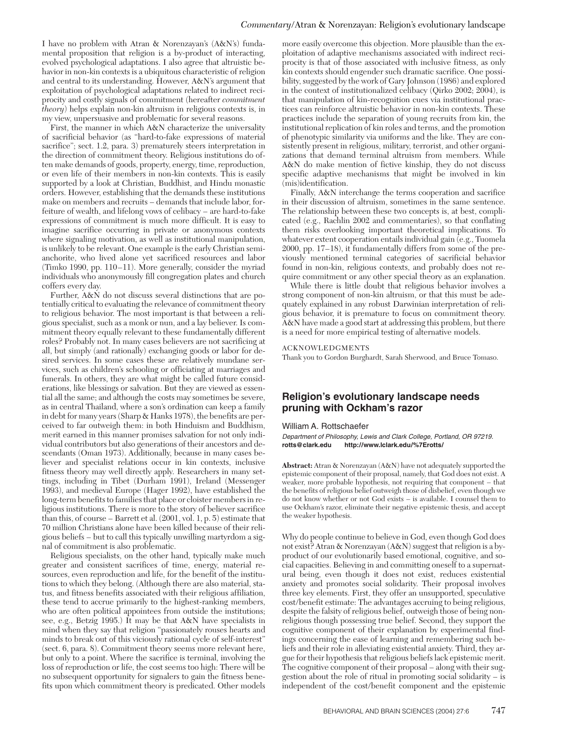I have no problem with Atran & Norenzayan's (A&N's) fundamental proposition that religion is a by-product of interacting, evolved psychological adaptations. I also agree that altruistic behavior in non-kin contexts is a ubiquitous characteristic of religion and central to its understanding. However, A&N's argument that exploitation of psychological adaptations related to indirect reciprocity and costly signals of commitment (hereafter *commitment theory*) helps explain non-kin altruism in religious contexts is, in my view, unpersuasive and problematic for several reasons.

First, the manner in which A&N characterize the universality of sacrificial behavior (as "hard-to-fake expressions of material sacrifice"; sect. 1.2, para. 3) prematurely steers interpretation in the direction of commitment theory. Religious institutions do often make demands of goods, property, energy, time, reproduction, or even life of their members in non-kin contexts. This is easily supported by a look at Christian, Buddhist, and Hindu monastic orders. However, establishing that the demands these institutions make on members and recruits – demands that include labor, forfeiture of wealth, and lifelong vows of celibacy – are hard-to-fake expressions of commitment is much more difficult. It is easy to imagine sacrifice occurring in private or anonymous contexts where signaling motivation, as well as institutional manipulation, is unlikely to be relevant. One example is the early Christian semianchorite, who lived alone yet sacrificed resources and labor (Timko 1990, pp. 110–11). More generally, consider the myriad individuals who anonymously fill congregation plates and church coffers every day.

Further, A&N do not discuss several distinctions that are potentially critical to evaluating the relevance of commitment theory to religious behavior. The most important is that between a religious specialist, such as a monk or nun, and a lay believer. Is commitment theory equally relevant to these fundamentally different roles? Probably not. In many cases believers are not sacrificing at all, but simply (and rationally) exchanging goods or labor for desired services. In some cases these are relatively mundane services, such as children's schooling or officiating at marriages and funerals. In others, they are what might be called future considerations, like blessings or salvation. But they are viewed as essential all the same; and although the costs may sometimes be severe, as in central Thailand, where a son's ordination can keep a family in debt for many years (Sharp & Hanks 1978), the benefits are perceived to far outweigh them: in both Hinduism and Buddhism, merit earned in this manner promises salvation for not only individual contributors but also generations of their ancestors and descendants (Oman 1973). Additionally, because in many cases believer and specialist relations occur in kin contexts, inclusive fitness theory may well directly apply. Researchers in many settings, including in Tibet (Durham 1991), Ireland (Messenger 1993), and medieval Europe (Hager 1992), have established the long-term benefits to families that place or cloister members in religious institutions. There is more to the story of believer sacrifice than this, of course – Barrett et al. (2001, vol. 1, p. 5) estimate that 70 million Christians alone have been killed because of their religious beliefs – but to call this typically unwilling martyrdom a signal of commitment is also problematic.

Religious specialists, on the other hand, typically make much greater and consistent sacrifices of time, energy, material resources, even reproduction and life, for the benefit of the institutions to which they belong. (Although there are also material, status, and fitness benefits associated with their religious affiliation, these tend to accrue primarily to the highest-ranking members, who are often political appointees from outside the institutions; see, e.g., Betzig 1995.) It may be that A&N have specialists in mind when they say that religion "passionately rouses hearts and minds to break out of this viciously rational cycle of self-interest" (sect. 6, para. 8). Commitment theory seems more relevant here, but only to a point. Where the sacrifice is terminal, involving the loss of reproduction or life, the cost seems too high: There will be no subsequent opportunity for signalers to gain the fitness benefits upon which commitment theory is predicated. Other models

more easily overcome this objection. More plausible than the exploitation of adaptive mechanisms associated with indirect reciprocity is that of those associated with inclusive fitness, as only kin contexts should engender such dramatic sacrifice. One possibility, suggested by the work of Gary Johnson (1986) and explored in the context of institutionalized celibacy (Qirko 2002; 2004), is that manipulation of kin-recognition cues via institutional practices can reinforce altruistic behavior in non-kin contexts. These practices include the separation of young recruits from kin, the institutional replication of kin roles and terms, and the promotion of phenotypic similarity via uniforms and the like. They are consistently present in religious, military, terrorist, and other organizations that demand terminal altruism from members. While A&N do make mention of fictive kinship, they do not discuss specific adaptive mechanisms that might be involved in kin (mis)identification.

Finally, A&N interchange the terms cooperation and sacrifice in their discussion of altruism, sometimes in the same sentence. The relationship between these two concepts is, at best, complicated (e.g., Rachlin 2002 and commentaries), so that conflating them risks overlooking important theoretical implications. To whatever extent cooperation entails individual gain (e.g., Tuomela 2000, pp. 17–18), it fundamentally differs from some of the previously mentioned terminal categories of sacrificial behavior found in non-kin, religious contexts, and probably does not require commitment or any other special theory as an explanation.

While there is little doubt that religious behavior involves a strong component of non-kin altruism, or that this must be adequately explained in any robust Darwinian interpretation of religious behavior, it is premature to focus on commitment theory. A&N have made a good start at addressing this problem, but there is a need for more empirical testing of alternative models.

#### ACKNOWLEDGMENTS

Thank you to Gordon Burghardt, Sarah Sherwood, and Bruce Tomaso.

## **Religion's evolutionary landscape needs pruning with Ockham's razor**

#### William A. Rottschaefer

*Department of Philosophy, Lewis and Clark College, Portland, OR 97219.* **rotts@clark.edu http://www.lclark.edu/%7Erotts/**

**Abstract:** Atran & Norenzayan (A&N) have not adequately supported the epistemic component of their proposal, namely, that God does not exist. A weaker, more probable hypothesis, not requiring that component – that the benefits of religious belief outweigh those of disbelief, even though we do not know whether or not God exists – is available. I counsel them to use Ockham's razor, eliminate their negative epistemic thesis, and accept the weaker hypothesis.

Why do people continue to believe in God, even though God does not exist? Atran & Norenzayan (A&N) suggest that religion is a byproduct of our evolutionarily based emotional, cognitive, and social capacities. Believing in and committing oneself to a supernatural being, even though it does not exist, reduces existential anxiety and promotes social solidarity. Their proposal involves three key elements. First, they offer an unsupported, speculative cost/benefit estimate: The advantages accruing to being religious, despite the falsity of religious belief, outweigh those of being nonreligious though possessing true belief. Second, they support the cognitive component of their explanation by experimental findings concerning the ease of learning and remembering such beliefs and their role in alleviating existential anxiety. Third, they argue for their hypothesis that religious beliefs lack epistemic merit. The cognitive component of their proposal – along with their suggestion about the role of ritual in promoting social solidarity – is independent of the cost/benefit component and the epistemic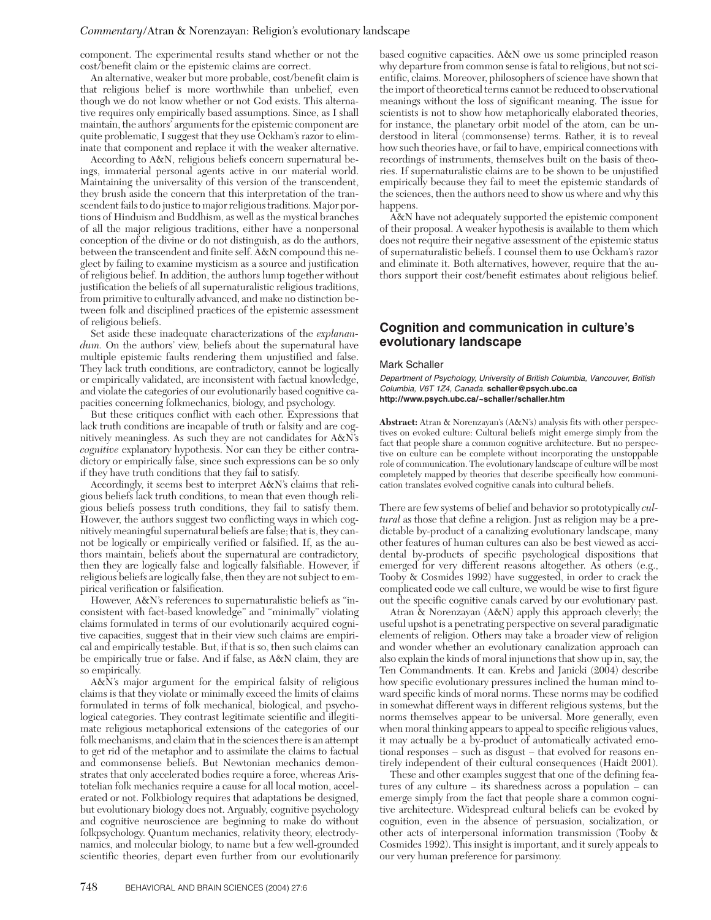component. The experimental results stand whether or not the cost/benefit claim or the epistemic claims are correct.

An alternative, weaker but more probable, cost/benefit claim is that religious belief is more worthwhile than unbelief, even though we do not know whether or not God exists. This alternative requires only empirically based assumptions. Since, as I shall maintain, the authors' arguments for the epistemic component are quite problematic, I suggest that they use Ockham's razor to eliminate that component and replace it with the weaker alternative.

According to A&N, religious beliefs concern supernatural beings, immaterial personal agents active in our material world. Maintaining the universality of this version of the transcendent, they brush aside the concern that this interpretation of the transcendent fails to do justice to major religious traditions. Major portions of Hinduism and Buddhism, as well as the mystical branches of all the major religious traditions, either have a nonpersonal conception of the divine or do not distinguish, as do the authors, between the transcendent and finite self. A&N compound this neglect by failing to examine mysticism as a source and justification of religious belief. In addition, the authors lump together without justification the beliefs of all supernaturalistic religious traditions, from primitive to culturally advanced, and make no distinction between folk and disciplined practices of the epistemic assessment of religious beliefs.

Set aside these inadequate characterizations of the *explanandum.* On the authors' view, beliefs about the supernatural have multiple epistemic faults rendering them unjustified and false. They lack truth conditions, are contradictory, cannot be logically or empirically validated, are inconsistent with factual knowledge, and violate the categories of our evolutionarily based cognitive capacities concerning folkmechanics, biology, and psychology.

But these critiques conflict with each other. Expressions that lack truth conditions are incapable of truth or falsity and are cognitively meaningless. As such they are not candidates for A&N's *cognitive* explanatory hypothesis. Nor can they be either contradictory or empirically false, since such expressions can be so only if they have truth conditions that they fail to satisfy.

Accordingly, it seems best to interpret A&N's claims that religious beliefs lack truth conditions, to mean that even though religious beliefs possess truth conditions, they fail to satisfy them. However, the authors suggest two conflicting ways in which cognitively meaningful supernatural beliefs are false; that is, they cannot be logically or empirically verified or falsified. If, as the authors maintain, beliefs about the supernatural are contradictory, then they are logically false and logically falsifiable. However, if religious beliefs are logically false, then they are not subject to empirical verification or falsification.

However, A&N's references to supernaturalistic beliefs as "inconsistent with fact-based knowledge" and "minimally" violating claims formulated in terms of our evolutionarily acquired cognitive capacities, suggest that in their view such claims are empirical and empirically testable. But, if that is so, then such claims can be empirically true or false. And if false, as A&N claim, they are so empirically.

A&N's major argument for the empirical falsity of religious claims is that they violate or minimally exceed the limits of claims formulated in terms of folk mechanical, biological, and psychological categories. They contrast legitimate scientific and illegitimate religious metaphorical extensions of the categories of our folk mechanisms, and claim that in the sciences there is an attempt to get rid of the metaphor and to assimilate the claims to factual and commonsense beliefs. But Newtonian mechanics demonstrates that only accelerated bodies require a force, whereas Aristotelian folk mechanics require a cause for all local motion, accelerated or not. Folkbiology requires that adaptations be designed, but evolutionary biology does not. Arguably, cognitive psychology and cognitive neuroscience are beginning to make do without folkpsychology. Quantum mechanics, relativity theory, electrodynamics, and molecular biology, to name but a few well-grounded scientific theories, depart even further from our evolutionarily based cognitive capacities. A&N owe us some principled reason why departure from common sense is fatal to religious, but not scientific, claims. Moreover, philosophers of science have shown that the import of theoretical terms cannot be reduced to observational meanings without the loss of significant meaning. The issue for scientists is not to show how metaphorically elaborated theories, for instance, the planetary orbit model of the atom, can be understood in literal (commonsense) terms. Rather, it is to reveal how such theories have, or fail to have, empirical connections with recordings of instruments, themselves built on the basis of theories. If supernaturalistic claims are to be shown to be unjustified empirically because they fail to meet the epistemic standards of the sciences, then the authors need to show us where and why this happens.

A&N have not adequately supported the epistemic component of their proposal. A weaker hypothesis is available to them which does not require their negative assessment of the epistemic status of supernaturalistic beliefs. I counsel them to use Ockham's razor and eliminate it. Both alternatives, however, require that the authors support their cost/benefit estimates about religious belief.

## **Cognition and communication in culture's evolutionary landscape**

#### Mark Schaller

*Department of Psychology, University of British Columbia, Vancouver, British Columbia, V6T 1Z4, Canada.* **schaller@psych.ubc.ca http://www.psych.ubc.ca/~schaller/schaller.htm**

**Abstract:** Atran & Norenzayan's (A&N's) analysis fits with other perspectives on evoked culture: Cultural beliefs might emerge simply from the fact that people share a common cognitive architecture. But no perspective on culture can be complete without incorporating the unstoppable role of communication. The evolutionary landscape of culture will be most completely mapped by theories that describe specifically how communication translates evolved cognitive canals into cultural beliefs.

There are few systems of belief and behavior so prototypically *cultural* as those that define a religion. Just as religion may be a predictable by-product of a canalizing evolutionary landscape, many other features of human cultures can also be best viewed as accidental by-products of specific psychological dispositions that emerged for very different reasons altogether. As others (e.g., Tooby & Cosmides 1992) have suggested, in order to crack the complicated code we call culture, we would be wise to first figure out the specific cognitive canals carved by our evolutionary past.

Atran & Norenzayan (A&N) apply this approach cleverly; the useful upshot is a penetrating perspective on several paradigmatic elements of religion. Others may take a broader view of religion and wonder whether an evolutionary canalization approach can also explain the kinds of moral injunctions that show up in, say, the Ten Commandments. It can. Krebs and Janicki (2004) describe how specific evolutionary pressures inclined the human mind toward specific kinds of moral norms. These norms may be codified in somewhat different ways in different religious systems, but the norms themselves appear to be universal. More generally, even when moral thinking appears to appeal to specific religious values, it may actually be a by-product of automatically activated emotional responses – such as disgust – that evolved for reasons entirely independent of their cultural consequences (Haidt 2001).

These and other examples suggest that one of the defining features of any culture – its sharedness across a population – can emerge simply from the fact that people share a common cognitive architecture. Widespread cultural beliefs can be evoked by cognition, even in the absence of persuasion, socialization, or other acts of interpersonal information transmission (Tooby & Cosmides 1992). This insight is important, and it surely appeals to our very human preference for parsimony.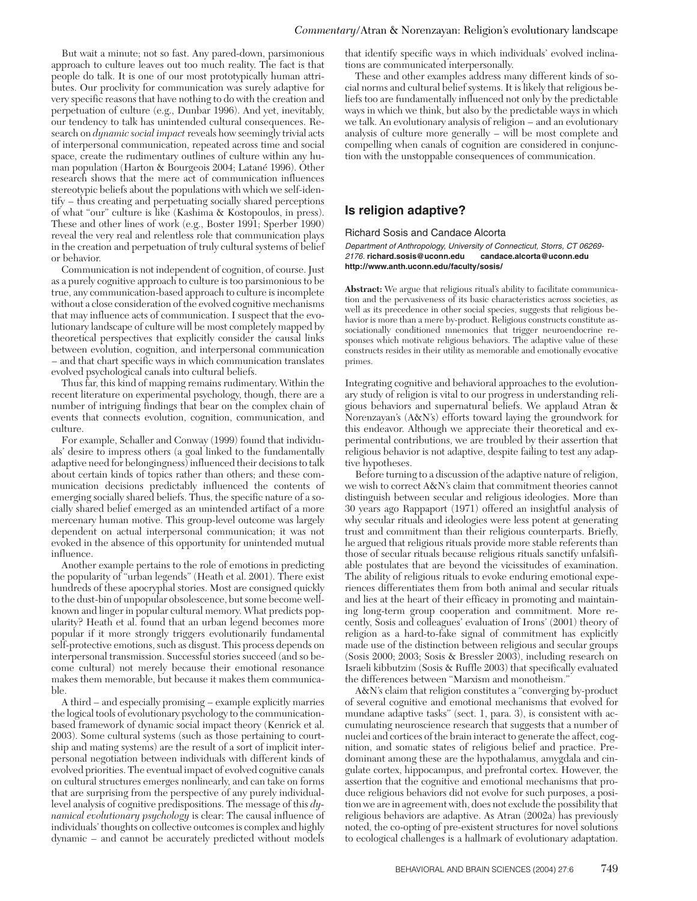But wait a minute; not so fast. Any pared-down, parsimonious approach to culture leaves out too much reality. The fact is that people do talk. It is one of our most prototypically human attributes. Our proclivity for communication was surely adaptive for very specific reasons that have nothing to do with the creation and perpetuation of culture (e.g., Dunbar 1996). And yet, inevitably, our tendency to talk has unintended cultural consequences. Research on *dynamic social impact* reveals how seemingly trivial acts of interpersonal communication, repeated across time and social space, create the rudimentary outlines of culture within any human population (Harton & Bourgeois 2004; Latané 1996). Other research shows that the mere act of communication influences stereotypic beliefs about the populations with which we self-identify – thus creating and perpetuating socially shared perceptions of what "our" culture is like (Kashima & Kostopoulos, in press). These and other lines of work (e.g., Boster 1991; Sperber 1990) reveal the very real and relentless role that communication plays in the creation and perpetuation of truly cultural systems of belief or behavior.

Communication is not independent of cognition, of course. Just as a purely cognitive approach to culture is too parsimonious to be true, any communication-based approach to culture is incomplete without a close consideration of the evolved cognitive mechanisms that may influence acts of communication. I suspect that the evolutionary landscape of culture will be most completely mapped by theoretical perspectives that explicitly consider the causal links between evolution, cognition, and interpersonal communication – and that chart specific ways in which communication translates evolved psychological canals into cultural beliefs.

Thus far, this kind of mapping remains rudimentary. Within the recent literature on experimental psychology, though, there are a number of intriguing findings that bear on the complex chain of events that connects evolution, cognition, communication, and culture.

For example, Schaller and Conway (1999) found that individuals' desire to impress others (a goal linked to the fundamentally adaptive need for belongingness) influenced their decisions to talk about certain kinds of topics rather than others; and these communication decisions predictably influenced the contents of emerging socially shared beliefs. Thus, the specific nature of a socially shared belief emerged as an unintended artifact of a more mercenary human motive. This group-level outcome was largely dependent on actual interpersonal communication; it was not evoked in the absence of this opportunity for unintended mutual influence.

Another example pertains to the role of emotions in predicting the popularity of "urban legends" (Heath et al. 2001). There exist hundreds of these apocryphal stories. Most are consigned quickly to the dust-bin of unpopular obsolescence, but some become wellknown and linger in popular cultural memory. What predicts popularity? Heath et al. found that an urban legend becomes more popular if it more strongly triggers evolutionarily fundamental self-protective emotions, such as disgust. This process depends on interpersonal transmission. Successful stories succeed (and so become cultural) not merely because their emotional resonance makes them memorable, but because it makes them communicable.

A third – and especially promising – example explicitly marries the logical tools of evolutionary psychology to the communicationbased framework of dynamic social impact theory (Kenrick et al. 2003). Some cultural systems (such as those pertaining to courtship and mating systems) are the result of a sort of implicit interpersonal negotiation between individuals with different kinds of evolved priorities. The eventual impact of evolved cognitive canals on cultural structures emerges nonlinearly, and can take on forms that are surprising from the perspective of any purely individuallevel analysis of cognitive predispositions. The message of this *dynamical evolutionary psychology* is clear: The causal influence of individuals' thoughts on collective outcomes is complex and highly dynamic – and cannot be accurately predicted without models

that identify specific ways in which individuals' evolved inclinations are communicated interpersonally.

These and other examples address many different kinds of social norms and cultural belief systems. It is likely that religious beliefs too are fundamentally influenced not only by the predictable ways in which we think, but also by the predictable ways in which we talk. An evolutionary analysis of religion – and an evolutionary analysis of culture more generally – will be most complete and compelling when canals of cognition are considered in conjunction with the unstoppable consequences of communication.

## **Is religion adaptive?**

#### Richard Sosis and Candace Alcorta

*Department of Anthropology, University of Connecticut, Storrs, CT 06269- 2176.* **richard.sosis@uconn.edu candace.alcorta@uconn.edu http://www.anth.uconn.edu/faculty/sosis/**

**Abstract:** We argue that religious ritual's ability to facilitate communication and the pervasiveness of its basic characteristics across societies, as well as its precedence in other social species, suggests that religious behavior is more than a mere by-product. Religious constructs constitute associationally conditioned mnemonics that trigger neuroendocrine responses which motivate religious behaviors. The adaptive value of these constructs resides in their utility as memorable and emotionally evocative primes.

Integrating cognitive and behavioral approaches to the evolutionary study of religion is vital to our progress in understanding religious behaviors and supernatural beliefs. We applaud Atran & Norenzayan's (A&N's) efforts toward laying the groundwork for this endeavor. Although we appreciate their theoretical and experimental contributions, we are troubled by their assertion that religious behavior is not adaptive, despite failing to test any adaptive hypotheses.

Before turning to a discussion of the adaptive nature of religion, we wish to correct A&N's claim that commitment theories cannot distinguish between secular and religious ideologies. More than 30 years ago Rappaport (1971) offered an insightful analysis of why secular rituals and ideologies were less potent at generating trust and commitment than their religious counterparts. Briefly, he argued that religious rituals provide more stable referents than those of secular rituals because religious rituals sanctify unfalsifiable postulates that are beyond the vicissitudes of examination. The ability of religious rituals to evoke enduring emotional experiences differentiates them from both animal and secular rituals and lies at the heart of their efficacy in promoting and maintaining long-term group cooperation and commitment. More recently, Sosis and colleagues' evaluation of Irons' (2001) theory of religion as a hard-to-fake signal of commitment has explicitly made use of the distinction between religious and secular groups (Sosis 2000; 2003; Sosis & Bressler 2003), including research on Israeli kibbutzim (Sosis & Ruffle 2003) that specifically evaluated the differences between "Marxism and monotheism."

A&N's claim that religion constitutes a "converging by-product of several cognitive and emotional mechanisms that evolved for mundane adaptive tasks" (sect. 1, para. 3), is consistent with accumulating neuroscience research that suggests that a number of nuclei and cortices of the brain interact to generate the affect, cognition, and somatic states of religious belief and practice. Predominant among these are the hypothalamus, amygdala and cingulate cortex, hippocampus, and prefrontal cortex. However, the assertion that the cognitive and emotional mechanisms that produce religious behaviors did not evolve for such purposes, a position we are in agreement with, does not exclude the possibility that religious behaviors are adaptive. As Atran (2002a) has previously noted, the co-opting of pre-existent structures for novel solutions to ecological challenges is a hallmark of evolutionary adaptation.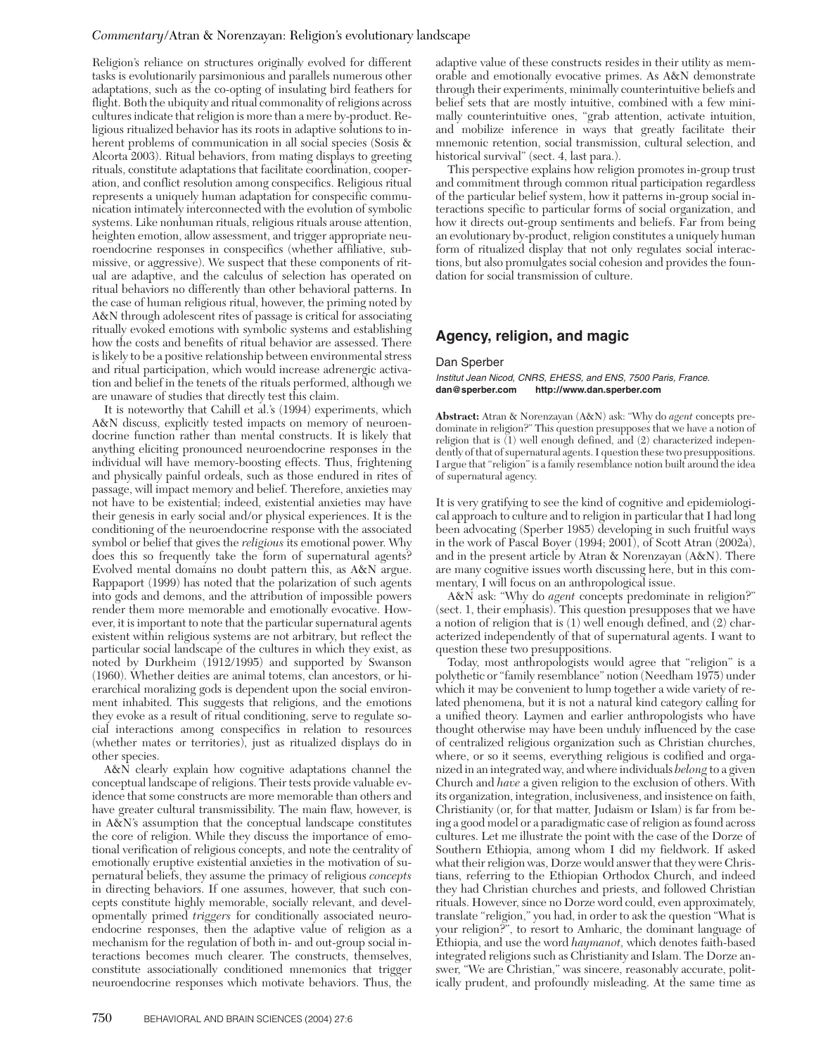Religion's reliance on structures originally evolved for different tasks is evolutionarily parsimonious and parallels numerous other adaptations, such as the co-opting of insulating bird feathers for flight. Both the ubiquity and ritual commonality of religions across cultures indicate that religion is more than a mere by-product. Religious ritualized behavior has its roots in adaptive solutions to inherent problems of communication in all social species (Sosis & Alcorta 2003). Ritual behaviors, from mating displays to greeting rituals, constitute adaptations that facilitate coordination, cooperation, and conflict resolution among conspecifics. Religious ritual represents a uniquely human adaptation for conspecific communication intimately interconnected with the evolution of symbolic systems. Like nonhuman rituals, religious rituals arouse attention, heighten emotion, allow assessment, and trigger appropriate neuroendocrine responses in conspecifics (whether affiliative, submissive, or aggressive). We suspect that these components of ritual are adaptive, and the calculus of selection has operated on ritual behaviors no differently than other behavioral patterns. In the case of human religious ritual, however, the priming noted by A&N through adolescent rites of passage is critical for associating ritually evoked emotions with symbolic systems and establishing how the costs and benefits of ritual behavior are assessed. There is likely to be a positive relationship between environmental stress and ritual participation, which would increase adrenergic activation and belief in the tenets of the rituals performed, although we are unaware of studies that directly test this claim.

It is noteworthy that Cahill et al.'s (1994) experiments, which A&N discuss, explicitly tested impacts on memory of neuroendocrine function rather than mental constructs. It is likely that anything eliciting pronounced neuroendocrine responses in the individual will have memory-boosting effects. Thus, frightening and physically painful ordeals, such as those endured in rites of passage, will impact memory and belief. Therefore, anxieties may not have to be existential; indeed, existential anxieties may have their genesis in early social and/or physical experiences. It is the conditioning of the neuroendocrine response with the associated symbol or belief that gives the *religious* its emotional power. Why does this so frequently take the form of supernatural agents? Evolved mental domains no doubt pattern this, as A&N argue. Rappaport (1999) has noted that the polarization of such agents into gods and demons, and the attribution of impossible powers render them more memorable and emotionally evocative. However, it is important to note that the particular supernatural agents existent within religious systems are not arbitrary, but reflect the particular social landscape of the cultures in which they exist, as noted by Durkheim (1912/1995) and supported by Swanson (1960). Whether deities are animal totems, clan ancestors, or hierarchical moralizing gods is dependent upon the social environment inhabited. This suggests that religions, and the emotions they evoke as a result of ritual conditioning, serve to regulate social interactions among conspecifics in relation to resources (whether mates or territories), just as ritualized displays do in other species.

A&N clearly explain how cognitive adaptations channel the conceptual landscape of religions. Their tests provide valuable evidence that some constructs are more memorable than others and have greater cultural transmissibility. The main flaw, however, is in A&N's assumption that the conceptual landscape constitutes the core of religion. While they discuss the importance of emotional verification of religious concepts, and note the centrality of emotionally eruptive existential anxieties in the motivation of supernatural beliefs, they assume the primacy of religious *concepts* in directing behaviors. If one assumes, however, that such concepts constitute highly memorable, socially relevant, and developmentally primed *triggers* for conditionally associated neuroendocrine responses, then the adaptive value of religion as a mechanism for the regulation of both in- and out-group social interactions becomes much clearer. The constructs, themselves, constitute associationally conditioned mnemonics that trigger neuroendocrine responses which motivate behaviors. Thus, the adaptive value of these constructs resides in their utility as memorable and emotionally evocative primes. As A&N demonstrate through their experiments, minimally counterintuitive beliefs and belief sets that are mostly intuitive, combined with a few minimally counterintuitive ones, "grab attention, activate intuition, and mobilize inference in ways that greatly facilitate their mnemonic retention, social transmission, cultural selection, and historical survival" (sect. 4, last para.).

This perspective explains how religion promotes in-group trust and commitment through common ritual participation regardless of the particular belief system, how it patterns in-group social interactions specific to particular forms of social organization, and how it directs out-group sentiments and beliefs. Far from being an evolutionary by-product, religion constitutes a uniquely human form of ritualized display that not only regulates social interactions, but also promulgates social cohesion and provides the foundation for social transmission of culture.

## **Agency, religion, and magic**

#### Dan Sperber

*Institut Jean Nicod, CNRS, EHESS, and ENS, 7500 Paris, France.* **dan@sperber.com http://www.dan.sperber.com**

**Abstract:** Atran & Norenzayan (A&N) ask: "Why do *agent* concepts predominate in religion?" This question presupposes that we have a notion of religion that is (1) well enough defined, and (2) characterized independently of that of supernatural agents. I question these two presuppositions. I argue that "religion" is a family resemblance notion built around the idea of supernatural agency.

It is very gratifying to see the kind of cognitive and epidemiological approach to culture and to religion in particular that I had long been advocating (Sperber 1985) developing in such fruitful ways in the work of Pascal Boyer (1994; 2001), of Scott Atran (2002a), and in the present article by Atran & Norenzayan (A&N). There are many cognitive issues worth discussing here, but in this commentary, I will focus on an anthropological issue.

A&N ask: "Why do *agent* concepts predominate in religion?" (sect. 1, their emphasis). This question presupposes that we have a notion of religion that is (1) well enough defined, and (2) characterized independently of that of supernatural agents. I want to question these two presuppositions.

Today, most anthropologists would agree that "religion" is a polythetic or "family resemblance" notion (Needham 1975) under which it may be convenient to lump together a wide variety of related phenomena, but it is not a natural kind category calling for a unified theory. Laymen and earlier anthropologists who have thought otherwise may have been unduly influenced by the case of centralized religious organization such as Christian churches, where, or so it seems, everything religious is codified and organized in an integrated way, and where individuals *belong* to a given Church and *have* a given religion to the exclusion of others. With its organization, integration, inclusiveness, and insistence on faith, Christianity (or, for that matter, Judaism or Islam) is far from being a good model or a paradigmatic case of religion as found across cultures. Let me illustrate the point with the case of the Dorze of Southern Ethiopia, among whom I did my fieldwork. If asked what their religion was, Dorze would answer that they were Christians, referring to the Ethiopian Orthodox Church, and indeed they had Christian churches and priests, and followed Christian rituals. However, since no Dorze word could, even approximately, translate "religion," you had, in order to ask the question "What is your religion?", to resort to Amharic, the dominant language of Ethiopia, and use the word *haymanot,* which denotes faith-based integrated religions such as Christianity and Islam. The Dorze answer, "We are Christian," was sincere, reasonably accurate, politically prudent, and profoundly misleading. At the same time as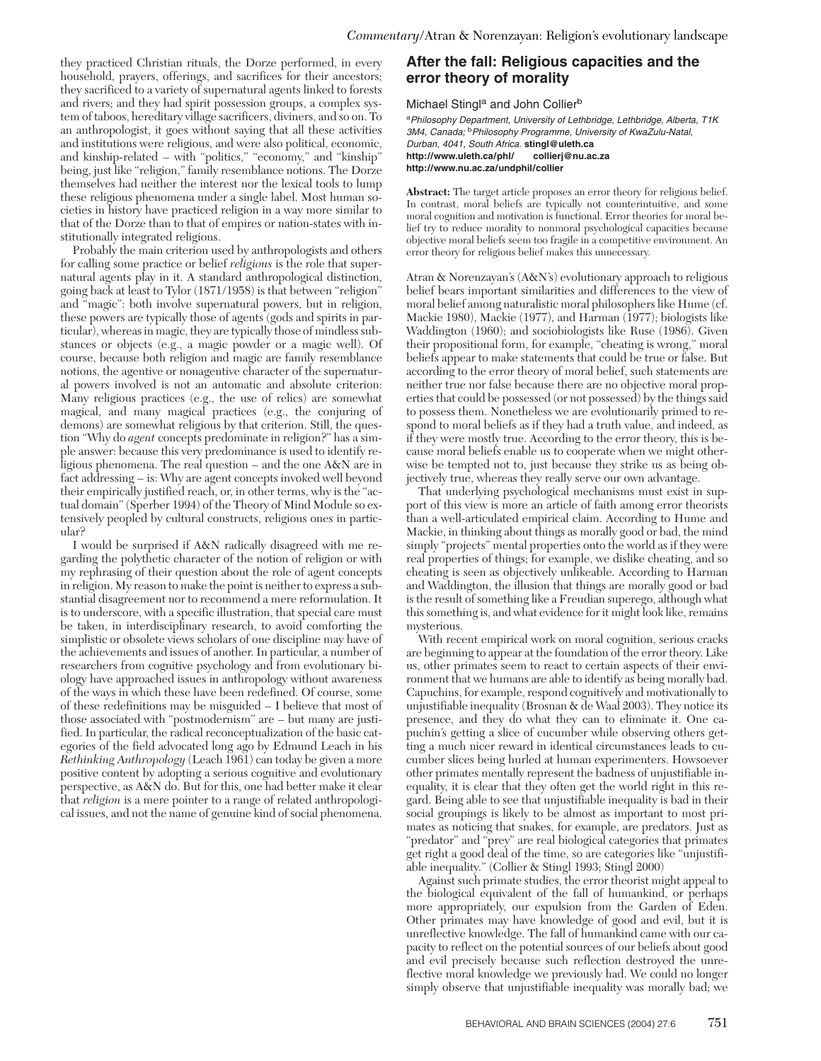they practiced Christian rituals, the Dorze performed, in every household, prayers, offerings, and sacrifices for their ancestors; they sacrificed to a variety of supernatural agents linked to forests and rivers; and they had spirit possession groups, a complex system of taboos, hereditary village sacrificers, diviners, and so on. To an anthropologist, it goes without saying that all these activities and institutions were religious, and were also political, economic, and kinship-related – with "politics," "economy," and "kinship" being, just like "religion," family resemblance notions. The Dorze themselves had neither the interest nor the lexical tools to lump these religious phenomena under a single label. Most human societies in history have practiced religion in a way more similar to that of the Dorze than to that of empires or nation-states with institutionally integrated religions.

Probably the main criterion used by anthropologists and others for calling some practice or belief *religious* is the role that supernatural agents play in it. A standard anthropological distinction, going back at least to Tylor (1871/1958) is that between "religion" and "magic": both involve supernatural powers, but in religion, these powers are typically those of agents (gods and spirits in particular), whereas in magic, they are typically those of mindless substances or objects (e.g., a magic powder or a magic well). Of course, because both religion and magic are family resemblance notions, the agentive or nonagentive character of the supernatural powers involved is not an automatic and absolute criterion: Many religious practices (e.g., the use of relics) are somewhat magical, and many magical practices (e.g., the conjuring of demons) are somewhat religious by that criterion. Still, the question "Why do *agent* concepts predominate in religion?" has a simple answer: because this very predominance is used to identify religious phenomena. The real question – and the one A&N are in fact addressing – is: Why are agent concepts invoked well beyond their empirically justified reach, or, in other terms, why is the "actual domain" (Sperber 1994) of the Theory of Mind Module so extensively peopled by cultural constructs, religious ones in particular?

I would be surprised if A&N radically disagreed with me regarding the polythetic character of the notion of religion or with my rephrasing of their question about the role of agent concepts in religion. My reason to make the point is neither to express a substantial disagreement nor to recommend a mere reformulation. It is to underscore, with a specific illustration, that special care must be taken, in interdisciplinary research, to avoid comforting the simplistic or obsolete views scholars of one discipline may have of the achievements and issues of another. In particular, a number of researchers from cognitive psychology and from evolutionary biology have approached issues in anthropology without awareness of the ways in which these have been redefined. Of course, some of these redefinitions may be misguided – I believe that most of those associated with "postmodernism" are – but many are justified. In particular, the radical reconceptualization of the basic categories of the field advocated long ago by Edmund Leach in his *Rethinking Anthropology* (Leach 1961) can today be given a more positive content by adopting a serious cognitive and evolutionary perspective, as A&N do. But for this, one had better make it clear that *religion* is a mere pointer to a range of related anthropological issues, and not the name of genuine kind of social phenomena.

## **After the fall: Religious capacities and the error theory of morality**

Michael Stingl<sup>a</sup> and John Collier<sup>b</sup>

<sup>a</sup>*Philosophy Department, University of Lethbridge, Lethbridge, Alberta, T1K 3M4, Canada;* b*Philosophy Programme, University of KwaZulu-Natal, Durban, 4041, South Africa.* **stingl@uleth.ca http://www.uleth.ca/phl/ collierj@nu.ac.za http://www.nu.ac.za/undphil/collier**

**Abstract:** The target article proposes an error theory for religious belief. In contrast, moral beliefs are typically not counterintuitive, and some moral cognition and motivation is functional. Error theories for moral belief try to reduce morality to nonmoral psychological capacities because objective moral beliefs seem too fragile in a competitive environment. An error theory for religious belief makes this unnecessary.

Atran & Norenzayan's (A&N's) evolutionary approach to religious belief bears important similarities and differences to the view of moral belief among naturalistic moral philosophers like Hume (cf. Mackie 1980), Mackie (1977), and Harman (1977); biologists like Waddington (1960); and sociobiologists like Ruse (1986). Given their propositional form, for example, "cheating is wrong," moral beliefs appear to make statements that could be true or false. But according to the error theory of moral belief, such statements are neither true nor false because there are no objective moral properties that could be possessed (or not possessed) by the things said to possess them. Nonetheless we are evolutionarily primed to respond to moral beliefs as if they had a truth value, and indeed, as if they were mostly true. According to the error theory, this is because moral beliefs enable us to cooperate when we might otherwise be tempted not to, just because they strike us as being objectively true, whereas they really serve our own advantage.

That underlying psychological mechanisms must exist in support of this view is more an article of faith among error theorists than a well-articulated empirical claim. According to Hume and Mackie, in thinking about things as morally good or bad, the mind simply "projects" mental properties onto the world as if they were real properties of things; for example, we dislike cheating, and so cheating is seen as objectively unlikeable. According to Harman and Waddington, the illusion that things are morally good or bad is the result of something like a Freudian superego, although what this something is, and what evidence for it might look like, remains mysterious.

With recent empirical work on moral cognition, serious cracks are beginning to appear at the foundation of the error theory. Like us, other primates seem to react to certain aspects of their environment that we humans are able to identify as being morally bad. Capuchins, for example, respond cognitively and motivationally to unjustifiable inequality (Brosnan & de Waal 2003). They notice its presence, and they do what they can to eliminate it. One capuchin's getting a slice of cucumber while observing others getting a much nicer reward in identical circumstances leads to cucumber slices being hurled at human experimenters. Howsoever other primates mentally represent the badness of unjustifiable inequality, it is clear that they often get the world right in this regard. Being able to see that unjustifiable inequality is bad in their social groupings is likely to be almost as important to most primates as noticing that snakes, for example, are predators. Just as "predator" and "prey" are real biological categories that primates get right a good deal of the time, so are categories like "unjustifiable inequality." (Collier & Stingl 1993; Stingl 2000)

Against such primate studies, the error theorist might appeal to the biological equivalent of the fall of humankind, or perhaps more appropriately, our expulsion from the Garden of Eden. Other primates may have knowledge of good and evil, but it is unreflective knowledge. The fall of humankind came with our capacity to reflect on the potential sources of our beliefs about good and evil precisely because such reflection destroyed the unreflective moral knowledge we previously had. We could no longer simply observe that unjustifiable inequality was morally bad; we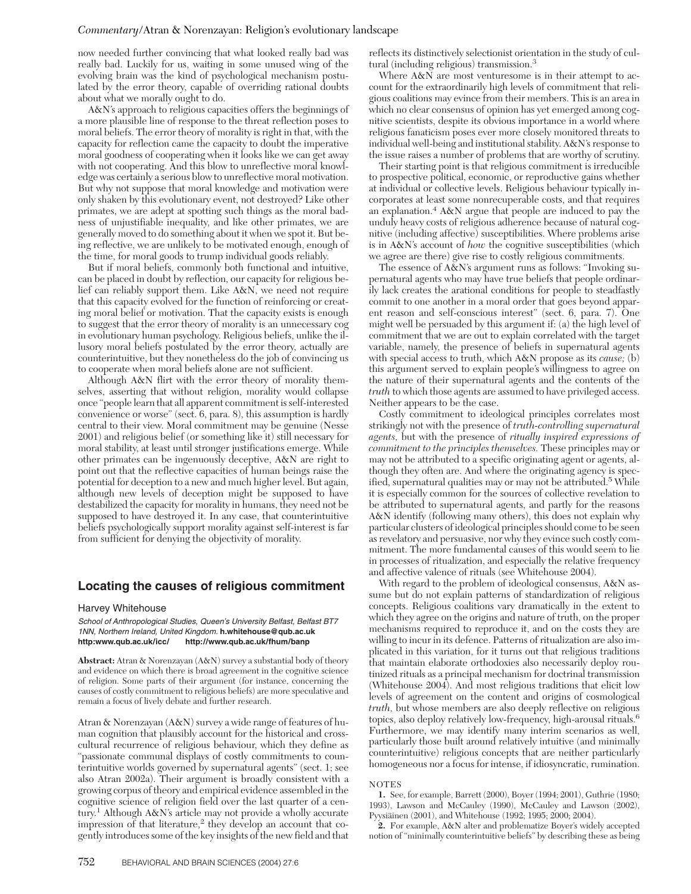now needed further convincing that what looked really bad was really bad. Luckily for us, waiting in some unused wing of the evolving brain was the kind of psychological mechanism postulated by the error theory, capable of overriding rational doubts about what we morally ought to do.

A&N's approach to religious capacities offers the beginnings of a more plausible line of response to the threat reflection poses to moral beliefs. The error theory of morality is right in that, with the capacity for reflection came the capacity to doubt the imperative moral goodness of cooperating when it looks like we can get away with not cooperating. And this blow to unreflective moral knowledge was certainly a serious blow to unreflective moral motivation. But why not suppose that moral knowledge and motivation were only shaken by this evolutionary event, not destroyed? Like other primates, we are adept at spotting such things as the moral badness of unjustifiable inequality, and like other primates, we are generally moved to do something about it when we spot it. But being reflective, we are unlikely to be motivated enough, enough of the time, for moral goods to trump individual goods reliably.

But if moral beliefs, commonly both functional and intuitive, can be placed in doubt by reflection, our capacity for religious belief can reliably support them. Like A&N, we need not require that this capacity evolved for the function of reinforcing or creating moral belief or motivation. That the capacity exists is enough to suggest that the error theory of morality is an unnecessary cog in evolutionary human psychology. Religious beliefs, unlike the illusory moral beliefs postulated by the error theory, actually are counterintuitive, but they nonetheless do the job of convincing us to cooperate when moral beliefs alone are not sufficient.

Although A&N flirt with the error theory of morality themselves, asserting that without religion, morality would collapse once "people learn that all apparent commitment is self-interested convenience or worse" (sect. 6, para. 8), this assumption is hardly central to their view. Moral commitment may be genuine (Nesse 2001) and religious belief (or something like it) still necessary for moral stability, at least until stronger justifications emerge. While other primates can be ingenuously deceptive, A&N are right to point out that the reflective capacities of human beings raise the potential for deception to a new and much higher level. But again, although new levels of deception might be supposed to have destabilized the capacity for morality in humans, they need not be supposed to have destroyed it. In any case, that counterintuitive beliefs psychologically support morality against self-interest is far from sufficient for denying the objectivity of morality.

## **Locating the causes of religious commitment**

#### Harvey Whitehouse

*School of Anthropological Studies, Queen's University Belfast, Belfast BT7 1NN, Northern Ireland, United Kingdom.* **h.whitehouse@qub.ac.uk http:www.qub.ac.uk/icc/ http://www.qub.ac.uk/fhum/banp**

**Abstract:** Atran & Norenzayan (A&N) survey a substantial body of theory and evidence on which there is broad agreement in the cognitive science of religion. Some parts of their argument (for instance, concerning the causes of costly commitment to religious beliefs) are more speculative and remain a focus of lively debate and further research.

Atran & Norenzayan (A&N) survey a wide range of features of human cognition that plausibly account for the historical and crosscultural recurrence of religious behaviour, which they define as "passionate communal displays of costly commitments to counterintuitive worlds governed by supernatural agents" (sect. 1; see also Atran 2002a). Their argument is broadly consistent with a growing corpus of theory and empirical evidence assembled in the cognitive science of religion field over the last quarter of a century.<sup>1</sup> Although A&N's article may not provide a wholly accurate impression of that literature, $2$  they develop an account that cogently introduces some of the key insights of the new field and that reflects its distinctively selectionist orientation in the study of cultural (including religious) transmission.3

Where A&N are most venturesome is in their attempt to account for the extraordinarily high levels of commitment that religious coalitions may evince from their members. This is an area in which no clear consensus of opinion has yet emerged among cognitive scientists, despite its obvious importance in a world where religious fanaticism poses ever more closely monitored threats to individual well-being and institutional stability. A&N's response to the issue raises a number of problems that are worthy of scrutiny.

Their starting point is that religious commitment is irreducible to prospective political, economic, or reproductive gains whether at individual or collective levels. Religious behaviour typically incorporates at least some nonrecuperable costs, and that requires an explanation.4 A&N argue that people are induced to pay the unduly heavy costs of religious adherence because of natural cognitive (including affective) susceptibilities. Where problems arise is in A&N's account of *how* the cognitive susceptibilities (which we agree are there) give rise to costly religious commitments.

The essence of A&N's argument runs as follows: "Invoking supernatural agents who may have true beliefs that people ordinarily lack creates the arational conditions for people to steadfastly commit to one another in a moral order that goes beyond apparent reason and self-conscious interest" (sect. 6, para. 7). One might well be persuaded by this argument if: (a) the high level of commitment that we are out to explain correlated with the target variable, namely, the presence of beliefs in supernatural agents with special access to truth, which A&N propose as its *cause;* (b) this argument served to explain people's willingness to agree on the nature of their supernatural agents and the contents of the *truth* to which those agents are assumed to have privileged access. Neither appears to be the case.

Costly commitment to ideological principles correlates most strikingly not with the presence of *truth-controlling supernatural agents,* but with the presence of *ritually inspired expressions of commitment to the principles themselves.* These principles may or may not be attributed to a specific originating agent or agents, although they often are. And where the originating agency is specified, supernatural qualities may or may not be attributed.<sup>5</sup> While it is especially common for the sources of collective revelation to be attributed to supernatural agents, and partly for the reasons A&N identify (following many others), this does not explain why particular clusters of ideological principles should come to be seen as revelatory and persuasive, nor why they evince such costly commitment. The more fundamental causes of this would seem to lie in processes of ritualization, and especially the relative frequency and affective valence of rituals (see Whitehouse 2004).

With regard to the problem of ideological consensus, A&N assume but do not explain patterns of standardization of religious concepts. Religious coalitions vary dramatically in the extent to which they agree on the origins and nature of truth, on the proper mechanisms required to reproduce it, and on the costs they are willing to incur in its defence. Patterns of ritualization are also implicated in this variation, for it turns out that religious traditions that maintain elaborate orthodoxies also necessarily deploy routinized rituals as a principal mechanism for doctrinal transmission (Whitehouse 2004). And most religious traditions that elicit low levels of agreement on the content and origins of cosmological *truth,* but whose members are also deeply reflective on religious topics, also deploy relatively low-frequency, high-arousal rituals.6 Furthermore, we may identify many interim scenarios as well, particularly those built around relatively intuitive (and minimally counterintuitive) religious concepts that are neither particularly homogeneous nor a focus for intense, if idiosyncratic, rumination.

#### NOTES

**1.** See, for example, Barrett (2000), Boyer (1994; 2001), Guthrie (1980; 1993), Lawson and McCauley (1990), McCauley and Lawson (2002), Pyysiäinen (2001), and Whitehouse (1992; 1995; 2000; 2004).

**2.** For example, A&N alter and problematize Boyer's widely accepted notion of "minimally counterintuitive beliefs" by describing these as being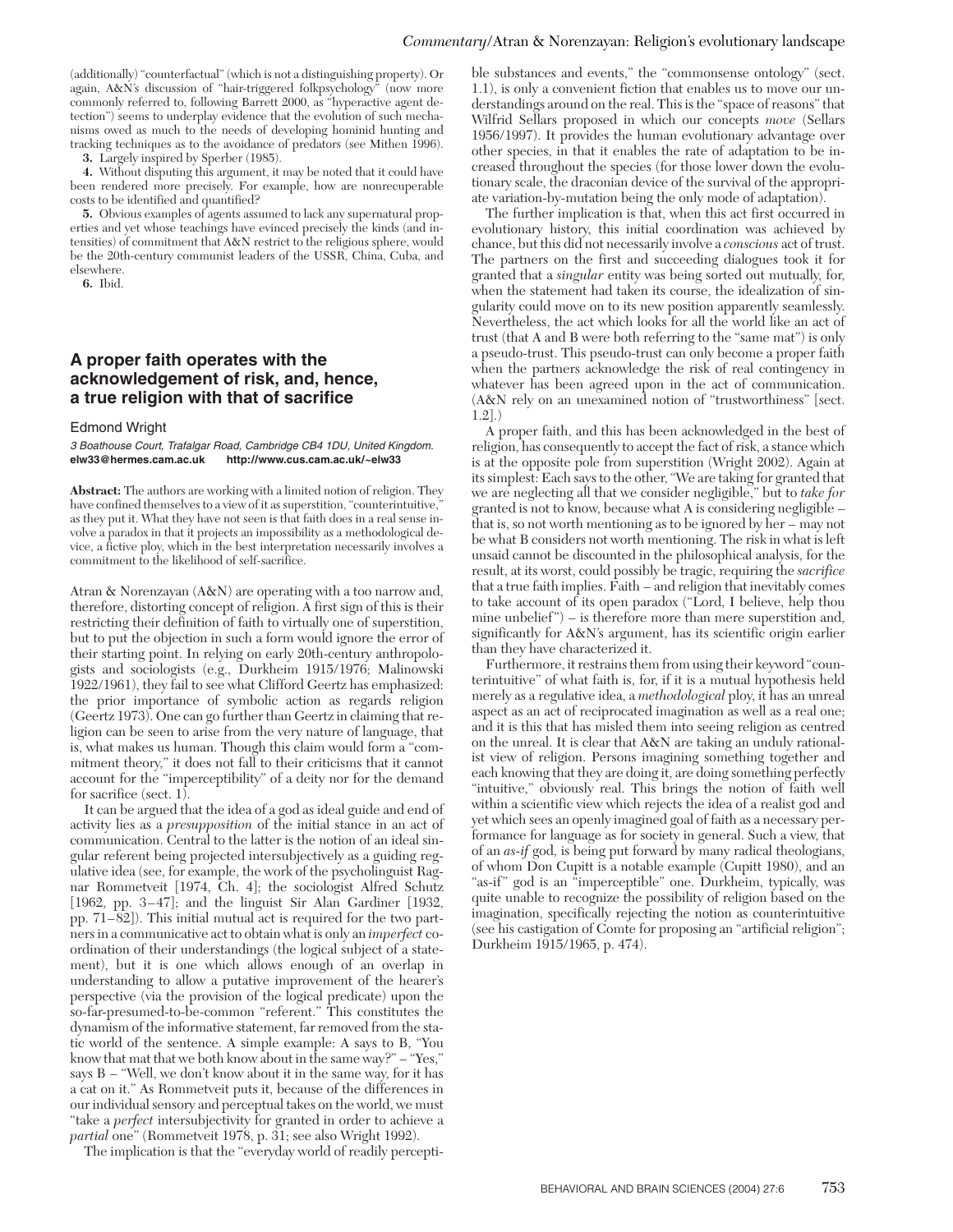(additionally) "counterfactual" (which is not a distinguishing property). Or again, A&N's discussion of "hair-triggered folkpsychology" (now more commonly referred to, following Barrett 2000, as "hyperactive agent detection") seems to underplay evidence that the evolution of such mechanisms owed as much to the needs of developing hominid hunting and tracking techniques as to the avoidance of predators (see Mithen 1996).

**3.** Largely inspired by Sperber (1985).

**4.** Without disputing this argument, it may be noted that it could have been rendered more precisely. For example, how are nonrecuperable costs to be identified and quantified?

**5.** Obvious examples of agents assumed to lack any supernatural properties and yet whose teachings have evinced precisely the kinds (and intensities) of commitment that A&N restrict to the religious sphere, would be the 20th-century communist leaders of the USSR, China, Cuba, and elsewhere.

**6.** Ibid.

## **A proper faith operates with the acknowledgement of risk, and, hence, a true religion with that of sacrifice**

#### Edmond Wright

*3 Boathouse Court, Trafalgar Road, Cambridge CB4 1DU, United Kingdom.* **elw33@hermes.cam.ac.uk http://www.cus.cam.ac.uk/~elw33**

**Abstract:** The authors are working with a limited notion of religion. They have confined themselves to a view of it as superstition, "counterintuitive," as they put it. What they have not seen is that faith does in a real sense involve a paradox in that it projects an impossibility as a methodological device, a fictive ploy, which in the best interpretation necessarily involves a commitment to the likelihood of self-sacrifice.

Atran & Norenzayan (A&N) are operating with a too narrow and, therefore, distorting concept of religion. A first sign of this is their restricting their definition of faith to virtually one of superstition, but to put the objection in such a form would ignore the error of their starting point. In relying on early 20th-century anthropologists and sociologists (e.g., Durkheim 1915/1976; Malinowski 1922/1961), they fail to see what Clifford Geertz has emphasized: the prior importance of symbolic action as regards religion (Geertz 1973). One can go further than Geertz in claiming that religion can be seen to arise from the very nature of language, that is, what makes us human. Though this claim would form a "commitment theory," it does not fall to their criticisms that it cannot account for the "imperceptibility" of a deity nor for the demand for sacrifice (sect.  $1)$ .

It can be argued that the idea of a god as ideal guide and end of activity lies as a *presupposition* of the initial stance in an act of communication. Central to the latter is the notion of an ideal singular referent being projected intersubjectively as a guiding regulative idea (see, for example, the work of the psycholinguist Ragnar Rommetveit [1974, Ch. 4]; the sociologist Alfred Schutz [1962, pp. 3–47]; and the linguist Sir Alan Gardiner [1932, pp. 71–82]). This initial mutual act is required for the two partners in a communicative act to obtain what is only an *imperfect* coordination of their understandings (the logical subject of a statement), but it is one which allows enough of an overlap in understanding to allow a putative improvement of the hearer's perspective (via the provision of the logical predicate) upon the so-far-presumed-to-be-common "referent." This constitutes the dynamism of the informative statement, far removed from the static world of the sentence. A simple example: A says to B, "You know that mat that we both know about in the same way?" – "Yes," says B – "Well, we don't know about it in the same way, for it has a cat on it." As Rommetveit puts it, because of the differences in our individual sensory and perceptual takes on the world, we must "take a *perfect* intersubjectivity for granted in order to achieve a *partial* one" (Rommetveit 1978, p. 31; see also Wright 1992).

The implication is that the "everyday world of readily percepti-

ble substances and events," the "commonsense ontology" (sect. 1.1), is only a convenient fiction that enables us to move our understandings around on the real. This is the "space of reasons" that Wilfrid Sellars proposed in which our concepts *move* (Sellars 1956/1997). It provides the human evolutionary advantage over other species, in that it enables the rate of adaptation to be increased throughout the species (for those lower down the evolutionary scale, the draconian device of the survival of the appropriate variation-by-mutation being the only mode of adaptation).

The further implication is that, when this act first occurred in evolutionary history, this initial coordination was achieved by chance, but this did not necessarily involve a *conscious* act of trust. The partners on the first and succeeding dialogues took it for granted that a *singular* entity was being sorted out mutually, for, when the statement had taken its course, the idealization of singularity could move on to its new position apparently seamlessly. Nevertheless, the act which looks for all the world like an act of trust (that A and B were both referring to the "same mat") is only a pseudo-trust. This pseudo-trust can only become a proper faith when the partners acknowledge the risk of real contingency in whatever has been agreed upon in the act of communication. (A&N rely on an unexamined notion of "trustworthiness" [sect. 1.2].)

A proper faith, and this has been acknowledged in the best of religion, has consequently to accept the fact of risk, a stance which is at the opposite pole from superstition (Wright 2002). Again at its simplest: Each says to the other, "We are taking for granted that we are neglecting all that we consider negligible," but to *take for* granted is not to know, because what A is considering negligible – that is, so not worth mentioning as to be ignored by her – may not be what B considers not worth mentioning. The risk in what is left unsaid cannot be discounted in the philosophical analysis, for the result, at its worst, could possibly be tragic, requiring the *sacrifice* that a true faith implies. Faith – and religion that inevitably comes to take account of its open paradox ("Lord, I believe, help thou mine unbelief") – is therefore more than mere superstition and, significantly for A&N's argument, has its scientific origin earlier than they have characterized it.

Furthermore, it restrains them from using their keyword "counterintuitive" of what faith is, for, if it is a mutual hypothesis held merely as a regulative idea, a *methodological* ploy, it has an unreal aspect as an act of reciprocated imagination as well as a real one; and it is this that has misled them into seeing religion as centred on the unreal. It is clear that A&N are taking an unduly rationalist view of religion. Persons imagining something together and each knowing that they are doing it, are doing something perfectly "intuitive," obviously real. This brings the notion of faith well within a scientific view which rejects the idea of a realist god and yet which sees an openly imagined goal of faith as a necessary performance for language as for society in general. Such a view, that of an *as-if* god, is being put forward by many radical theologians, of whom Don Cupitt is a notable example (Cupitt 1980), and an "as-if" god is an "imperceptible" one. Durkheim, typically, was quite unable to recognize the possibility of religion based on the imagination, specifically rejecting the notion as counterintuitive (see his castigation of Comte for proposing an "artificial religion"; Durkheim 1915/1965, p. 474).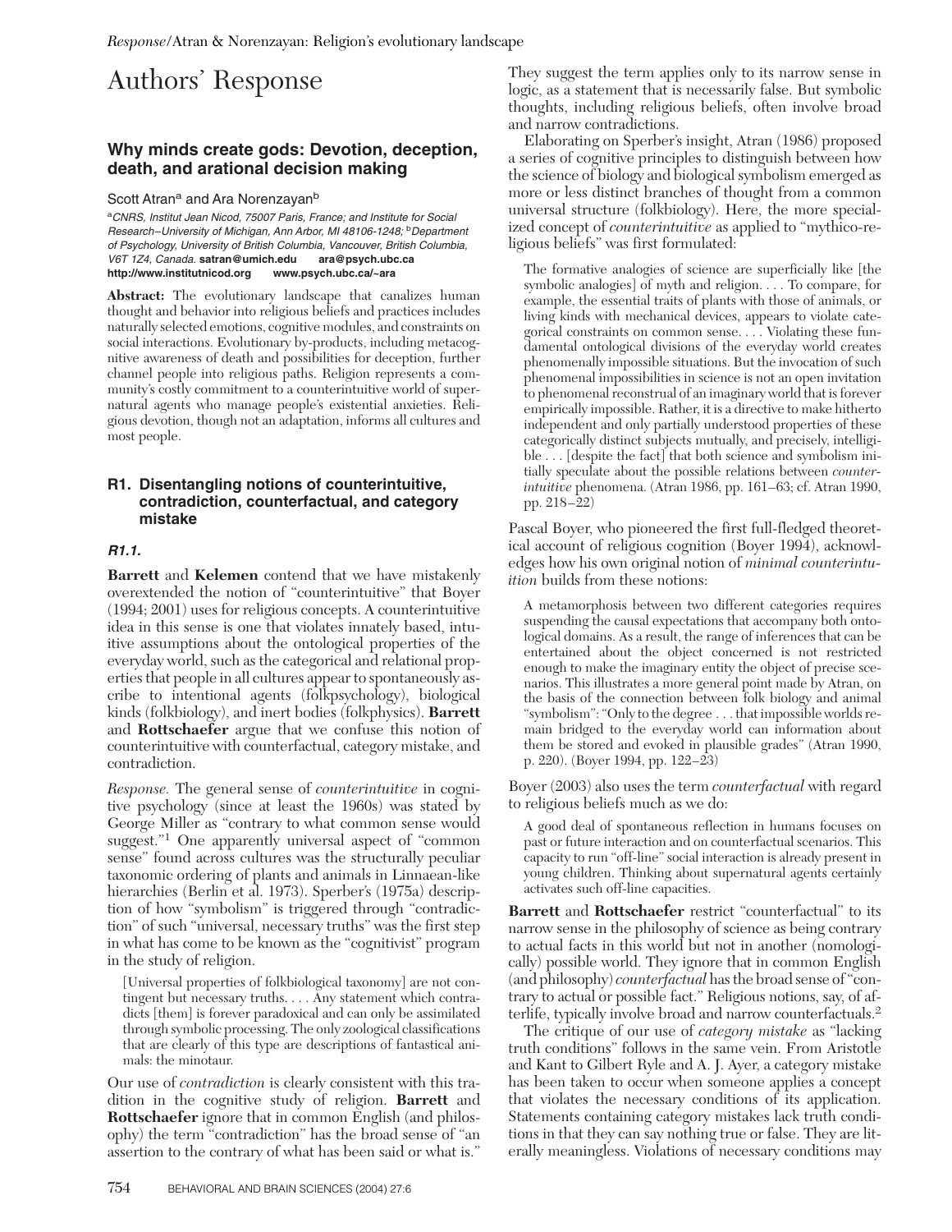## Authors' Response

## **Why minds create gods: Devotion, deception, death, and arational decision making**

Scott Atran<sup>a</sup> and Ara Norenzayan<sup>b</sup>

<sup>a</sup>*CNRS, Institut Jean Nicod, 75007 Paris, France; and Institute for Social Research–University of Michigan, Ann Arbor, MI 48106-1248;* b*Department of Psychology, University of British Columbia, Vancouver, British Columbia, V6T 1Z4, Canada.* **satran@umich.edu ara@psych.ubc.ca http://www.institutnicod.org www.psych.ubc.ca/~ara**

**Abstract:** The evolutionary landscape that canalizes human thought and behavior into religious beliefs and practices includes naturally selected emotions, cognitive modules, and constraints on social interactions. Evolutionary by-products, including metacognitive awareness of death and possibilities for deception, further channel people into religious paths. Religion represents a community's costly commitment to a counterintuitive world of supernatural agents who manage people's existential anxieties. Religious devotion, though not an adaptation, informs all cultures and most people.

## **R1. Disentangling notions of counterintuitive, contradiction, counterfactual, and category mistake**

## *R1.1.*

**Barrett** and **Kelemen** contend that we have mistakenly overextended the notion of "counterintuitive" that Boyer (1994; 2001) uses for religious concepts. A counterintuitive idea in this sense is one that violates innately based, intuitive assumptions about the ontological properties of the everyday world, such as the categorical and relational properties that people in all cultures appear to spontaneously ascribe to intentional agents (folkpsychology), biological kinds (folkbiology), and inert bodies (folkphysics). **Barrett** and **Rottschaefer** argue that we confuse this notion of counterintuitive with counterfactual, category mistake, and contradiction.

*Response.* The general sense of *counterintuitive* in cognitive psychology (since at least the 1960s) was stated by George Miller as "contrary to what common sense would suggest."<sup>1</sup> One apparently universal aspect of "common sense" found across cultures was the structurally peculiar taxonomic ordering of plants and animals in Linnaean-like hierarchies (Berlin et al. 1973). Sperber's (1975a) description of how "symbolism" is triggered through "contradiction" of such "universal, necessary truths" was the first step in what has come to be known as the "cognitivist" program in the study of religion.

[Universal properties of folkbiological taxonomy] are not contingent but necessary truths. . . . Any statement which contradicts [them] is forever paradoxical and can only be assimilated through symbolic processing. The only zoological classifications that are clearly of this type are descriptions of fantastical animals: the minotaur.

Our use of *contradiction* is clearly consistent with this tradition in the cognitive study of religion. **Barrett** and **Rottschaefer** ignore that in common English (and philosophy) the term "contradiction" has the broad sense of "an assertion to the contrary of what has been said or what is."

They suggest the term applies only to its narrow sense in logic, as a statement that is necessarily false. But symbolic thoughts, including religious beliefs, often involve broad and narrow contradictions.

Elaborating on Sperber's insight, Atran (1986) proposed a series of cognitive principles to distinguish between how the science of biology and biological symbolism emerged as more or less distinct branches of thought from a common universal structure (folkbiology). Here, the more specialized concept of *counterintuitive* as applied to "mythico-religious beliefs" was first formulated:

The formative analogies of science are superficially like [the symbolic analogies] of myth and religion. . . . To compare, for example, the essential traits of plants with those of animals, or living kinds with mechanical devices, appears to violate categorical constraints on common sense. . . . Violating these fundamental ontological divisions of the everyday world creates phenomenally impossible situations. But the invocation of such phenomenal impossibilities in science is not an open invitation to phenomenal reconstrual of an imaginary world that is forever empirically impossible. Rather, it is a directive to make hitherto independent and only partially understood properties of these categorically distinct subjects mutually, and precisely, intelligible . . . [despite the fact] that both science and symbolism initially speculate about the possible relations between *counterintuitive* phenomena. (Atran 1986, pp. 161–63; cf. Atran 1990, pp. 218–22)

Pascal Boyer, who pioneered the first full-fledged theoretical account of religious cognition (Boyer 1994), acknowledges how his own original notion of *minimal counterintuition* builds from these notions:

A metamorphosis between two different categories requires suspending the causal expectations that accompany both ontological domains. As a result, the range of inferences that can be entertained about the object concerned is not restricted enough to make the imaginary entity the object of precise scenarios. This illustrates a more general point made by Atran, on the basis of the connection between folk biology and animal "symbolism": "Only to the degree . . . that impossible worlds remain bridged to the everyday world can information about them be stored and evoked in plausible grades" (Atran 1990, p. 220). (Boyer 1994, pp. 122–23)

Boyer (2003) also uses the term *counterfactual* with regard to religious beliefs much as we do:

A good deal of spontaneous reflection in humans focuses on past or future interaction and on counterfactual scenarios. This capacity to run "off-line" social interaction is already present in young children. Thinking about supernatural agents certainly activates such off-line capacities.

**Barrett** and **Rottschaefer** restrict "counterfactual" to its narrow sense in the philosophy of science as being contrary to actual facts in this world but not in another (nomologically) possible world. They ignore that in common English (and philosophy) *counterfactual* has the broad sense of "contrary to actual or possible fact." Religious notions, say, of afterlife, typically involve broad and narrow counterfactuals.<sup>2</sup>

The critique of our use of *category mistake* as "lacking truth conditions" follows in the same vein. From Aristotle and Kant to Gilbert Ryle and A. J. Ayer, a category mistake has been taken to occur when someone applies a concept that violates the necessary conditions of its application. Statements containing category mistakes lack truth conditions in that they can say nothing true or false. They are literally meaningless. Violations of necessary conditions may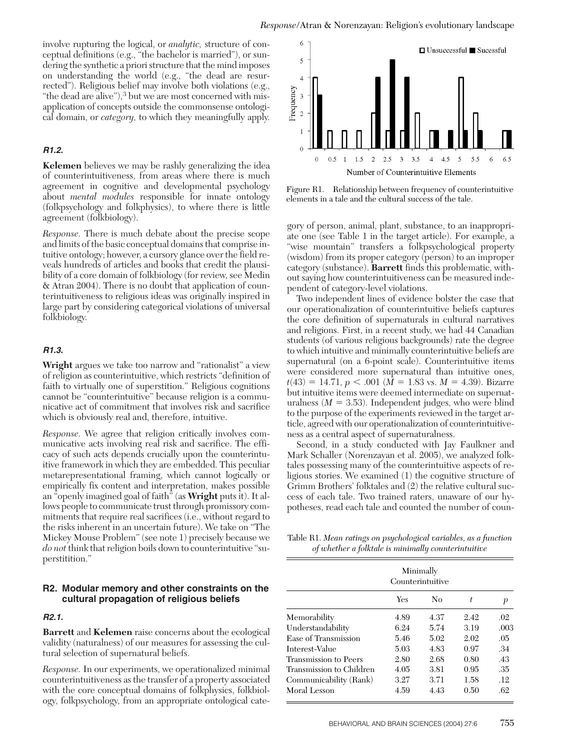involve rupturing the logical, or *analytic,* structure of conceptual definitions (e.g., "the bachelor is married"), or sundering the synthetic a priori structure that the mind imposes on understanding the world (e.g., "the dead are resurrected"). Religious belief may involve both violations (e.g., "the dead are alive"),<sup>3</sup> but we are most concerned with misapplication of concepts outside the commonsense ontological domain, or *category,* to which they meaningfully apply.

## *R1.2.*

**Kelemen** believes we may be rashly generalizing the idea of counterintuitiveness, from areas where there is much agreement in cognitive and developmental psychology about *mental modules* responsible for innate ontology (folkpsychology and folkphysics), to where there is little agreement (folkbiology).

*Response.* There is much debate about the precise scope and limits of the basic conceptual domains that comprise intuitive ontology; however, a cursory glance over the field reveals hundreds of articles and books that credit the plausibility of a core domain of folkbiology (for review, see Medin & Atran 2004). There is no doubt that application of counterintuitiveness to religious ideas was originally inspired in large part by considering categorical violations of universal folkbiology.

## *R1.3.*

**Wright** argues we take too narrow and "rationalist" a view of religion as counterintuitive, which restricts "definition of faith to virtually one of superstition." Religious cognitions cannot be "counterintuitive" because religion is a communicative act of commitment that involves risk and sacrifice which is obviously real and, therefore, intuitive.

*Response.* We agree that religion critically involves communicative acts involving real risk and sacrifice. The efficacy of such acts depends crucially upon the counterintuitive framework in which they are embedded. This peculiar metarepresentational framing, which cannot logically or empirically fix content and interpretation, makes possible an "openly imagined goal of faith" (as **Wright** puts it). It allows people to communicate trust through promissory commitments that require real sacrifices (i.e., without regard to the risks inherent in an uncertain future). We take on "The Mickey Mouse Problem" (see note 1) precisely because we *do not* think that religion boils down to counterintuitive "superstitition."

## **R2. Modular memory and other constraints on the cultural propagation of religious beliefs**

## *R2.1.*

**Barrett** and **Kelemen** raise concerns about the ecological validity (naturalness) of our measures for assessing the cultural selection of supernatural beliefs.

*Response.* In our experiments, we operationalized minimal counterintuitiveness as the transfer of a property associated with the core conceptual domains of folkphysics, folkbiology, folkpsychology, from an appropriate ontological cate-



Figure R1. Relationship between frequency of counterintuitive elements in a tale and the cultural success of the tale.

gory of person, animal, plant, substance, to an inappropriate one (see Table 1 in the target article). For example, a "wise mountain" transfers a folkpsychological property (wisdom) from its proper category (person) to an improper category (substance). **Barrett** finds this problematic, without saying how counterintuitiveness can be measured independent of category-level violations.

Two independent lines of evidence bolster the case that our operationalization of counterintuitive beliefs captures the core definition of supernaturals in cultural narratives and religions. First, in a recent study, we had 44 Canadian students (of various religious backgrounds) rate the degree to which intuitive and minimally counterintuitive beliefs are supernatural (on a 6-point scale). Counterintuitive items were considered more supernatural than intuitive ones,  $t(43) = 14.71, p < .001 (M = 1.83 \text{ vs. } M = 4.39)$ . Bizarre but intuitive items were deemed intermediate on supernaturalness  $(M = 3.53)$ . Independent judges, who were blind to the purpose of the experiments reviewed in the target article, agreed with our operationalization of counterintuitiveness as a central aspect of supernaturalness.

Second, in a study conducted with Jay Faulkner and Mark Schaller (Norenzayan et al. 2005), we analyzed folktales possessing many of the counterintuitive aspects of religious stories. We examined (1) the cognitive structure of Grimm Brothers' folktales and (2) the relative cultural success of each tale. Two trained raters, unaware of our hypotheses, read each tale and counted the number of coun-

Table R1. *Mean ratings on psychological variables, as a function of whether a folktale is minimally counterintuitive*

|                              | Minimally<br>Counterintuitive |      |      |      |
|------------------------------|-------------------------------|------|------|------|
|                              | Yes                           | No   | t    | р    |
| Memorability                 | 4.89                          | 4.37 | 2.42 | .02  |
| Understandability            | 6.24                          | 5.74 | 3.19 | .003 |
| Ease of Transmission         | 5.46                          | 5.02 | 2.02 | .05  |
| Interest-Value               | 5.03                          | 4.83 | 0.97 | .34  |
| <b>Transmission to Peers</b> | 2.80                          | 2.68 | 0.80 | .43  |
| Transmission to Children     | 4.05                          | 3.81 | 0.95 | .35  |
| Communicability (Rank)       | 3.27                          | 3.71 | 1.58 | .12  |
| Moral Lesson                 | 4.59                          | 4.43 | 0.50 | .62  |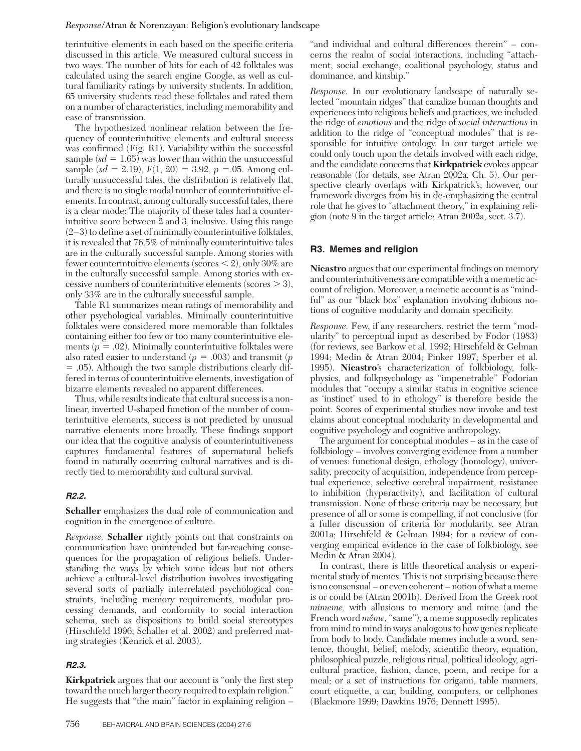terintuitive elements in each based on the specific criteria discussed in this article. We measured cultural success in two ways. The number of hits for each of 42 folktales was calculated using the search engine Google, as well as cultural familiarity ratings by university students. In addition, 65 university students read these folktales and rated them on a number of characteristics, including memorability and ease of transmission.

The hypothesized nonlinear relation between the frequency of counterintuitive elements and cultural success was confirmed (Fig. R1). Variability within the successful sample  $(sd = 1.65)$  was lower than within the unsuccessful sample ( $sd = 2.19$ ),  $F(1, 20) = 3.92$ ,  $p = 0.05$ . Among culturally unsuccessful tales, the distribution is relatively flat, and there is no single modal number of counterintuitive elements. In contrast, among culturally successful tales, there is a clear mode: The majority of these tales had a counterintuitive score between 2 and 3, inclusive. Using this range (2–3) to define a set of minimally counterintuitive folktales, it is revealed that 76.5% of minimally counterintuitive tales are in the culturally successful sample. Among stories with fewer counterintuitive elements (scores  $\lt 2$ ), only 30% are in the culturally successful sample. Among stories with excessive numbers of counterintuitive elements (scores  $>$  3), only 33% are in the culturally successful sample.

Table R1 summarizes mean ratings of memorability and other psychological variables. Minimally counterintuitive folktales were considered more memorable than folktales containing either too few or too many counterintuitive elements ( $p = .02$ ). Minimally counterintuitive folktales were also rated easier to understand ( $p = .003$ ) and transmit ( $p$ - .05). Although the two sample distributions clearly differed in terms of counterintuitive elements, investigation of bizarre elements revealed no apparent differences.

Thus, while results indicate that cultural success is a nonlinear, inverted U-shaped function of the number of counterintuitive elements, success is not predicted by unusual narrative elements more broadly. These findings support our idea that the cognitive analysis of counterintuitiveness captures fundamental features of supernatural beliefs found in naturally occurring cultural narratives and is directly tied to memorability and cultural survival.

## *R2.2.*

**Schaller** emphasizes the dual role of communication and cognition in the emergence of culture.

*Response.* **Schaller** rightly points out that constraints on communication have unintended but far-reaching consequences for the propagation of religious beliefs. Understanding the ways by which some ideas but not others achieve a cultural-level distribution involves investigating several sorts of partially interrelated psychological constraints, including memory requirements, modular processing demands, and conformity to social interaction schema, such as dispositions to build social stereotypes (Hirschfeld 1996; Schaller et al. 2002) and preferred mating strategies (Kenrick et al. 2003).

## *R2.3.*

**Kirkpatrick** argues that our account is "only the first step toward the much larger theory required to explain religion." He suggests that "the main" factor in explaining religion –

"and individual and cultural differences therein" – concerns the realm of social interactions, including "attachment, social exchange, coalitional psychology, status and dominance, and kinship."

*Response.* In our evolutionary landscape of naturally selected "mountain ridges" that canalize human thoughts and experiences into religious beliefs and practices, we included the ridge of *emotions* and the ridge of *social interactions* in addition to the ridge of "conceptual modules" that is responsible for intuitive ontology. In our target article we could only touch upon the details involved with each ridge, and the candidate concerns that **Kirkpatrick** evokes appear reasonable (for details, see Atran 2002a, Ch. 5). Our perspective clearly overlaps with Kirkpatrick's; however, our framework diverges from his in de-emphasizing the central role that he gives to "attachment theory," in explaining religion (note 9 in the target article; Atran 2002a, sect. 3.7).

## **R3. Memes and religion**

**Nicastro** argues that our experimental findings on memory and counterintuitiveness are compatible with a memetic account of religion. Moreover, a memetic account is as "mindful" as our "black box" explanation involving dubious notions of cognitive modularity and domain specificity.

*Response.* Few, if any researchers, restrict the term "modularity" to perceptual input as described by Fodor (1983) (for reviews, see Barkow et al. 1992; Hirschfeld & Gelman 1994; Medin & Atran 2004; Pinker 1997; Sperber et al. 1995). **Nicastro**'s characterization of folkbiology, folkphysics, and folkpsychology as "impenetrable" Fodorian modules that "occupy a similar status in cognitive science as 'instinct' used to in ethology" is therefore beside the point. Scores of experimental studies now invoke and test claims about conceptual modularity in developmental and cognitive psychology and cognitive anthropology.

The argument for conceptual modules – as in the case of folkbiology – involves converging evidence from a number of venues: functional design, ethology (homology), universality, precocity of acquisition, independence from perceptual experience, selective cerebral impairment, resistance to inhibition (hyperactivity), and facilitation of cultural transmission. None of these criteria may be necessary, but presence of all or some is compelling, if not conclusive (for a fuller discussion of criteria for modularity, see Atran 2001a; Hirschfeld & Gelman 1994; for a review of converging empirical evidence in the case of folkbiology, see Medin & Atran 2004).

In contrast, there is little theoretical analysis or experimental study of memes. This is not surprising because there is no consensual – or even coherent – notion of what a meme is or could be (Atran 2001b). Derived from the Greek root *mimeme,* with allusions to memory and mime (and the French word *même,* "same"), a meme supposedly replicates from mind to mind in ways analogous to how genes replicate from body to body. Candidate memes include a word, sentence, thought, belief, melody, scientific theory, equation, philosophical puzzle, religious ritual, political ideology, agricultural practice, fashion, dance, poem, and recipe for a meal; or a set of instructions for origami, table manners, court etiquette, a car, building, computers, or cellphones (Blackmore 1999; Dawkins 1976; Dennett 1995).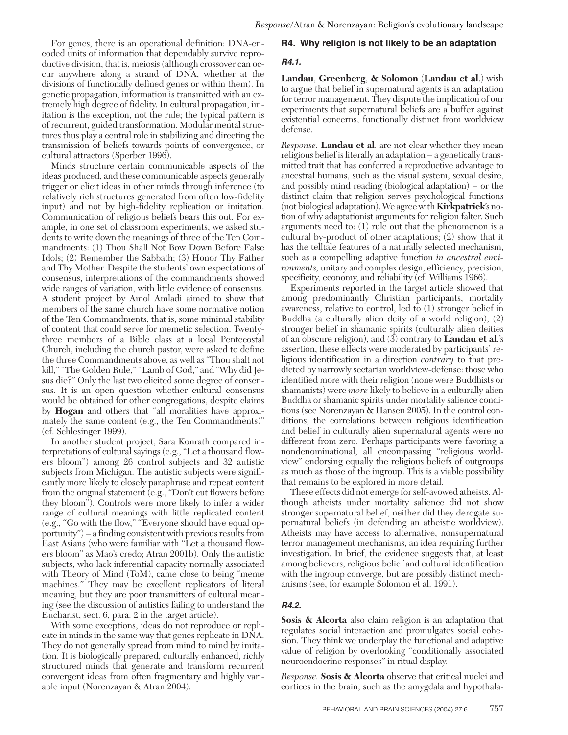For genes, there is an operational definition: DNA-encoded units of information that dependably survive reproductive division, that is, meiosis (although crossover can occur anywhere along a strand of DNA, whether at the divisions of functionally defined genes or within them). In genetic propagation, information is transmitted with an extremely high degree of fidelity. In cultural propagation, imitation is the exception, not the rule; the typical pattern is of recurrent, guided transformation. Modular mental structures thus play a central role in stabilizing and directing the transmission of beliefs towards points of convergence, or cultural attractors (Sperber 1996).

Minds structure certain communicable aspects of the ideas produced, and these communicable aspects generally trigger or elicit ideas in other minds through inference (to relatively rich structures generated from often low-fidelity input) and not by high-fidelity replication or imitation. Communication of religious beliefs bears this out. For example, in one set of classroom experiments, we asked students to write down the meanings of three of the Ten Commandments: (1) Thou Shall Not Bow Down Before False Idols; (2) Remember the Sabbath; (3) Honor Thy Father and Thy Mother. Despite the students' own expectations of consensus, interpretations of the commandments showed wide ranges of variation, with little evidence of consensus. A student project by Amol Amladi aimed to show that members of the same church have some normative notion of the Ten Commandments, that is, some minimal stability of content that could serve for memetic selection. Twentythree members of a Bible class at a local Pentecostal Church, including the church pastor, were asked to define the three Commandments above, as well as "Thou shalt not kill," "The Golden Rule," "Lamb of God," and "Why did Jesus die?" Only the last two elicited some degree of consensus. It is an open question whether cultural consensus would be obtained for other congregations, despite claims by **Hogan** and others that "all moralities have approximately the same content (e.g., the Ten Commandments)" (cf. Schlesinger 1999).

In another student project, Sara Konrath compared interpretations of cultural sayings (e.g., "Let a thousand flowers bloom") among 26 control subjects and 32 autistic subjects from Michigan. The autistic subjects were significantly more likely to closely paraphrase and repeat content from the original statement (e.g., "Don't cut flowers before they bloom"). Controls were more likely to infer a wider range of cultural meanings with little replicated content (e.g., "Go with the flow," "Everyone should have equal opportunity") – a finding consistent with previous results from East Asians (who were familiar with "Let a thousand flowers bloom" as Mao's credo; Atran 2001b). Only the autistic subjects, who lack inferential capacity normally associated with Theory of Mind (ToM), came close to being "meme machines." They may be excellent replicators of literal meaning, but they are poor transmitters of cultural meaning (see the discussion of autistics failing to understand the Eucharist, sect. 6, para. 2 in the target article).

With some exceptions, ideas do not reproduce or replicate in minds in the same way that genes replicate in DNA. They do not generally spread from mind to mind by imitation. It is biologically prepared, culturally enhanced, richly structured minds that generate and transform recurrent convergent ideas from often fragmentary and highly variable input (Norenzayan & Atran 2004).

## **R4. Why religion is not likely to be an adaptation**

## *R4.1.*

**Landau**, **Greenberg**, **& Solomon** (**Landau et al**.) wish to argue that belief in supernatural agents is an adaptation for terror management. They dispute the implication of our experiments that supernatural beliefs are a buffer against existential concerns, functionally distinct from worldview defense.

*Response.* **Landau et al**. are not clear whether they mean religious belief is literally an adaptation – a genetically transmitted trait that has conferred a reproductive advantage to ancestral humans, such as the visual system, sexual desire, and possibly mind reading (biological adaptation) – or the distinct claim that religion serves psychological functions (not biological adaptation). We agree with **Kirkpatrick**'s notion of why adaptationist arguments for religion falter. Such arguments need to: (1) rule out that the phenomenon is a cultural by-product of other adaptations; (2) show that it has the telltale features of a naturally selected mechanism, such as a compelling adaptive function *in ancestral environments,* unitary and complex design, efficiency, precision, specificity, economy, and reliability (cf. Williams 1966).

Experiments reported in the target article showed that among predominantly Christian participants, mortality awareness, relative to control, led to (1) stronger belief in Buddha (a culturally alien deity of a world religion), (2) stronger belief in shamanic spirits (culturally alien deities of an obscure religion), and (3) contrary to **Landau et al**.'s assertion, these effects were moderated by participants' religious identification in a direction *contrary* to that predicted by narrowly sectarian worldview-defense: those who identified more with their religion (none were Buddhists or shamanists) were *more* likely to believe in a culturally alien Buddha or shamanic spirits under mortality salience conditions (see Norenzayan & Hansen 2005). In the control conditions, the correlations between religious identification and belief in culturally alien supernatural agents were no different from zero. Perhaps participants were favoring a nondenominational, all encompassing "religious worldview" endorsing equally the religious beliefs of outgroups as much as those of the ingroup. This is a viable possibility that remains to be explored in more detail.

These effects did not emerge for self-avowed atheists. Although atheists under mortality salience did not show stronger supernatural belief, neither did they derogate supernatural beliefs (in defending an atheistic worldview). Atheists may have access to alternative, nonsupernatural terror management mechanisms, an idea requiring further investigation. In brief, the evidence suggests that, at least among believers, religious belief and cultural identification with the ingroup converge, but are possibly distinct mechanisms (see, for example Solomon et al. 1991).

## *R4.2.*

**Sosis & Alcorta** also claim religion is an adaptation that regulates social interaction and promulgates social cohesion. They think we underplay the functional and adaptive value of religion by overlooking "conditionally associated neuroendocrine responses" in ritual display.

*Response.* **Sosis & Alcorta** observe that critical nuclei and cortices in the brain, such as the amygdala and hypothala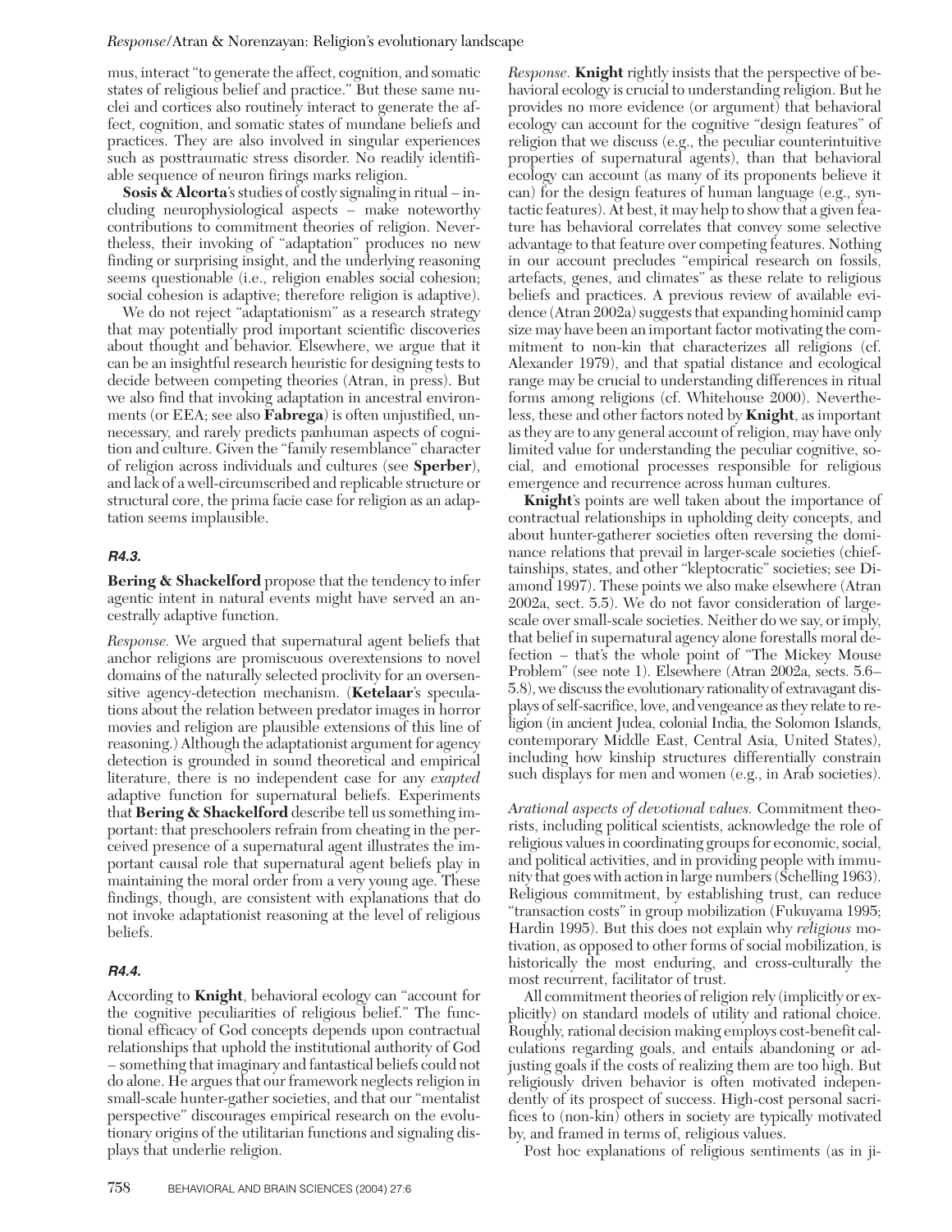mus, interact "to generate the affect, cognition, and somatic states of religious belief and practice." But these same nuclei and cortices also routinely interact to generate the affect, cognition, and somatic states of mundane beliefs and practices. They are also involved in singular experiences such as posttraumatic stress disorder. No readily identifiable sequence of neuron firings marks religion.

**Sosis & Alcorta**'s studies of costly signaling in ritual – including neurophysiological aspects – make noteworthy contributions to commitment theories of religion. Nevertheless, their invoking of "adaptation" produces no new finding or surprising insight, and the underlying reasoning seems questionable (i.e., religion enables social cohesion; social cohesion is adaptive; therefore religion is adaptive).

We do not reject "adaptationism" as a research strategy that may potentially prod important scientific discoveries about thought and behavior. Elsewhere, we argue that it can be an insightful research heuristic for designing tests to decide between competing theories (Atran, in press). But we also find that invoking adaptation in ancestral environments (or EEA; see also **Fabrega**) is often unjustified, unnecessary, and rarely predicts panhuman aspects of cognition and culture. Given the "family resemblance" character of religion across individuals and cultures (see **Sperber**), and lack of a well-circumscribed and replicable structure or structural core, the prima facie case for religion as an adaptation seems implausible.

## *R4.3.*

**Bering & Shackelford** propose that the tendency to infer agentic intent in natural events might have served an ancestrally adaptive function.

*Response.* We argued that supernatural agent beliefs that anchor religions are promiscuous overextensions to novel domains of the naturally selected proclivity for an oversensitive agency-detection mechanism. (**Ketelaar**'s speculations about the relation between predator images in horror movies and religion are plausible extensions of this line of reasoning.) Although the adaptationist argument for agency detection is grounded in sound theoretical and empirical literature, there is no independent case for any *exapted* adaptive function for supernatural beliefs. Experiments that **Bering & Shackelford** describe tell us something important: that preschoolers refrain from cheating in the perceived presence of a supernatural agent illustrates the important causal role that supernatural agent beliefs play in maintaining the moral order from a very young age. These findings, though, are consistent with explanations that do not invoke adaptationist reasoning at the level of religious beliefs.

## *R4.4.*

According to **Knight**, behavioral ecology can "account for the cognitive peculiarities of religious belief." The functional efficacy of God concepts depends upon contractual relationships that uphold the institutional authority of God – something that imaginary and fantastical beliefs could not do alone. He argues that our framework neglects religion in small-scale hunter-gather societies, and that our "mentalist perspective" discourages empirical research on the evolutionary origins of the utilitarian functions and signaling displays that underlie religion.

*Response.* **Knight** rightly insists that the perspective of behavioral ecology is crucial to understanding religion. But he provides no more evidence (or argument) that behavioral ecology can account for the cognitive "design features" of religion that we discuss (e.g., the peculiar counterintuitive properties of supernatural agents), than that behavioral ecology can account (as many of its proponents believe it can) for the design features of human language (e.g., syntactic features). At best, it may help to show that a given feature has behavioral correlates that convey some selective advantage to that feature over competing features. Nothing in our account precludes "empirical research on fossils, artefacts, genes, and climates" as these relate to religious beliefs and practices. A previous review of available evidence (Atran 2002a) suggests that expanding hominid camp size may have been an important factor motivating the commitment to non-kin that characterizes all religions (cf. Alexander 1979), and that spatial distance and ecological range may be crucial to understanding differences in ritual forms among religions (cf. Whitehouse 2000). Nevertheless, these and other factors noted by **Knight**, as important as they are to any general account of religion, may have only limited value for understanding the peculiar cognitive, social, and emotional processes responsible for religious emergence and recurrence across human cultures.

**Knight**'s points are well taken about the importance of contractual relationships in upholding deity concepts, and about hunter-gatherer societies often reversing the dominance relations that prevail in larger-scale societies (chieftainships, states, and other "kleptocratic" societies; see Diamond 1997). These points we also make elsewhere (Atran 2002a, sect. 5.5). We do not favor consideration of largescale over small-scale societies. Neither do we say, or imply, that belief in supernatural agency alone forestalls moral defection – that's the whole point of "The Mickey Mouse Problem" (see note 1). Elsewhere (Atran 2002a, sects. 5.6– 5.8), we discuss the evolutionary rationality of extravagant displays of self-sacrifice, love, and vengeance as they relate to religion (in ancient Judea, colonial India, the Solomon Islands, contemporary Middle East, Central Asia, United States), including how kinship structures differentially constrain such displays for men and women (e.g., in Arab societies).

*Arational aspects of devotional values.* Commitment theorists, including political scientists, acknowledge the role of religious values in coordinating groups for economic, social, and political activities, and in providing people with immunity that goes with action in large numbers (Schelling 1963). Religious commitment, by establishing trust, can reduce "transaction costs" in group mobilization (Fukuyama 1995; Hardin 1995). But this does not explain why *religious* motivation, as opposed to other forms of social mobilization, is historically the most enduring, and cross-culturally the most recurrent, facilitator of trust.

All commitment theories of religion rely (implicitly or explicitly) on standard models of utility and rational choice. Roughly, rational decision making employs cost-benefit calculations regarding goals, and entails abandoning or adjusting goals if the costs of realizing them are too high. But religiously driven behavior is often motivated independently of its prospect of success. High-cost personal sacrifices to (non-kin) others in society are typically motivated by, and framed in terms of, religious values.

Post hoc explanations of religious sentiments (as in ji-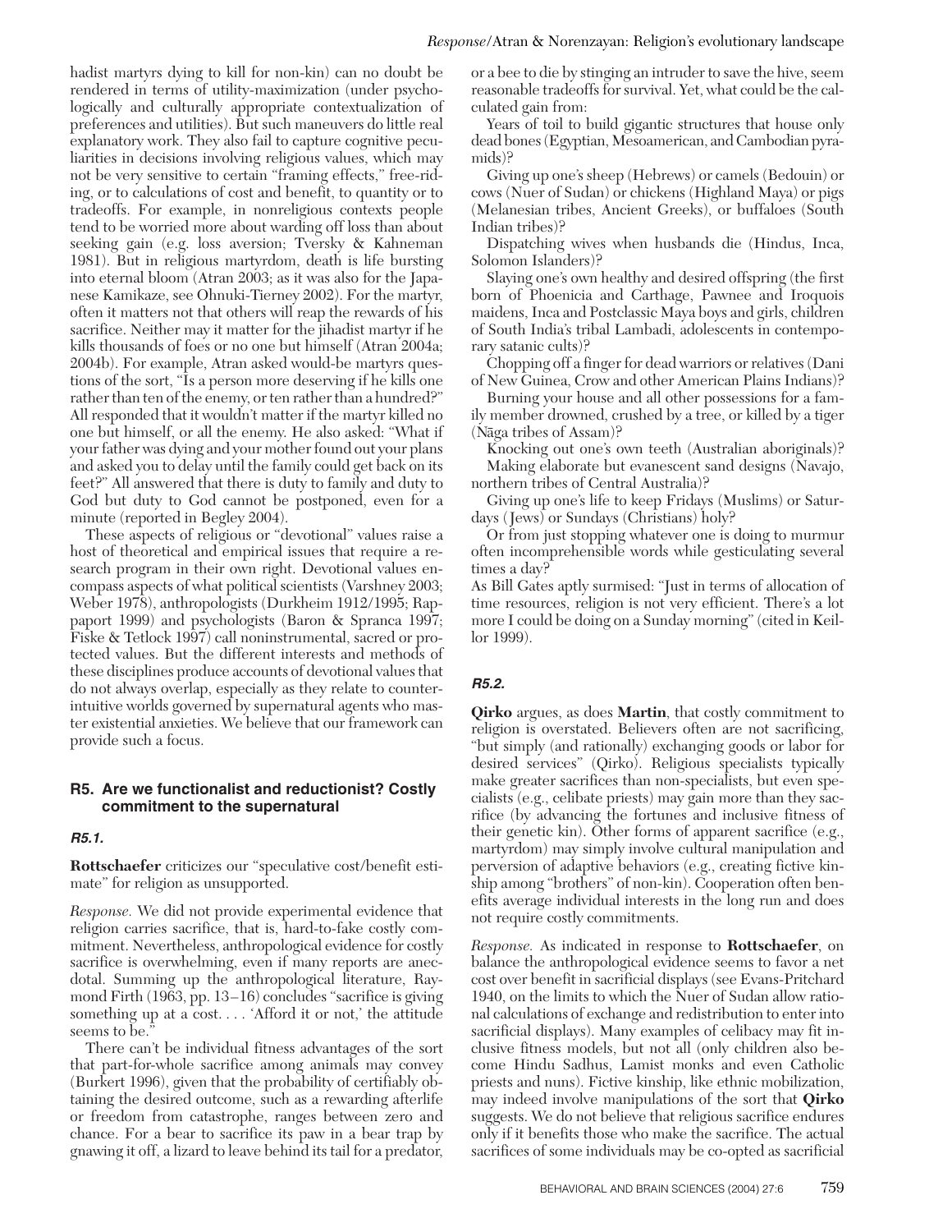hadist martyrs dying to kill for non-kin) can no doubt be rendered in terms of utility-maximization (under psychologically and culturally appropriate contextualization of preferences and utilities). But such maneuvers do little real explanatory work. They also fail to capture cognitive peculiarities in decisions involving religious values, which may not be very sensitive to certain "framing effects," free-riding, or to calculations of cost and benefit, to quantity or to tradeoffs. For example, in nonreligious contexts people tend to be worried more about warding off loss than about seeking gain (e.g. loss aversion; Tversky & Kahneman 1981). But in religious martyrdom, death is life bursting into eternal bloom (Atran 2003; as it was also for the Japanese Kamikaze, see Ohnuki-Tierney 2002). For the martyr, often it matters not that others will reap the rewards of his sacrifice. Neither may it matter for the jihadist martyr if he kills thousands of foes or no one but himself (Atran 2004a; 2004b). For example, Atran asked would-be martyrs questions of the sort, "Is a person more deserving if he kills one rather than ten of the enemy, or ten rather than a hundred?" All responded that it wouldn't matter if the martyr killed no one but himself, or all the enemy. He also asked: "What if your father was dying and your mother found out your plans and asked you to delay until the family could get back on its feet?" All answered that there is duty to family and duty to God but duty to God cannot be postponed, even for a minute (reported in Begley 2004).

These aspects of religious or "devotional" values raise a host of theoretical and empirical issues that require a research program in their own right. Devotional values encompass aspects of what political scientists (Varshney 2003; Weber 1978), anthropologists (Durkheim 1912/1995; Rappaport 1999) and psychologists (Baron & Spranca 1997; Fiske & Tetlock 1997) call noninstrumental, sacred or protected values. But the different interests and methods of these disciplines produce accounts of devotional values that do not always overlap, especially as they relate to counterintuitive worlds governed by supernatural agents who master existential anxieties. We believe that our framework can provide such a focus.

## **R5. Are we functionalist and reductionist? Costly commitment to the supernatural**

## *R5.1.*

**Rottschaefer** criticizes our "speculative cost/benefit estimate" for religion as unsupported.

*Response.* We did not provide experimental evidence that religion carries sacrifice, that is, hard-to-fake costly commitment. Nevertheless, anthropological evidence for costly sacrifice is overwhelming, even if many reports are anecdotal. Summing up the anthropological literature, Raymond Firth (1963, pp. 13–16) concludes "sacrifice is giving something up at a cost. . . . 'Afford it or not,' the attitude seems to be."

There can't be individual fitness advantages of the sort that part-for-whole sacrifice among animals may convey (Burkert 1996), given that the probability of certifiably obtaining the desired outcome, such as a rewarding afterlife or freedom from catastrophe, ranges between zero and chance. For a bear to sacrifice its paw in a bear trap by gnawing it off, a lizard to leave behind its tail for a predator,

or a bee to die by stinging an intruder to save the hive, seem reasonable tradeoffs for survival. Yet, what could be the calculated gain from:

Years of toil to build gigantic structures that house only dead bones (Egyptian, Mesoamerican, and Cambodian pyramids)?

Giving up one's sheep (Hebrews) or camels (Bedouin) or cows (Nuer of Sudan) or chickens (Highland Maya) or pigs (Melanesian tribes, Ancient Greeks), or buffaloes (South Indian tribes)?

Dispatching wives when husbands die (Hindus, Inca, Solomon Islanders)?

Slaying one's own healthy and desired offspring (the first born of Phoenicia and Carthage, Pawnee and Iroquois maidens, Inca and Postclassic Maya boys and girls, children of South India's tribal Lambadi, adolescents in contemporary satanic cults)?

Chopping off a finger for dead warriors or relatives (Dani of New Guinea, Crow and other American Plains Indians)?

Burning your house and all other possessions for a family member drowned, crushed by a tree, or killed by a tiger  $(Nāga$  tribes of Assam)?

Knocking out one's own teeth (Australian aboriginals)? Making elaborate but evanescent sand designs (Navajo, northern tribes of Central Australia)?

Giving up one's life to keep Fridays (Muslims) or Saturdays (Jews) or Sundays (Christians) holy?

Or from just stopping whatever one is doing to murmur often incomprehensible words while gesticulating several times a day?

As Bill Gates aptly surmised: "Just in terms of allocation of time resources, religion is not very efficient. There's a lot more I could be doing on a Sunday morning" (cited in Keillor 1999).

## *R5.2.*

**Qirko** argues, as does **Martin**, that costly commitment to religion is overstated. Believers often are not sacrificing, "but simply (and rationally) exchanging goods or labor for desired services" (Qirko). Religious specialists typically make greater sacrifices than non-specialists, but even specialists (e.g., celibate priests) may gain more than they sacrifice (by advancing the fortunes and inclusive fitness of their genetic kin). Other forms of apparent sacrifice (e.g., martyrdom) may simply involve cultural manipulation and perversion of adaptive behaviors (e.g., creating fictive kinship among "brothers" of non-kin). Cooperation often benefits average individual interests in the long run and does not require costly commitments.

*Response.* As indicated in response to **Rottschaefer**, on balance the anthropological evidence seems to favor a net cost over benefit in sacrificial displays (see Evans-Pritchard 1940, on the limits to which the Nuer of Sudan allow rational calculations of exchange and redistribution to enter into sacrificial displays). Many examples of celibacy may fit inclusive fitness models, but not all (only children also become Hindu Sadhus, Lamist monks and even Catholic priests and nuns). Fictive kinship, like ethnic mobilization, may indeed involve manipulations of the sort that **Qirko** suggests. We do not believe that religious sacrifice endures only if it benefits those who make the sacrifice. The actual sacrifices of some individuals may be co-opted as sacrificial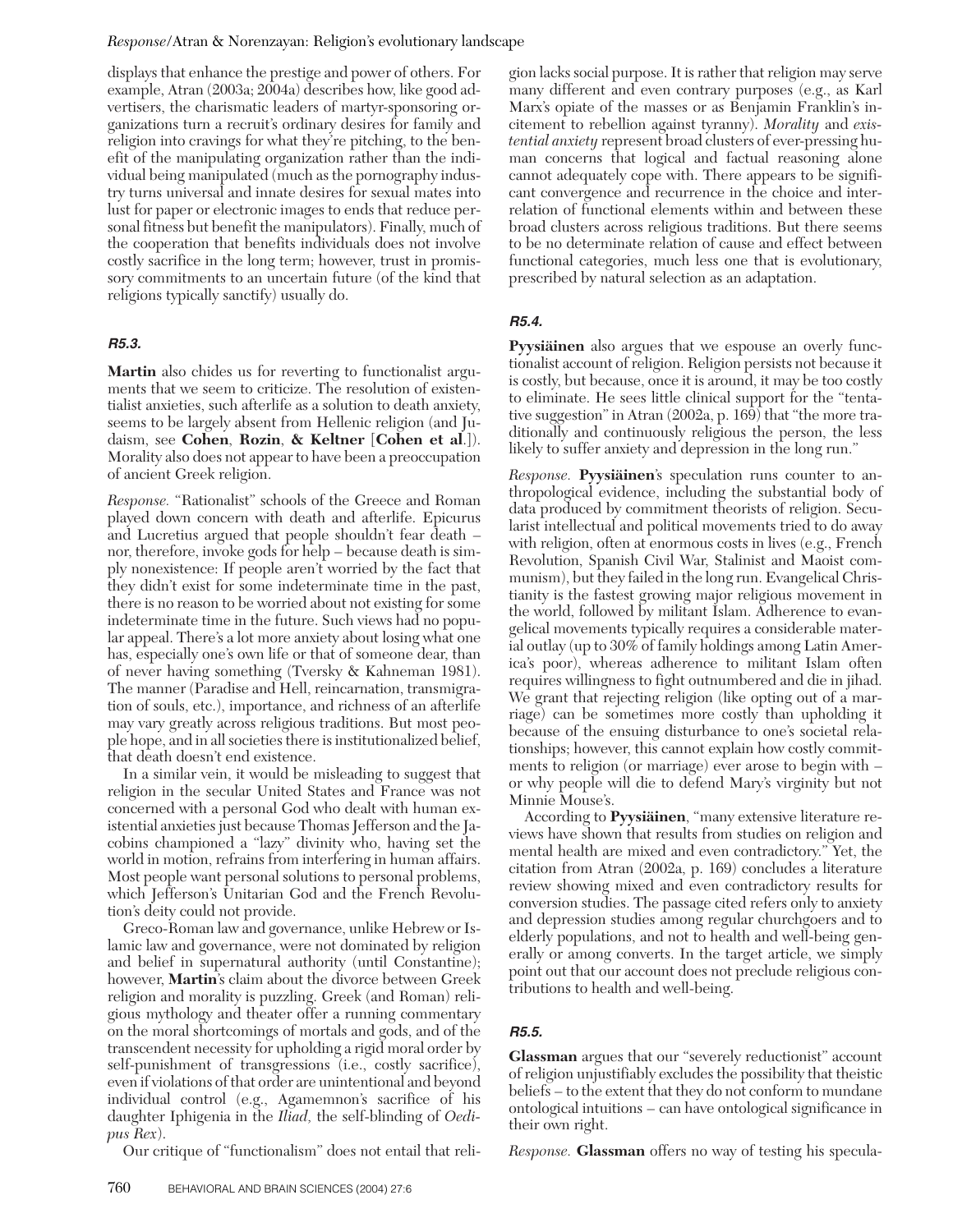displays that enhance the prestige and power of others. For example, Atran (2003a; 2004a) describes how, like good advertisers, the charismatic leaders of martyr-sponsoring organizations turn a recruit's ordinary desires for family and religion into cravings for what they're pitching, to the benefit of the manipulating organization rather than the individual being manipulated (much as the pornography industry turns universal and innate desires for sexual mates into lust for paper or electronic images to ends that reduce personal fitness but benefit the manipulators). Finally, much of the cooperation that benefits individuals does not involve costly sacrifice in the long term; however, trust in promissory commitments to an uncertain future (of the kind that religions typically sanctify) usually do.

## *R5.3.*

**Martin** also chides us for reverting to functionalist arguments that we seem to criticize. The resolution of existentialist anxieties, such afterlife as a solution to death anxiety, seems to be largely absent from Hellenic religion (and Judaism, see **Cohen**, **Rozin**, **& Keltner** [**Cohen et al**.]). Morality also does not appear to have been a preoccupation of ancient Greek religion.

*Response.* "Rationalist" schools of the Greece and Roman played down concern with death and afterlife. Epicurus and Lucretius argued that people shouldn't fear death – nor, therefore, invoke gods for help – because death is simply nonexistence: If people aren't worried by the fact that they didn't exist for some indeterminate time in the past, there is no reason to be worried about not existing for some indeterminate time in the future. Such views had no popular appeal. There's a lot more anxiety about losing what one has, especially one's own life or that of someone dear, than of never having something (Tversky & Kahneman 1981). The manner (Paradise and Hell, reincarnation, transmigration of souls, etc.), importance, and richness of an afterlife may vary greatly across religious traditions. But most people hope, and in all societies there is institutionalized belief, that death doesn't end existence.

In a similar vein, it would be misleading to suggest that religion in the secular United States and France was not concerned with a personal God who dealt with human existential anxieties just because Thomas Jefferson and the Jacobins championed a "lazy" divinity who, having set the world in motion, refrains from interfering in human affairs. Most people want personal solutions to personal problems, which Jefferson's Unitarian God and the French Revolution's deity could not provide.

Greco-Roman law and governance, unlike Hebrew or Islamic law and governance, were not dominated by religion and belief in supernatural authority (until Constantine); however, **Martin**'s claim about the divorce between Greek religion and morality is puzzling. Greek (and Roman) religious mythology and theater offer a running commentary on the moral shortcomings of mortals and gods, and of the transcendent necessity for upholding a rigid moral order by self-punishment of transgressions (i.e., costly sacrifice), even if violations of that order are unintentional and beyond individual control (e.g., Agamemnon's sacrifice of his daughter Iphigenia in the *Iliad,* the self-blinding of *Oedipus Rex*).

Our critique of "functionalism" does not entail that reli-

gion lacks social purpose. It is rather that religion may serve many different and even contrary purposes (e.g., as Karl Marx's opiate of the masses or as Benjamin Franklin's incitement to rebellion against tyranny). *Morality* and *existential anxiety* represent broad clusters of ever-pressing human concerns that logical and factual reasoning alone cannot adequately cope with. There appears to be significant convergence and recurrence in the choice and interrelation of functional elements within and between these broad clusters across religious traditions. But there seems to be no determinate relation of cause and effect between functional categories, much less one that is evolutionary, prescribed by natural selection as an adaptation.

## *R5.4.*

**Pyysiäinen** also argues that we espouse an overly functionalist account of religion. Religion persists not because it is costly, but because, once it is around, it may be too costly to eliminate. He sees little clinical support for the "tentative suggestion" in Atran  $(2002a, p. 169)$  that "the more traditionally and continuously religious the person, the less likely to suffer anxiety and depression in the long run."

*Response.* **Pyysiäinen**'s speculation runs counter to anthropological evidence, including the substantial body of data produced by commitment theorists of religion. Secularist intellectual and political movements tried to do away with religion, often at enormous costs in lives (e.g., French Revolution, Spanish Civil War, Stalinist and Maoist communism), but they failed in the long run. Evangelical Christianity is the fastest growing major religious movement in the world, followed by militant Islam. Adherence to evangelical movements typically requires a considerable material outlay (up to 30% of family holdings among Latin America's poor), whereas adherence to militant Islam often requires willingness to fight outnumbered and die in jihad. We grant that rejecting religion (like opting out of a marriage) can be sometimes more costly than upholding it because of the ensuing disturbance to one's societal relationships; however, this cannot explain how costly commitments to religion (or marriage) ever arose to begin with – or why people will die to defend Mary's virginity but not Minnie Mouse's.

According to **Pyysiäinen**, "many extensive literature reviews have shown that results from studies on religion and mental health are mixed and even contradictory." Yet, the citation from Atran (2002a, p. 169) concludes a literature review showing mixed and even contradictory results for conversion studies. The passage cited refers only to anxiety and depression studies among regular churchgoers and to elderly populations, and not to health and well-being generally or among converts. In the target article, we simply point out that our account does not preclude religious contributions to health and well-being.

## *R5.5.*

**Glassman** argues that our "severely reductionist" account of religion unjustifiably excludes the possibility that theistic beliefs – to the extent that they do not conform to mundane ontological intuitions – can have ontological significance in their own right.

*Response.* **Glassman** offers no way of testing his specula-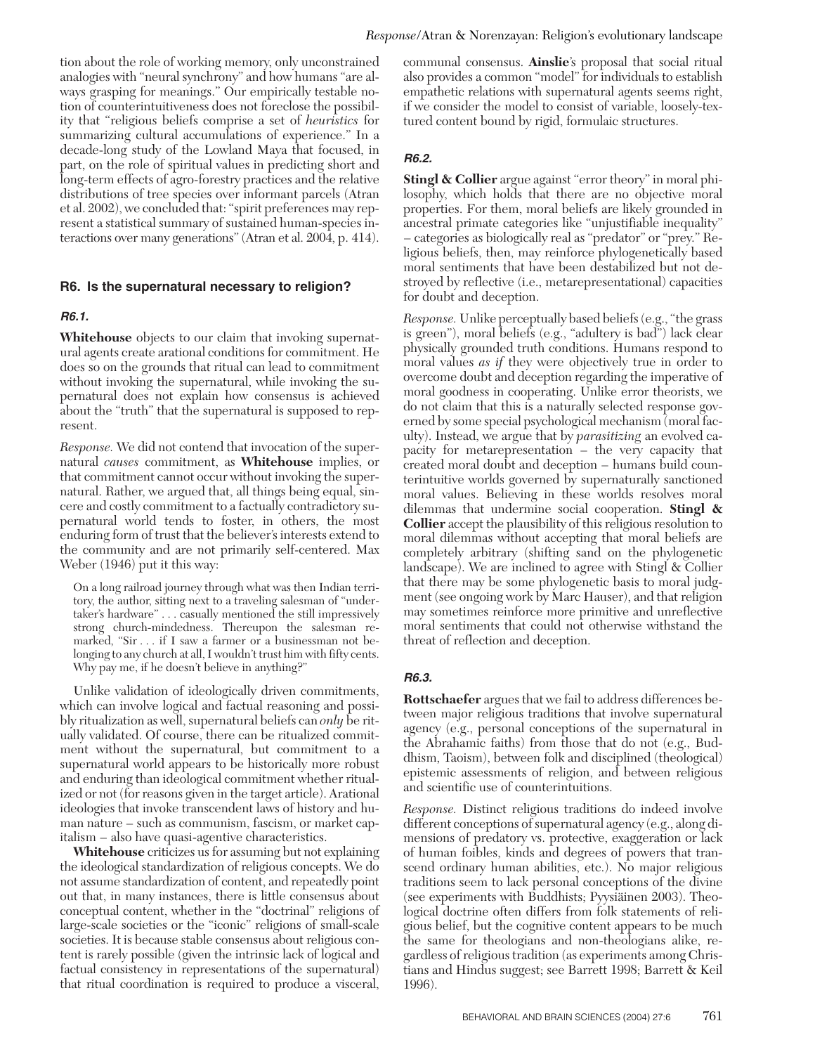tion about the role of working memory, only unconstrained analogies with "neural synchrony" and how humans "are always grasping for meanings." Our empirically testable notion of counterintuitiveness does not foreclose the possibility that "religious beliefs comprise a set of *heuristics* for summarizing cultural accumulations of experience." In a decade-long study of the Lowland Maya that focused, in part, on the role of spiritual values in predicting short and long-term effects of agro-forestry practices and the relative distributions of tree species over informant parcels (Atran et al. 2002), we concluded that: "spirit preferences may represent a statistical summary of sustained human-species interactions over many generations" (Atran et al. 2004, p. 414).

## **R6. Is the supernatural necessary to religion?**

## *R6.1.*

**Whitehouse** objects to our claim that invoking supernatural agents create arational conditions for commitment. He does so on the grounds that ritual can lead to commitment without invoking the supernatural, while invoking the supernatural does not explain how consensus is achieved about the "truth" that the supernatural is supposed to represent.

*Response.* We did not contend that invocation of the supernatural *causes* commitment, as **Whitehouse** implies, or that commitment cannot occur without invoking the supernatural. Rather, we argued that, all things being equal, sincere and costly commitment to a factually contradictory supernatural world tends to foster, in others, the most enduring form of trust that the believer's interests extend to the community and are not primarily self-centered. Max Weber (1946) put it this way:

On a long railroad journey through what was then Indian territory, the author, sitting next to a traveling salesman of "undertaker's hardware" . . . casually mentioned the still impressively strong church-mindedness. Thereupon the salesman remarked, "Sir . . . if I saw a farmer or a businessman not belonging to any church at all, I wouldn't trust him with fifty cents. Why pay me, if he doesn't believe in anything?"

Unlike validation of ideologically driven commitments, which can involve logical and factual reasoning and possibly ritualization as well, supernatural beliefs can *only* be ritually validated. Of course, there can be ritualized commitment without the supernatural, but commitment to a supernatural world appears to be historically more robust and enduring than ideological commitment whether ritualized or not (for reasons given in the target article). Arational ideologies that invoke transcendent laws of history and human nature – such as communism, fascism, or market capitalism – also have quasi-agentive characteristics.

**Whitehouse** criticizes us for assuming but not explaining the ideological standardization of religious concepts. We do not assume standardization of content, and repeatedly point out that, in many instances, there is little consensus about conceptual content, whether in the "doctrinal" religions of large-scale societies or the "iconic" religions of small-scale societies. It is because stable consensus about religious content is rarely possible (given the intrinsic lack of logical and factual consistency in representations of the supernatural) that ritual coordination is required to produce a visceral,

communal consensus. **Ainslie**'s proposal that social ritual also provides a common "model" for individuals to establish empathetic relations with supernatural agents seems right, if we consider the model to consist of variable, loosely-textured content bound by rigid, formulaic structures.

## *R6.2.*

**Stingl & Collier** argue against "error theory" in moral philosophy, which holds that there are no objective moral properties. For them, moral beliefs are likely grounded in ancestral primate categories like "unjustifiable inequality" – categories as biologically real as "predator" or "prey." Religious beliefs, then, may reinforce phylogenetically based moral sentiments that have been destabilized but not destroyed by reflective (i.e., metarepresentational) capacities for doubt and deception.

*Response.* Unlike perceptually based beliefs (e.g., "the grass is green"), moral beliefs (e.g., "adultery is bad") lack clear physically grounded truth conditions. Humans respond to moral values *as if* they were objectively true in order to overcome doubt and deception regarding the imperative of moral goodness in cooperating. Unlike error theorists, we do not claim that this is a naturally selected response governed by some special psychological mechanism (moral faculty). Instead, we argue that by *parasitizing* an evolved capacity for metarepresentation – the very capacity that created moral doubt and deception – humans build counterintuitive worlds governed by supernaturally sanctioned moral values. Believing in these worlds resolves moral dilemmas that undermine social cooperation. **Stingl & Collier** accept the plausibility of this religious resolution to moral dilemmas without accepting that moral beliefs are completely arbitrary (shifting sand on the phylogenetic landscape). We are inclined to agree with Stingl & Collier that there may be some phylogenetic basis to moral judgment (see ongoing work by Marc Hauser), and that religion may sometimes reinforce more primitive and unreflective moral sentiments that could not otherwise withstand the threat of reflection and deception.

## *R6.3.*

**Rottschaefer** argues that we fail to address differences between major religious traditions that involve supernatural agency (e.g., personal conceptions of the supernatural in the Abrahamic faiths) from those that do not (e.g., Buddhism, Taoism), between folk and disciplined (theological) epistemic assessments of religion, and between religious and scientific use of counterintuitions.

*Response.* Distinct religious traditions do indeed involve different conceptions of supernatural agency (e.g., along dimensions of predatory vs. protective, exaggeration or lack of human foibles, kinds and degrees of powers that transcend ordinary human abilities, etc.). No major religious traditions seem to lack personal conceptions of the divine (see experiments with Buddhists; Pyysiäinen 2003). Theological doctrine often differs from folk statements of religious belief, but the cognitive content appears to be much the same for theologians and non-theologians alike, regardless of religious tradition (as experiments among Christians and Hindus suggest; see Barrett 1998; Barrett & Keil 1996).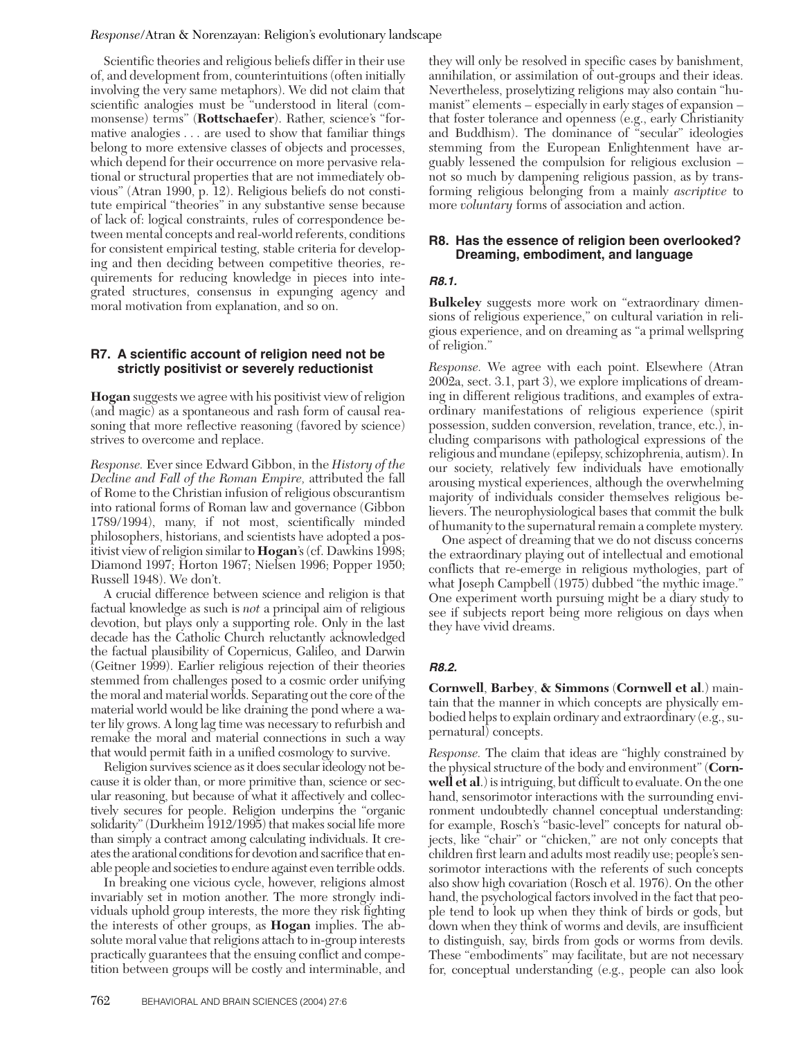Scientific theories and religious beliefs differ in their use of, and development from, counterintuitions (often initially involving the very same metaphors). We did not claim that scientific analogies must be "understood in literal (commonsense) terms" (**Rottschaefer**). Rather, science's "formative analogies . . . are used to show that familiar things belong to more extensive classes of objects and processes, which depend for their occurrence on more pervasive relational or structural properties that are not immediately obvious" (Atran 1990, p. 12). Religious beliefs do not constitute empirical "theories" in any substantive sense because of lack of: logical constraints, rules of correspondence between mental concepts and real-world referents, conditions for consistent empirical testing, stable criteria for developing and then deciding between competitive theories, requirements for reducing knowledge in pieces into integrated structures, consensus in expunging agency and moral motivation from explanation, and so on.

## **R7. A scientific account of religion need not be strictly positivist or severely reductionist**

**Hogan** suggests we agree with his positivist view of religion (and magic) as a spontaneous and rash form of causal reasoning that more reflective reasoning (favored by science) strives to overcome and replace.

*Response.* Ever since Edward Gibbon, in the *History of the Decline and Fall of the Roman Empire,* attributed the fall of Rome to the Christian infusion of religious obscurantism into rational forms of Roman law and governance (Gibbon 1789/1994), many, if not most, scientifically minded philosophers, historians, and scientists have adopted a positivist view of religion similar to **Hogan**'s (cf. Dawkins 1998; Diamond 1997; Horton 1967; Nielsen 1996; Popper 1950; Russell 1948). We don't.

A crucial difference between science and religion is that factual knowledge as such is *not* a principal aim of religious devotion, but plays only a supporting role. Only in the last decade has the Catholic Church reluctantly acknowledged the factual plausibility of Copernicus, Galileo, and Darwin (Geitner 1999). Earlier religious rejection of their theories stemmed from challenges posed to a cosmic order unifying the moral and material worlds. Separating out the core of the material world would be like draining the pond where a water lily grows. A long lag time was necessary to refurbish and remake the moral and material connections in such a way that would permit faith in a unified cosmology to survive.

Religion survives science as it does secular ideology not because it is older than, or more primitive than, science or secular reasoning, but because of what it affectively and collectively secures for people. Religion underpins the "organic solidarity" (Durkheim 1912/1995) that makes social life more than simply a contract among calculating individuals. It creates the arational conditions for devotion and sacrifice that enable people and societies to endure against even terrible odds.

In breaking one vicious cycle, however, religions almost invariably set in motion another. The more strongly individuals uphold group interests, the more they risk fighting the interests of other groups, as **Hogan** implies. The absolute moral value that religions attach to in-group interests practically guarantees that the ensuing conflict and competition between groups will be costly and interminable, and

they will only be resolved in specific cases by banishment, annihilation, or assimilation of out-groups and their ideas. Nevertheless, proselytizing religions may also contain "humanist" elements – especially in early stages of expansion – that foster tolerance and openness (e.g., early Christianity and Buddhism). The dominance of "secular" ideologies stemming from the European Enlightenment have arguably lessened the compulsion for religious exclusion – not so much by dampening religious passion, as by transforming religious belonging from a mainly *ascriptive* to more *voluntary* forms of association and action.

## **R8. Has the essence of religion been overlooked? Dreaming, embodiment, and language**

## *R8.1.*

**Bulkeley** suggests more work on "extraordinary dimensions of religious experience," on cultural variation in religious experience, and on dreaming as "a primal wellspring of religion."

*Response.* We agree with each point. Elsewhere (Atran 2002a, sect. 3.1, part 3), we explore implications of dreaming in different religious traditions, and examples of extraordinary manifestations of religious experience (spirit possession, sudden conversion, revelation, trance, etc.), including comparisons with pathological expressions of the religious and mundane (epilepsy, schizophrenia, autism). In our society, relatively few individuals have emotionally arousing mystical experiences, although the overwhelming majority of individuals consider themselves religious believers. The neurophysiological bases that commit the bulk of humanity to the supernatural remain a complete mystery.

One aspect of dreaming that we do not discuss concerns the extraordinary playing out of intellectual and emotional conflicts that re-emerge in religious mythologies, part of what Joseph Campbell (1975) dubbed "the mythic image." One experiment worth pursuing might be a diary study to see if subjects report being more religious on days when they have vivid dreams.

## *R8.2.*

**Cornwell**, **Barbey**, **& Simmons** (**Cornwell et al**.) maintain that the manner in which concepts are physically embodied helps to explain ordinary and extraordinary (e.g., supernatural) concepts.

*Response.* The claim that ideas are "highly constrained by the physical structure of the body and environment" (**Cornwell et al**.) is intriguing, but difficult to evaluate. On the one hand, sensorimotor interactions with the surrounding environment undoubtedly channel conceptual understanding: for example, Rosch's "basic-level" concepts for natural objects, like "chair" or "chicken," are not only concepts that children first learn and adults most readily use; people's sensorimotor interactions with the referents of such concepts also show high covariation (Rosch et al. 1976). On the other hand, the psychological factors involved in the fact that people tend to look up when they think of birds or gods, but down when they think of worms and devils, are insufficient to distinguish, say, birds from gods or worms from devils. These "embodiments" may facilitate, but are not necessary for, conceptual understanding (e.g., people can also look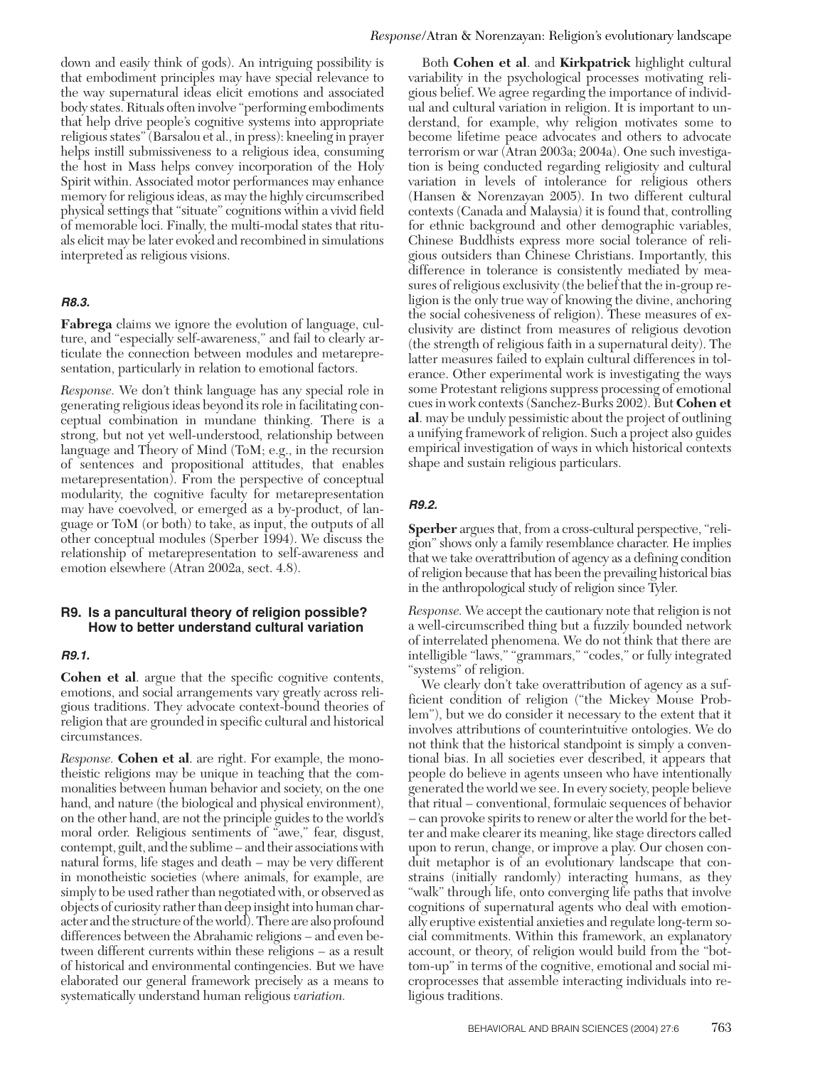down and easily think of gods). An intriguing possibility is that embodiment principles may have special relevance to the way supernatural ideas elicit emotions and associated body states. Rituals often involve "performing embodiments that help drive people's cognitive systems into appropriate religious states" (Barsalou et al., in press): kneeling in prayer helps instill submissiveness to a religious idea, consuming the host in Mass helps convey incorporation of the Holy Spirit within. Associated motor performances may enhance memory for religious ideas, as may the highly circumscribed physical settings that "situate" cognitions within a vivid field of memorable loci. Finally, the multi-modal states that rituals elicit may be later evoked and recombined in simulations interpreted as religious visions.

## *R8.3.*

**Fabrega** claims we ignore the evolution of language, culture, and "especially self-awareness," and fail to clearly articulate the connection between modules and metarepresentation, particularly in relation to emotional factors.

*Response.* We don't think language has any special role in generating religious ideas beyond its role in facilitating conceptual combination in mundane thinking. There is a strong, but not yet well-understood, relationship between language and Theory of Mind (ToM; e.g., in the recursion of sentences and propositional attitudes, that enables metarepresentation). From the perspective of conceptual modularity, the cognitive faculty for metarepresentation may have coevolved, or emerged as a by-product, of language or ToM (or both) to take, as input, the outputs of all other conceptual modules (Sperber 1994). We discuss the relationship of metarepresentation to self-awareness and emotion elsewhere (Atran 2002a, sect. 4.8).

## **R9. Is a pancultural theory of religion possible? How to better understand cultural variation**

## *R9.1.*

**Cohen et al**. argue that the specific cognitive contents, emotions, and social arrangements vary greatly across religious traditions. They advocate context-bound theories of religion that are grounded in specific cultural and historical circumstances.

*Response.* **Cohen et al**. are right. For example, the monotheistic religions may be unique in teaching that the commonalities between human behavior and society, on the one hand, and nature (the biological and physical environment), on the other hand, are not the principle guides to the world's moral order. Religious sentiments of "awe," fear, disgust, contempt, guilt, and the sublime – and their associations with natural forms, life stages and death – may be very different in monotheistic societies (where animals, for example, are simply to be used rather than negotiated with, or observed as objects of curiosity rather than deep insight into human character and the structure of the world). There are also profound differences between the Abrahamic religions – and even between different currents within these religions – as a result of historical and environmental contingencies. But we have elaborated our general framework precisely as a means to systematically understand human religious *variation.*

Both **Cohen et al**. and **Kirkpatrick** highlight cultural variability in the psychological processes motivating religious belief. We agree regarding the importance of individual and cultural variation in religion. It is important to understand, for example, why religion motivates some to become lifetime peace advocates and others to advocate terrorism or war (Atran 2003a; 2004a). One such investigation is being conducted regarding religiosity and cultural variation in levels of intolerance for religious others (Hansen & Norenzayan 2005). In two different cultural contexts (Canada and Malaysia) it is found that, controlling for ethnic background and other demographic variables, Chinese Buddhists express more social tolerance of religious outsiders than Chinese Christians. Importantly, this difference in tolerance is consistently mediated by measures of religious exclusivity (the belief that the in-group religion is the only true way of knowing the divine, anchoring the social cohesiveness of religion). These measures of exclusivity are distinct from measures of religious devotion (the strength of religious faith in a supernatural deity). The latter measures failed to explain cultural differences in tolerance. Other experimental work is investigating the ways some Protestant religions suppress processing of emotional cues in work contexts (Sanchez-Burks 2002). But **Cohen et al**. may be unduly pessimistic about the project of outlining a unifying framework of religion. Such a project also guides empirical investigation of ways in which historical contexts shape and sustain religious particulars.

## *R9.2.*

**Sperber** argues that, from a cross-cultural perspective, "religion" shows only a family resemblance character. He implies that we take overattribution of agency as a defining condition of religion because that has been the prevailing historical bias in the anthropological study of religion since Tyler.

*Response.* We accept the cautionary note that religion is not a well-circumscribed thing but a fuzzily bounded network of interrelated phenomena. We do not think that there are intelligible "laws," "grammars," "codes," or fully integrated "systems" of religion.

We clearly don't take overattribution of agency as a sufficient condition of religion ("the Mickey Mouse Problem"), but we do consider it necessary to the extent that it involves attributions of counterintuitive ontologies. We do not think that the historical standpoint is simply a conventional bias. In all societies ever described, it appears that people do believe in agents unseen who have intentionally generated the world we see. In every society, people believe that ritual – conventional, formulaic sequences of behavior – can provoke spirits to renew or alter the world for the better and make clearer its meaning, like stage directors called upon to rerun, change, or improve a play. Our chosen conduit metaphor is of an evolutionary landscape that constrains (initially randomly) interacting humans, as they "walk" through life, onto converging life paths that involve cognitions of supernatural agents who deal with emotionally eruptive existential anxieties and regulate long-term social commitments. Within this framework, an explanatory account, or theory, of religion would build from the "bottom-up" in terms of the cognitive, emotional and social microprocesses that assemble interacting individuals into religious traditions.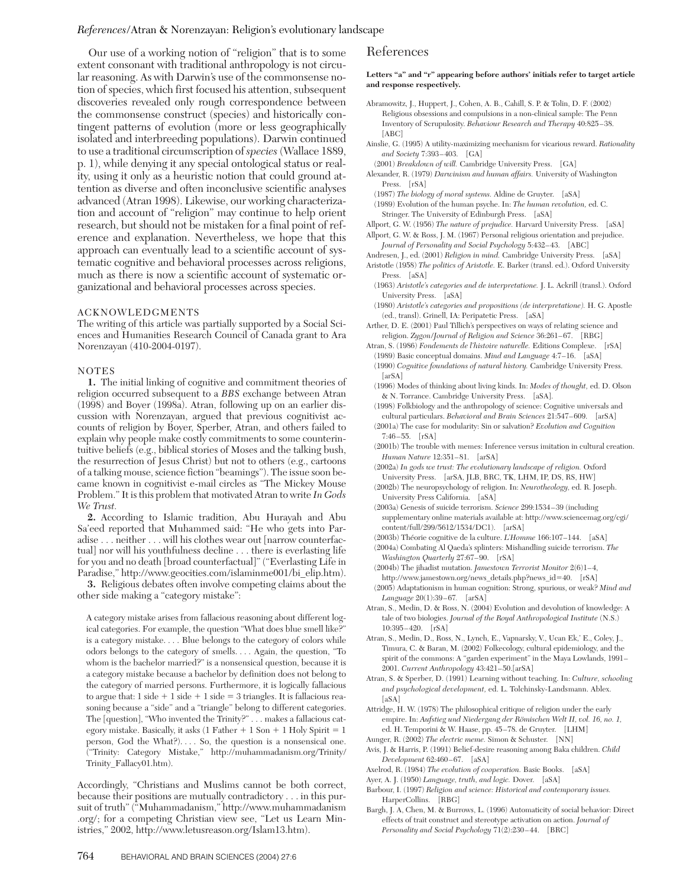Our use of a working notion of "religion" that is to some extent consonant with traditional anthropology is not circular reasoning. As with Darwin's use of the commonsense notion of species, which first focused his attention, subsequent discoveries revealed only rough correspondence between the commonsense construct (species) and historically contingent patterns of evolution (more or less geographically isolated and interbreeding populations). Darwin continued to use a traditional circumscription of *species*(Wallace 1889, p. 1), while denying it any special ontological status or reality, using it only as a heuristic notion that could ground attention as diverse and often inconclusive scientific analyses advanced (Atran 1998). Likewise, our working characterization and account of "religion" may continue to help orient research, but should not be mistaken for a final point of reference and explanation. Nevertheless, we hope that this approach can eventually lead to a scientific account of systematic cognitive and behavioral processes across religions, much as there is now a scientific account of systematic organizational and behavioral processes across species.

#### ACKNOWLEDGMENTS

The writing of this article was partially supported by a Social Sciences and Humanities Research Council of Canada grant to Ara Norenzayan (410-2004-0197).

#### NOTES

**1.** The initial linking of cognitive and commitment theories of religion occurred subsequent to a *BBS* exchange between Atran (1998) and Boyer (1998a). Atran, following up on an earlier discussion with Norenzayan, argued that previous cognitivist accounts of religion by Boyer, Sperber, Atran, and others failed to explain why people make costly commitments to some counterintuitive beliefs (e.g., biblical stories of Moses and the talking bush, the resurrection of Jesus Christ) but not to others (e.g., cartoons of a talking mouse, science fiction "beamings"). The issue soon became known in cognitivist e-mail circles as "The Mickey Mouse Problem." It is this problem that motivated Atran to write *In Gods We Trust.*

**2.** According to Islamic tradition, Abu Hurayah and Abu Sa'eed reported that Muhammed said: "He who gets into Paradise . . . neither . . . will his clothes wear out [narrow counterfactual] nor will his youthfulness decline . . . there is everlasting life for you and no death [broad counterfactual]" ("Everlasting Life in Paradise," http://www.geocities.com/islaminme001/bi\_elip.htm).

**3.** Religious debates often involve competing claims about the other side making a "category mistake":

A category mistake arises from fallacious reasoning about different logical categories. For example, the question "What does blue smell like?" is a category mistake. . . . Blue belongs to the category of colors while odors belongs to the category of smells. . . . Again, the question, "To whom is the bachelor married?" is a nonsensical question, because it is a category mistake because a bachelor by definition does not belong to the category of married persons. Furthermore, it is logically fallacious to argue that:  $1$  side  $+1$  side  $+1$  side  $=3$  triangles. It is fallacious reasoning because a "side" and a "triangle" belong to different categories. The [question], "Who invented the Trinity?" . . . makes a fallacious category mistake. Basically, it asks  $(1 \text{ Father} + 1 \text{ Son} + 1 \text{ Holy Spirit} = 1$ person, God the What?). . . . So, the question is a nonsensical one. ("Trinity: Category Mistake," http://muhammadanism.org/Trinity/ Trinity\_Fallacy01.htm).

Accordingly, "Christians and Muslims cannot be both correct, because their positions are mutually contradictory . . . in this pursuit of truth" ("Muhammadanism," http://www.muhammadanism .org/; for a competing Christian view see, "Let us Learn Ministries," 2002, http://www.letusreason.org/Islam13.htm).

## References

#### **Letters "a" and "r" appearing before authors' initials refer to target article and response respectively.**

Abramowitz, J., Huppert, J., Cohen, A. B., Cahill, S. P. & Tolin, D. F. (2002) Religious obsessions and compulsions in a non-clinical sample: The Penn Inventory of Scrupulosity. *Behaviour Research and Therapy* 40:825–38. [ABC]

Ainslie, G. (1995) A utility-maximizing mechanism for vicarious reward. *Rationality and Society* 7:393–403. [GA]

(2001) *Breakdown of will.* Cambridge University Press. [GA]

Alexander, R. (1979) *Darwinism and human affairs.* University of Washington Press. [rSA]

(1987) *The biology of moral systems.* Aldine de Gruyter. [aSA] (1989) Evolution of the human psyche. In: *The human revolution,* ed. C. Stringer. The University of Edinburgh Press. [aSA]

- Allport, G. W. (1956) *The nature of prejudice.* Harvard University Press. [aSA]
- Allport, G. W. & Ross, J. M. (1967) Personal religious orientation and prejudice. *Journal of Personality and Social Psychology* 5:432–43. [ABC]

Andresen, J., ed. (2001) *Religion in mind.* Cambridge University Press. [aSA] Aristotle (1958) *The politics of Aristotle.* E. Barker (transl. ed.). Oxford University

- Press. [aSA]
- (1963) *Aristotle's categories and de interpretatione.* J. L. Ackrill (transl.). Oxford University Press. [aSA]
- (1980) *Aristotle's categories and propositions (de interpretatione).* H. G. Apostle (ed., transl). Grinell, IA: Peripatetic Press. [aSA]

Arther, D. E. (2001) Paul Tillich's perspectives on ways of relating science and religion. *Zygon/Journal of Religion and Science* 36:261–67. [RBG]

Atran, S. (1986) *Fondements de l'histoire naturelle.* Editions Complexe. [rSA]

(1989) Basic conceptual domains. *Mind and Language* 4:7–16. [aSA] (1990) *Cognitive foundations of natural history.* Cambridge University Press. [arSA]

(1996) Modes of thinking about living kinds. In: *Modes of thought,* ed. D. Olson & N. Torrance. Cambridge University Press. [aSA].

(1998) Folkbiology and the anthropology of science: Cognitive universals and cultural particulars. *Behavioral and Brain Sciences* 21:547–609. [arSA]

- (2001a) The case for modularity: Sin or salvation? *Evolution and Cognition* 7:46–55. [rSA]
- (2001b) The trouble with memes: Inference versus imitation in cultural creation. *Human Nature* 12:351–81. [arSA]
- (2002a) *In gods we trust: The evolutionary landscape of religion.* Oxford University Press. [arSA, JLB, BRC, TK, LHM, IP, DS, RS, HW]
- (2002b) The neuropsychology of religion. In: *Neurotheology,* ed. R. Joseph. University Press California. [aSA]

(2003a) Genesis of suicide terrorism. *Science* 299:1534–39 (including supplementary online materials available at: http://www.sciencemag.org/cgi/ content/full/299/5612/1534/DC1). [arSA]

- (2003b) Théorie cognitive de la culture. *L'Homme* 166:107–144. [aSA] (2004a) Combating Al Qaeda's splinters: Mishandling suicide terrorism. *The Washington Quarterly* 27:67–90. [rSA]
- (2004b) The jihadist mutation. *Jamestown Terrorist Monitor* 2(6)1–4,

http://www.jamestown.org/news\_details.php?news\_id-40. [rSA] (2005) Adaptationism in human cognition: Strong, spurious, or weak? *Mind and Language* 20(1):39–67*.* [arSA]

- Atran, S., Medin, D. & Ross, N. (2004) Evolution and devolution of knowledge: A tale of two biologies. *Journal of the Royal Anthropological Institute* (N.S.) 10:395–420. [rSA]
- Atran, S., Medin, D., Ross, N., Lynch, E., Vapnarsky, V., Ucan Ek,' E., Coley, J., Timura, C. & Baran, M. (2002) Folkecology, cultural epidemiology, and the spirit of the commons: A "garden experiment" in the Maya Lowlands, 1991– 2001. *Current Anthropology* 43:421–50.[arSA]
- Atran, S. & Sperber, D. (1991) Learning without teaching. In: *Culture, schooling and psychological development,* ed. L. Tolchinsky-Landsmann. Ablex. [aSA]

Attridge, H. W. (1978) The philosophical critique of religion under the early empire. In: *Aufstieg und Niedergang der Römischen Welt II, vol. 16, no. 1,* ed. H. Temporini & W. Haase, pp. 45–78. de Gruyter. [LHM]

Aunger, R. (2002) *The electric meme.* Simon & Schuster. [NN]

Avis, J. & Harris, P. (1991) Belief-desire reasoning among Baka children. *Child Development* 62:460–67. [aSA]

Axelrod, R. (1984) *The evolution of cooperation.* Basic Books. [aSA]

Ayer, A. J. (1950) *Language, truth, and logic.* Dover. [aSA]

- Barbour, I. (1997) *Religion and science: Historical and contemporary issues.* HarperCollins. [RBG]
- Bargh, J. A, Chen, M. & Burrows, L. (1996) Automaticity of social behavior: Direct effects of trait construct and stereotype activation on action. *Journal of Personality and Social Psychology* 71(2):230–44. [BRC]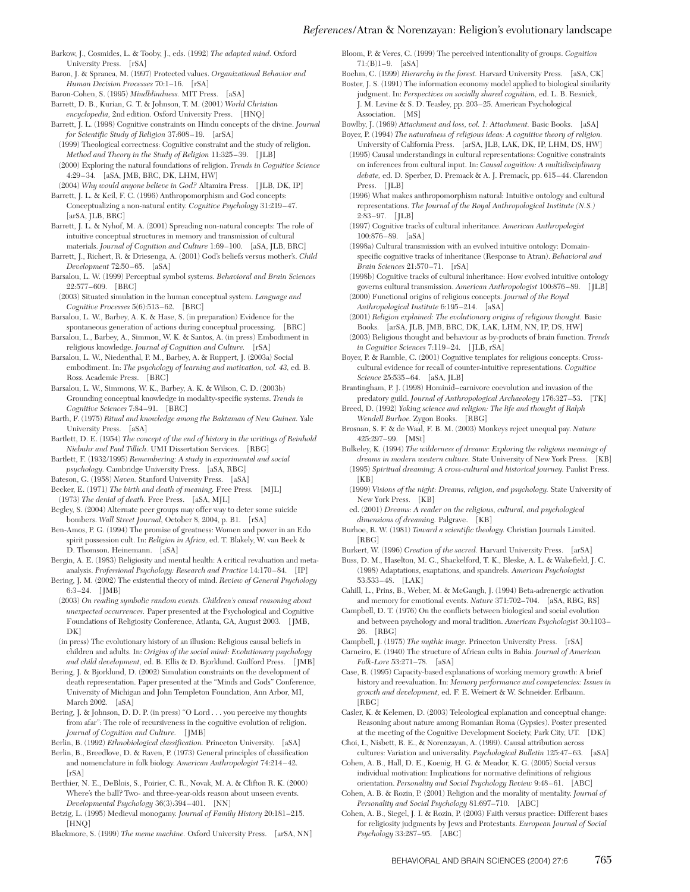- Barkow, J., Cosmides, L. & Tooby, J., eds. (1992) *The adapted mind.* Oxford University Press. [rSA]
- Baron, J. & Spranca, M. (1997) Protected values. *Organizational Behavior and Human Decision Processes* 70:1–16. [rSA]
- Baron-Cohen, S. (1995) *Mindblindness.* MIT Press. [aSA]
- Barrett, D. B., Kurian, G. T. & Johnson, T. M. (2001) *World Christian encyclopedia,* 2nd edition. Oxford University Press. [HNQ]
- Barrett, J. L. (1998) Cognitive constraints on Hindu concepts of the divine. *Journal for Scientific Study of Religion* 37:608–19. [arSA]
- (1999) Theological correctness: Cognitive constraint and the study of religion. *Method and Theory in the Study of Religion* 11:325–39. [JLB] (2000) Exploring the natural foundations of religion. *Trends in Cognitive Science*
- 4:29–34. [aSA, JMB, BRC, DK, LHM, HW] (2004) *Why would anyone believe in God?* Altamira Press. [JLB, DK, IP]
- Barrett, J. L. & Keil, F. C. (1996) Anthropomorphism and God concepts: Conceptualizing a non-natural entity. *Cognitive Psychology* 31:219–47. [arSA, JLB, BRC]
- Barrett, J. L. & Nyhof, M. A. (2001) Spreading non-natural concepts: The role of intuitive conceptual structures in memory and transmission of cultural materials. *Journal of Cognition and Culture* 1:69–100. [aSA, JLB, BRC]
- Barrett, J., Richert, R. & Driesenga, A. (2001) God's beliefs versus mother's. *Child Development* 72:50–65. [aSA]
- Barsalou, L. W. (1999) Perceptual symbol systems. *Behavioral and Brain Sciences* 22:577–609. [BRC]
- (2003) Situated simulation in the human conceptual system. *Language and Cognitive Processes* 5(6):513–62. [BRC]
- Barsalou, L. W., Barbey, A. K. & Hase, S. (in preparation) Evidence for the spontaneous generation of actions during conceptual processing. [BRC]
- Barsalou, L., Barbey, A., Simmon, W. K. & Santos, A. (in press) Embodiment in religious knowledge. *Journal of Cognition and Culture.* [rSA]
- Barsalou, L. W., Niedenthal, P. M., Barbey, A. & Ruppert, J. (2003a) Social embodiment. In: *The psychology of learning and motivation, vol. 43,* ed. B. Ross. Academic Press. [BRC]
- Barsalou, L. W., Simmons, W. K., Barbey, A. K. & Wilson, C. D. (2003b) Grounding conceptual knowledge in modality-specific systems. *Trends in Cognitive Sciences* 7:84–91. [BRC]
- Barth, F. (1975) *Ritual and knowledge among the Baktaman of New Guinea.* Yale University Press. [aSA]
- Bartlett, D. E. (1954) *The concept of the end of history in the writings of Reinhold Niebuhr and Paul Tillich.* UMI Dissertation Services. [RBG]
- Bartlett, F. (1932/1995) *Remembering: A study in experimental and social psychology.* Cambridge University Press. [aSA, RBG]
- Bateson, G. (1958) *Naven.* Stanford University Press. [aSA]
- Becker, E. (1971) *The birth and death of meaning.* Free Press. [MJL] (1973) *The denial of death.* Free Press. [aSA, MJL]
- Begley, S. (2004) Alternate peer groups may offer way to deter some suicide bombers. *Wall Street Journal,* October 8, 2004, p. B1. [rSA]
- Ben-Amos, P. G. (1994) The promise of greatness: Women and power in an Edo spirit possession cult. In: *Religion in Africa,* ed. T. Blakely, W. van Beek & D. Thomson. Heinemann. [aSA]
- Bergin, A. E. (1983) Religiosity and mental health: A critical revaluation and metaanalysis. *Professional Psychology: Research and Practice* 14:170–84. [IP]
- Bering, J. M. (2002) The existential theory of mind. *Review of General Psychology* 6:3–24. [JMB]
- (2003) *On reading symbolic random events. Children's causal reasoning about unexpected occurrences.* Paper presented at the Psychological and Cognitive Foundations of Religiosity Conference, Atlanta, GA, August 2003. [JMB, DK]
- (in press) The evolutionary history of an illusion: Religious causal beliefs in children and adults. In: *Origins of the social mind: Evolutionary psychology and child development,* ed. B. Ellis & D. Bjorklund. Guilford Press. [JMB]
- Bering, J. & Bjorklund, D. (2002) Simulation constraints on the development of death representation. Paper presented at the "Minds and Gods" Conference, University of Michigan and John Templeton Foundation, Ann Arbor, MI, March 2002. [aSA]
- Bering, J. & Johnson, D. D. P. (in press) "O Lord . . . you perceive my thoughts from afar": The role of recursiveness in the cognitive evolution of religion. *Journal of Cognition and Culture.* [JMB]
- Berlin, B. (1992) *Ethnobiological classification.* Princeton University. [aSA]
- Berlin, B., Breedlove, D. & Raven, P. (1973) General principles of classification and nomenclature in folk biology. *American Anthropologist* 74:214–42.  $\vert$ rSA $\vert$
- Berthier, N. E., DeBlois, S., Poirier, C. R., Novak, M. A. & Clifton R. K. (2000) Where's the ball? Two- and three-year-olds reason about unseen events. *Developmental Psychology* 36(3):394–401. [NN]
- Betzig, L. (1995) Medieval monogamy. *Journal of Family History* 20:181–215. [HNQ]
- Blackmore, S. (1999) *The meme machine.* Oxford University Press. [arSA, NN]
- Bloom, P. & Veres, C. (1999) The perceived intentionality of groups. *Cognition* 71:(B)1–9. [aSA]
- Boehm, C. (1999) *Hierarchy in the forest.* Harvard University Press. [aSA, CK]
- Boster, J. S. (1991) The information economy model applied to biological similarity judgment. In: *Perspectives on socially shared cognition,* ed. L. B. Resnick, J. M. Levine & S. D. Teasley, pp. 203–25. American Psychological Association. [MS]
- Bowlby, J. (1969) *Attachment and loss, vol. 1: Attachment.* Basic Books. [aSA]
- Boyer, P. (1994) *The naturalness of religious ideas: A cognitive theory of religion.* University of California Press. [arSA, JLB, LAK, DK, IP, LHM, DS, HW]
- (1995) Causal understandings in cultural representations: Cognitive constraints on inferences from cultural input. In: *Causal cognition: A multidisciplinary debate,* ed. D. Sperber, D. Premack & A. J. Premack, pp. 615–44. Clarendon Press. [JLB]
- (1996) What makes anthropomorphism natural: Intuitive ontology and cultural representations. *The Journal of the Royal Anthropological Institute (N.S.)* 2:83–97. [JLB]
- (1997) Cognitive tracks of cultural inheritance. *American Anthropologist* 100:876–89. [aSA]
- (1998a) Cultural transmission with an evolved intuitive ontology: Domainspecific cognitive tracks of inheritance (Response to Atran). *Behavioral and Brain Sciences* 21:570–71. [rSA]
- (1998b) Cognitive tracks of cultural inheritance: How evolved intuitive ontology governs cultural transmission. *American Anthropologist* 100:876–89. [JLB] (2000) Functional origins of religious concepts. *Journal of the Royal*
- *Anthropological Institute* 6:195–214. [aSA]
- (2001) *Religion explained: The evolutionary origins of religious thought.* Basic Books. [arSA, JLB, JMB, BRC, DK, LAK, LHM, NN, IP, DS, HW]
- (2003) Religious thought and behaviour as by-products of brain function. *Trends in Cognitive Sciences* 7:119–24. [JLB, rSA]
- Boyer, P. & Ramble, C. (2001) Cognitive templates for religious concepts: Crosscultural evidence for recall of counter-intuitive representations. *Cognitive Science* 25:535–64. [aSA, JLB]
- Brantingham, P. J. (1998) Hominid–carnivore coevolution and invasion of the predatory guild. *Journal of Anthropological Archaeology* 176:327–53. [TK]
- Breed, D. (1992) *Yoking science and religion: The life and thought of Ralph Wendell Burhoe.* Zygon Books. [RBG]
- Brosnan, S. F. & de Waal, F. B. M. (2003) Monkeys reject unequal pay. *Nature* 425:297–99. [MSt]
- Bulkeley, K. (1994) *The wilderness of dreams: Exploring the religious meanings of dreams in modern western culture.* State University of New York Press. [KB] (1995) *Spiritual dreaming: A cross-cultural and historical journey.* Paulist Press.
	- [KB] (1999) *Visions of the night: Dreams, religion, and psychology.* State University of New York Press. [KB]
	- ed. (2001) *Dreams: A reader on the religious, cultural, and psychological dimensions of dreaming.* Palgrave. [KB]
- Burhoe, R. W. (1981) *Toward a scientific theology.* Christian Journals Limited. [RBG]
- Burkert, W. (1996) *Creation of the sacred.* Harvard University Press. [arSA]

Buss, D. M., Haselton, M. G., Shackelford, T. K., Bleske, A. L. & Wakefield, J. C. (1998) Adaptations, exaptations, and spandrels. *American Psychologist* 53:533–48. [LAK]

- Cahill, L., Prins, B., Weber, M. & McGaugh, J. (1994) Beta-adrenergic activation and memory for emotional events. *Nature* 371:702–704. [aSA, RBG, RS]
- Campbell, D. T. (1976) On the conflicts between biological and social evolution and between psychology and moral tradition. *American Psychologist* 30:1103– 26. [RBG]
- Campbell, J. (1975) *The mythic image.* Princeton University Press. [rSA]
- Carneiro, E. (1940) The structure of African cults in Bahia. *Journal of American Folk-Lore* 53:271–78. [aSA]
- Case, R. (1995) Capacity-based explanations of working memory growth: A brief history and reevaluation. In: *Memory performance and competencies: Issues in growth and development,* ed. F. E. Weinert & W. Schneider. Erlbaum. [RBG]

Casler, K. & Kelemen, D. (2003) Teleological explanation and conceptual change: Reasoning about nature among Romanian Roma (Gypsies). Poster presented at the meeting of the Cognitive Development Society, Park City, UT. [DK]

Choi, I., Nisbett, R. E., & Norenzayan, A. (1999). Causal attribution across cultures: Variation and universality. *Psychological Bulletin* 125:47–63. [aSA]

Cohen, A. B., Hall, D. E., Koenig, H. G. & Meador, K. G. (2005) Social versus individual motivation: Implications for normative definitions of religious orientation. *Personality and Social Psychology Review* 9:48–61. [ABC]

- Cohen, A. B. & Rozin, P. (2001) Religion and the morality of mentality. *Journal of Personality and Social Psychology* 81:697–710. [ABC]
- Cohen, A. B., Siegel, J. I. & Rozin, P. (2003) Faith versus practice: Different bases for religiosity judgments by Jews and Protestants. *European Journal of Social Psychology* 33:287–95. [ABC]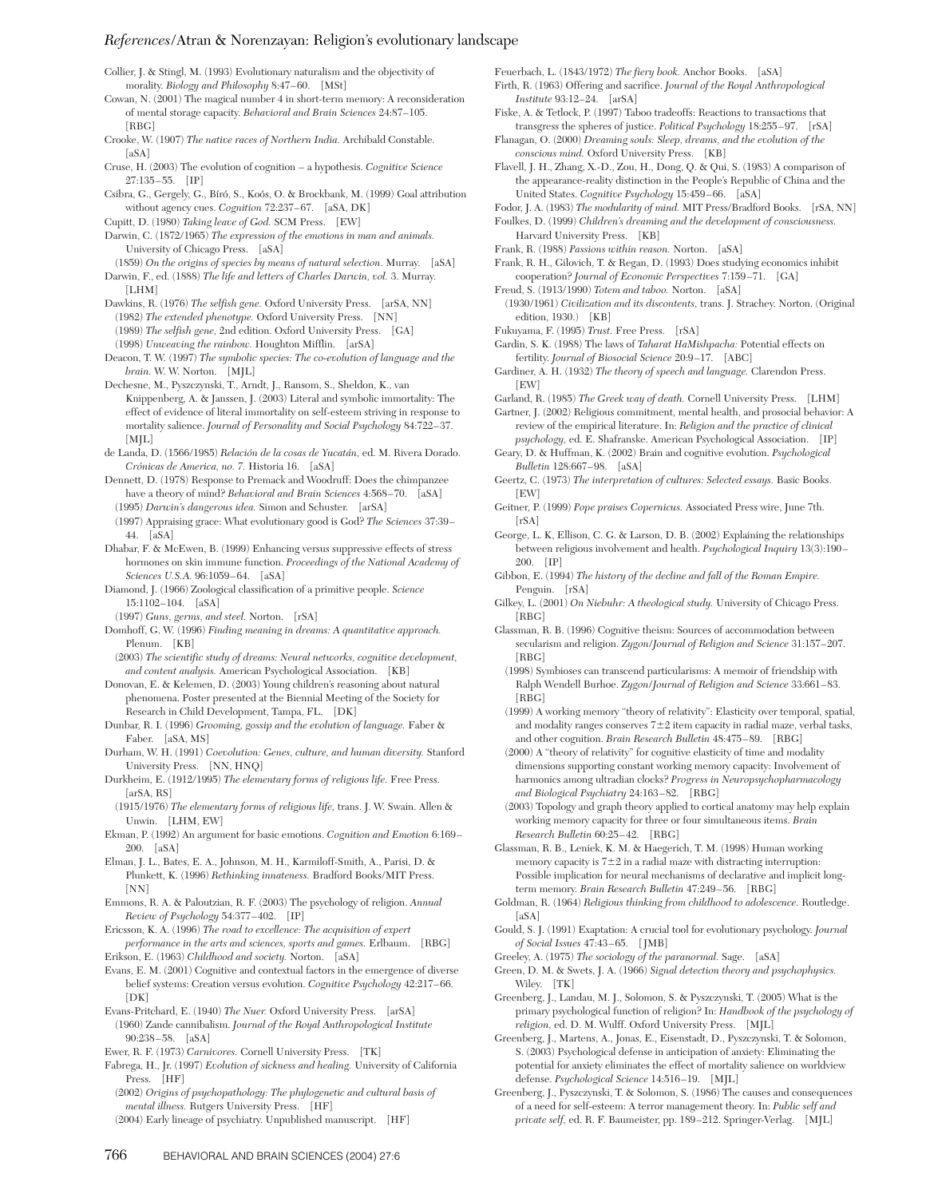Collier, J. & Stingl, M. (1993) Evolutionary naturalism and the objectivity of morality. *Biology and Philosophy* 8:47–60. [MSt]

Cowan, N. (2001) The magical number 4 in short-term memory: A reconsideration of mental storage capacity. *Behavioral and Brain Sciences* 24:87–105. [RBG]

Crooke, W. (1907) *The native races of Northern India.* Archibald Constable. [aSA]

- Cruse, H. (2003) The evolution of cognition a hypothesis. *Cognitive Science* 27:135–55. [IP]
- Csibra, G., Gergely, G., Bíró, S., Koós, O. & Brockbank, M. (1999) Goal attribution without agency cues. *Cognition* 72:237–67. [aSA, DK]
- Cupitt, D. (1980) *Taking leave of God.* SCM Press. [EW]

Darwin, C. (1872/1965) *The expression of the emotions in man and animals.* University of Chicago Press. [aSA]

(1859) *On the origins of species by means of natural selection.* Murray. [aSA] Darwin, F., ed. (1888) *The life and letters of Charles Darwin, vol.* 3. Murray. [LHM]

- Dawkins, R. (1976) *The selfish gene.* Oxford University Press. [arSA, NN] (1982) *The extended phenotype.* Oxford University Press. [NN] (1989) *The selfish gene,* 2nd edition. Oxford University Press. [GA] (1998) *Unweaving the rainbow.* Houghton Mifflin. [arSA]
- Deacon, T. W. (1997) *The symbolic species: The co-evolution of language and the brain.* W. W. Norton. [MJL]

Dechesne, M., Pyszczynski, T., Arndt, J., Ransom, S., Sheldon, K., van Knippenberg, A. & Janssen, J. (2003) Literal and symbolic immortality: The effect of evidence of literal immortality on self-esteem striving in response to mortality salience. *Journal of Personality and Social Psychology* 84:722–37.  $[MIL]$ 

- de Landa, D. (1566/1985) *Relación de la cosas de Yucatán,* ed. M. Rivera Dorado. *Crónicas de America, no. 7.* Historia 16. [aSA]
- Dennett, D. (1978) Response to Premack and Woodruff: Does the chimpanzee have a theory of mind? *Behavioral and Brain Sciences* 4:568–70. [aSA] (1995) *Darwin's dangerous idea.* Simon and Schuster. [arSA]

(1997) Appraising grace: What evolutionary good is God? *The Sciences* 37:39– 44. [aSA]

- Dhabar, F. & McEwen, B. (1999) Enhancing versus suppressive effects of stress hormones on skin immune function. *Proceedings of the National Academy of Sciences U.S.A.* 96:1059–64. [aSA]
- Diamond, J. (1966) Zoological classification of a primitive people. *Science* 15:1102–104. [aSA]

(1997) *Guns, germs, and steel.* Norton. [rSA]

Domhoff, G. W. (1996) *Finding meaning in dreams: A quantitative approach.* Plenum. [KB]

(2003) *The scientific study of dreams: Neural networks, cognitive development, and content analysis.* American Psychological Association. [KB]

Donovan, E. & Kelemen, D. (2003) Young children's reasoning about natural phenomena. Poster presented at the Biennial Meeting of the Society for Research in Child Development, Tampa, FL. [DK]

Dunbar, R. I. (1996) *Grooming, gossip and the evolution of language.* Faber & Faber. [aSA, MS]

- Durham, W. H. (1991) *Coevolution: Genes, culture, and human diversity.* Stanford University Press. [NN, HNQ]
- Durkheim, E. (1912/1995) *The elementary forms of religious life.* Free Press. [arSA, RS]
- (1915/1976) *The elementary forms of religious life,* trans. J. W. Swain. Allen & Unwin. [LHM, EW]

Ekman, P. (1992) An argument for basic emotions. *Cognition and Emotion* 6:169– 200. [aSA]

Elman, J. L., Bates, E. A., Johnson, M. H., Karmiloff-Smith, A., Parisi, D. & Plunkett, K. (1996) *Rethinking innateness.* Bradford Books/MIT Press. [NN]

Emmons, R. A. & Paloutzian, R. F. (2003) The psychology of religion. *Annual Review of Psychology* 54:377–402. [IP]

Ericsson, K. A. (1996) *The road to excellence: The acquisition of expert performance in the arts and sciences, sports and games.* Erlbaum. [RBG]

Erikson, E. (1963) *Childhood and society.* Norton. [aSA]

Evans, E. M. (2001) Cognitive and contextual factors in the emergence of diverse belief systems: Creation versus evolution. *Cognitive Psychology* 42:217–66.  $[DK]$ 

Evans-Pritchard, E. (1940) *The Nuer.* Oxford University Press. [arSA]

(1960) Zande cannibalism. *Journal of the Royal Anthropological Institute* 90:238–58. [aSA]

Ewer, R. F. (1973) *Carnivores.* Cornell University Press. [TK]

Fabrega, H., Jr. (1997) *Evolution of sickness and healing.* University of California Press. [HF]

(2002) *Origins of psychopathology: The phylogenetic and cultural basis of mental illness.* Rutgers University Press. [HF]

(2004) Early lineage of psychiatry. Unpublished manuscript. [HF]

Feuerbach, L. (1843/1972) *The fiery book.* Anchor Books. [aSA]

Firth, R. (1963) Offering and sacrifice. *Journal of the Royal Anthropological Institute* 93:12–24. [arSA]

Fiske, A. & Tetlock, P. (1997) Taboo tradeoffs: Reactions to transactions that transgress the spheres of justice. *Political Psychology* 18:255–97. [rSA]

Flanagan, O. (2000) *Dreaming souls: Sleep, dreams, and the evolution of the conscious mind.* Oxford University Press. [KB]

- Flavell, J. H., Zhang, X.-D., Zou, H., Dong, Q. & Qui, S. (1983) A comparison of the appearance-reality distinction in the People's Republic of China and the United States. *Cognitive Psychology* 15:459–66. [aSA]
- Fodor, J. A. (1983) *The modularity of mind.* MIT Press/Bradford Books. [rSA, NN] Foulkes, D. (1999) *Children's dreaming and the development of consciousness.*

Harvard University Press. [KB]

Frank, R. (1988) *Passions within reason.* Norton. [aSA]

Frank, R. H., Gilovich, T. & Regan, D. (1993) Does studying economics inhibit cooperation? *Journal of Economic Perspectives* 7:159–71. [GA] Freud, S. (1913/1990) *Totem and taboo.* Norton. [aSA]

- (1930/1961) *Civilization and its discontents,* trans. J. Strachey. Norton. (Original edition, 1930.) [KB]
- Fukuyama, F. (1995) *Trust.* Free Press. [rSA]

Gardin, S. K. (1988) The laws of *Taharat HaMishpacha:* Potential effects on fertility. *Journal of Biosocial Science* 20:9–17. [ABC]

- Gardiner, A. H. (1932) *The theory of speech and language.* Clarendon Press. [EW]
- Garland, R. (1985) *The Greek way of death.* Cornell University Press. [LHM]

Gartner, J. (2002) Religious commitment, mental health, and prosocial behavior: A review of the empirical literature. In: *Religion and the practice of clinical psychology,* ed. E. Shafranske. American Psychological Association. [IP]

Geary, D. & Huffman, K. (2002) Brain and cognitive evolution. *Psychological Bulletin* 128:667–98. [aSA]

- Geertz, C. (1973) *The interpretation of cultures: Selected essays.* Basic Books. [EW]
- Geitner, P. (1999) *Pope praises Copernicus.* Associated Press wire, June 7th. [rSA]
- George, L. K, Ellison, C. G. & Larson, D. B. (2002) Explaining the relationships between religious involvement and health. *Psychological Inquiry* 13(3):190– 200. [IP]
- Gibbon, E. (1994) *The history of the decline and fall of the Roman Empire.* Penguin. [rSA]
- Gilkey, L. (2001) *On Niebuhr: A theological study.* University of Chicago Press. [RBG]

Glassman, R. B. (1996) Cognitive theism: Sources of accommodation between secularism and religion. *Zygon/Journal of Religion and Science* 31:157–207. [RBG]

(1998) Symbioses can transcend particularisms: A memoir of friendship with Ralph Wendell Burhoe. *Zygon/Journal of Religion and Science* 33:661–83. [RBG]

(1999) A working memory "theory of relativity": Elasticity over temporal, spatial, and modality ranges conserves  $7\pm2$  item capacity in radial maze, verbal tasks, and other cognition. *Brain Research Bulletin* 48:475–89. [RBG]

(2000) A "theory of relativity" for cognitive elasticity of time and modality dimensions supporting constant working memory capacity: Involvement of harmonics among ultradian clocks? *Progress in Neuropsychopharmacology and Biological Psychiatry* 24:163–82. [RBG]

(2003) Topology and graph theory applied to cortical anatomy may help explain working memory capacity for three or four simultaneous items. *Brain Research Bulletin* 60:25–42. [RBG]

Glassman, R. B., Leniek, K. M. & Haegerich, T. M. (1998) Human working memory capacity is  $7\pm2$  in a radial maze with distracting interruption: Possible implication for neural mechanisms of declarative and implicit longterm memory. *Brain Research Bulletin* 47:249–56. [RBG]

Goldman, R. (1964) *Religious thinking from childhood to adolescence.* Routledge. [aSA]

Gould, S. J. (1991) Exaptation: A crucial tool for evolutionary psychology. *Journal of Social Issues* 47:43–65. [JMB]

Greeley, A. (1975) *The sociology of the paranormal.* Sage. [aSA]

- Green, D. M. & Swets, J. A. (1966) *Signal detection theory and psychophysics.* Wiley. [TK]
- Greenberg, J., Landau, M. J., Solomon, S. & Pyszczynski, T. (2005) What is the primary psychological function of religion? In: *Handbook of the psychology of religion,* ed. D. M. Wulff. Oxford University Press. [MJL]

Greenberg, J., Martens, A., Jonas, E., Eisenstadt, D., Pyszczynski, T. & Solomon, S. (2003) Psychological defense in anticipation of anxiety: Eliminating the potential for anxiety eliminates the effect of mortality salience on worldview defense. *Psychological Science* 14:516–19. [MJL]

Greenberg, J., Pyszczynski, T. & Solomon, S. (1986) The causes and consequences of a need for self-esteem: A terror management theory. In: *Public self and private self,* ed. R. F. Baumeister, pp. 189–212. Springer-Verlag. [MJL]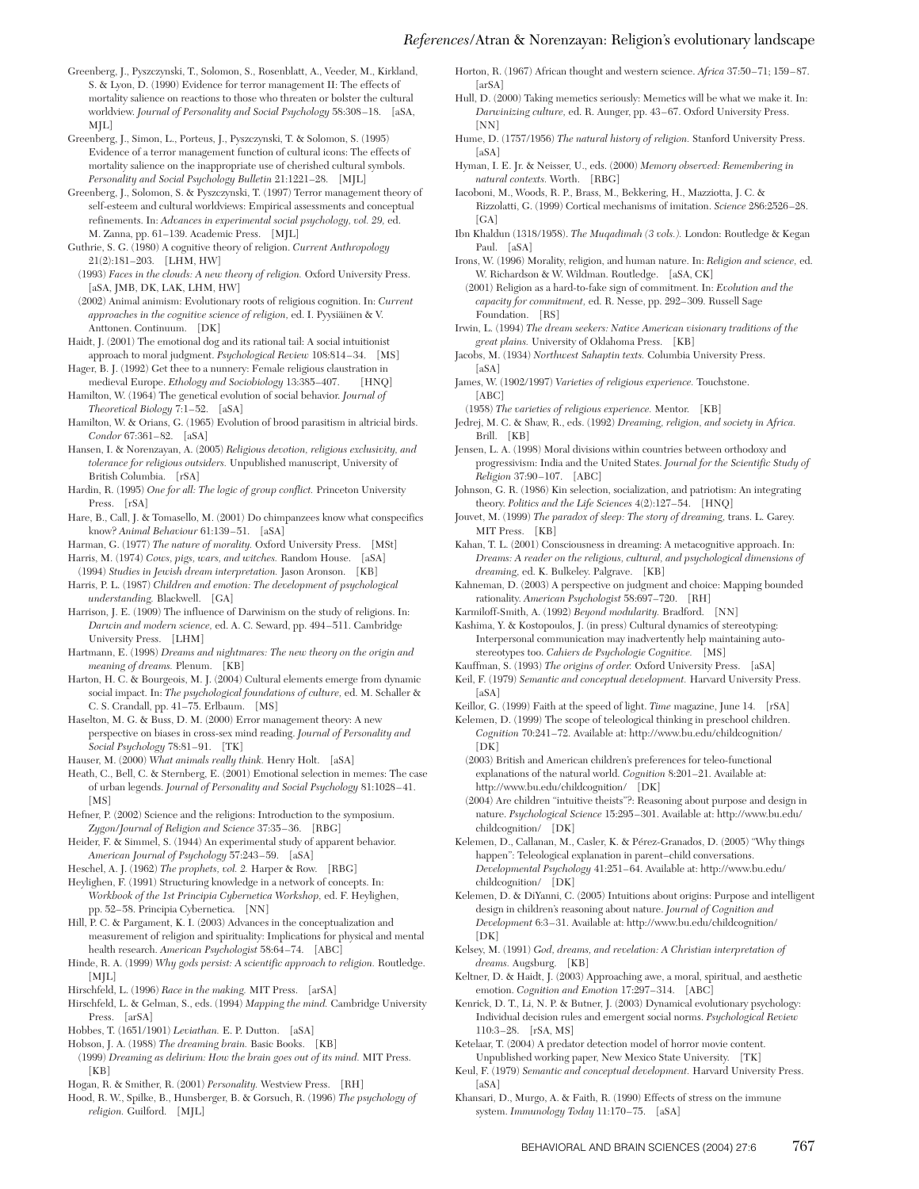- Greenberg, J., Pyszczynski, T., Solomon, S., Rosenblatt, A., Veeder, M., Kirkland, S. & Lyon, D. (1990) Evidence for terror management II: The effects of mortality salience on reactions to those who threaten or bolster the cultural worldview. *Journal of Personality and Social Psychology* 58:308–18. [aSA, MJL]
- Greenberg, J., Simon, L., Porteus, J., Pyszczynski, T. & Solomon, S. (1995) Evidence of a terror management function of cultural icons: The effects of mortality salience on the inappropriate use of cherished cultural symbols. *Personality and Social Psychology Bulletin* 21:1221–28. [MJL]

Greenberg, J., Solomon, S. & Pyszczynski, T. (1997) Terror management theory of self-esteem and cultural worldviews: Empirical assessments and conceptual refinements. In: *Advances in experimental social psychology, vol. 29,* ed. M. Zanna, pp. 61–139. Academic Press. [MJL]

- Guthrie, S. G. (1980) A cognitive theory of religion. *Current Anthropology* 21(2):181–203. [LHM, HW]
- (1993) *Faces in the clouds: A new theory of religion.* Oxford University Press. [aSA, JMB, DK, LAK, LHM, HW]

(2002) Animal animism: Evolutionary roots of religious cognition. In: *Current approaches in the cognitive science of religion,* ed. I. Pyysiäinen & V. Anttonen. Continuum. [DK]

Haidt, J. (2001) The emotional dog and its rational tail: A social intuitionist approach to moral judgment. *Psychological Review* 108:814–34. [MS]

Hager, B. J. (1992) Get thee to a nunnery: Female religious claustration in medieval Europe. *Ethology and Sociobiology* 13:385–407. [HNQ] Hamilton, W. (1964) The genetical evolution of social behavior. *Journal of*

*Theoretical Biology* 7:1–52. [aSA]

Hamilton, W. & Orians, G. (1965) Evolution of brood parasitism in altricial birds. *Condor* 67:361–82. [aSA]

Hansen, I. & Norenzayan, A. (2005) *Religious devotion, religious exclusivity, and tolerance for religious outsiders.* Unpublished manuscript, University of British Columbia. [rSA]

- Hardin, R. (1995) *One for all: The logic of group conflict.* Princeton University Press. [rSA]
- Hare, B., Call, J. & Tomasello, M. (2001) Do chimpanzees know what conspecifics know? *Animal Behaviour* 61:139–51. [aSA]
- Harman, G. (1977) *The nature of morality.* Oxford University Press. [MSt]

Harris, M. (1974) *Cows, pigs, wars, and witches.* Random House. [aSA] (1994) *Studies in Jewish dream interpretation.* Jason Aronson. [KB]

Harris, P. L. (1987) *Children and emotion: The development of psychological understanding.* Blackwell. [GA]

Harrison, J. E. (1909) The influence of Darwinism on the study of religions. In: *Darwin and modern science,* ed. A. C. Seward, pp. 494–511. Cambridge University Press. [LHM]

Hartmann, E. (1998) *Dreams and nightmares: The new theory on the origin and meaning of dreams.* Plenum. [KB]

Harton, H. C. & Bourgeois, M. J. (2004) Cultural elements emerge from dynamic social impact. In: *The psychological foundations of culture,* ed. M. Schaller & C. S. Crandall, pp. 41–75. Erlbaum. [MS]

Haselton, M. G. & Buss, D. M. (2000) Error management theory: A new perspective on biases in cross-sex mind reading. *Journal of Personality and Social Psychology* 78:81–91. [TK]

Hauser, M. (2000) *What animals really think.* Henry Holt. [aSA]

Heath, C., Bell, C. & Sternberg, E. (2001) Emotional selection in memes: The case of urban legends. *Journal of Personality and Social Psychology* 81:1028–41. [MS]

Hefner, P. (2002) Science and the religions: Introduction to the symposium. *Zygon/Journal of Religion and Science* 37:35–36. [RBG]

Heider, F. & Simmel, S. (1944) An experimental study of apparent behavior. *American Journal of Psychology* 57:243–59. [aSA]

Heschel, A. J. (1962) *The prophets, vol. 2.* Harper & Row. [RBG]

Heylighen, F. (1991) Structuring knowledge in a network of concepts. In: *Workbook of the 1st Principia Cybernetica Workshop,* ed. F. Heylighen, pp. 52–58. Principia Cybernetica. [NN]

Hill, P. C. & Pargament, K. I. (2003) Advances in the conceptualization and measurement of religion and spirituality: Implications for physical and mental health research. *American Psychologist* 58:64–74. [ABC]

Hinde, R. A. (1999) *Why gods persist: A scientific approach to religion.* Routledge. [MJL]

- Hirschfeld, L. (1996) *Race in the making.* MIT Press. [arSA]
- Hirschfeld, L. & Gelman, S., eds. (1994) *Mapping the mind.* Cambridge University Press. [arSA]

Hobbes, T. (1651/1901) *Leviathan.* E. P. Dutton. [aSA]

Hobson, J. A. (1988) *The dreaming brain.* Basic Books. [KB] (1999) *Dreaming as delirium: How the brain goes out of its mind.* MIT Press.  $[KB]$ 

Hogan, R. & Smither, R. (2001) *Personality.* Westview Press. [RH]

Hood, R. W., Spilke, B., Hunsberger, B. & Gorsuch, R. (1996) *The psychology of religion.* Guilford. [MJL]

Horton, R. (1967) African thought and western science. *Africa* 37:50–71; 159–87. [arSA]

Hull, D. (2000) Taking memetics seriously: Memetics will be what we make it. In: *Darwinizing culture,* ed. R. Aunger, pp. 43–67. Oxford University Press. [NN]

- Hume, D. (1757/1956) *The natural history of religion.* Stanford University Press. [aSA]
- Hyman, I. E. Jr. & Neisser, U., eds. (2000) *Memory observed: Remembering in natural contexts.* Worth. [RBG]
- Iacoboni, M., Woods, R. P., Brass, M., Bekkering, H., Mazziotta, J. C. & Rizzolatti, G. (1999) Cortical mechanisms of imitation. *Science* 286:2526–28. [GA]
- Ibn Khaldun (1318/1958). *The Muqadimah (3 vols.).* London: Routledge & Kegan Paul. [aSA]
- Irons, W. (1996) Morality, religion, and human nature. In: *Religion and science,* ed. W. Richardson & W. Wildman. Routledge. [aSA, CK]
- (2001) Religion as a hard-to-fake sign of commitment. In: *Evolution and the capacity for commitment,* ed. R. Nesse, pp. 292–309. Russell Sage Foundation. [RS]
- Irwin, L. (1994) *The dream seekers: Native American visionary traditions of the great plains.* University of Oklahoma Press. [KB]
- Jacobs, M. (1934) *Northwest Sahaptin texts.* Columbia University Press. [aSA]
- James, W. (1902/1997) *Varieties of religious experience.* Touchstone. [ABC]

(1958) *The varieties of religious experience.* Mentor. [KB]

Jedrej, M. C. & Shaw, R., eds. (1992) *Dreaming, religion, and society in Africa.* Brill. [KB]

- Jensen, L. A. (1998) Moral divisions within countries between orthodoxy and progressivism: India and the United States. *Journal for the Scientific Study of Religion* 37:90–107. [ABC]
- Johnson, G. R. (1986) Kin selection, socialization, and patriotism: An integrating theory. *Politics and the Life Sciences* 4(2):127–54. [HNQ]
- Jouvet, M. (1999) *The paradox of sleep: The story of dreaming,* trans. L. Garey. MIT Press. [KB]
- Kahan, T. L. (2001) Consciousness in dreaming: A metacognitive approach. In: *Dreams: A reader on the religious, cultural, and psychological dimensions of dreaming,* ed. K. Bulkeley. Palgrave. [KB]
- Kahneman, D. (2003) A perspective on judgment and choice: Mapping bounded rationality. *American Psychologist* 58:697–720. [RH]

Karmiloff-Smith, A. (1992) *Beyond modularity.* Bradford. [NN]

Kashima, Y. & Kostopoulos, J. (in press) Cultural dynamics of stereotyping: Interpersonal communication may inadvertently help maintaining autostereotypes too. *Cahiers de Psychologie Cognitive.* [MS]

Kauffman, S. (1993) *The origins of order.* Oxford University Press. [aSA]

Keil, F. (1979) *Semantic and conceptual development.* Harvard University Press. [aSA]

Keillor, G. (1999) Faith at the speed of light. *Time* magazine, June 14. [rSA]

Kelemen, D. (1999) The scope of teleological thinking in preschool children. *Cognition* 70:241–72. Available at: http://www.bu.edu/childcognition/  $[DK]$ 

(2003) British and American children's preferences for teleo-functional explanations of the natural world. *Cognition* 8:201–21. Available at: http://www.bu.edu/childcognition/ [DK]

- (2004) Are children "intuitive theists"?: Reasoning about purpose and design in nature. *Psychological Science* 15:295–301. Available at: http://www.bu.edu/ childcognition/ [DK]
- Kelemen, D., Callanan, M., Casler, K. & Pérez-Granados, D. (2005) "Why things happen": Teleological explanation in parent–child conversations. *Developmental Psychology* 41:251–64. Available at: http://www.bu.edu/ childcognition/ [DK]
- Kelemen, D. & DiYanni, C. (2005) Intuitions about origins: Purpose and intelligent design in children's reasoning about nature. *Journal of Cognition and Development* 6:3–31. Available at: http://www.bu.edu/childcognition/  $[DK]$
- Kelsey, M. (1991) *God, dreams, and revelation: A Christian interpretation of dreams.* Augsburg. [KB]
- Keltner, D. & Haidt, J. (2003) Approaching awe, a moral, spiritual, and aesthetic emotion. *Cognition and Emotion* 17:297–314. [ABC]
- Kenrick, D. T., Li, N. P. & Butner, J. (2003) Dynamical evolutionary psychology: Individual decision rules and emergent social norms. *Psychological Review* 110:3–28. [rSA, MS]

Ketelaar, T. (2004) A predator detection model of horror movie content. Unpublished working paper, New Mexico State University. [TK]

- Keul, F. (1979) *Semantic and conceptual development.* Harvard University Press. [aSA]
- Khansari, D., Murgo, A. & Faith, R. (1990) Effects of stress on the immune system. *Immunology Today* 11:170–75. [aSA]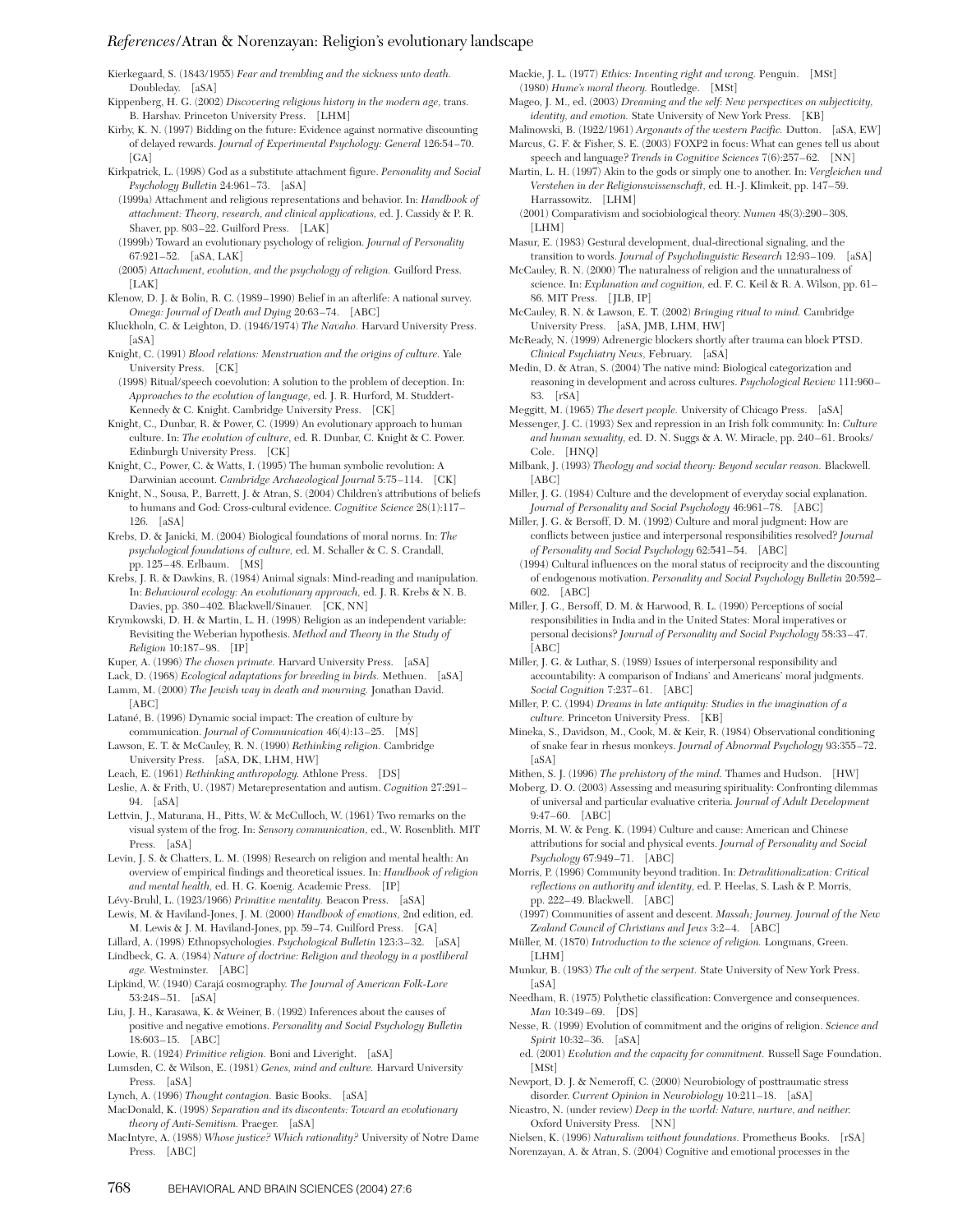Kierkegaard, S. (1843/1955) *Fear and trembling and the sickness unto death.* Doubleday. [aSA]

Kippenberg, H. G. (2002) *Discovering religious history in the modern age,* trans. B. Harshav. Princeton University Press. [LHM]

- Kirby, K. N. (1997) Bidding on the future: Evidence against normative discounting of delayed rewards. *Journal of Experimental Psychology: General* 126:54–70.  $\lceil GA \rceil$
- Kirkpatrick, L. (1998) God as a substitute attachment figure. *Personality and Social Psychology Bulletin* 24:961–73. [aSA]
- (1999a) Attachment and religious representations and behavior. In: *Handbook of attachment: Theory, research, and clinical applications,* ed. J. Cassidy & P. R. Shaver, pp. 803–22. Guilford Press. [LAK]
- (1999b) Toward an evolutionary psychology of religion. *Journal of Personality* 67:921–52. [aSA, LAK]
- (2005) *Attachment, evolution, and the psychology of religion.* Guilford Press.  $|LAK|$
- Klenow, D. J. & Bolin, R. C. (1989–1990) Belief in an afterlife: A national survey. *Omega: Journal of Death and Dying* 20:63–74. [ABC]
- Kluckholn, C. & Leighton, D. (1946/1974) *The Navaho.* Harvard University Press. [aSA]
- Knight, C. (1991) *Blood relations: Menstruation and the origins of culture.* Yale University Press. [CK]
- (1998) Ritual/speech coevolution: A solution to the problem of deception. In: *Approaches to the evolution of language,* ed. J. R. Hurford, M. Studdert-Kennedy & C. Knight. Cambridge University Press. [CK]
- Knight, C., Dunbar, R. & Power, C. (1999) An evolutionary approach to human culture. In: *The evolution of culture,* ed. R. Dunbar, C. Knight & C. Power. Edinburgh University Press. [CK]
- Knight, C., Power, C. & Watts, I. (1995) The human symbolic revolution: A Darwinian account. *Cambridge Archaeological Journal* 5:75–114. [CK]
- Knight, N., Sousa, P., Barrett, J. & Atran, S. (2004) Children's attributions of beliefs to humans and God: Cross-cultural evidence. *Cognitive Science* 28(1):117– 126. [aSA]
- Krebs, D. & Janicki, M. (2004) Biological foundations of moral norms. In: *The psychological foundations of culture,* ed. M. Schaller & C. S. Crandall, pp. 125–48. Erlbaum. [MS]
- Krebs, J. R. & Dawkins, R. (1984) Animal signals: Mind-reading and manipulation. In: *Behavioural ecology: An evolutionary approach,* ed. J. R. Krebs & N. B. Davies, pp. 380–402. Blackwell/Sinauer. [CK, NN]
- Krymkowski, D. H. & Martin, L. H. (1998) Religion as an independent variable: Revisiting the Weberian hypothesis. *Method and Theory in the Study of Religion* 10:187–98. [IP]
- Kuper, A. (1996) *The chosen primate.* Harvard University Press. [aSA]
- Lack, D. (1968) *Ecological adaptations for breeding in birds.* Methuen. [aSA]
- Lamm, M. (2000) *The Jewish way in death and mourning.* Jonathan David. [ABC]
- Latané, B. (1996) Dynamic social impact: The creation of culture by communication. *Journal of Communication* 46(4):13–25. [MS]
- Lawson, E. T. & McCauley, R. N. (1990) *Rethinking religion.* Cambridge University Press. [aSA, DK, LHM, HW]
- Leach, E. (1961) *Rethinking anthropology.* Athlone Press. [DS]
- Leslie, A. & Frith, U. (1987) Metarepresentation and autism. *Cognition* 27:291– 94. [aSA]
- Lettvin, J., Maturana, H., Pitts, W. & McCulloch, W. (1961) Two remarks on the visual system of the frog. In: *Sensory communication,* ed., W. Rosenblith. MIT Press. [aSA]
- Levin, J. S. & Chatters, L. M. (1998) Research on religion and mental health: An overview of empirical findings and theoretical issues. In: *Handbook of religion and mental health,* ed. H. G. Koenig. Academic Press. [IP]
- Lévy-Bruhl, L. (1923/1966) *Primitive mentality.* Beacon Press. [aSA]
- Lewis, M. & Haviland-Jones, J. M. (2000) *Handbook of emotions,* 2nd edition, ed. M. Lewis & J. M. Haviland-Jones, pp. 59–74. Guilford Press. [GA]
- Lillard, A. (1998) Ethnopsychologies. *Psychological Bulletin* 123:3–32. [aSA]
- Lindbeck, G. A. (1984) *Nature of doctrine: Religion and theology in a postliberal age.* Westminster. [ABC]
- Lipkind, W. (1940) Carajá cosmography. *The Journal of American Folk-Lore* 53:248–51. [aSA]
- Liu, J. H., Karasawa, K. & Weiner, B. (1992) Inferences about the causes of positive and negative emotions. *Personality and Social Psychology Bulletin* 18:603–15. [ABC]
- Lowie, R. (1924) *Primitive religion.* Boni and Liveright. [aSA]
- Lumsden, C. & Wilson, E. (1981) *Genes, mind and culture.* Harvard University Press. [aSA]
- Lynch, A. (1996) *Thought contagion.* Basic Books. [aSA]
- MacDonald, K. (1998) *Separation and its discontents: Toward an evolutionary theory of Anti-Semitism.* Praeger. [aSA]
- MacIntyre, A. (1988) *Whose justice? Which rationality?* University of Notre Dame Press. [ABC]
- Mackie, J. L. (1977) *Ethics: Inventing right and wrong.* Penguin. [MSt] (1980) *Hume's moral theory.* Routledge. [MSt]
- Mageo, J. M., ed. (2003) *Dreaming and the self: New perspectives on subjectivity, identity, and emotion.* State University of New York Press. [KB]
- Malinowski, B. (1922/1961) *Argonauts of the western Pacific.* Dutton. [aSA, EW] Marcus, G. F. & Fisher, S. E. (2003) FOXP2 in focus: What can genes tell us about
- speech and language? *Trends in Cognitive Sciences* 7(6):257–62. [NN]
- Martin, L. H. (1997) Akin to the gods or simply one to another. In: *Vergleichen und Verstehen in der Religionswissenschaft,* ed. H.-J. Klimkeit, pp. 147–59. Harrassowitz. [LHM]
- (2001) Comparativism and sociobiological theory. *Numen* 48(3):290–308. [LHM]
- Masur, E. (1983) Gestural development, dual-directional signaling, and the transition to words. *Journal of Psycholinguistic Research* 12:93–109. [aSA]
- McCauley, R. N. (2000) The naturalness of religion and the unnaturalness of science. In: *Explanation and cognition,* ed. F. C. Keil & R. A. Wilson, pp. 61– 86. MIT Press. [JLB, IP]
- McCauley, R. N. & Lawson, E. T. (2002) *Bringing ritual to mind.* Cambridge University Press. [aSA, JMB, LHM, HW]
- McReady, N. (1999) Adrenergic blockers shortly after trauma can block PTSD. *Clinical Psychiatry News,* February. [aSA]
- Medin, D. & Atran, S. (2004) The native mind: Biological categorization and reasoning in development and across cultures. *Psychological Review* 111:960– 83. [rSA]
- Meggitt, M. (1965) *The desert people.* University of Chicago Press. [aSA]
- Messenger, J. C. (1993) Sex and repression in an Irish folk community. In: *Culture and human sexuality,* ed. D. N. Suggs & A. W. Miracle, pp. 240–61. Brooks/ Cole. [HNQ]
- Milbank, J. (1993) *Theology and social theory: Beyond secular reason.* Blackwell. [ABC]
- Miller, J. G. (1984) Culture and the development of everyday social explanation. *Journal of Personality and Social Psychology* 46:961–78. [ABC]
- Miller, J. G. & Bersoff, D. M. (1992) Culture and moral judgment: How are conflicts between justice and interpersonal responsibilities resolved? *Journal of Personality and Social Psychology* 62:541–54. [ABC]
- (1994) Cultural influences on the moral status of reciprocity and the discounting of endogenous motivation. *Personality and Social Psychology Bulletin* 20:592– 602. [ABC]
- Miller, J. G., Bersoff, D. M. & Harwood, R. L. (1990) Perceptions of social responsibilities in India and in the United States: Moral imperatives or personal decisions? *Journal of Personality and Social Psychology* 58:33–47. [ABC]
- Miller, J. G. & Luthar, S. (1989) Issues of interpersonal responsibility and accountability: A comparison of Indians' and Americans' moral judgments. *Social Cognition* 7:237–61. [ABC]
- Miller, P. C. (1994) *Dreams in late antiquity: Studies in the imagination of a culture.* Princeton University Press. [KB]
- Mineka, S., Davidson, M., Cook, M. & Keir, R. (1984) Observational conditioning of snake fear in rhesus monkeys. *Journal of Abnormal Psychology* 93:355–72. [aSA]
- Mithen, S. J. (1996) *The prehistory of the mind.* Thames and Hudson. [HW]
- Moberg, D. O. (2003) Assessing and measuring spirituality: Confronting dilemmas of universal and particular evaluative criteria. *Journal of Adult Development* 9:47–60. [ABC]
- Morris, M. W. & Peng. K. (1994) Culture and cause: American and Chinese attributions for social and physical events. *Journal of Personality and Social Psychology* 67:949–71. [ABC]
- Morris, P. (1996) Community beyond tradition. In: *Detraditionalization: Critical reflections on authority and identity,* ed. P. Heelas, S. Lash & P. Morris, pp. 222–49. Blackwell. [ABC]
- (1997) Communities of assent and descent. *Massah; Journey. Journal of the New Zealand Council of Christians and Jews* 3:2–4. [ABC]
- Müller, M. (1870) *Introduction to the science of religion.* Longmans, Green. [LHM]
- Munkur, B. (1983) *The cult of the serpent.* State University of New York Press. [aSA]
- Needham, R. (1975) Polythetic classification: Convergence and consequences. *Man* 10:349–69. [DS]
- Nesse, R. (1999) Evolution of commitment and the origins of religion. *Science and Spirit* 10:32–36. [aSA]
- ed. (2001) *Evolution and the capacity for commitment.* Russell Sage Foundation.  $|MSt|$
- Newport, D. J. & Nemeroff, C. (2000) Neurobiology of posttraumatic stress disorder. *Current Opinion in Neurobiology* 10:211–18. [aSA]
- Nicastro, N. (under review) *Deep in the world: Nature, nurture, and neither.* Oxford University Press. [NN]
- Nielsen, K. (1996) *Naturalism without foundations.* Prometheus Books. [rSA] Norenzayan, A. & Atran, S. (2004) Cognitive and emotional processes in the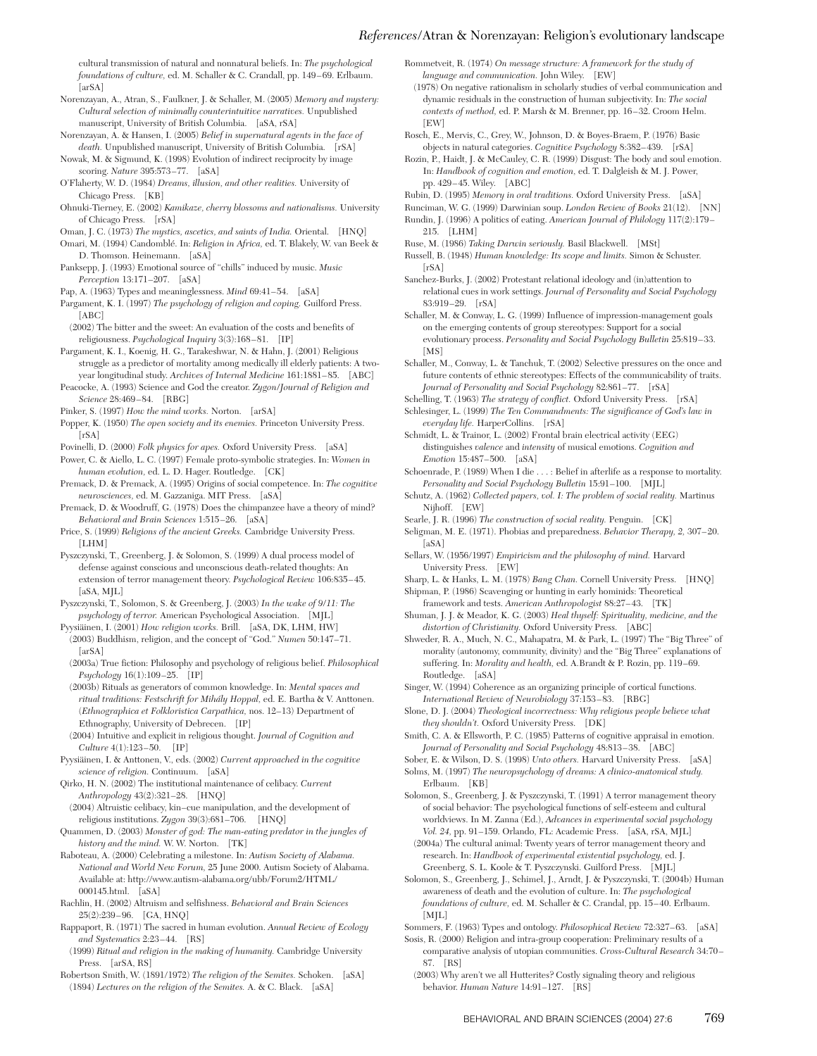cultural transmission of natural and nonnatural beliefs. In: *The psychological foundations of culture,* ed. M. Schaller & C. Crandall, pp. 149–69. Erlbaum. [arSA]

- Norenzayan, A., Atran, S., Faulkner, J. & Schaller, M. (2005) *Memory and mystery: Cultural selection of minimally counterintuitive narratives.* Unpublished manuscript, University of British Columbia. [aSA, rSA]
- Norenzayan, A. & Hansen, I. (2005) *Belief in supernatural agents in the face of death.* Unpublished manuscript, University of British Columbia. [rSA]
- Nowak, M. & Sigmund, K. (1998) Evolution of indirect reciprocity by image scoring. *Nature* 395:573–77. [aSA]
- O'Flaherty, W. D. (1984) *Dreams, illusion, and other realities.* University of Chicago Press. [KB]
- Ohnuki-Tierney, E. (2002) *Kamikaze, cherry blossoms and nationalisms.* University of Chicago Press. [rSA]
- Oman, J. C. (1973) *The mystics, ascetics, and saints of India.* Oriental. [HNQ]
- Omari, M. (1994) Candomblé. In: *Religion in Africa,* ed. T. Blakely, W. van Beek & D. Thomson. Heinemann. [aSA]
- Panksepp, J. (1993) Emotional source of "chills" induced by music. *Music Perception* 13:171–207. [aSA]
- Pap, A. (1963) Types and meaninglessness. *Mind* 69:41–54. [aSA]

Pargament, K. I. (1997) *The psychology of religion and coping.* Guilford Press. [ABC]

(2002) The bitter and the sweet: An evaluation of the costs and benefits of religiousness. *Psychological Inquiry* 3(3):168–81. [IP]

Pargament, K. I., Koenig, H. G., Tarakeshwar, N. & Hahn, J. (2001) Religious struggle as a predictor of mortality among medically ill elderly patients: A twoyear longitudinal study. *Archives of Internal Medicine* 161:1881–85. [ABC]

Peacocke, A. (1993) Science and God the creator. *Zygon/Journal of Religion and Science* 28:469–84. [RBG]

- Pinker, S. (1997) *How the mind works.* Norton. [arSA]
- Popper, K. (1950) *The open society and its enemies.* Princeton University Press. [rSA]
- Povinelli, D. (2000) *Folk physics for apes.* Oxford University Press. [aSA]
- Power, C. & Aiello, L. C. (1997) Female proto-symbolic strategies. In: *Women in human evolution,* ed. L. D. Hager. Routledge. [CK]
- Premack, D. & Premack, A. (1995) Origins of social competence. In: *The cognitive neurosciences,* ed. M. Gazzaniga. MIT Press. [aSA]
- Premack, D. & Woodruff, G. (1978) Does the chimpanzee have a theory of mind? *Behavioral and Brain Sciences* 1:515–26. [aSA]
- Price, S. (1999) *Religions of the ancient Greeks.* Cambridge University Press. [LHM]
- Pyszczynski, T., Greenberg, J. & Solomon, S. (1999) A dual process model of defense against conscious and unconscious death-related thoughts: An extension of terror management theory. *Psychological Review* 106:835–45.  $[aSA, MIL]$
- Pyszczynski, T., Solomon, S. & Greenberg, J. (2003) *In the wake of 9/11: The psychology of terror.* American Psychological Association. [MJL]
- Pyysiäinen, I. (2001) *How religion works.* Brill. [aSA, DK, LHM, HW] (2003) Buddhism, religion, and the concept of "God." *Numen* 50:147–71. [arSA]
- (2003a) True fiction: Philosophy and psychology of religious belief. *Philosophical Psychology* 16(1):109–25. [IP]
- (2003b) Rituals as generators of common knowledge. In: *Mental spaces and ritual traditions: Festschrift for Mihály Hoppal,* ed. E. Bartha & V. Anttonen. (*Ethnographica et Folkloristica Carpathica,* nos. 12–13) Department of Ethnography, University of Debrecen. [IP]
- (2004) Intuitive and explicit in religious thought. *Journal of Cognition and Culture* 4(1):123–50. [IP]
- Pyysiäinen, I. & Anttonen, V., eds. (2002) *Current approached in the cognitive science of religion.* Continuum. [aSA]

Qirko, H. N. (2002) The institutional maintenance of celibacy. *Current Anthropology* 43(2):321–28. [HNQ] (2004) Altruistic celibacy, kin–cue manipulation, and the development of

religious institutions. *Zygon* 39(3):681–706. [HNQ]

- Quammen, D. (2003) *Monster of god: The man-eating predator in the jungles of history and the mind.* W. W. Norton. [TK]
- Raboteau, A. (2000) Celebrating a milestone. In: *Autism Society of Alabama. National and World New Forum,* 25 June 2000. Autism Society of Alabama. Available at: http://www.autism-alabama.org/ubb/Forum2/HTML/ 000145.html. [aSA]

Rachlin, H. (2002) Altruism and selfishness. *Behavioral and Brain Sciences* 25(2):239–96. [GA, HNQ]

- Rappaport, R. (1971) The sacred in human evolution. *Annual Review of Ecology and Systematics* 2:23–44. [RS]
- (1999) *Ritual and religion in the making of humanity.* Cambridge University Press. [arSA, RS]
- Robertson Smith, W. (1891/1972) *The religion of the Semites.* Schoken. [aSA] (1894) *Lectures on the religion of the Semites.* A. & C. Black. [aSA]

Rommetveit, R. (1974) *On message structure: A framework for the study of language and communication.* John Wiley. [EW]

- (1978) On negative rationalism in scholarly studies of verbal communication and dynamic residuals in the construction of human subjectivity. In: *The social contexts of method,* ed. P. Marsh & M. Brenner, pp. 16–32. Croom Helm. [EW]
- Rosch, E., Mervis, C., Grey, W., Johnson, D. & Boyes-Braem, P. (1976) Basic objects in natural categories. *Cognitive Psychology* 8:382–439. [rSA]
- Rozin, P., Haidt, J. & McCauley, C. R. (1999) Disgust: The body and soul emotion. In: *Handbook of cognition and emotion,* ed. T. Dalgleish & M. J. Power, pp. 429–45. Wiley. [ABC]
- Rubin, D. (1995) *Memory in oral traditions.* Oxford University Press. [aSA]
- Runciman, W. G. (1999) Darwinian soup. *London Review of Books* 21(12). [NN]
- Rundin, J. (1996) A politics of eating. *American Journal of Philology* 117(2):179– 215. [LHM]
- Ruse, M. (1986) *Taking Darwin seriously.* Basil Blackwell. [MSt]
- Russell, B. (1948) *Human knowledge: Its scope and limits.* Simon & Schuster.  $[rSA]$
- Sanchez-Burks, J. (2002) Protestant relational ideology and (in)attention to relational cues in work settings. *Journal of Personality and Social Psychology* 83:919–29. [rSA]
- Schaller, M. & Conway, L. G. (1999) Influence of impression-management goals on the emerging contents of group stereotypes: Support for a social evolutionary process. *Personality and Social Psychology Bulletin* 25:819–33. [MS]
- Schaller, M., Conway, L. & Tanchuk, T. (2002) Selective pressures on the once and future contents of ethnic stereotypes: Effects of the communicability of traits. *Journal of Personality and Social Psychology* 82:861–77. [rSA]
- Schelling, T. (1963) *The strategy of conflict.* Oxford University Press. [rSA]
- Schlesinger, L. (1999) *The Ten Commandments: The significance of God's law in everyday life.* HarperCollins. [rSA]

Schmidt, L. & Trainor, L. (2002) Frontal brain electrical activity (EEG) distinguishes *valence* and *intensity* of musical emotions. *Cognition and Emotion* 15:487–500. [aSA]

- Schoenrade, P. (1989) When I die... : Belief in afterlife as a response to mortality. *Personality and Social Psychology Bulletin* 15:91–100. [MJL]
- Schutz, A. (1962) *Collected papers, vol. I: The problem of social reality.* Martinus Nijhoff. [EW]
- Searle, J. R. (1996) *The construction of social reality.* Penguin. [CK]
- Seligman, M. E. (1971). Phobias and preparedness. *Behavior Therapy, 2,* 307–20. [aSA]
- Sellars, W. (1956/1997) *Empiricism and the philosophy of mind.* Harvard University Press. [EW]
- Sharp, L. & Hanks, L. M. (1978) *Bang Chan.* Cornell University Press. [HNQ]
- Shipman, P. (1986) Scavenging or hunting in early hominids: Theoretical framework and tests. *American Anthropologist* 88:27–43. [TK]
- Shuman, J. J. & Meador, K. G. (2003) *Heal thyself: Spirituality, medicine, and the distortion of Christianity.* Oxford University Press. [ABC]
- Shweder, R. A., Much, N. C., Mahapatra, M. & Park, L. (1997) The "Big Three" of morality (autonomy, community, divinity) and the "Big Three" explanations of suffering. In: *Morality and health,* ed. A.Brandt & P. Rozin, pp. 119–69. Routledge. [aSA]
- Singer, W. (1994) Coherence as an organizing principle of cortical functions. *International Review of Neurobiology* 37:153–83. [RBG]
- Slone, D. J. (2004) *Theological incorrectness: Why religious people believe what they shouldn't.* Oxford University Press. [DK]
- Smith, C. A. & Ellsworth, P. C. (1985) Patterns of cognitive appraisal in emotion. *Journal of Personality and Social Psychology* 48:813–38. [ABC]
- Sober, E. & Wilson, D. S. (1998) *Unto others.* Harvard University Press. [aSA] Solms, M. (1997) *The neuropsychology of dreams: A clinico-anatomical study.* Erlbaum. [KB]
- Solomon, S., Greenberg, J. & Pyszczynski, T. (1991) A terror management theory of social behavior: The psychological functions of self-esteem and cultural worldviews. In M. Zanna (Ed.), *Advances in experimental social psychology Vol. 24,* pp. 91–159. Orlando, FL: Academic Press. [aSA, rSA, MJL]
- (2004a) The cultural animal: Twenty years of terror management theory and research. In: *Handbook of experimental existential psychology,* ed. J. Greenberg, S. L. Koole & T. Pyszczynski. Guilford Press. [MJL]
- Solomon, S., Greenberg, J., Schimel, J., Arndt, J. & Pyszczynski, T. (2004b) Human awareness of death and the evolution of culture. In: *The psychological foundations of culture,* ed. M. Schaller & C. Crandal, pp. 15–40. Erlbaum.  $[MIL]$
- Sommers, F. (1963) Types and ontology. *Philosophical Review* 72:327–63. [aSA]
- Sosis, R. (2000) Religion and intra-group cooperation: Preliminary results of a comparative analysis of utopian communities. *Cross-Cultural Research* 34:70– 87. [RS]
- (2003) Why aren't we all Hutterites? Costly signaling theory and religious behavior. *Human Nature* 14:91–127. [RS]